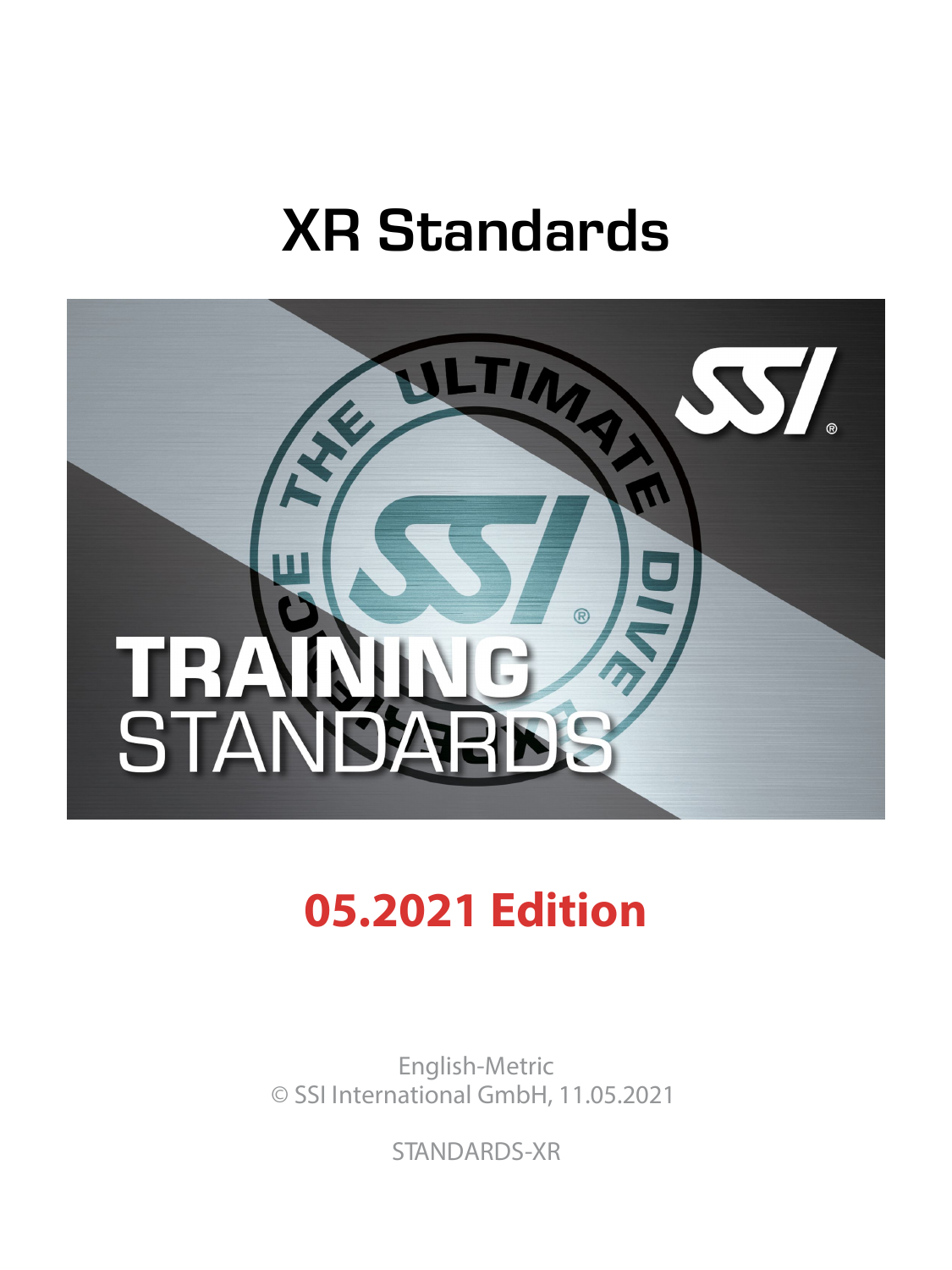# XR Standards

TRAINING STANDARDS

## 05.2021 Edition

English-Metric
© SSI International GmbH, 11.05.2021

STANDARDS-XR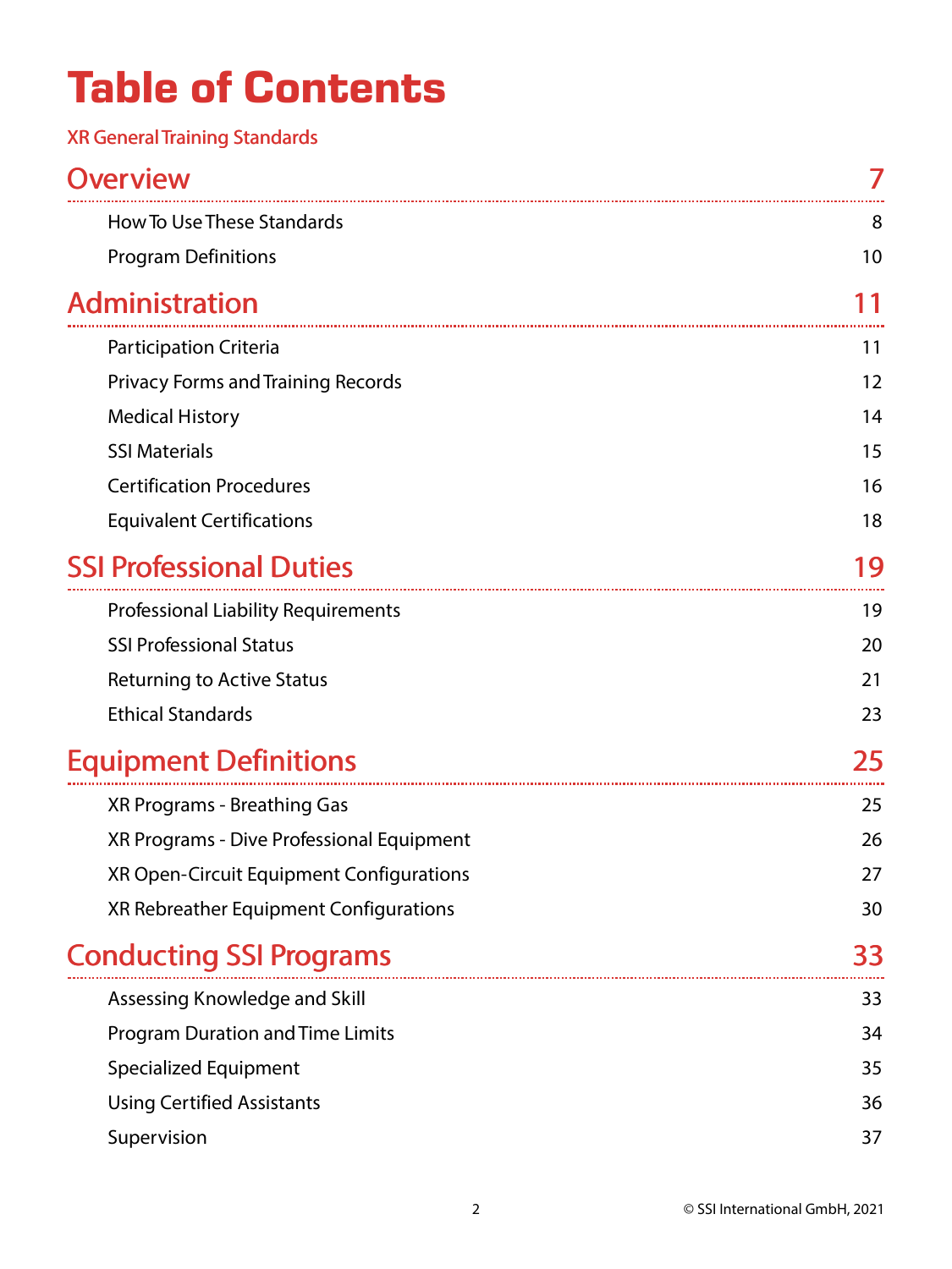# Table of Contents

XR General Training Standards

| | |
|---|---|
| **Overview** | **7** |
| How To Use These Standards | 8 |
| Program Definitions | 10 |
| **Administration** | **11** |
| Participation Criteria | 11 |
| Privacy Forms and Training Records | 12 |
| Medical History | 14 |
| SSI Materials | 15 |
| Certification Procedures | 16 |
| Equivalent Certifications | 18 |
| **SSI Professional Duties** | **19** |
| Professional Liability Requirements | 19 |
| SSI Professional Status | 20 |
| Returning to Active Status | 21 |
| Ethical Standards | 23 |
| **Equipment Definitions** | **25** |
| XR Programs - Breathing Gas | 25 |
| XR Programs - Dive Professional Equipment | 26 |
| XR Open-Circuit Equipment Configurations | 27 |
| XR Rebreather Equipment Configurations | 30 |
| **Conducting SSI Programs** | **33** |
| Assessing Knowledge and Skill | 33 |
| Program Duration and Time Limits | 34 |
| Specialized Equipment | 35 |
| Using Certified Assistants | 36 |
| Supervision | 37 |

© SSI International GmbH, 2021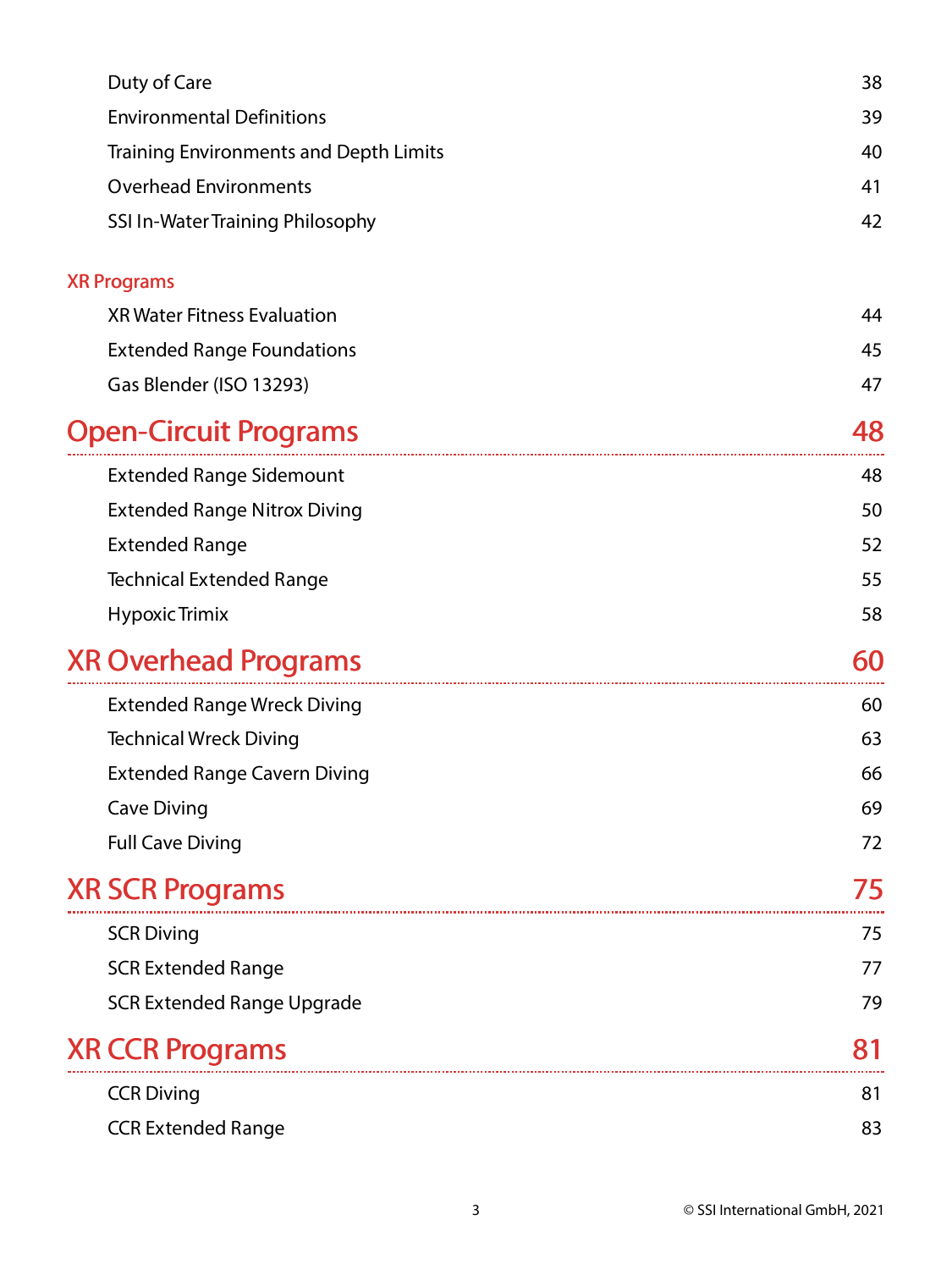| | |
|---|---|
| Duty of Care | 38 |
| Environmental Definitions | 39 |
| Training Environments and Depth Limits | 40 |
| Overhead Environments | 41 |
| SSI In-Water Training Philosophy | 42 |

### XR Programs

| | |
|---|---|
| XR Water Fitness Evaluation | 44 |
| Extended Range Foundations | 45 |
| Gas Blender (ISO 13293) | 47 |

## Open-Circuit Programs 48

| | |
|---|---|
| Extended Range Sidemount | 48 |
| Extended Range Nitrox Diving | 50 |
| Extended Range | 52 |
| Technical Extended Range | 55 |
| Hypoxic Trimix | 58 |

## XR Overhead Programs 60

| | |
|---|---|
| Extended Range Wreck Diving | 60 |
| Technical Wreck Diving | 63 |
| Extended Range Cavern Diving | 66 |
| Cave Diving | 69 |
| Full Cave Diving | 72 |

## XR SCR Programs 75

| | |
|---|---|
| SCR Diving | 75 |
| SCR Extended Range | 77 |
| SCR Extended Range Upgrade | 79 |

## XR CCR Programs 81

| | |
|---|---|
| CCR Diving | 81 |
| CCR Extended Range | 83 |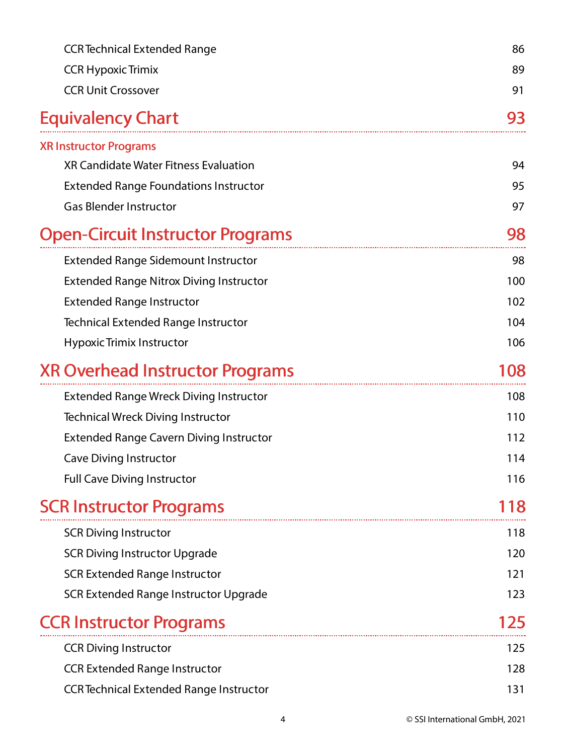| | |
|---|---|
| CCR Technical Extended Range | 86 |
| CCR Hypoxic Trimix | 89 |
| CCR Unit Crossover | 91 |

## Equivalency Chart 93

### XR Instructor Programs

| | |
|---|---|
| XR Candidate Water Fitness Evaluation | 94 |
| Extended Range Foundations Instructor | 95 |
| Gas Blender Instructor | 97 |

## Open-Circuit Instructor Programs 98

| | |
|---|---|
| Extended Range Sidemount Instructor | 98 |
| Extended Range Nitrox Diving Instructor | 100 |
| Extended Range Instructor | 102 |
| Technical Extended Range Instructor | 104 |
| Hypoxic Trimix Instructor | 106 |

## XR Overhead Instructor Programs 108

| | |
|---|---|
| Extended Range Wreck Diving Instructor | 108 |
| Technical Wreck Diving Instructor | 110 |
| Extended Range Cavern Diving Instructor | 112 |
| Cave Diving Instructor | 114 |
| Full Cave Diving Instructor | 116 |

## SCR Instructor Programs 118

| | |
|---|---|
| SCR Diving Instructor | 118 |
| SCR Diving Instructor Upgrade | 120 |
| SCR Extended Range Instructor | 121 |
| SCR Extended Range Instructor Upgrade | 123 |

## CCR Instructor Programs 125

| | |
|---|---|
| CCR Diving Instructor | 125 |
| CCR Extended Range Instructor | 128 |
| CCR Technical Extended Range Instructor | 131 |

© SSI International GmbH, 2021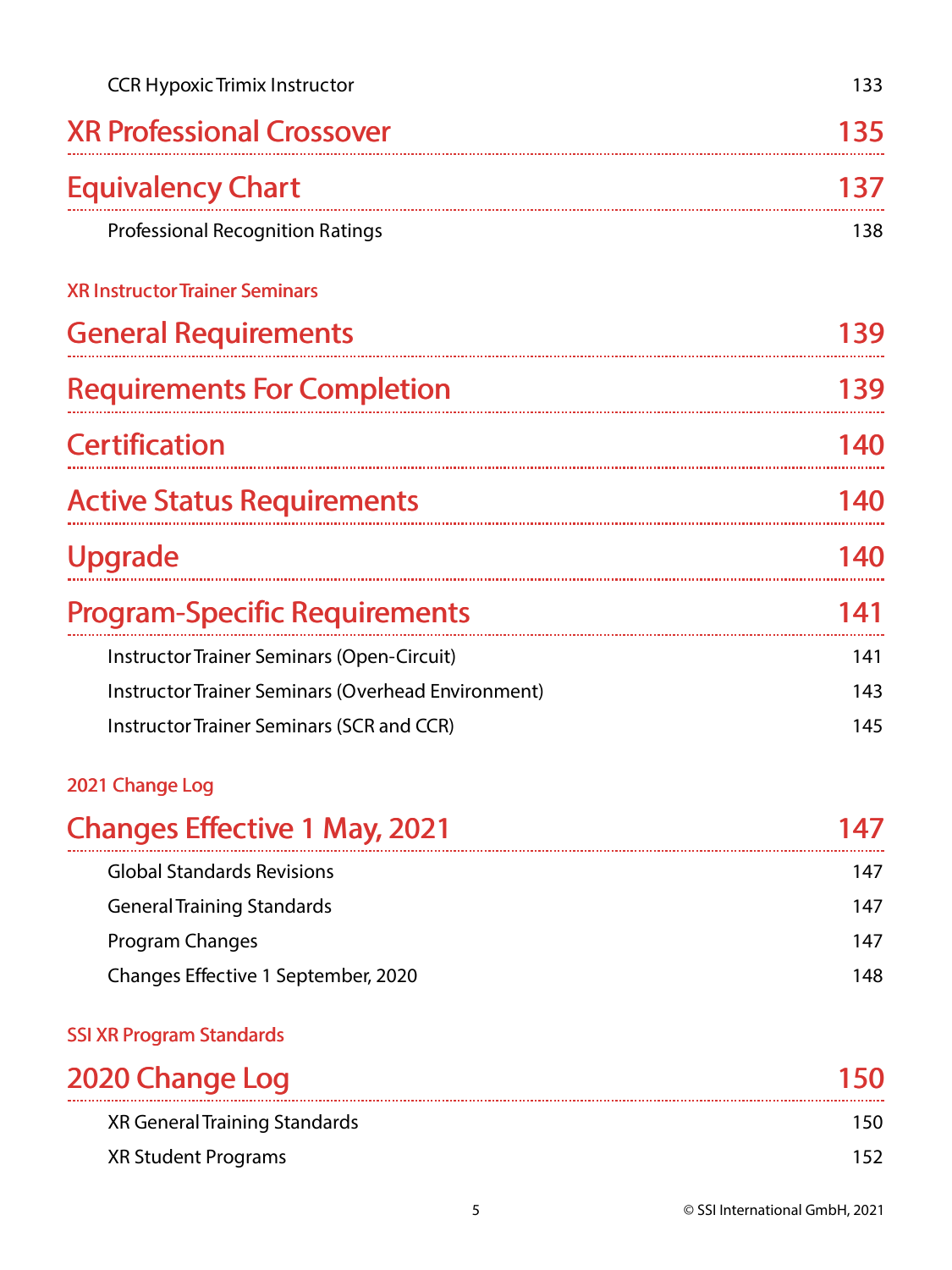CCR Hypoxic Trimix Instructor 133

## XR Professional Crossover 135

## Equivalency Chart 137

Professional Recognition Ratings 138

XR Instructor Trainer Seminars

## General Requirements 139

## Requirements For Completion 139

## Certification 140

## Active Status Requirements 140

## Upgrade 140

## Program-Specific Requirements 141

Instructor Trainer Seminars (Open-Circuit) 141

Instructor Trainer Seminars (Overhead Environment) 143

Instructor Trainer Seminars (SCR and CCR) 145

2021 Change Log

## Changes Effective 1 May, 2021 147

Global Standards Revisions 147

General Training Standards 147

Program Changes 147

Changes Effective 1 September, 2020 148

SSI XR Program Standards

## 2020 Change Log 150

XR General Training Standards 150

XR Student Programs 152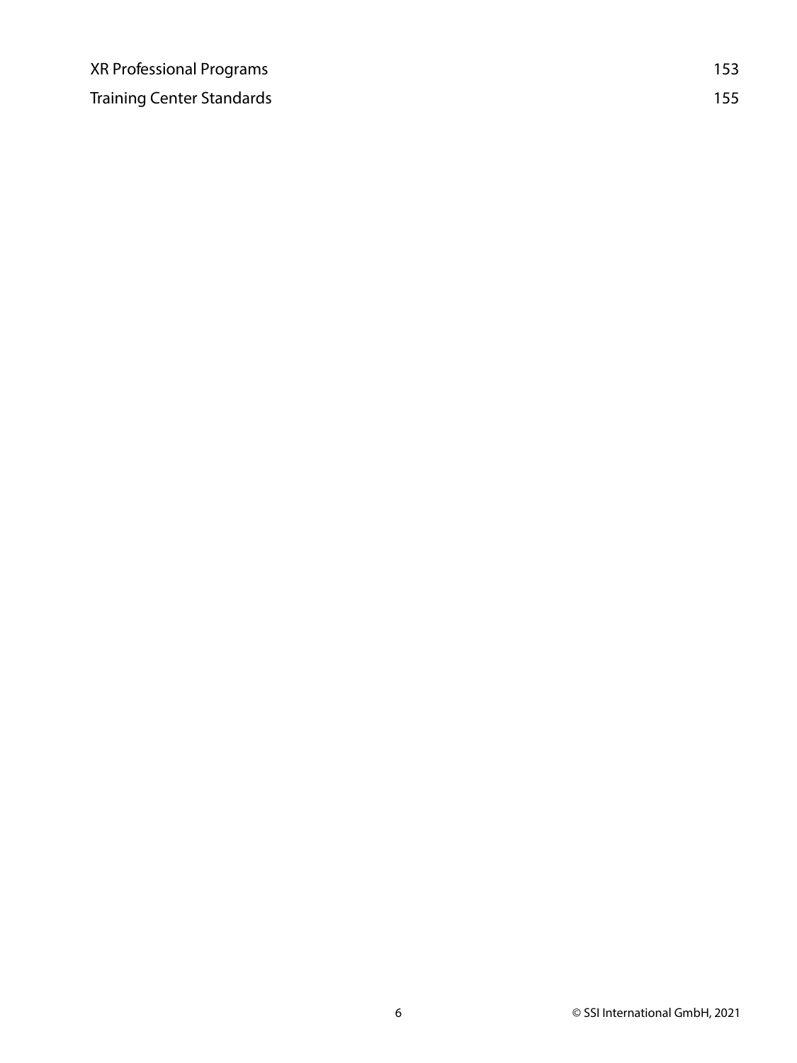XR Professional Programs 153

Training Center Standards 155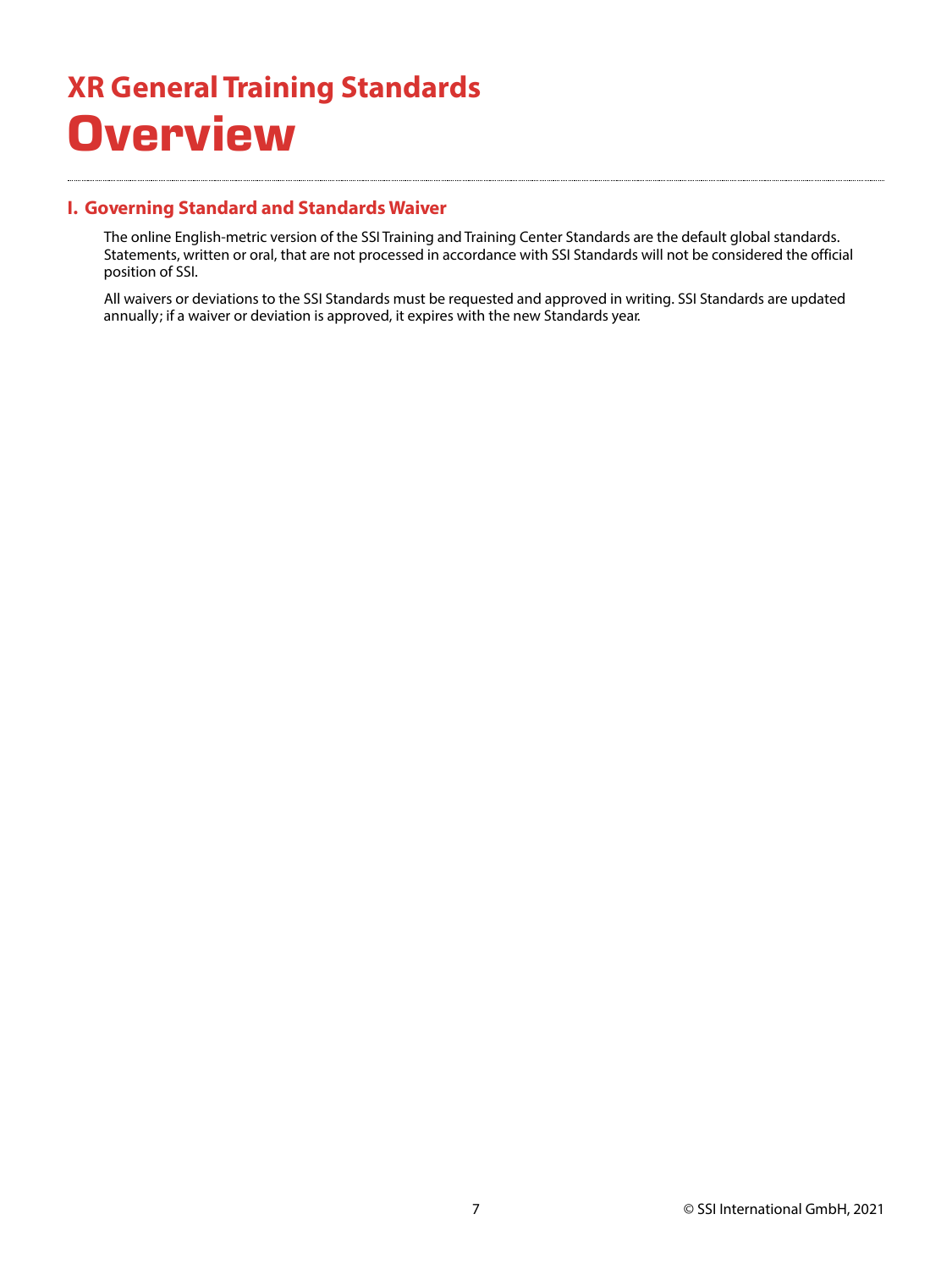# XR General Training Standards

# Overview

## I. Governing Standard and Standards Waiver

The online English-metric version of the SSI Training and Training Center Standards are the default global standards. Statements, written or oral, that are not processed in accordance with SSI Standards will not be considered the official position of SSI.

All waivers or deviations to the SSI Standards must be requested and approved in writing. SSI Standards are updated annually; if a waiver or deviation is approved, it expires with the new Standards year.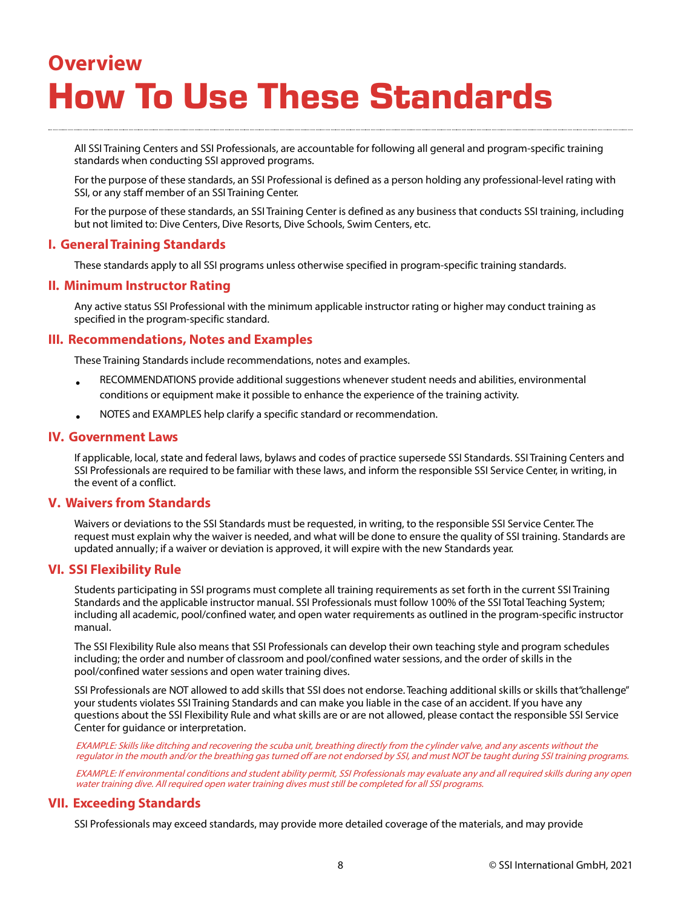## Overview

# How To Use These Standards

All SSI Training Centers and SSI Professionals, are accountable for following all general and program-specific training standards when conducting SSI approved programs.

For the purpose of these standards, an SSI Professional is defined as a person holding any professional-level rating with SSI, or any staff member of an SSI Training Center.

For the purpose of these standards, an SSI Training Center is defined as any business that conducts SSI training, including but not limited to: Dive Centers, Dive Resorts, Dive Schools, Swim Centers, etc.

### I. General Training Standards

These standards apply to all SSI programs unless otherwise specified in program-specific training standards.

### II. Minimum Instructor Rating

Any active status SSI Professional with the minimum applicable instructor rating or higher may conduct training as specified in the program-specific standard.

### III. Recommendations, Notes and Examples

These Training Standards include recommendations, notes and examples.

- RECOMMENDATIONS provide additional suggestions whenever student needs and abilities, environmental conditions or equipment make it possible to enhance the experience of the training activity.
- NOTES and EXAMPLES help clarify a specific standard or recommendation.

### IV. Government Laws

If applicable, local, state and federal laws, bylaws and codes of practice supersede SSI Standards. SSI Training Centers and SSI Professionals are required to be familiar with these laws, and inform the responsible SSI Service Center, in writing, in the event of a conflict.

### V. Waivers from Standards

Waivers or deviations to the SSI Standards must be requested, in writing, to the responsible SSI Service Center. The request must explain why the waiver is needed, and what will be done to ensure the quality of SSI training. Standards are updated annually; if a waiver or deviation is approved, it will expire with the new Standards year.

### VI. SSI Flexibility Rule

Students participating in SSI programs must complete all training requirements as set forth in the current SSI Training Standards and the applicable instructor manual. SSI Professionals must follow 100% of the SSI Total Teaching System; including all academic, pool/confined water, and open water requirements as outlined in the program-specific instructor manual.

The SSI Flexibility Rule also means that SSI Professionals can develop their own teaching style and program schedules including; the order and number of classroom and pool/confined water sessions, and the order of skills in the pool/confined water sessions and open water training dives.

SSI Professionals are NOT allowed to add skills that SSI does not endorse. Teaching additional skills or skills that "challenge" your students violates SSI Training Standards and can make you liable in the case of an accident. If you have any questions about the SSI Flexibility Rule and what skills are or are not allowed, please contact the responsible SSI Service Center for guidance or interpretation.

*EXAMPLE: Skills like ditching and recovering the scuba unit, breathing directly from the cylinder valve, and any ascents without the regulator in the mouth and/or the breathing gas turned off are not endorsed by SSI, and must NOT be taught during SSI training programs.*

*EXAMPLE: If environmental conditions and student ability permit, SSI Professionals may evaluate any and all required skills during any open water training dive. All required open water training dives must still be completed for all SSI programs.*

### VII. Exceeding Standards

SSI Professionals may exceed standards, may provide more detailed coverage of the materials, and may provide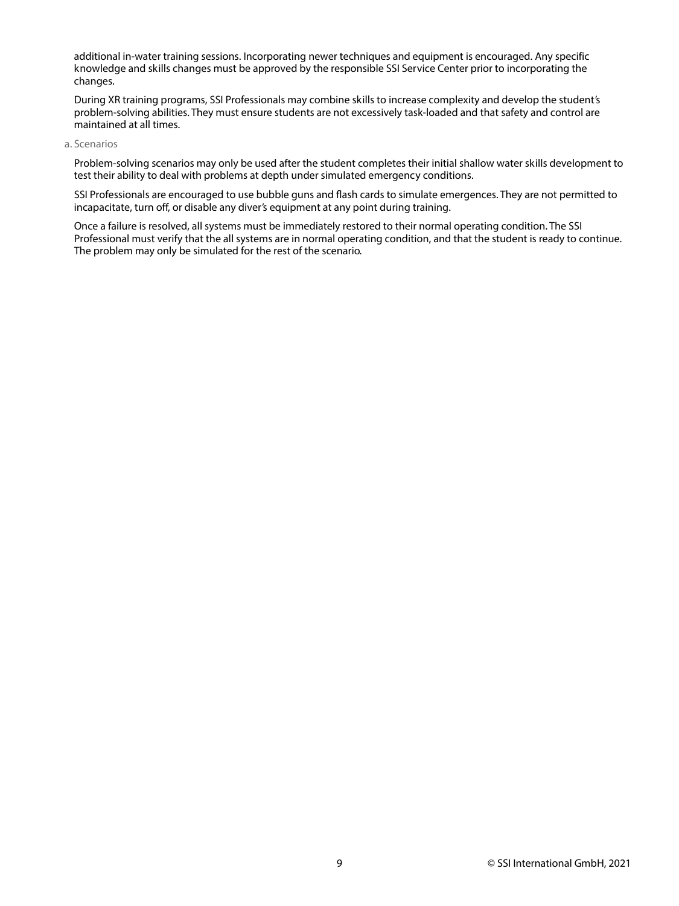additional in-water training sessions. Incorporating newer techniques and equipment is encouraged. Any specific knowledge and skills changes must be approved by the responsible SSI Service Center prior to incorporating the changes.

During XR training programs, SSI Professionals may combine skills to increase complexity and develop the student's problem-solving abilities. They must ensure students are not excessively task-loaded and that safety and control are maintained at all times.

a. Scenarios

Problem-solving scenarios may only be used after the student completes their initial shallow water skills development to test their ability to deal with problems at depth under simulated emergency conditions.

SSI Professionals are encouraged to use bubble guns and flash cards to simulate emergences. They are not permitted to incapacitate, turn off, or disable any diver's equipment at any point during training.

Once a failure is resolved, all systems must be immediately restored to their normal operating condition. The SSI Professional must verify that the all systems are in normal operating condition, and that the student is ready to continue. The problem may only be simulated for the rest of the scenario.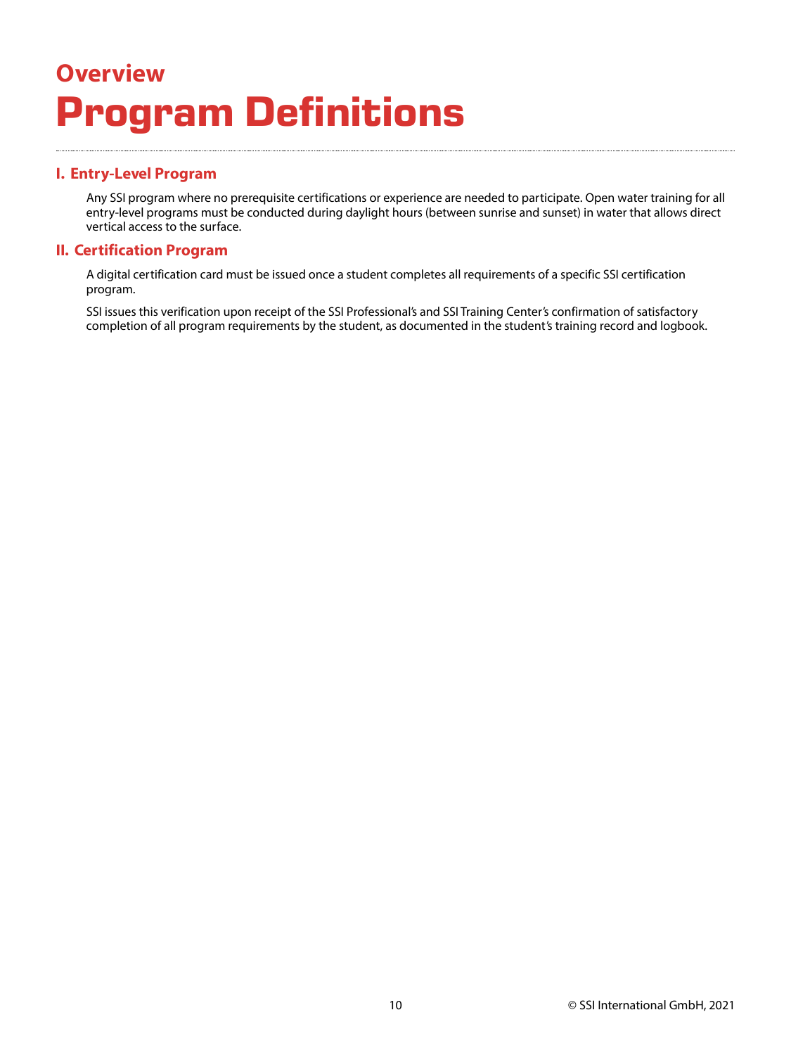## Overview

# Program Definitions

### I. Entry-Level Program

Any SSI program where no prerequisite certifications or experience are needed to participate. Open water training for all entry-level programs must be conducted during daylight hours (between sunrise and sunset) in water that allows direct vertical access to the surface.

### II. Certification Program

A digital certification card must be issued once a student completes all requirements of a specific SSI certification program.

SSI issues this verification upon receipt of the SSI Professional's and SSI Training Center's confirmation of satisfactory completion of all program requirements by the student, as documented in the student's training record and logbook.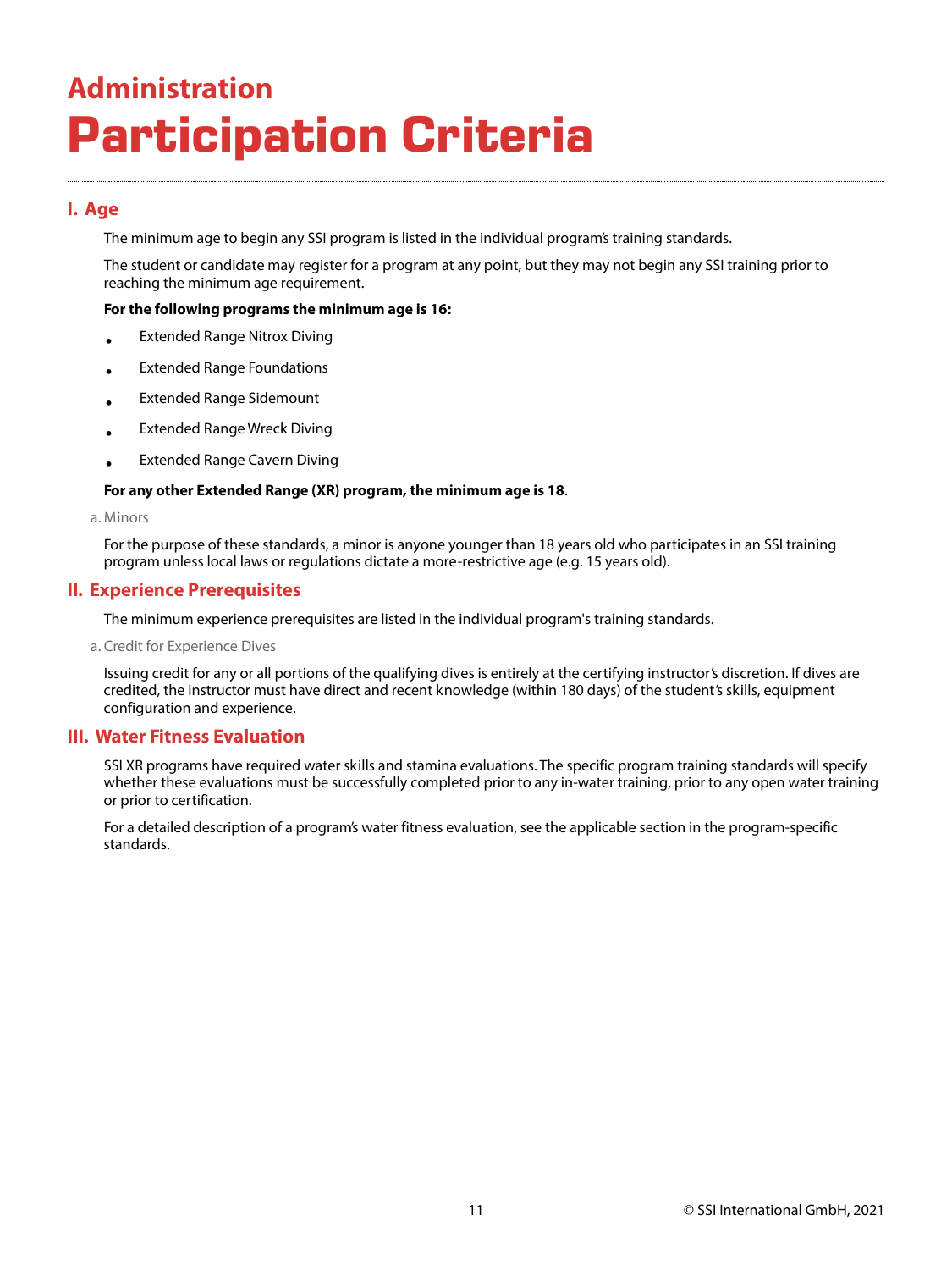# Administration
# Participation Criteria

## I. Age

The minimum age to begin any SSI program is listed in the individual program's training standards.

The student or candidate may register for a program at any point, but they may not begin any SSI training prior to reaching the minimum age requirement.

**For the following programs the minimum age is 16:**

- Extended Range Nitrox Diving
- Extended Range Foundations
- Extended Range Sidemount
- Extended Range Wreck Diving
- Extended Range Cavern Diving

**For any other Extended Range (XR) program, the minimum age is 18**.

### a. Minors

For the purpose of these standards, a minor is anyone younger than 18 years old who participates in an SSI training program unless local laws or regulations dictate a more-restrictive age (e.g. 15 years old).

## II. Experience Prerequisites

The minimum experience prerequisites are listed in the individual program's training standards.

### a. Credit for Experience Dives

Issuing credit for any or all portions of the qualifying dives is entirely at the certifying instructor's discretion. If dives are credited, the instructor must have direct and recent knowledge (within 180 days) of the student's skills, equipment configuration and experience.

## III. Water Fitness Evaluation

SSI XR programs have required water skills and stamina evaluations. The specific program training standards will specify whether these evaluations must be successfully completed prior to any in-water training, prior to any open water training or prior to certification.

For a detailed description of a program's water fitness evaluation, see the applicable section in the program-specific standards.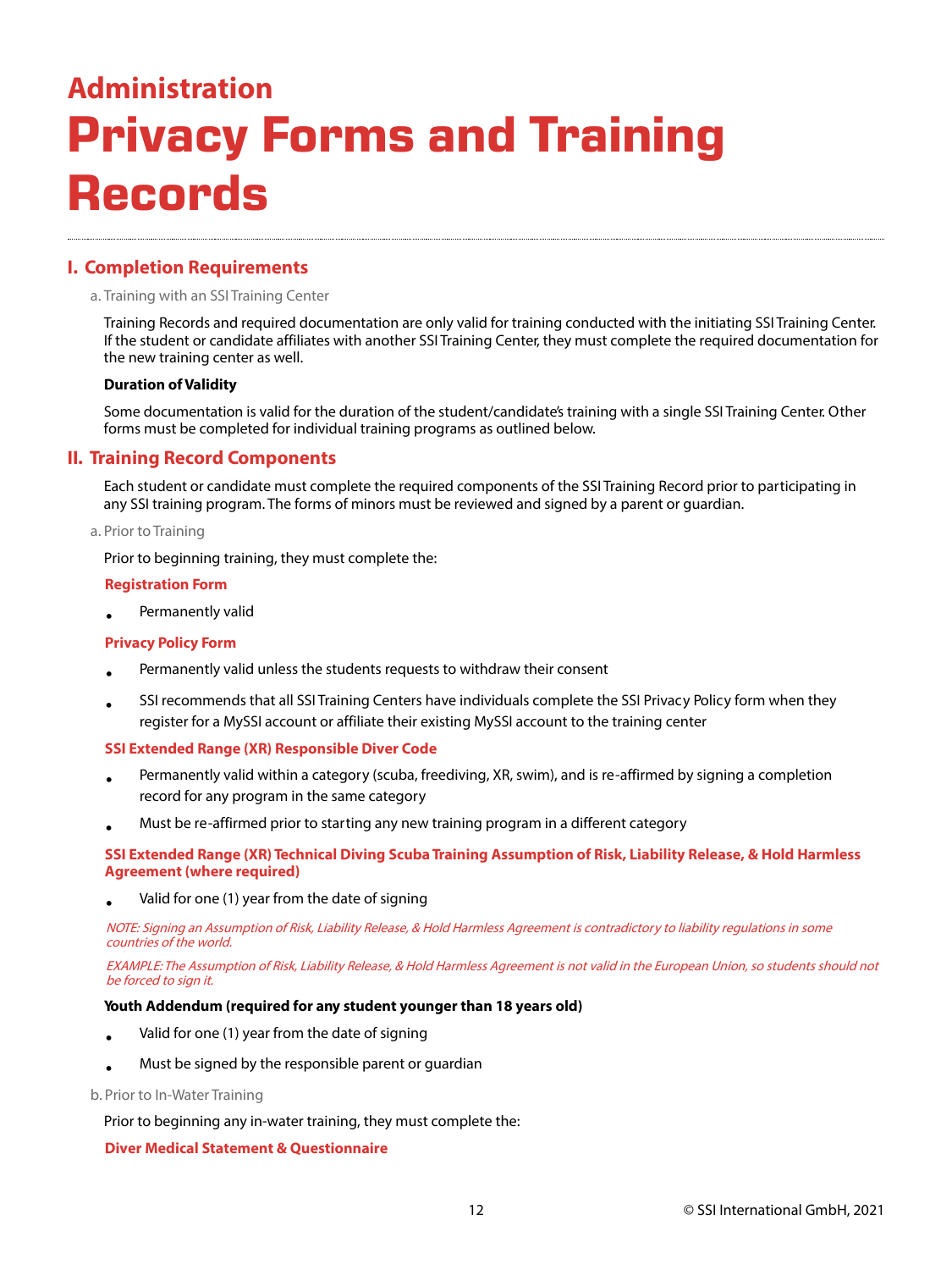# Administration

# Privacy Forms and Training Records

## I. Completion Requirements

a. Training with an SSI Training Center

Training Records and required documentation are only valid for training conducted with the initiating SSI Training Center. If the student or candidate affiliates with another SSI Training Center, they must complete the required documentation for the new training center as well.

**Duration of Validity**

Some documentation is valid for the duration of the student/candidate's training with a single SSI Training Center. Other forms must be completed for individual training programs as outlined below.

## II. Training Record Components

Each student or candidate must complete the required components of the SSI Training Record prior to participating in any SSI training program. The forms of minors must be reviewed and signed by a parent or guardian.

a. Prior to Training

Prior to beginning training, they must complete the:

**Registration Form**

- Permanently valid

**Privacy Policy Form**

- Permanently valid unless the students requests to withdraw their consent
- SSI recommends that all SSI Training Centers have individuals complete the SSI Privacy Policy form when they register for a MySSI account or affiliate their existing MySSI account to the training center

**SSI Extended Range (XR) Responsible Diver Code**

- Permanently valid within a category (scuba, freediving, XR, swim), and is re-affirmed by signing a completion record for any program in the same category
- Must be re-affirmed prior to starting any new training program in a different category

**SSI Extended Range (XR) Technical Diving Scuba Training Assumption of Risk, Liability Release, & Hold Harmless Agreement (where required)**

- Valid for one (1) year from the date of signing

*NOTE: Signing an Assumption of Risk, Liability Release, & Hold Harmless Agreement is contradictory to liability regulations in some countries of the world.*

*EXAMPLE: The Assumption of Risk, Liability Release, & Hold Harmless Agreement is not valid in the European Union, so students should not be forced to sign it.*

**Youth Addendum (required for any student younger than 18 years old)**

- Valid for one (1) year from the date of signing
- Must be signed by the responsible parent or guardian

b. Prior to In-Water Training

Prior to beginning any in-water training, they must complete the:

**Diver Medical Statement & Questionnaire**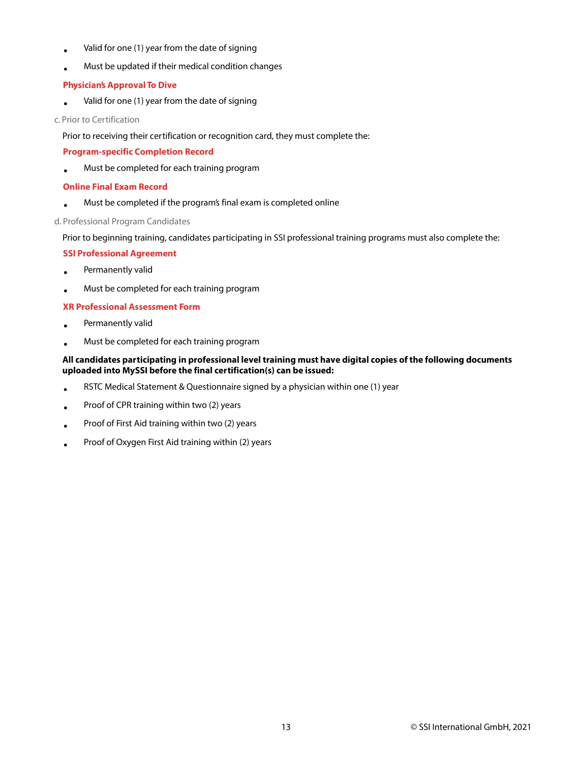- Valid for one (1) year from the date of signing
- Must be updated if their medical condition changes

**Physician's Approval To Dive**

- Valid for one (1) year from the date of signing

c. Prior to Certification

Prior to receiving their certification or recognition card, they must complete the:

**Program-specific Completion Record**

- Must be completed for each training program

**Online Final Exam Record**

- Must be completed if the program's final exam is completed online

d. Professional Program Candidates

Prior to beginning training, candidates participating in SSI professional training programs must also complete the:

**SSI Professional Agreement**

- Permanently valid
- Must be completed for each training program

**XR Professional Assessment Form**

- Permanently valid
- Must be completed for each training program

**All candidates participating in professional level training must have digital copies of the following documents uploaded into MySSI before the final certification(s) can be issued:**

- RSTC Medical Statement & Questionnaire signed by a physician within one (1) year
- Proof of CPR training within two (2) years
- Proof of First Aid training within two (2) years
- Proof of Oxygen First Aid training within (2) years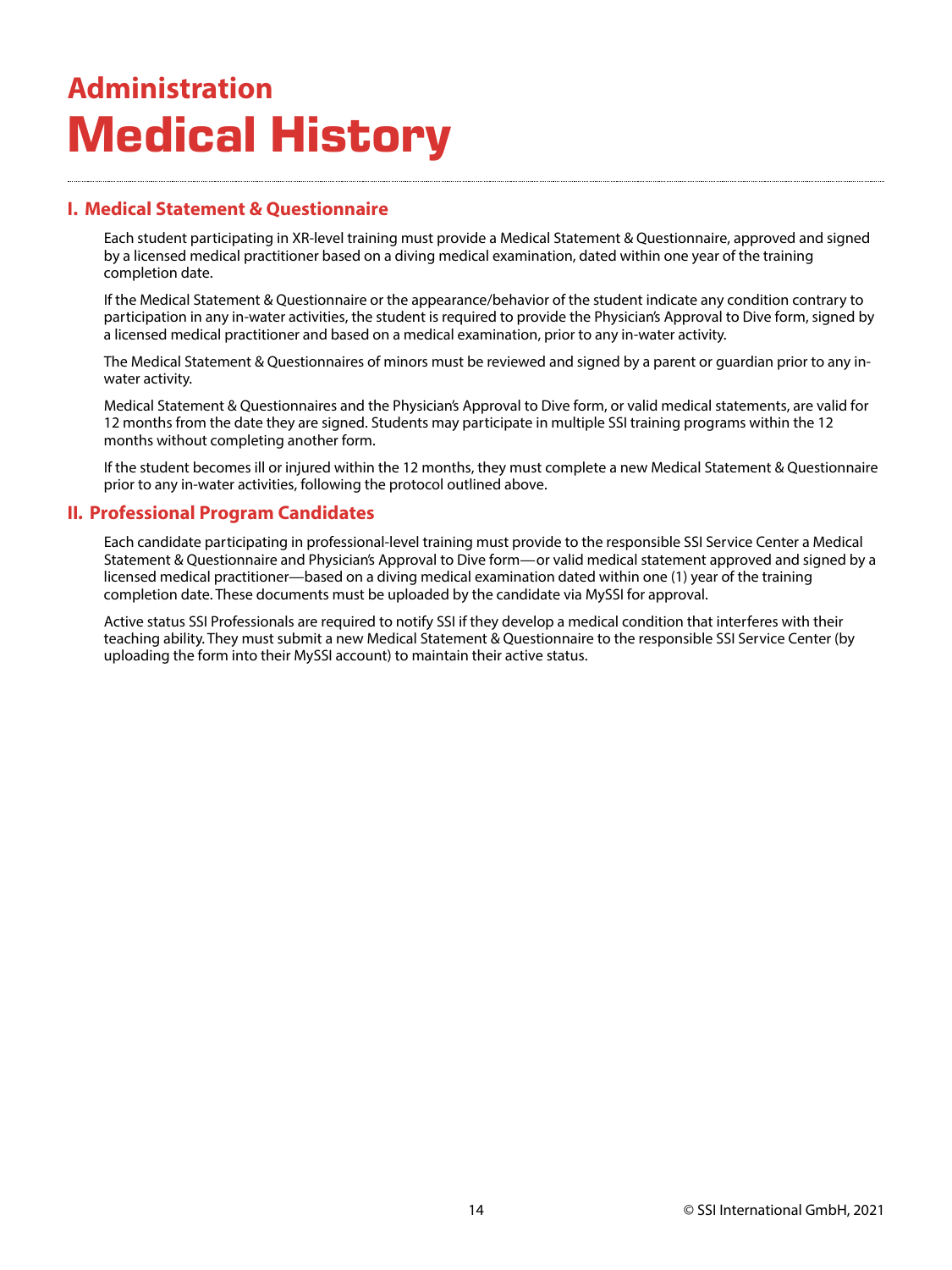## Administration

# Medical History

## I. Medical Statement & Questionnaire

Each student participating in XR-level training must provide a Medical Statement & Questionnaire, approved and signed by a licensed medical practitioner based on a diving medical examination, dated within one year of the training completion date.

If the Medical Statement & Questionnaire or the appearance/behavior of the student indicate any condition contrary to participation in any in-water activities, the student is required to provide the Physician's Approval to Dive form, signed by a licensed medical practitioner and based on a medical examination, prior to any in-water activity.

The Medical Statement & Questionnaires of minors must be reviewed and signed by a parent or guardian prior to any in-water activity.

Medical Statement & Questionnaires and the Physician's Approval to Dive form, or valid medical statements, are valid for 12 months from the date they are signed. Students may participate in multiple SSI training programs within the 12 months without completing another form.

If the student becomes ill or injured within the 12 months, they must complete a new Medical Statement & Questionnaire prior to any in-water activities, following the protocol outlined above.

## II. Professional Program Candidates

Each candidate participating in professional-level training must provide to the responsible SSI Service Center a Medical Statement & Questionnaire and Physician's Approval to Dive form—or valid medical statement approved and signed by a licensed medical practitioner—based on a diving medical examination dated within one (1) year of the training completion date. These documents must be uploaded by the candidate via MySSI for approval.

Active status SSI Professionals are required to notify SSI if they develop a medical condition that interferes with their teaching ability. They must submit a new Medical Statement & Questionnaire to the responsible SSI Service Center (by uploading the form into their MySSI account) to maintain their active status.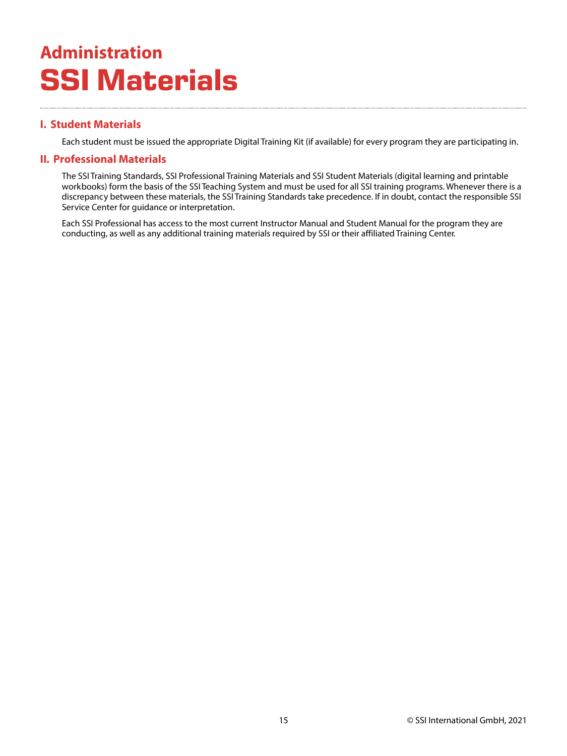# Administration
# SSI Materials

## I. Student Materials

Each student must be issued the appropriate Digital Training Kit (if available) for every program they are participating in.

## II. Professional Materials

The SSI Training Standards, SSI Professional Training Materials and SSI Student Materials (digital learning and printable workbooks) form the basis of the SSI Teaching System and must be used for all SSI training programs. Whenever there is a discrepancy between these materials, the SSI Training Standards take precedence. If in doubt, contact the responsible SSI Service Center for guidance or interpretation.

Each SSI Professional has access to the most current Instructor Manual and Student Manual for the program they are conducting, as well as any additional training materials required by SSI or their affiliated Training Center.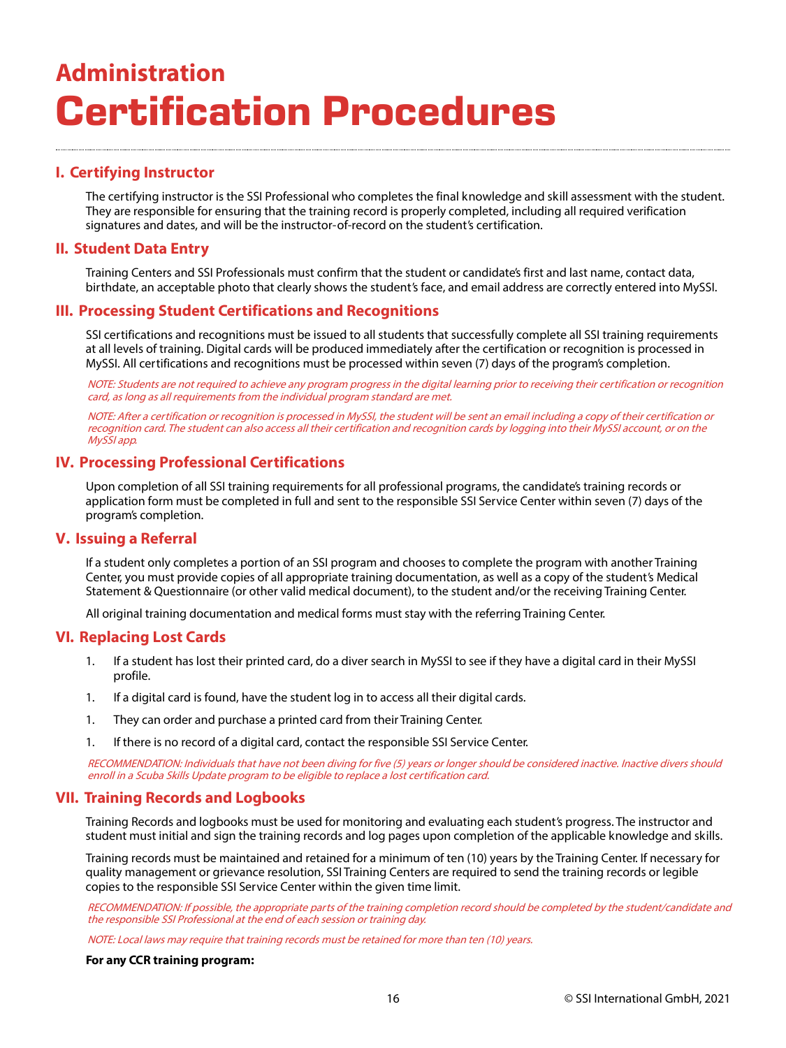## Administration

# Certification Procedures

### I. Certifying Instructor

The certifying instructor is the SSI Professional who completes the final knowledge and skill assessment with the student. They are responsible for ensuring that the training record is properly completed, including all required verification signatures and dates, and will be the instructor-of-record on the student's certification.

### II. Student Data Entry

Training Centers and SSI Professionals must confirm that the student or candidate's first and last name, contact data, birthdate, an acceptable photo that clearly shows the student's face, and email address are correctly entered into MySSI.

### III. Processing Student Certifications and Recognitions

SSI certifications and recognitions must be issued to all students that successfully complete all SSI training requirements at all levels of training. Digital cards will be produced immediately after the certification or recognition is processed in MySSI. All certifications and recognitions must be processed within seven (7) days of the program's completion.

*NOTE: Students are not required to achieve any program progress in the digital learning prior to receiving their certification or recognition card, as long as all requirements from the individual program standard are met.*

*NOTE: After a certification or recognition is processed in MySSI, the student will be sent an email including a copy of their certification or recognition card. The student can also access all their certification and recognition cards by logging into their MySSI account, or on the MySSI app.*

### IV. Processing Professional Certifications

Upon completion of all SSI training requirements for all professional programs, the candidate's training records or application form must be completed in full and sent to the responsible SSI Service Center within seven (7) days of the program's completion.

### V. Issuing a Referral

If a student only completes a portion of an SSI program and chooses to complete the program with another Training Center, you must provide copies of all appropriate training documentation, as well as a copy of the student's Medical Statement & Questionnaire (or other valid medical document), to the student and/or the receiving Training Center.

All original training documentation and medical forms must stay with the referring Training Center.

### VI. Replacing Lost Cards

1. If a student has lost their printed card, do a diver search in MySSI to see if they have a digital card in their MySSI profile.
1. If a digital card is found, have the student log in to access all their digital cards.
1. They can order and purchase a printed card from their Training Center.
1. If there is no record of a digital card, contact the responsible SSI Service Center.

*RECOMMENDATION: Individuals that have not been diving for five (5) years or longer should be considered inactive. Inactive divers should enroll in a Scuba Skills Update program to be eligible to replace a lost certification card.*

### VII. Training Records and Logbooks

Training Records and logbooks must be used for monitoring and evaluating each student's progress. The instructor and student must initial and sign the training records and log pages upon completion of the applicable knowledge and skills.

Training records must be maintained and retained for a minimum of ten (10) years by the Training Center. If necessary for quality management or grievance resolution, SSI Training Centers are required to send the training records or legible copies to the responsible SSI Service Center within the given time limit.

*RECOMMENDATION: If possible, the appropriate parts of the training completion record should be completed by the student/candidate and the responsible SSI Professional at the end of each session or training day.*

*NOTE: Local laws may require that training records must be retained for more than ten (10) years.*

**For any CCR training program:**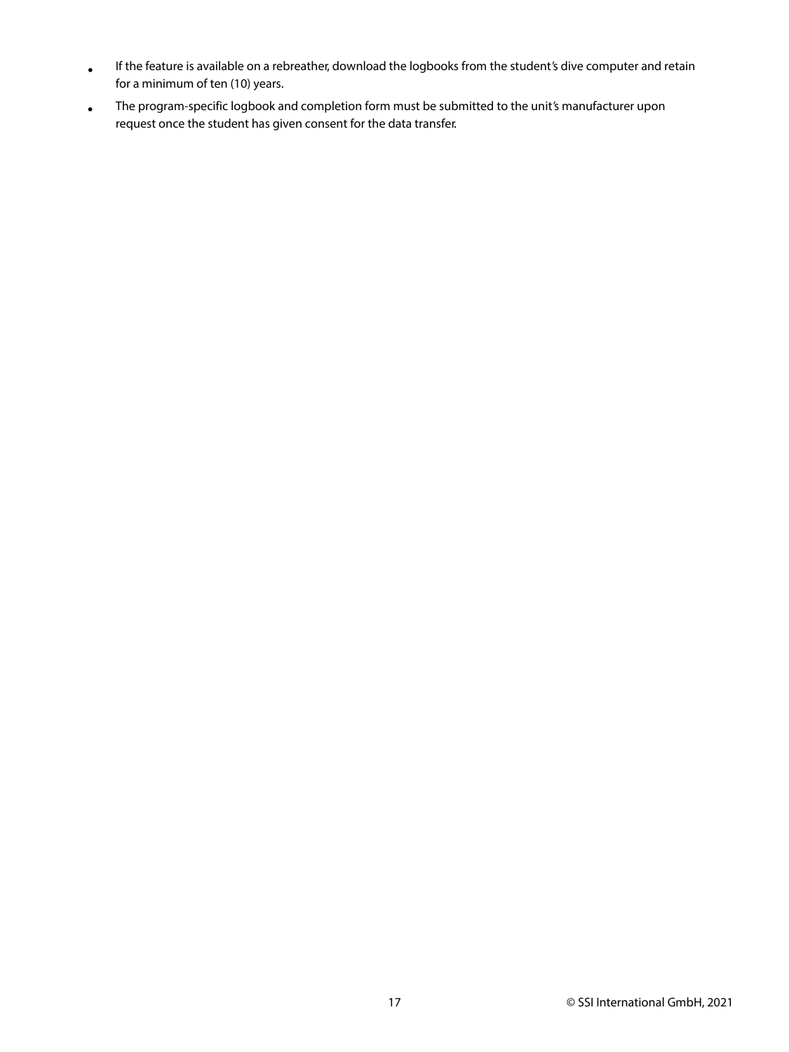- If the feature is available on a rebreather, download the logbooks from the student's dive computer and retain for a minimum of ten (10) years.
- The program-specific logbook and completion form must be submitted to the unit's manufacturer upon request once the student has given consent for the data transfer.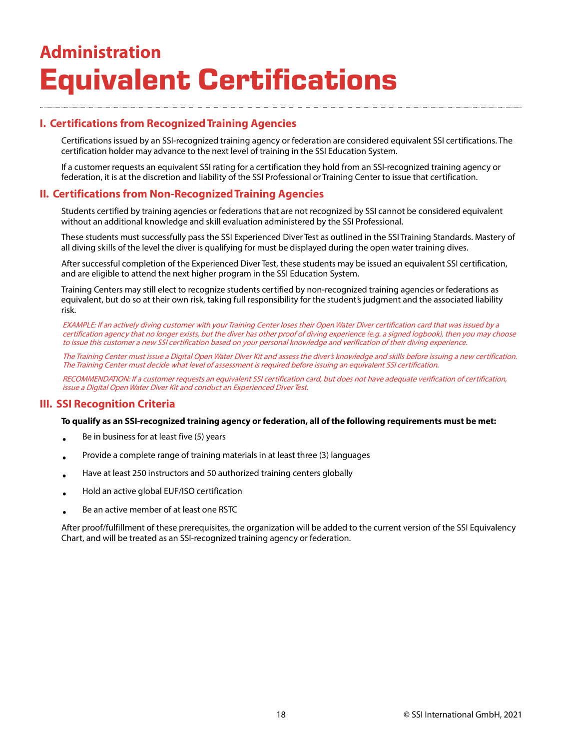# Administration
# Equivalent Certifications

## I. Certifications from Recognized Training Agencies

Certifications issued by an SSI-recognized training agency or federation are considered equivalent SSI certifications. The certification holder may advance to the next level of training in the SSI Education System.

If a customer requests an equivalent SSI rating for a certification they hold from an SSI-recognized training agency or federation, it is at the discretion and liability of the SSI Professional or Training Center to issue that certification.

## II. Certifications from Non-Recognized Training Agencies

Students certified by training agencies or federations that are not recognized by SSI cannot be considered equivalent without an additional knowledge and skill evaluation administered by the SSI Professional.

These students must successfully pass the SSI Experienced Diver Test as outlined in the SSI Training Standards. Mastery of all diving skills of the level the diver is qualifying for must be displayed during the open water training dives.

After successful completion of the Experienced Diver Test, these students may be issued an equivalent SSI certification, and are eligible to attend the next higher program in the SSI Education System.

Training Centers may still elect to recognize students certified by non-recognized training agencies or federations as equivalent, but do so at their own risk, taking full responsibility for the student's judgment and the associated liability risk.

*EXAMPLE: If an actively diving customer with your Training Center loses their Open Water Diver certification card that was issued by a certification agency that no longer exists, but the diver has other proof of diving experience (e.g. a signed logbook), then you may choose to issue this customer a new SSI certification based on your personal knowledge and verification of their diving experience.*

*The Training Center must issue a Digital Open Water Diver Kit and assess the diver's knowledge and skills before issuing a new certification. The Training Center must decide what level of assessment is required before issuing an equivalent SSI certification.*

*RECOMMENDATION: If a customer requests an equivalent SSI certification card, but does not have adequate verification of certification, issue a Digital Open Water Diver Kit and conduct an Experienced Diver Test.*

## III. SSI Recognition Criteria

**To qualify as an SSI-recognized training agency or federation, all of the following requirements must be met:**

- Be in business for at least five (5) years
- Provide a complete range of training materials in at least three (3) languages
- Have at least 250 instructors and 50 authorized training centers globally
- Hold an active global EUF/ISO certification
- Be an active member of at least one RSTC

After proof/fulfillment of these prerequisites, the organization will be added to the current version of the SSI Equivalency Chart, and will be treated as an SSI-recognized training agency or federation.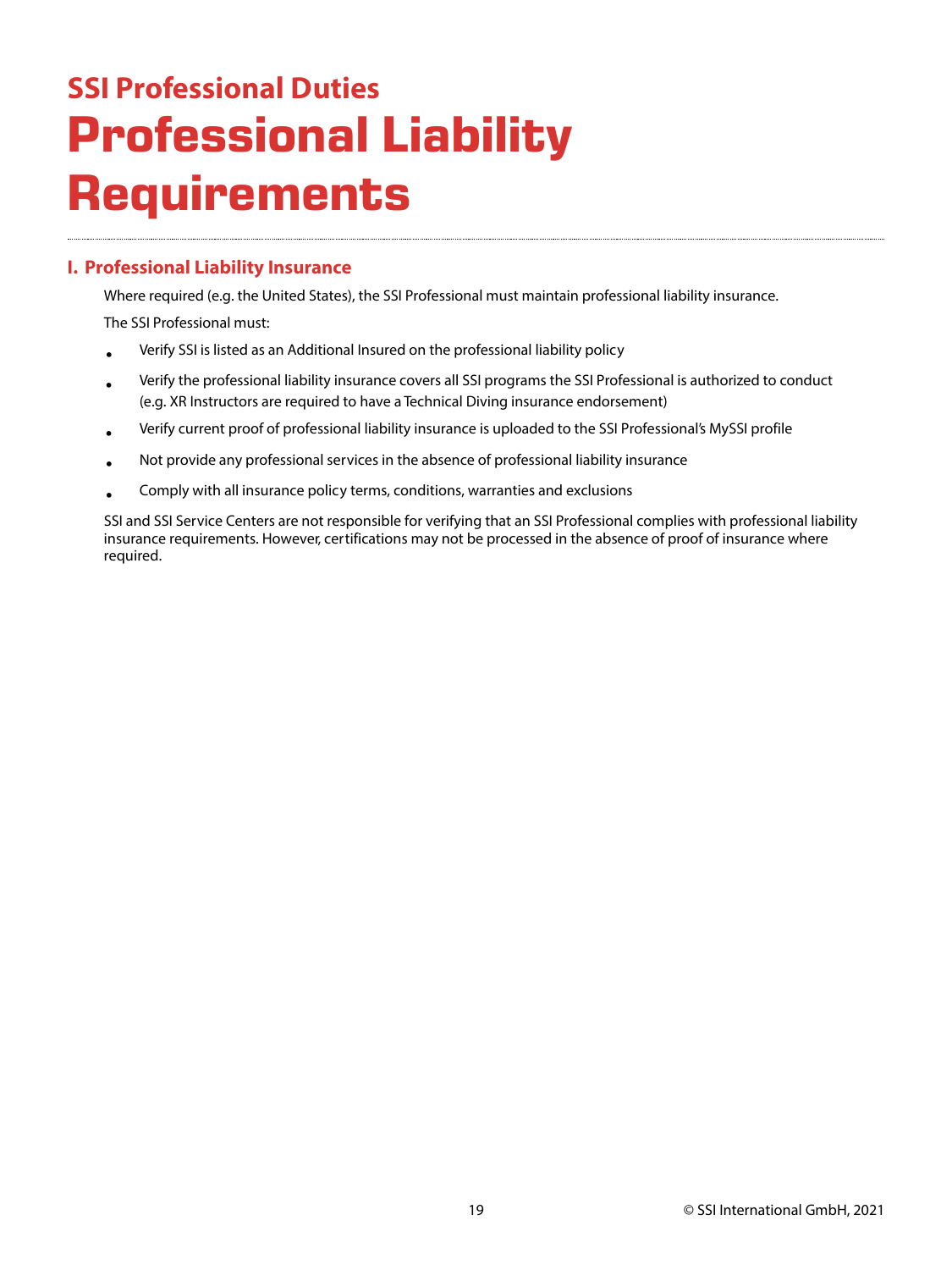## SSI Professional Duties

# Professional Liability Requirements

### I. Professional Liability Insurance

Where required (e.g. the United States), the SSI Professional must maintain professional liability insurance.

The SSI Professional must:

- Verify SSI is listed as an Additional Insured on the professional liability policy
- Verify the professional liability insurance covers all SSI programs the SSI Professional is authorized to conduct (e.g. XR Instructors are required to have a Technical Diving insurance endorsement)
- Verify current proof of professional liability insurance is uploaded to the SSI Professional's MySSI profile
- Not provide any professional services in the absence of professional liability insurance
- Comply with all insurance policy terms, conditions, warranties and exclusions

SSI and SSI Service Centers are not responsible for verifying that an SSI Professional complies with professional liability insurance requirements. However, certifications may not be processed in the absence of proof of insurance where required.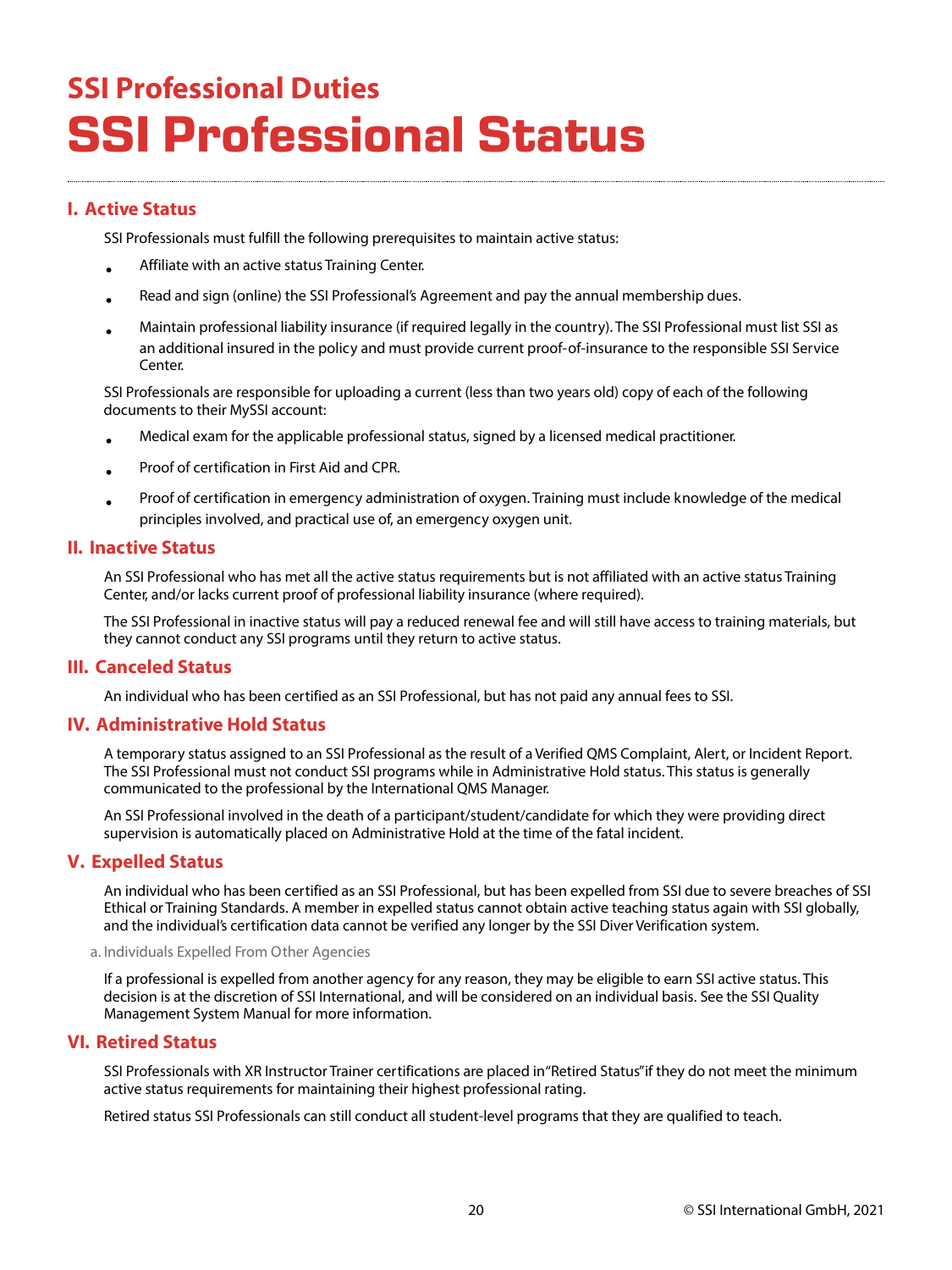## SSI Professional Duties

# SSI Professional Status

### I. Active Status

SSI Professionals must fulfill the following prerequisites to maintain active status:

- Affiliate with an active status Training Center.
- Read and sign (online) the SSI Professional's Agreement and pay the annual membership dues.
- Maintain professional liability insurance (if required legally in the country). The SSI Professional must list SSI as an additional insured in the policy and must provide current proof-of-insurance to the responsible SSI Service Center.

SSI Professionals are responsible for uploading a current (less than two years old) copy of each of the following documents to their MySSI account:

- Medical exam for the applicable professional status, signed by a licensed medical practitioner.
- Proof of certification in First Aid and CPR.
- Proof of certification in emergency administration of oxygen. Training must include knowledge of the medical principles involved, and practical use of, an emergency oxygen unit.

### II. Inactive Status

An SSI Professional who has met all the active status requirements but is not affiliated with an active status Training Center, and/or lacks current proof of professional liability insurance (where required).

The SSI Professional in inactive status will pay a reduced renewal fee and will still have access to training materials, but they cannot conduct any SSI programs until they return to active status.

### III. Canceled Status

An individual who has been certified as an SSI Professional, but has not paid any annual fees to SSI.

### IV. Administrative Hold Status

A temporary status assigned to an SSI Professional as the result of a Verified QMS Complaint, Alert, or Incident Report. The SSI Professional must not conduct SSI programs while in Administrative Hold status. This status is generally communicated to the professional by the International QMS Manager.

An SSI Professional involved in the death of a participant/student/candidate for which they were providing direct supervision is automatically placed on Administrative Hold at the time of the fatal incident.

### V. Expelled Status

An individual who has been certified as an SSI Professional, but has been expelled from SSI due to severe breaches of SSI Ethical or Training Standards. A member in expelled status cannot obtain active teaching status again with SSI globally, and the individual's certification data cannot be verified any longer by the SSI Diver Verification system.

a. Individuals Expelled From Other Agencies

If a professional is expelled from another agency for any reason, they may be eligible to earn SSI active status. This decision is at the discretion of SSI International, and will be considered on an individual basis. See the SSI Quality Management System Manual for more information.

### VI. Retired Status

SSI Professionals with XR Instructor Trainer certifications are placed in "Retired Status" if they do not meet the minimum active status requirements for maintaining their highest professional rating.

Retired status SSI Professionals can still conduct all student-level programs that they are qualified to teach.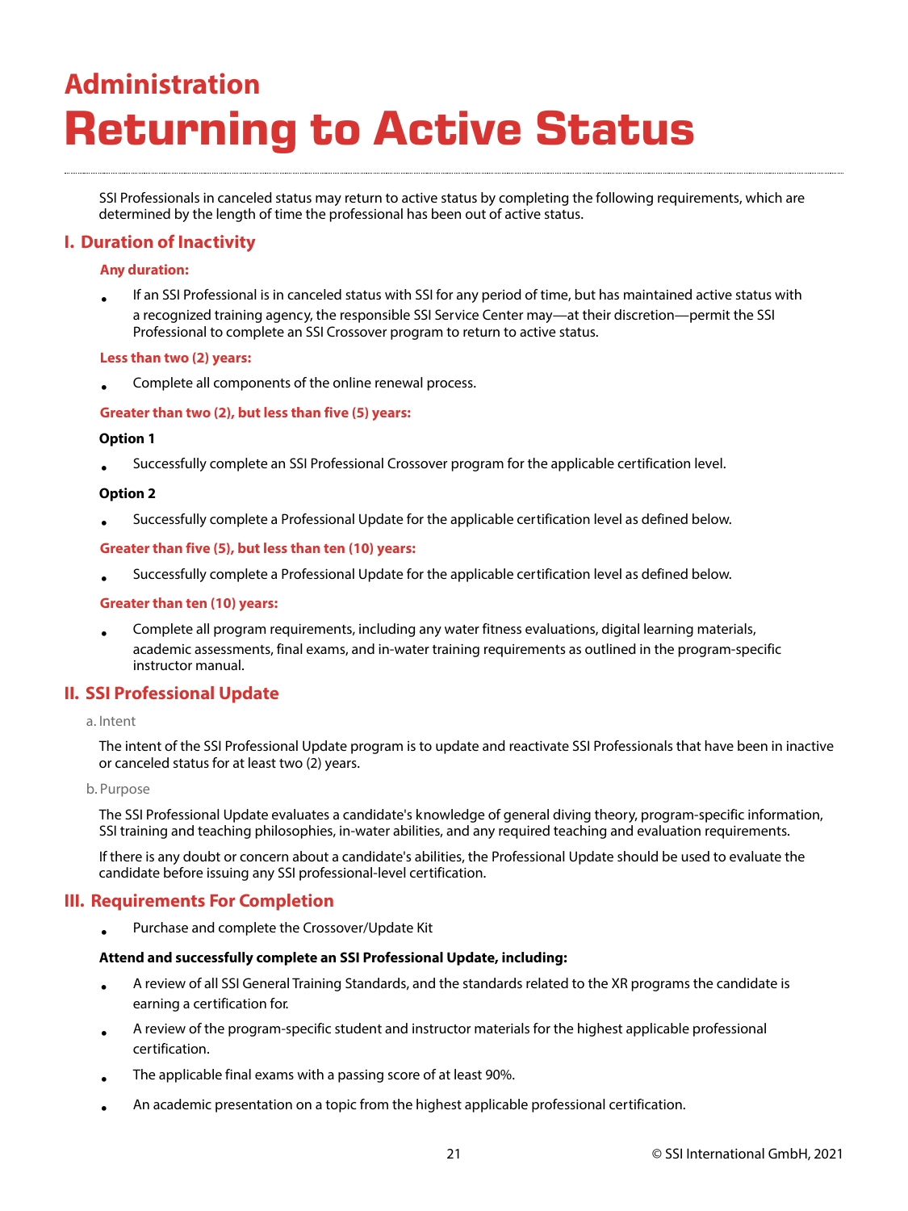# Administration

# Returning to Active Status

SSI Professionals in canceled status may return to active status by completing the following requirements, which are determined by the length of time the professional has been out of active status.

## I. Duration of Inactivity

### Any duration:

- If an SSI Professional is in canceled status with SSI for any period of time, but has maintained active status with a recognized training agency, the responsible SSI Service Center may—at their discretion—permit the SSI Professional to complete an SSI Crossover program to return to active status.

### Less than two (2) years:

- Complete all components of the online renewal process.

### Greater than two (2), but less than five (5) years:

**Option 1**

- Successfully complete an SSI Professional Crossover program for the applicable certification level.

**Option 2**

- Successfully complete a Professional Update for the applicable certification level as defined below.

### Greater than five (5), but less than ten (10) years:

- Successfully complete a Professional Update for the applicable certification level as defined below.

### Greater than ten (10) years:

- Complete all program requirements, including any water fitness evaluations, digital learning materials, academic assessments, final exams, and in-water training requirements as outlined in the program-specific instructor manual.

## II. SSI Professional Update

a. Intent

The intent of the SSI Professional Update program is to update and reactivate SSI Professionals that have been in inactive or canceled status for at least two (2) years.

b. Purpose

The SSI Professional Update evaluates a candidate's knowledge of general diving theory, program-specific information, SSI training and teaching philosophies, in-water abilities, and any required teaching and evaluation requirements.

If there is any doubt or concern about a candidate's abilities, the Professional Update should be used to evaluate the candidate before issuing any SSI professional-level certification.

## III. Requirements For Completion

- Purchase and complete the Crossover/Update Kit

**Attend and successfully complete an SSI Professional Update, including:**

- A review of all SSI General Training Standards, and the standards related to the XR programs the candidate is earning a certification for.
- A review of the program-specific student and instructor materials for the highest applicable professional certification.
- The applicable final exams with a passing score of at least 90%.
- An academic presentation on a topic from the highest applicable professional certification.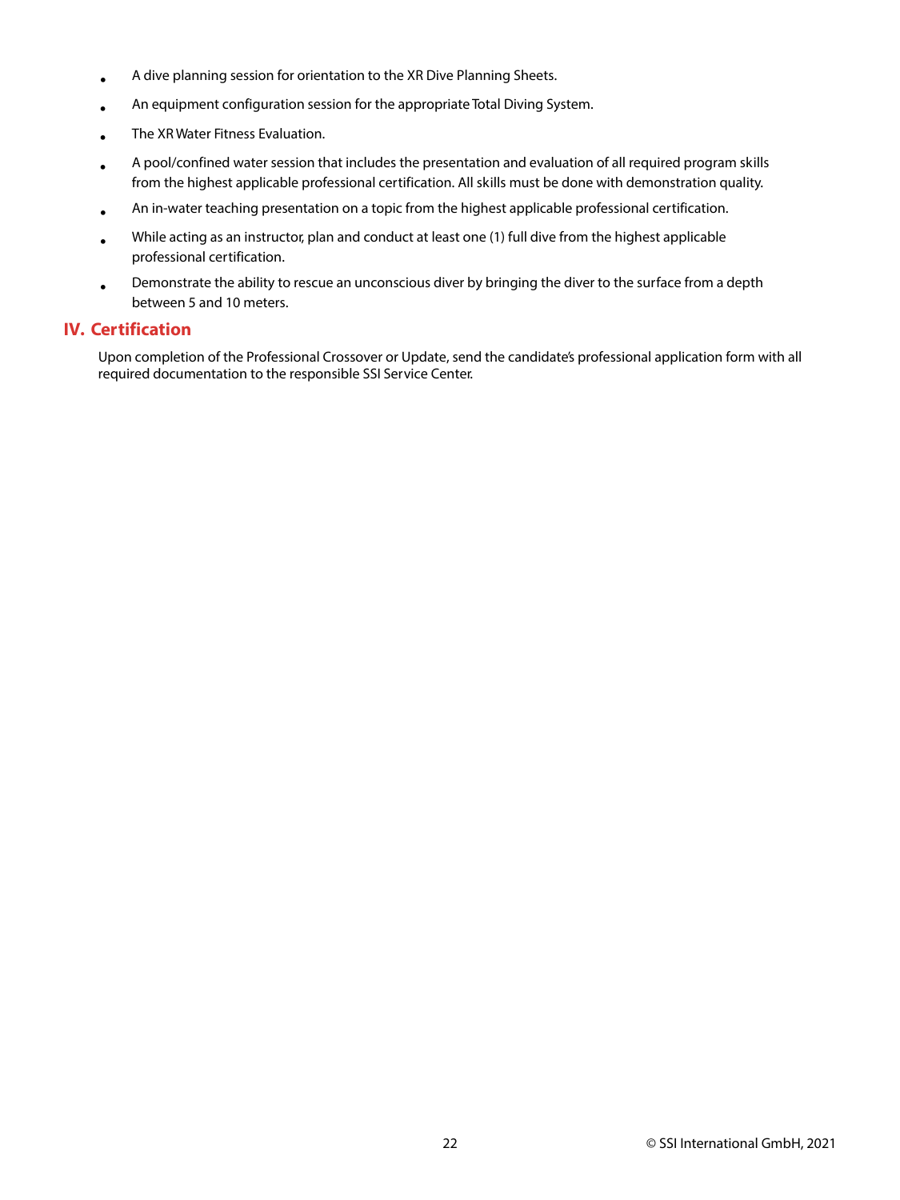- A dive planning session for orientation to the XR Dive Planning Sheets.
- An equipment configuration session for the appropriate Total Diving System.
- The XR Water Fitness Evaluation.
- A pool/confined water session that includes the presentation and evaluation of all required program skills from the highest applicable professional certification. All skills must be done with demonstration quality.
- An in-water teaching presentation on a topic from the highest applicable professional certification.
- While acting as an instructor, plan and conduct at least one (1) full dive from the highest applicable professional certification.
- Demonstrate the ability to rescue an unconscious diver by bringing the diver to the surface from a depth between 5 and 10 meters.

## IV. Certification

Upon completion of the Professional Crossover or Update, send the candidate's professional application form with all required documentation to the responsible SSI Service Center.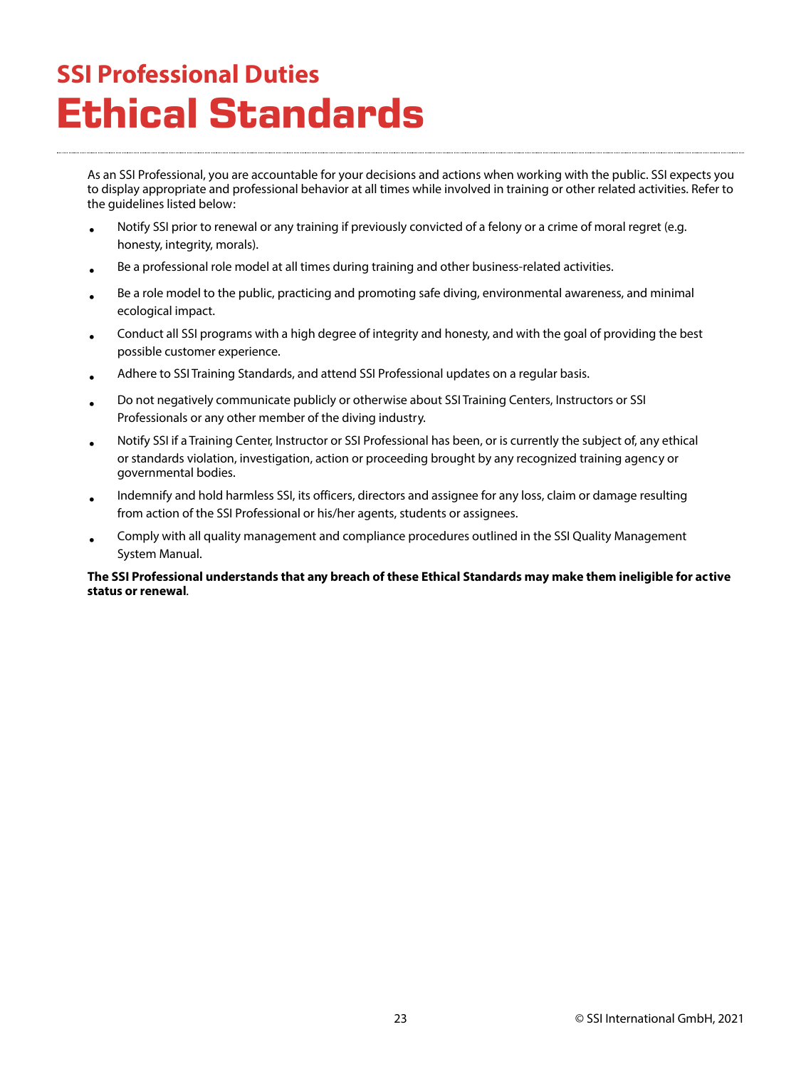## SSI Professional Duties

# Ethical Standards

As an SSI Professional, you are accountable for your decisions and actions when working with the public. SSI expects you to display appropriate and professional behavior at all times while involved in training or other related activities. Refer to the guidelines listed below:

- Notify SSI prior to renewal or any training if previously convicted of a felony or a crime of moral regret (e.g. honesty, integrity, morals).
- Be a professional role model at all times during training and other business-related activities.
- Be a role model to the public, practicing and promoting safe diving, environmental awareness, and minimal ecological impact.
- Conduct all SSI programs with a high degree of integrity and honesty, and with the goal of providing the best possible customer experience.
- Adhere to SSI Training Standards, and attend SSI Professional updates on a regular basis.
- Do not negatively communicate publicly or otherwise about SSI Training Centers, Instructors or SSI Professionals or any other member of the diving industry.
- Notify SSI if a Training Center, Instructor or SSI Professional has been, or is currently the subject of, any ethical or standards violation, investigation, action or proceeding brought by any recognized training agency or governmental bodies.
- Indemnify and hold harmless SSI, its officers, directors and assignee for any loss, claim or damage resulting from action of the SSI Professional or his/her agents, students or assignees.
- Comply with all quality management and compliance procedures outlined in the SSI Quality Management System Manual.

**The SSI Professional understands that any breach of these Ethical Standards may make them ineligible for active status or renewal**.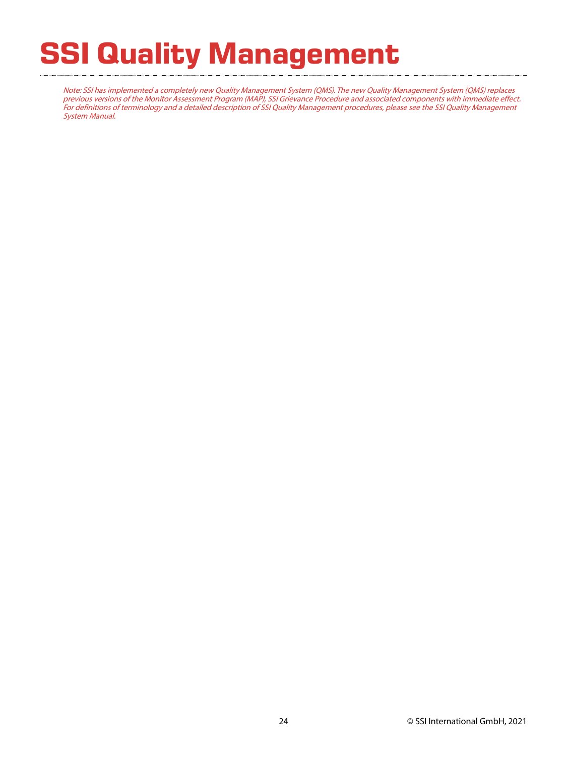# SSI Quality Management

*Note: SSI has implemented a completely new Quality Management System (QMS). The new Quality Management System (QMS) replaces previous versions of the Monitor Assessment Program (MAP), SSI Grievance Procedure and associated components with immediate effect. For definitions of terminology and a detailed description of SSI Quality Management procedures, please see the SSI Quality Management System Manual.*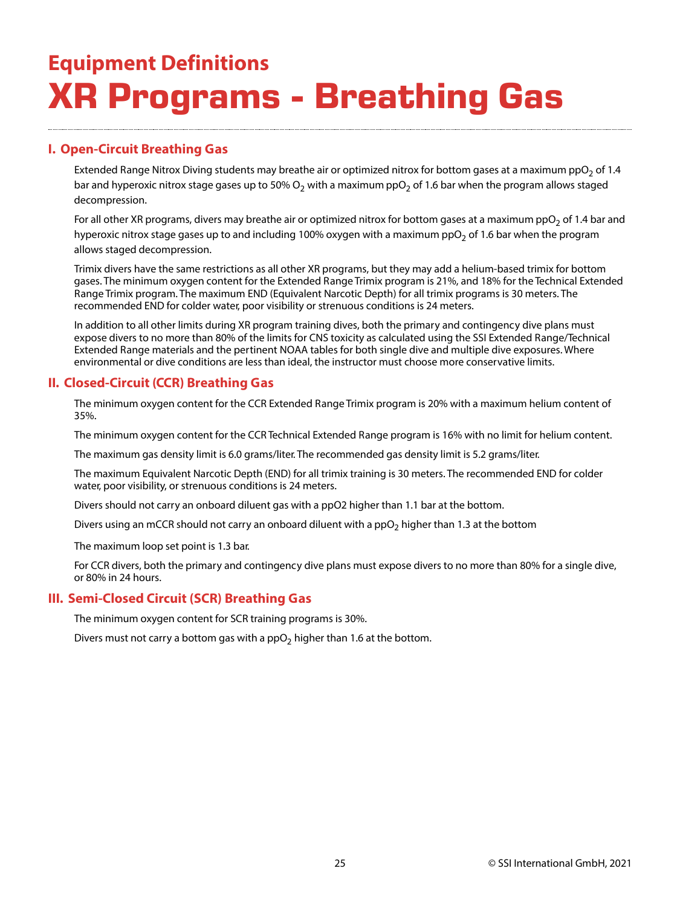## Equipment Definitions

# XR Programs - Breathing Gas

### I. Open-Circuit Breathing Gas

Extended Range Nitrox Diving students may breathe air or optimized nitrox for bottom gases at a maximum $ppO_2$ of 1.4 bar and hyperoxic nitrox stage gases up to 50% $O_2$ with a maximum $ppO_2$ of 1.6 bar when the program allows staged decompression.

For all other XR programs, divers may breathe air or optimized nitrox for bottom gases at a maximum $ppO_2$ of 1.4 bar and hyperoxic nitrox stage gases up to and including 100% oxygen with a maximum $ppO_2$ of 1.6 bar when the program allows staged decompression.

Trimix divers have the same restrictions as all other XR programs, but they may add a helium-based trimix for bottom gases. The minimum oxygen content for the Extended Range Trimix program is 21%, and 18% for the Technical Extended Range Trimix program. The maximum END (Equivalent Narcotic Depth) for all trimix programs is 30 meters. The recommended END for colder water, poor visibility or strenuous conditions is 24 meters.

In addition to all other limits during XR program training dives, both the primary and contingency dive plans must expose divers to no more than 80% of the limits for CNS toxicity as calculated using the SSI Extended Range/Technical Extended Range materials and the pertinent NOAA tables for both single dive and multiple dive exposures. Where environmental or dive conditions are less than ideal, the instructor must choose more conservative limits.

### II. Closed-Circuit (CCR) Breathing Gas

The minimum oxygen content for the CCR Extended Range Trimix program is 20% with a maximum helium content of 35%.

The minimum oxygen content for the CCR Technical Extended Range program is 16% with no limit for helium content.

The maximum gas density limit is 6.0 grams/liter. The recommended gas density limit is 5.2 grams/liter.

The maximum Equivalent Narcotic Depth (END) for all trimix training is 30 meters. The recommended END for colder water, poor visibility, or strenuous conditions is 24 meters.

Divers should not carry an onboard diluent gas with a ppO2 higher than 1.1 bar at the bottom.

Divers using an mCCR should not carry an onboard diluent with a $ppO_2$ higher than 1.3 at the bottom

The maximum loop set point is 1.3 bar.

For CCR divers, both the primary and contingency dive plans must expose divers to no more than 80% for a single dive, or 80% in 24 hours.

### III. Semi-Closed Circuit (SCR) Breathing Gas

The minimum oxygen content for SCR training programs is 30%.

Divers must not carry a bottom gas with a $ppO_2$ higher than 1.6 at the bottom.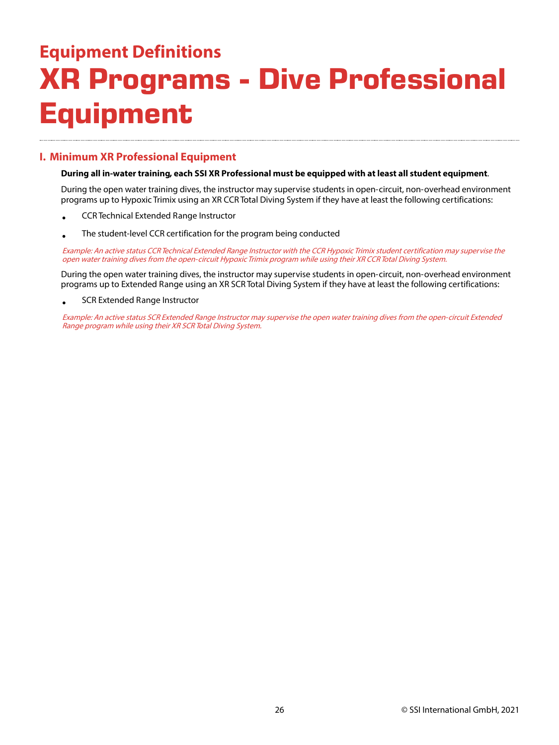## Equipment Definitions

# XR Programs - Dive Professional Equipment

### I. Minimum XR Professional Equipment

**During all in-water training, each SSI XR Professional must be equipped with at least all student equipment**.

During the open water training dives, the instructor may supervise students in open-circuit, non-overhead environment programs up to Hypoxic Trimix using an XR CCR Total Diving System if they have at least the following certifications:

- CCR Technical Extended Range Instructor
- The student-level CCR certification for the program being conducted

*Example: An active status CCR Technical Extended Range Instructor with the CCR Hypoxic Trimix student certification may supervise the open water training dives from the open-circuit Hypoxic Trimix program while using their XR CCR Total Diving System.*

During the open water training dives, the instructor may supervise students in open-circuit, non-overhead environment programs up to Extended Range using an XR SCR Total Diving System if they have at least the following certifications:

- SCR Extended Range Instructor

*Example: An active status SCR Extended Range Instructor may supervise the open water training dives from the open-circuit Extended Range program while using their XR SCR Total Diving System.*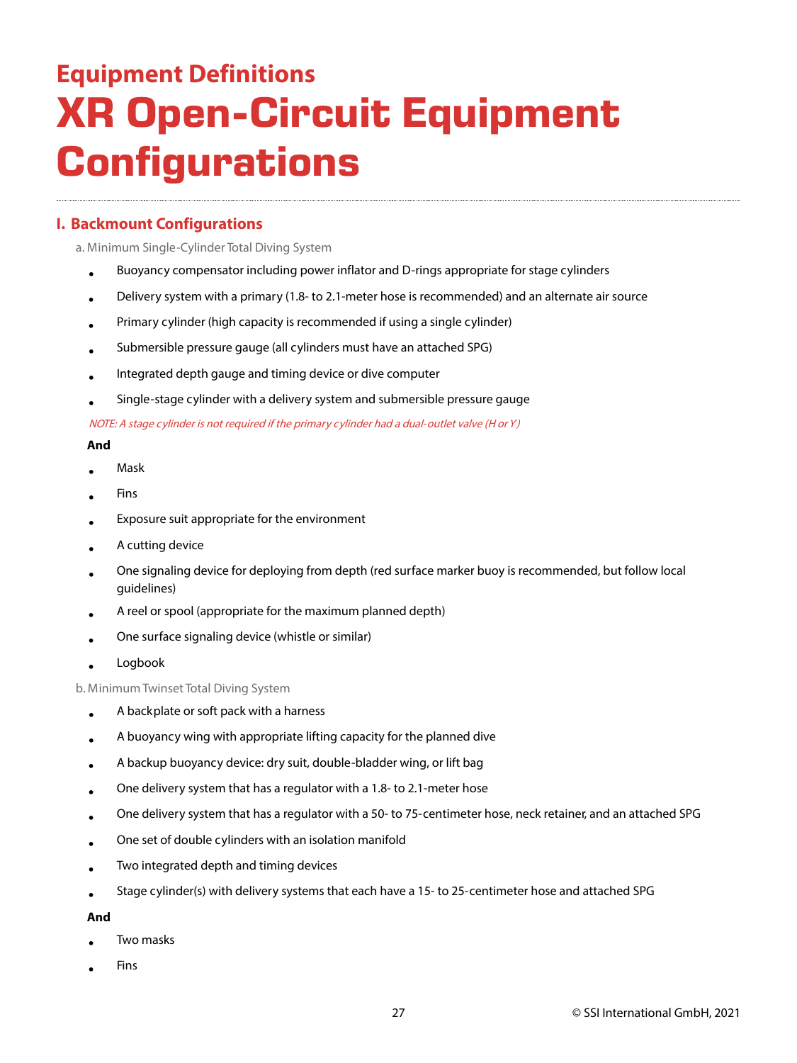## Equipment Definitions

# XR Open-Circuit Equipment Configurations

### I. Backmount Configurations

a. Minimum Single-Cylinder Total Diving System

- Buoyancy compensator including power inflator and D-rings appropriate for stage cylinders
- Delivery system with a primary (1.8- to 2.1-meter hose is recommended) and an alternate air source
- Primary cylinder (high capacity is recommended if using a single cylinder)
- Submersible pressure gauge (all cylinders must have an attached SPG)
- Integrated depth gauge and timing device or dive computer
- Single-stage cylinder with a delivery system and submersible pressure gauge

*NOTE: A stage cylinder is not required if the primary cylinder had a dual-outlet valve (H or Y)*

**And**

- Mask
- Fins
- Exposure suit appropriate for the environment
- A cutting device
- One signaling device for deploying from depth (red surface marker buoy is recommended, but follow local guidelines)
- A reel or spool (appropriate for the maximum planned depth)
- One surface signaling device (whistle or similar)
- Logbook

b. Minimum Twinset Total Diving System

- A backplate or soft pack with a harness
- A buoyancy wing with appropriate lifting capacity for the planned dive
- A backup buoyancy device: dry suit, double-bladder wing, or lift bag
- One delivery system that has a regulator with a 1.8- to 2.1-meter hose
- One delivery system that has a regulator with a 50- to 75-centimeter hose, neck retainer, and an attached SPG
- One set of double cylinders with an isolation manifold
- Two integrated depth and timing devices
- Stage cylinder(s) with delivery systems that each have a 15- to 25-centimeter hose and attached SPG

**And**

- Two masks
- Fins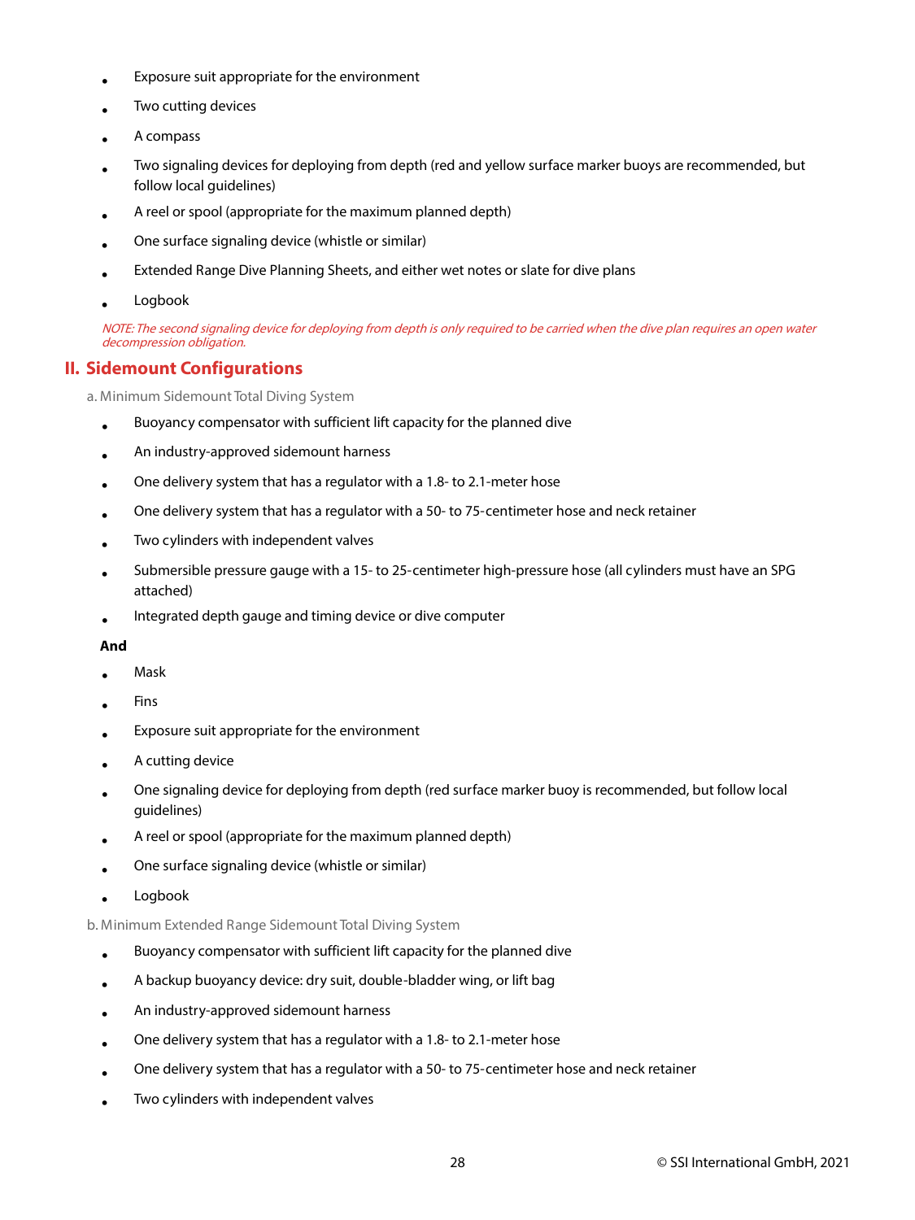- Exposure suit appropriate for the environment
- Two cutting devices
- A compass
- Two signaling devices for deploying from depth (red and yellow surface marker buoys are recommended, but follow local guidelines)
- A reel or spool (appropriate for the maximum planned depth)
- One surface signaling device (whistle or similar)
- Extended Range Dive Planning Sheets, and either wet notes or slate for dive plans
- Logbook

*NOTE: The second signaling device for deploying from depth is only required to be carried when the dive plan requires an open water decompression obligation.*

## II. Sidemount Configurations

a. Minimum Sidemount Total Diving System

- Buoyancy compensator with sufficient lift capacity for the planned dive
- An industry-approved sidemount harness
- One delivery system that has a regulator with a 1.8- to 2.1-meter hose
- One delivery system that has a regulator with a 50- to 75-centimeter hose and neck retainer
- Two cylinders with independent valves
- Submersible pressure gauge with a 15- to 25-centimeter high-pressure hose (all cylinders must have an SPG attached)
- Integrated depth gauge and timing device or dive computer

**And**

- Mask
- Fins
- Exposure suit appropriate for the environment
- A cutting device
- One signaling device for deploying from depth (red surface marker buoy is recommended, but follow local guidelines)
- A reel or spool (appropriate for the maximum planned depth)
- One surface signaling device (whistle or similar)
- Logbook

b. Minimum Extended Range Sidemount Total Diving System

- Buoyancy compensator with sufficient lift capacity for the planned dive
- A backup buoyancy device: dry suit, double-bladder wing, or lift bag
- An industry-approved sidemount harness
- One delivery system that has a regulator with a 1.8- to 2.1-meter hose
- One delivery system that has a regulator with a 50- to 75-centimeter hose and neck retainer
- Two cylinders with independent valves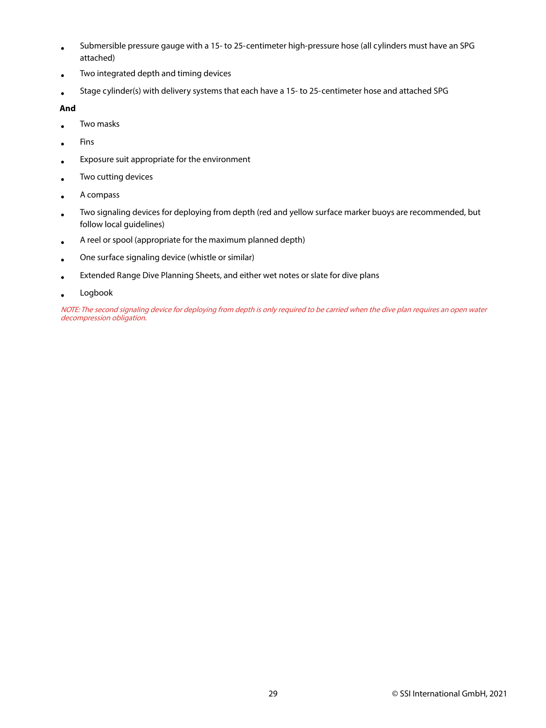- Submersible pressure gauge with a 15- to 25-centimeter high-pressure hose (all cylinders must have an SPG attached)
- Two integrated depth and timing devices
- Stage cylinder(s) with delivery systems that each have a 15- to 25-centimeter hose and attached SPG

**And**

- Two masks
- Fins
- Exposure suit appropriate for the environment
- Two cutting devices
- A compass
- Two signaling devices for deploying from depth (red and yellow surface marker buoys are recommended, but follow local guidelines)
- A reel or spool (appropriate for the maximum planned depth)
- One surface signaling device (whistle or similar)
- Extended Range Dive Planning Sheets, and either wet notes or slate for dive plans
- Logbook

*NOTE: The second signaling device for deploying from depth is only required to be carried when the dive plan requires an open water decompression obligation.*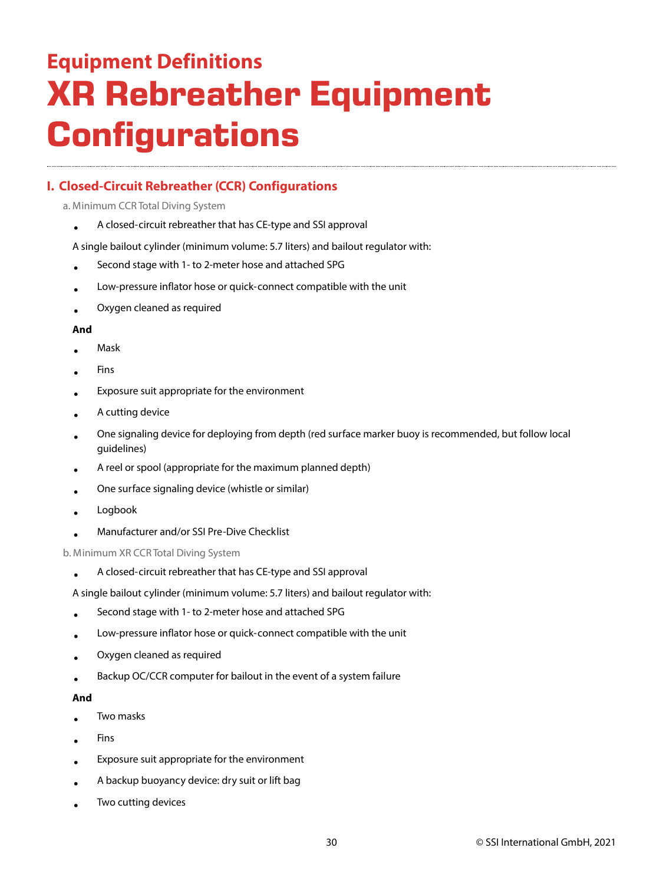## Equipment Definitions

# XR Rebreather Equipment Configurations

### I. Closed-Circuit Rebreather (CCR) Configurations

a. Minimum CCR Total Diving System

- A closed-circuit rebreather that has CE-type and SSI approval

A single bailout cylinder (minimum volume: 5.7 liters) and bailout regulator with:

- Second stage with 1- to 2-meter hose and attached SPG
- Low-pressure inflator hose or quick-connect compatible with the unit
- Oxygen cleaned as required

**And**

- Mask
- Fins
- Exposure suit appropriate for the environment
- A cutting device
- One signaling device for deploying from depth (red surface marker buoy is recommended, but follow local guidelines)
- A reel or spool (appropriate for the maximum planned depth)
- One surface signaling device (whistle or similar)
- Logbook
- Manufacturer and/or SSI Pre-Dive Checklist

b. Minimum XR CCR Total Diving System

- A closed-circuit rebreather that has CE-type and SSI approval

A single bailout cylinder (minimum volume: 5.7 liters) and bailout regulator with:

- Second stage with 1- to 2-meter hose and attached SPG
- Low-pressure inflator hose or quick-connect compatible with the unit
- Oxygen cleaned as required
- Backup OC/CCR computer for bailout in the event of a system failure

**And**

- Two masks
- Fins
- Exposure suit appropriate for the environment
- A backup buoyancy device: dry suit or lift bag
- Two cutting devices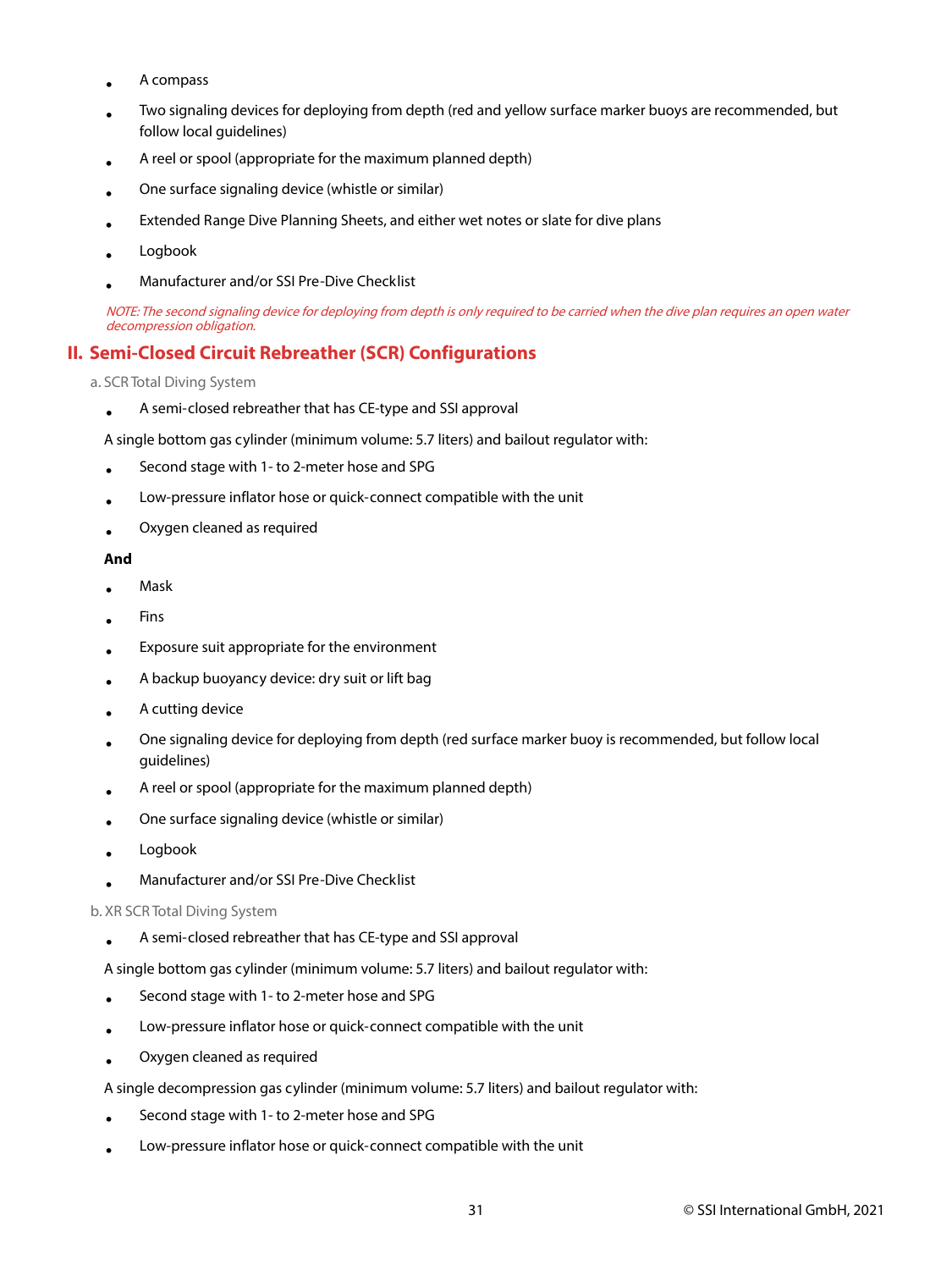- A compass
- Two signaling devices for deploying from depth (red and yellow surface marker buoys are recommended, but follow local guidelines)
- A reel or spool (appropriate for the maximum planned depth)
- One surface signaling device (whistle or similar)
- Extended Range Dive Planning Sheets, and either wet notes or slate for dive plans
- Logbook
- Manufacturer and/or SSI Pre-Dive Checklist

*NOTE: The second signaling device for deploying from depth is only required to be carried when the dive plan requires an open water decompression obligation.*

## II. Semi-Closed Circuit Rebreather (SCR) Configurations

a. SCR Total Diving System

- A semi-closed rebreather that has CE-type and SSI approval

A single bottom gas cylinder (minimum volume: 5.7 liters) and bailout regulator with:

- Second stage with 1- to 2-meter hose and SPG
- Low-pressure inflator hose or quick-connect compatible with the unit
- Oxygen cleaned as required

**And**

- Mask
- Fins
- Exposure suit appropriate for the environment
- A backup buoyancy device: dry suit or lift bag
- A cutting device
- One signaling device for deploying from depth (red surface marker buoy is recommended, but follow local guidelines)
- A reel or spool (appropriate for the maximum planned depth)
- One surface signaling device (whistle or similar)
- Logbook
- Manufacturer and/or SSI Pre-Dive Checklist

b. XR SCR Total Diving System

- A semi-closed rebreather that has CE-type and SSI approval

A single bottom gas cylinder (minimum volume: 5.7 liters) and bailout regulator with:

- Second stage with 1- to 2-meter hose and SPG
- Low-pressure inflator hose or quick-connect compatible with the unit
- Oxygen cleaned as required

A single decompression gas cylinder (minimum volume: 5.7 liters) and bailout regulator with:

- Second stage with 1- to 2-meter hose and SPG
- Low-pressure inflator hose or quick-connect compatible with the unit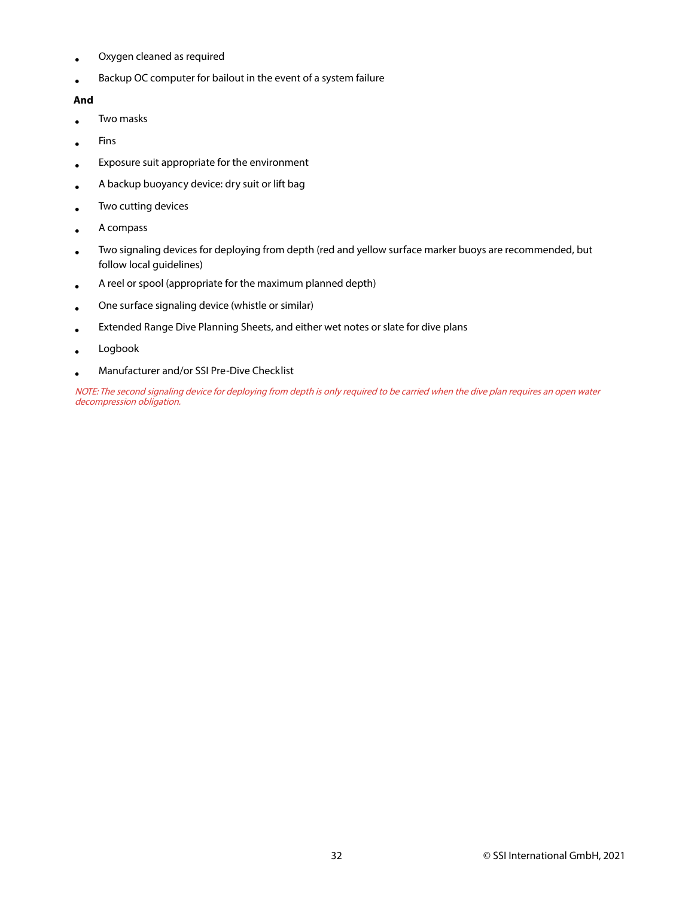- Oxygen cleaned as required
- Backup OC computer for bailout in the event of a system failure

**And**

- Two masks
- Fins
- Exposure suit appropriate for the environment
- A backup buoyancy device: dry suit or lift bag
- Two cutting devices
- A compass
- Two signaling devices for deploying from depth (red and yellow surface marker buoys are recommended, but follow local guidelines)
- A reel or spool (appropriate for the maximum planned depth)
- One surface signaling device (whistle or similar)
- Extended Range Dive Planning Sheets, and either wet notes or slate for dive plans
- Logbook
- Manufacturer and/or SSI Pre-Dive Checklist

*NOTE: The second signaling device for deploying from depth is only required to be carried when the dive plan requires an open water decompression obligation.*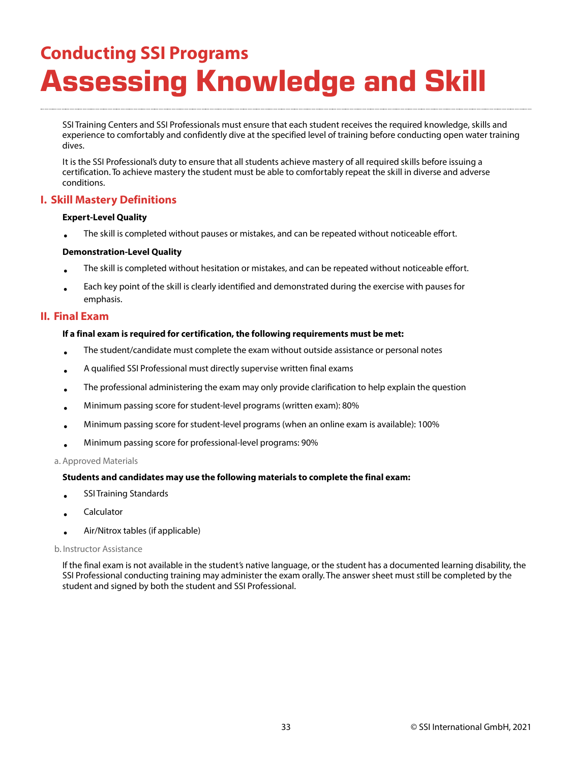## Conducting SSI Programs

# Assessing Knowledge and Skill

SSI Training Centers and SSI Professionals must ensure that each student receives the required knowledge, skills and experience to comfortably and confidently dive at the specified level of training before conducting open water training dives.

It is the SSI Professional's duty to ensure that all students achieve mastery of all required skills before issuing a certification. To achieve mastery the student must be able to comfortably repeat the skill in diverse and adverse conditions.

## I. Skill Mastery Definitions

**Expert-Level Quality**

- The skill is completed without pauses or mistakes, and can be repeated without noticeable effort.

**Demonstration-Level Quality**

- The skill is completed without hesitation or mistakes, and can be repeated without noticeable effort.
- Each key point of the skill is clearly identified and demonstrated during the exercise with pauses for emphasis.

## II. Final Exam

**If a final exam is required for certification, the following requirements must be met:**

- The student/candidate must complete the exam without outside assistance or personal notes
- A qualified SSI Professional must directly supervise written final exams
- The professional administering the exam may only provide clarification to help explain the question
- Minimum passing score for student-level programs (written exam): 80%
- Minimum passing score for student-level programs (when an online exam is available): 100%
- Minimum passing score for professional-level programs: 90%

### a. Approved Materials

**Students and candidates may use the following materials to complete the final exam:**

- SSI Training Standards
- Calculator
- Air/Nitrox tables (if applicable)

### b. Instructor Assistance

If the final exam is not available in the student's native language, or the student has a documented learning disability, the SSI Professional conducting training may administer the exam orally. The answer sheet must still be completed by the student and signed by both the student and SSI Professional.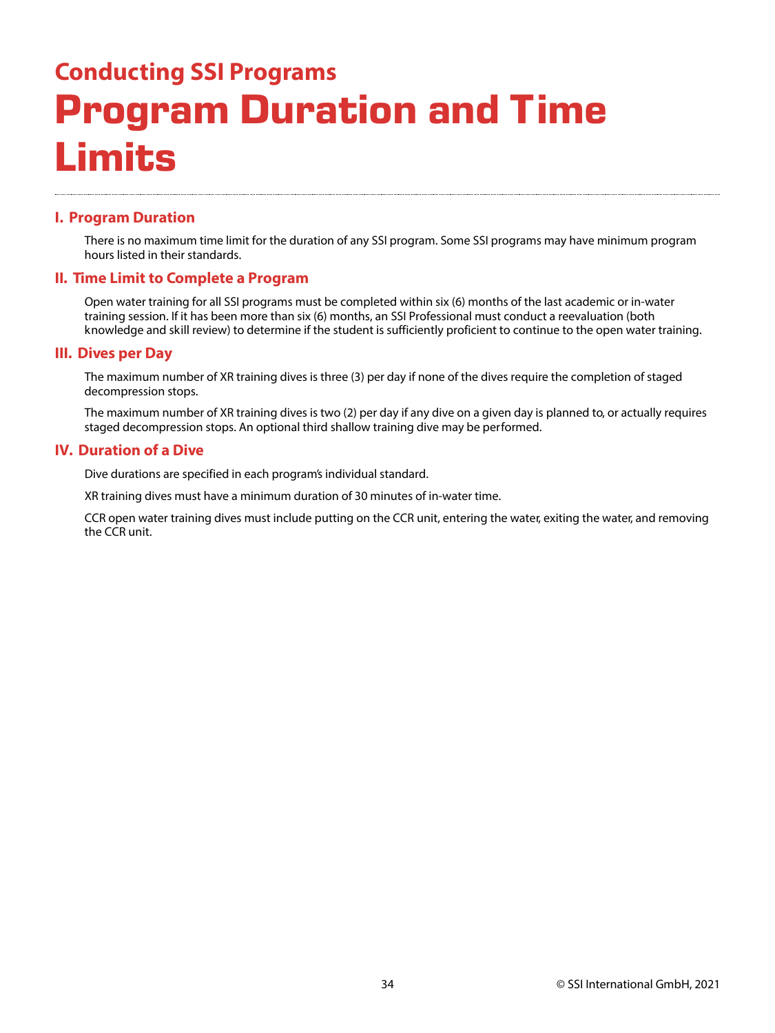## Conducting SSI Programs

# Program Duration and Time Limits

### I. Program Duration

There is no maximum time limit for the duration of any SSI program. Some SSI programs may have minimum program hours listed in their standards.

### II. Time Limit to Complete a Program

Open water training for all SSI programs must be completed within six (6) months of the last academic or in-water training session. If it has been more than six (6) months, an SSI Professional must conduct a reevaluation (both knowledge and skill review) to determine if the student is sufficiently proficient to continue to the open water training.

### III. Dives per Day

The maximum number of XR training dives is three (3) per day if none of the dives require the completion of staged decompression stops.

The maximum number of XR training dives is two (2) per day if any dive on a given day is planned to, or actually requires staged decompression stops. An optional third shallow training dive may be performed.

### IV. Duration of a Dive

Dive durations are specified in each program's individual standard.

XR training dives must have a minimum duration of 30 minutes of in-water time.

CCR open water training dives must include putting on the CCR unit, entering the water, exiting the water, and removing the CCR unit.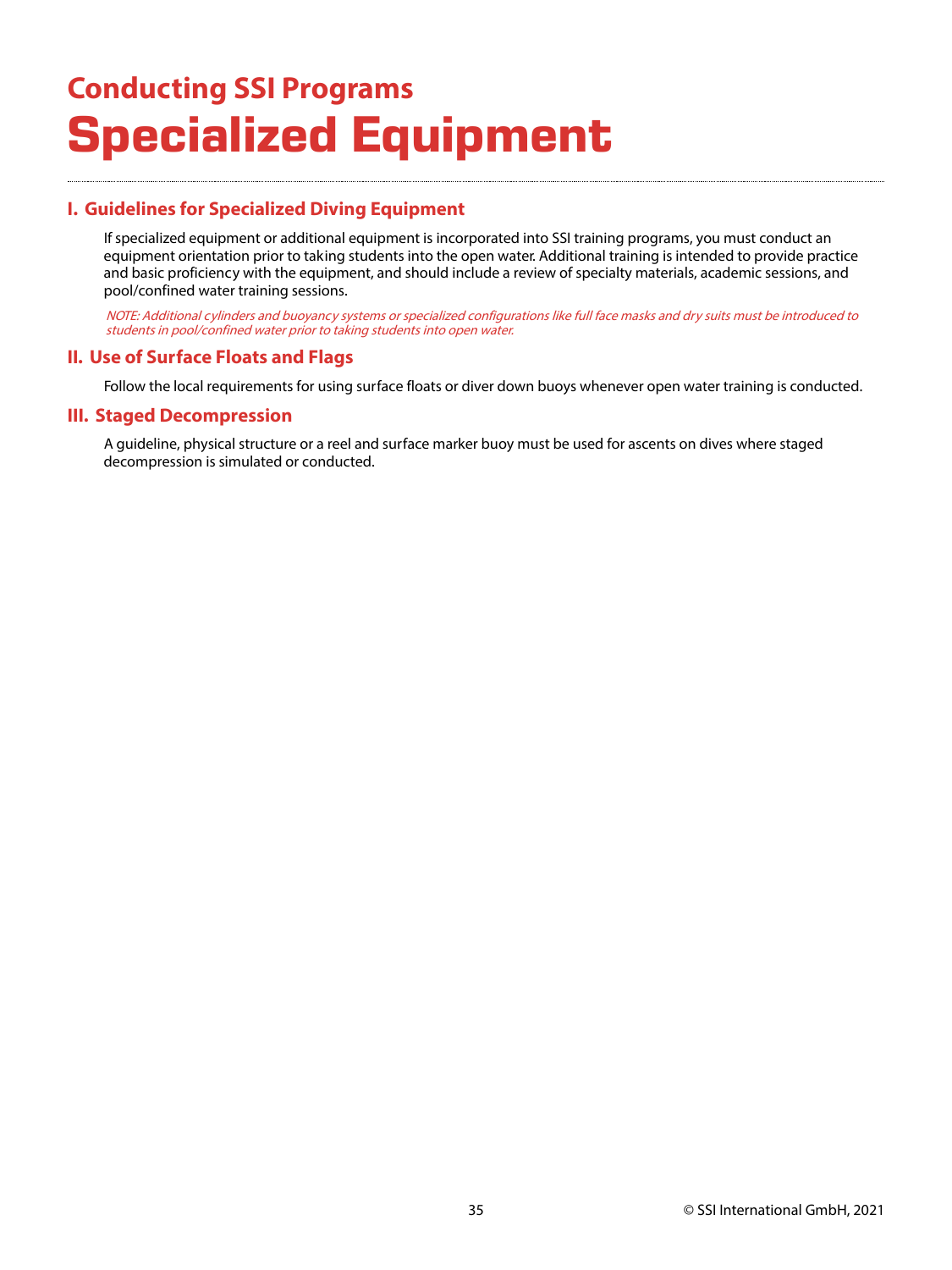## Conducting SSI Programs

# Specialized Equipment

### I. Guidelines for Specialized Diving Equipment

If specialized equipment or additional equipment is incorporated into SSI training programs, you must conduct an equipment orientation prior to taking students into the open water. Additional training is intended to provide practice and basic proficiency with the equipment, and should include a review of specialty materials, academic sessions, and pool/confined water training sessions.

*NOTE: Additional cylinders and buoyancy systems or specialized configurations like full face masks and dry suits must be introduced to students in pool/confined water prior to taking students into open water.*

### II. Use of Surface Floats and Flags

Follow the local requirements for using surface floats or diver down buoys whenever open water training is conducted.

### III. Staged Decompression

A guideline, physical structure or a reel and surface marker buoy must be used for ascents on dives where staged decompression is simulated or conducted.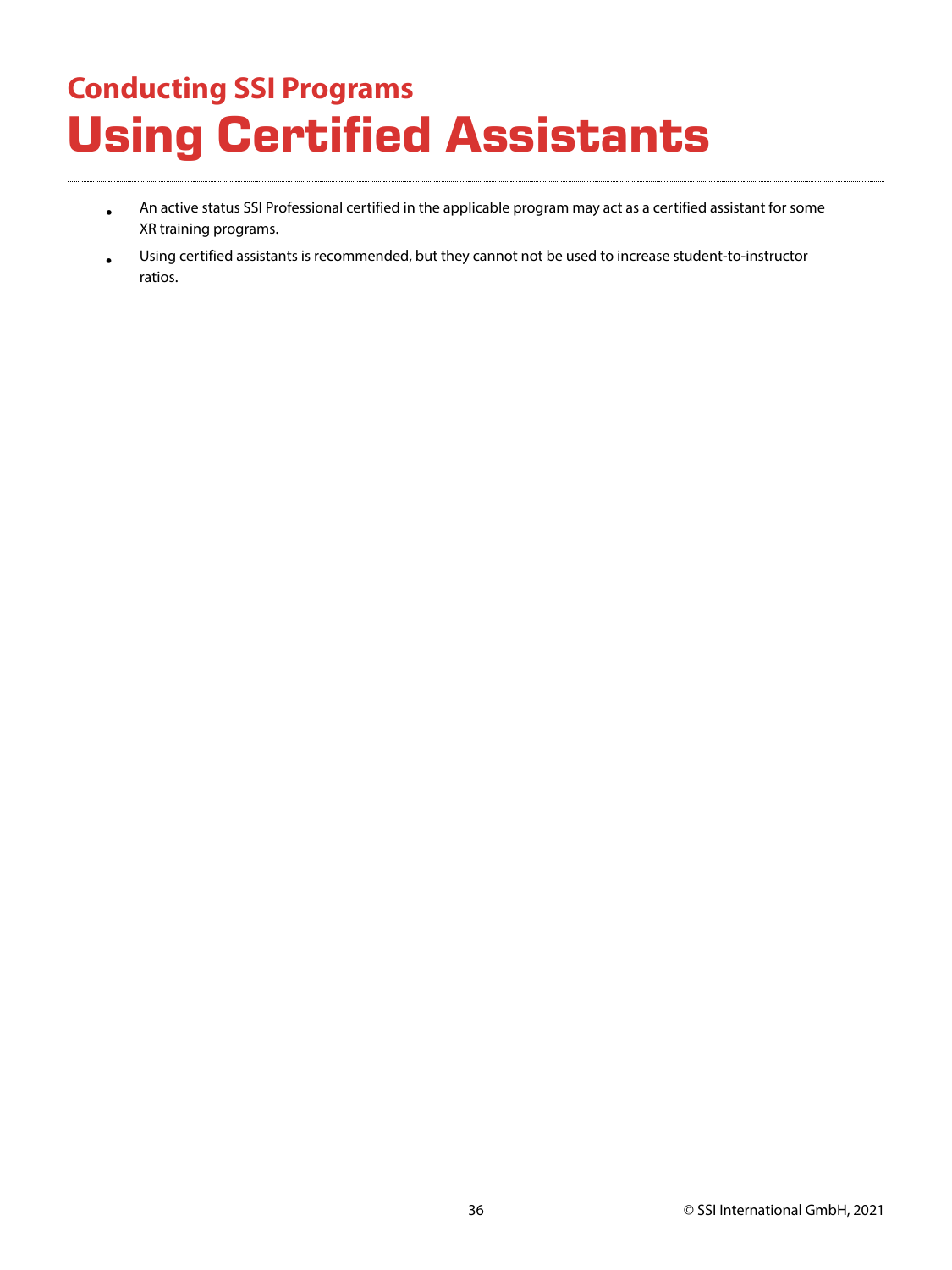## Conducting SSI Programs

# Using Certified Assistants

- An active status SSI Professional certified in the applicable program may act as a certified assistant for some XR training programs.
- Using certified assistants is recommended, but they cannot not be used to increase student-to-instructor ratios.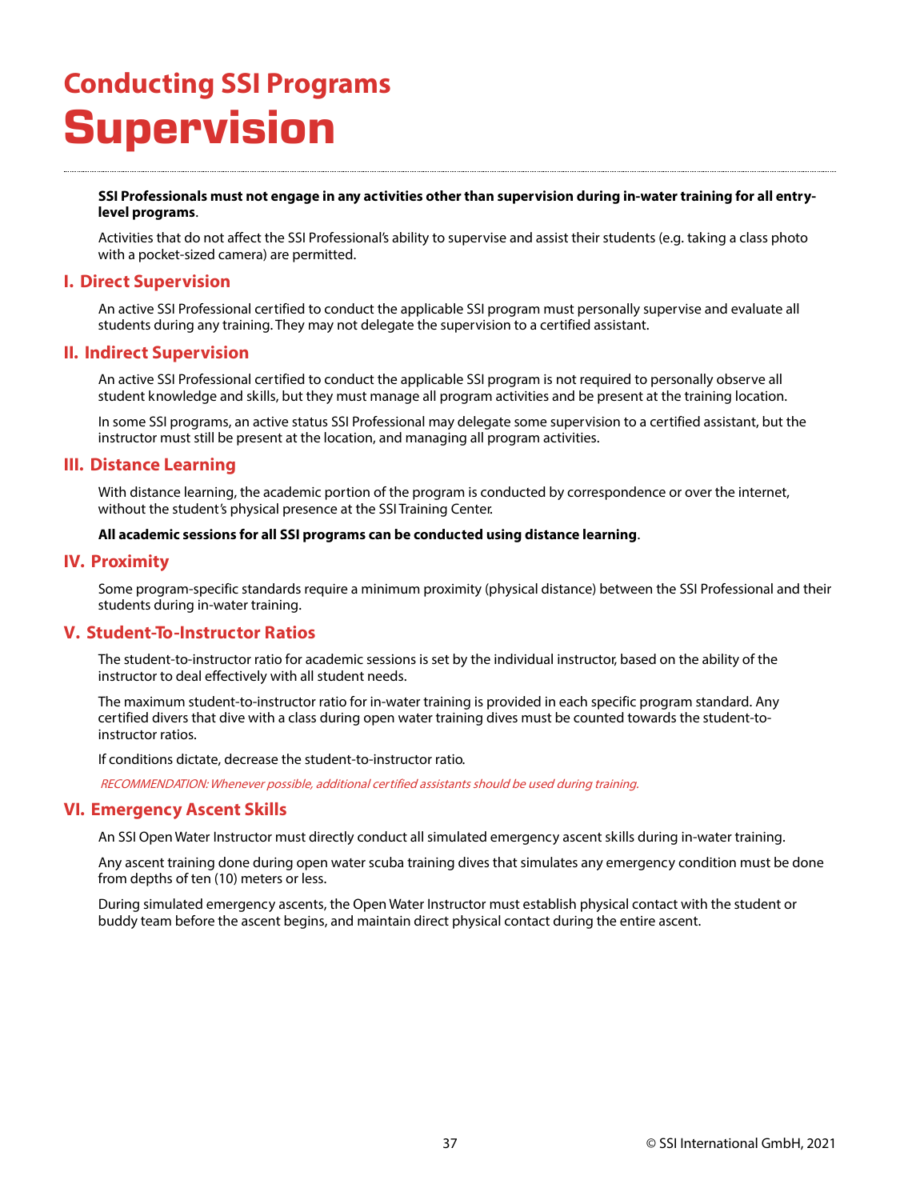## Conducting SSI Programs

# Supervision

**SSI Professionals must not engage in any activities other than supervision during in-water training for all entry-level programs**.

Activities that do not affect the SSI Professional's ability to supervise and assist their students (e.g. taking a class photo with a pocket-sized camera) are permitted.

### I. Direct Supervision

An active SSI Professional certified to conduct the applicable SSI program must personally supervise and evaluate all students during any training. They may not delegate the supervision to a certified assistant.

### II. Indirect Supervision

An active SSI Professional certified to conduct the applicable SSI program is not required to personally observe all student knowledge and skills, but they must manage all program activities and be present at the training location.

In some SSI programs, an active status SSI Professional may delegate some supervision to a certified assistant, but the instructor must still be present at the location, and managing all program activities.

### III. Distance Learning

With distance learning, the academic portion of the program is conducted by correspondence or over the internet, without the student's physical presence at the SSI Training Center.

**All academic sessions for all SSI programs can be conducted using distance learning**.

### IV. Proximity

Some program-specific standards require a minimum proximity (physical distance) between the SSI Professional and their students during in-water training.

### V. Student-To-Instructor Ratios

The student-to-instructor ratio for academic sessions is set by the individual instructor, based on the ability of the instructor to deal effectively with all student needs.

The maximum student-to-instructor ratio for in-water training is provided in each specific program standard. Any certified divers that dive with a class during open water training dives must be counted towards the student-to-instructor ratios.

If conditions dictate, decrease the student-to-instructor ratio.

*RECOMMENDATION: Whenever possible, additional certified assistants should be used during training.*

### VI. Emergency Ascent Skills

An SSI Open Water Instructor must directly conduct all simulated emergency ascent skills during in-water training.

Any ascent training done during open water scuba training dives that simulates any emergency condition must be done from depths of ten (10) meters or less.

During simulated emergency ascents, the Open Water Instructor must establish physical contact with the student or buddy team before the ascent begins, and maintain direct physical contact during the entire ascent.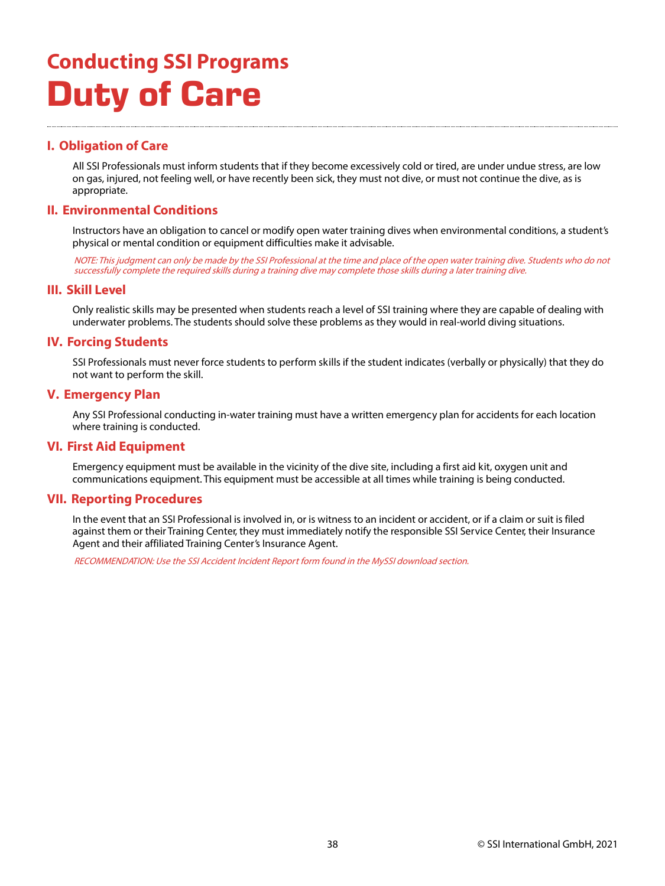## Conducting SSI Programs

# Duty of Care

### I. Obligation of Care

All SSI Professionals must inform students that if they become excessively cold or tired, are under undue stress, are low on gas, injured, not feeling well, or have recently been sick, they must not dive, or must not continue the dive, as is appropriate.

### II. Environmental Conditions

Instructors have an obligation to cancel or modify open water training dives when environmental conditions, a student's physical or mental condition or equipment difficulties make it advisable.

*NOTE: This judgment can only be made by the SSI Professional at the time and place of the open water training dive. Students who do not successfully complete the required skills during a training dive may complete those skills during a later training dive.*

### III. Skill Level

Only realistic skills may be presented when students reach a level of SSI training where they are capable of dealing with underwater problems. The students should solve these problems as they would in real-world diving situations.

### IV. Forcing Students

SSI Professionals must never force students to perform skills if the student indicates (verbally or physically) that they do not want to perform the skill.

### V. Emergency Plan

Any SSI Professional conducting in-water training must have a written emergency plan for accidents for each location where training is conducted.

### VI. First Aid Equipment

Emergency equipment must be available in the vicinity of the dive site, including a first aid kit, oxygen unit and communications equipment. This equipment must be accessible at all times while training is being conducted.

### VII. Reporting Procedures

In the event that an SSI Professional is involved in, or is witness to an incident or accident, or if a claim or suit is filed against them or their Training Center, they must immediately notify the responsible SSI Service Center, their Insurance Agent and their affiliated Training Center's Insurance Agent.

*RECOMMENDATION: Use the SSI Accident Incident Report form found in the MySSI download section.*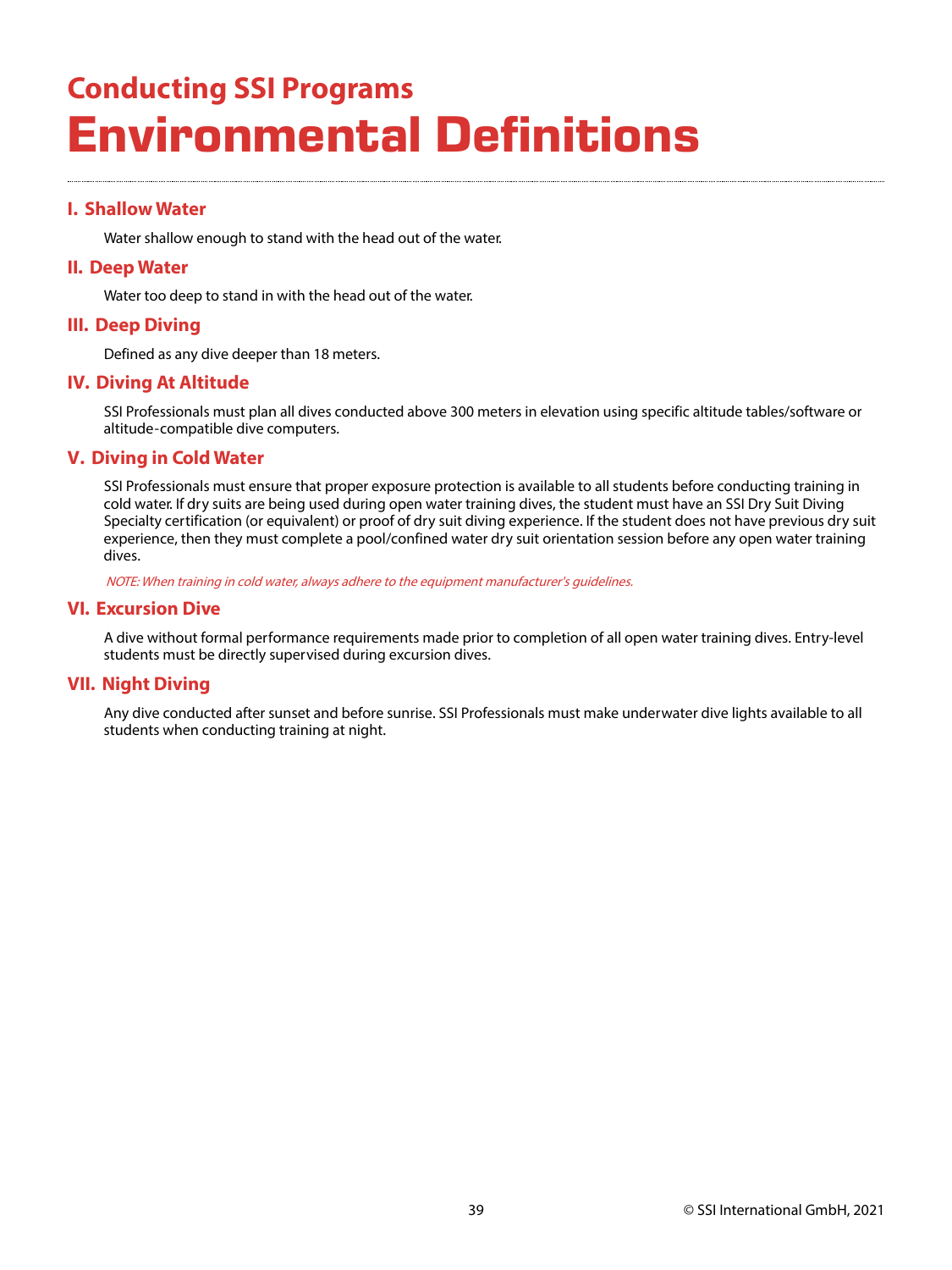## Conducting SSI Programs

# Environmental Definitions

### I. Shallow Water

Water shallow enough to stand with the head out of the water.

### II. Deep Water

Water too deep to stand in with the head out of the water.

### III. Deep Diving

Defined as any dive deeper than 18 meters.

### IV. Diving At Altitude

SSI Professionals must plan all dives conducted above 300 meters in elevation using specific altitude tables/software or altitude-compatible dive computers.

### V. Diving in Cold Water

SSI Professionals must ensure that proper exposure protection is available to all students before conducting training in cold water. If dry suits are being used during open water training dives, the student must have an SSI Dry Suit Diving Specialty certification (or equivalent) or proof of dry suit diving experience. If the student does not have previous dry suit experience, then they must complete a pool/confined water dry suit orientation session before any open water training dives.

*NOTE: When training in cold water, always adhere to the equipment manufacturer's guidelines.*

### VI. Excursion Dive

A dive without formal performance requirements made prior to completion of all open water training dives. Entry-level students must be directly supervised during excursion dives.

### VII. Night Diving

Any dive conducted after sunset and before sunrise. SSI Professionals must make underwater dive lights available to all students when conducting training at night.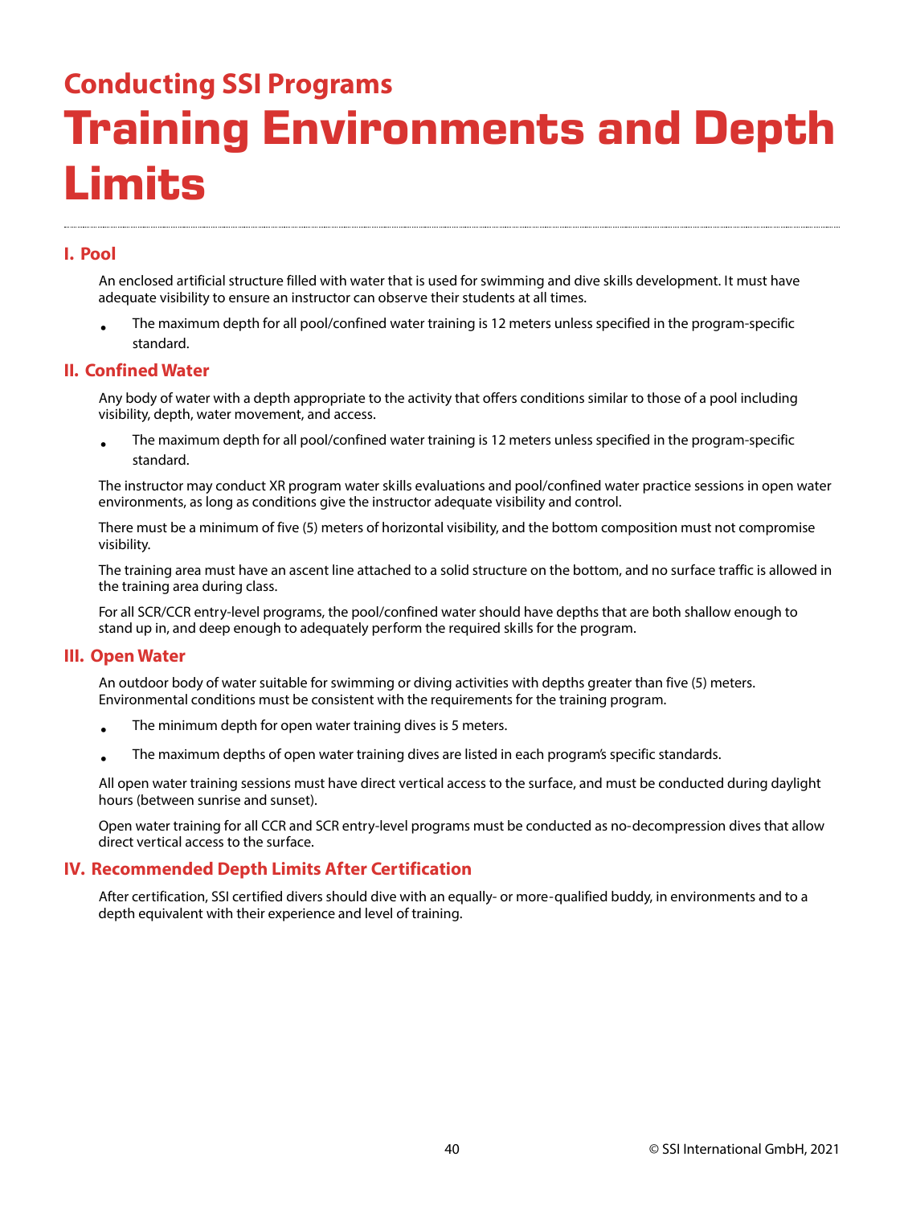## Conducting SSI Programs

# Training Environments and Depth Limits

### I. Pool

An enclosed artificial structure filled with water that is used for swimming and dive skills development. It must have adequate visibility to ensure an instructor can observe their students at all times.

- The maximum depth for all pool/confined water training is 12 meters unless specified in the program-specific standard.

### II. Confined Water

Any body of water with a depth appropriate to the activity that offers conditions similar to those of a pool including visibility, depth, water movement, and access.

- The maximum depth for all pool/confined water training is 12 meters unless specified in the program-specific standard.

The instructor may conduct XR program water skills evaluations and pool/confined water practice sessions in open water environments, as long as conditions give the instructor adequate visibility and control.

There must be a minimum of five (5) meters of horizontal visibility, and the bottom composition must not compromise visibility.

The training area must have an ascent line attached to a solid structure on the bottom, and no surface traffic is allowed in the training area during class.

For all SCR/CCR entry-level programs, the pool/confined water should have depths that are both shallow enough to stand up in, and deep enough to adequately perform the required skills for the program.

### III. Open Water

An outdoor body of water suitable for swimming or diving activities with depths greater than five (5) meters. Environmental conditions must be consistent with the requirements for the training program.

- The minimum depth for open water training dives is 5 meters.
- The maximum depths of open water training dives are listed in each program's specific standards.

All open water training sessions must have direct vertical access to the surface, and must be conducted during daylight hours (between sunrise and sunset).

Open water training for all CCR and SCR entry-level programs must be conducted as no-decompression dives that allow direct vertical access to the surface.

### IV. Recommended Depth Limits After Certification

After certification, SSI certified divers should dive with an equally- or more-qualified buddy, in environments and to a depth equivalent with their experience and level of training.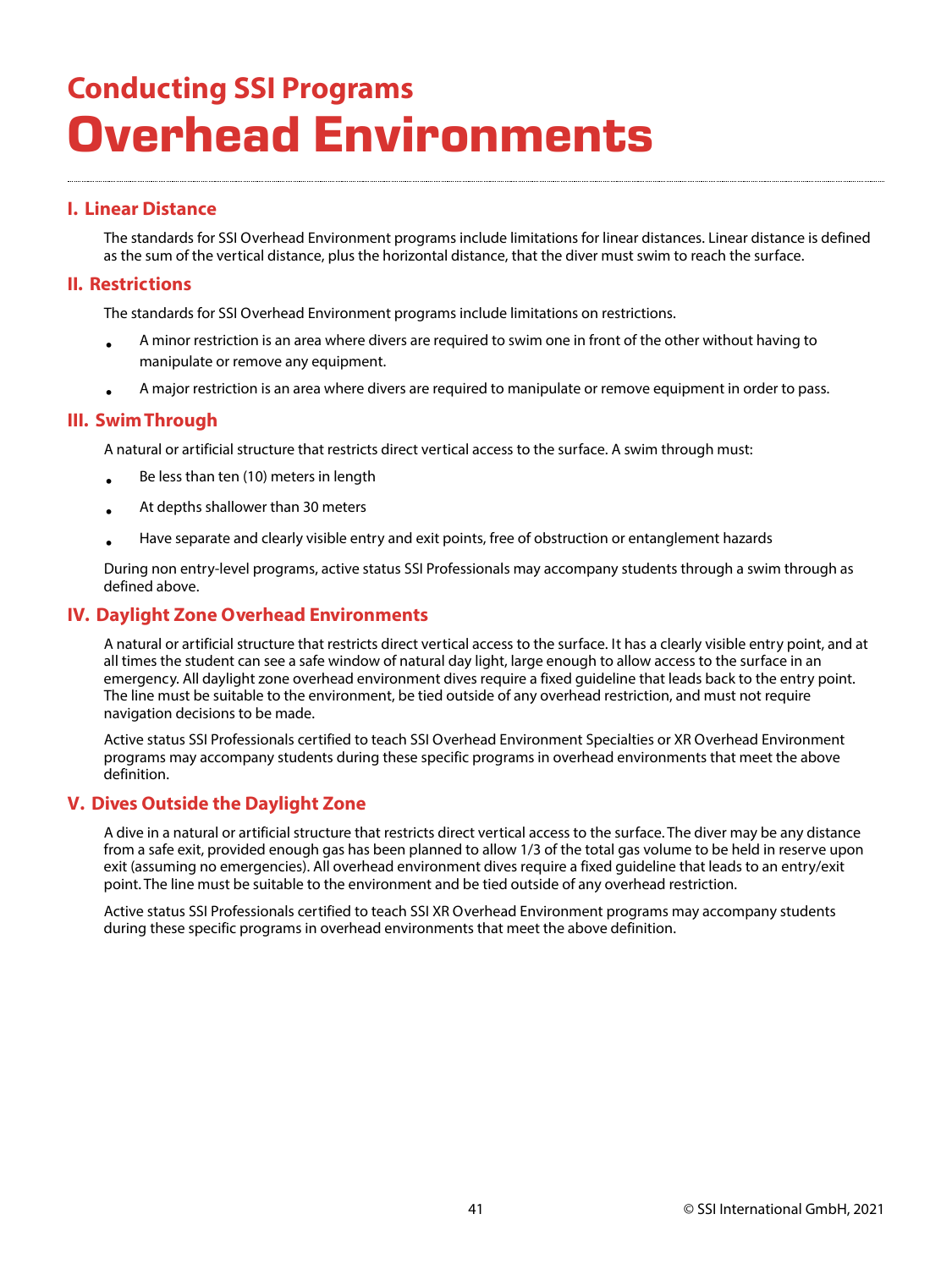## Conducting SSI Programs

# Overhead Environments

### I. Linear Distance

The standards for SSI Overhead Environment programs include limitations for linear distances. Linear distance is defined as the sum of the vertical distance, plus the horizontal distance, that the diver must swim to reach the surface.

### II. Restrictions

The standards for SSI Overhead Environment programs include limitations on restrictions.

- A minor restriction is an area where divers are required to swim one in front of the other without having to manipulate or remove any equipment.
- A major restriction is an area where divers are required to manipulate or remove equipment in order to pass.

### III. Swim Through

A natural or artificial structure that restricts direct vertical access to the surface. A swim through must:

- Be less than ten (10) meters in length
- At depths shallower than 30 meters
- Have separate and clearly visible entry and exit points, free of obstruction or entanglement hazards

During non entry-level programs, active status SSI Professionals may accompany students through a swim through as defined above.

### IV. Daylight Zone Overhead Environments

A natural or artificial structure that restricts direct vertical access to the surface. It has a clearly visible entry point, and at all times the student can see a safe window of natural day light, large enough to allow access to the surface in an emergency. All daylight zone overhead environment dives require a fixed guideline that leads back to the entry point. The line must be suitable to the environment, be tied outside of any overhead restriction, and must not require navigation decisions to be made.

Active status SSI Professionals certified to teach SSI Overhead Environment Specialties or XR Overhead Environment programs may accompany students during these specific programs in overhead environments that meet the above definition.

### V. Dives Outside the Daylight Zone

A dive in a natural or artificial structure that restricts direct vertical access to the surface. The diver may be any distance from a safe exit, provided enough gas has been planned to allow 1/3 of the total gas volume to be held in reserve upon exit (assuming no emergencies). All overhead environment dives require a fixed guideline that leads to an entry/exit point. The line must be suitable to the environment and be tied outside of any overhead restriction.

Active status SSI Professionals certified to teach SSI XR Overhead Environment programs may accompany students during these specific programs in overhead environments that meet the above definition.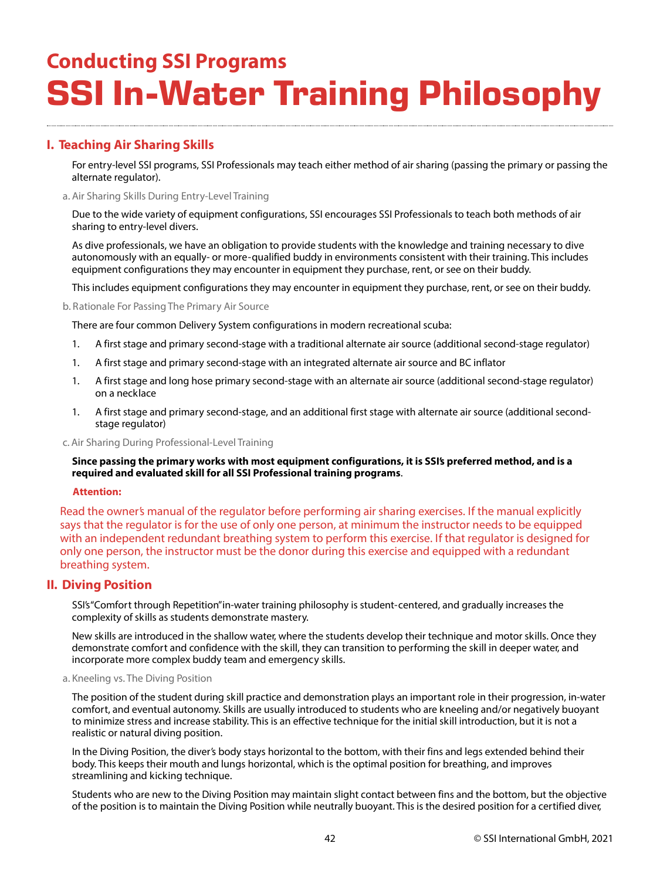# Conducting SSI Programs

# SSI In-Water Training Philosophy

## I. Teaching Air Sharing Skills

For entry-level SSI programs, SSI Professionals may teach either method of air sharing (passing the primary or passing the alternate regulator).

### a. Air Sharing Skills During Entry-Level Training

Due to the wide variety of equipment configurations, SSI encourages SSI Professionals to teach both methods of air sharing to entry-level divers.

As dive professionals, we have an obligation to provide students with the knowledge and training necessary to dive autonomously with an equally- or more-qualified buddy in environments consistent with their training. This includes equipment configurations they may encounter in equipment they purchase, rent, or see on their buddy.

This includes equipment configurations they may encounter in equipment they purchase, rent, or see on their buddy.

### b. Rationale For Passing The Primary Air Source

There are four common Delivery System configurations in modern recreational scuba:

1. A first stage and primary second-stage with a traditional alternate air source (additional second-stage regulator)
1. A first stage and primary second-stage with an integrated alternate air source and BC inflator
1. A first stage and long hose primary second-stage with an alternate air source (additional second-stage regulator) on a necklace
1. A first stage and primary second-stage, and an additional first stage with alternate air source (additional second-stage regulator)

### c. Air Sharing During Professional-Level Training

**Since passing the primary works with most equipment configurations, it is SSI's preferred method, and is a required and evaluated skill for all SSI Professional training programs**.

**Attention:**

Read the owner's manual of the regulator before performing air sharing exercises. If the manual explicitly says that the regulator is for the use of only one person, at minimum the instructor needs to be equipped with an independent redundant breathing system to perform this exercise. If that regulator is designed for only one person, the instructor must be the donor during this exercise and equipped with a redundant breathing system.

## II. Diving Position

SSI's "Comfort through Repetition" in-water training philosophy is student-centered, and gradually increases the complexity of skills as students demonstrate mastery.

New skills are introduced in the shallow water, where the students develop their technique and motor skills. Once they demonstrate comfort and confidence with the skill, they can transition to performing the skill in deeper water, and incorporate more complex buddy team and emergency skills.

### a. Kneeling vs. The Diving Position

The position of the student during skill practice and demonstration plays an important role in their progression, in-water comfort, and eventual autonomy. Skills are usually introduced to students who are kneeling and/or negatively buoyant to minimize stress and increase stability. This is an effective technique for the initial skill introduction, but it is not a realistic or natural diving position.

In the Diving Position, the diver's body stays horizontal to the bottom, with their fins and legs extended behind their body. This keeps their mouth and lungs horizontal, which is the optimal position for breathing, and improves streamlining and kicking technique.

Students who are new to the Diving Position may maintain slight contact between fins and the bottom, but the objective of the position is to maintain the Diving Position while neutrally buoyant. This is the desired position for a certified diver,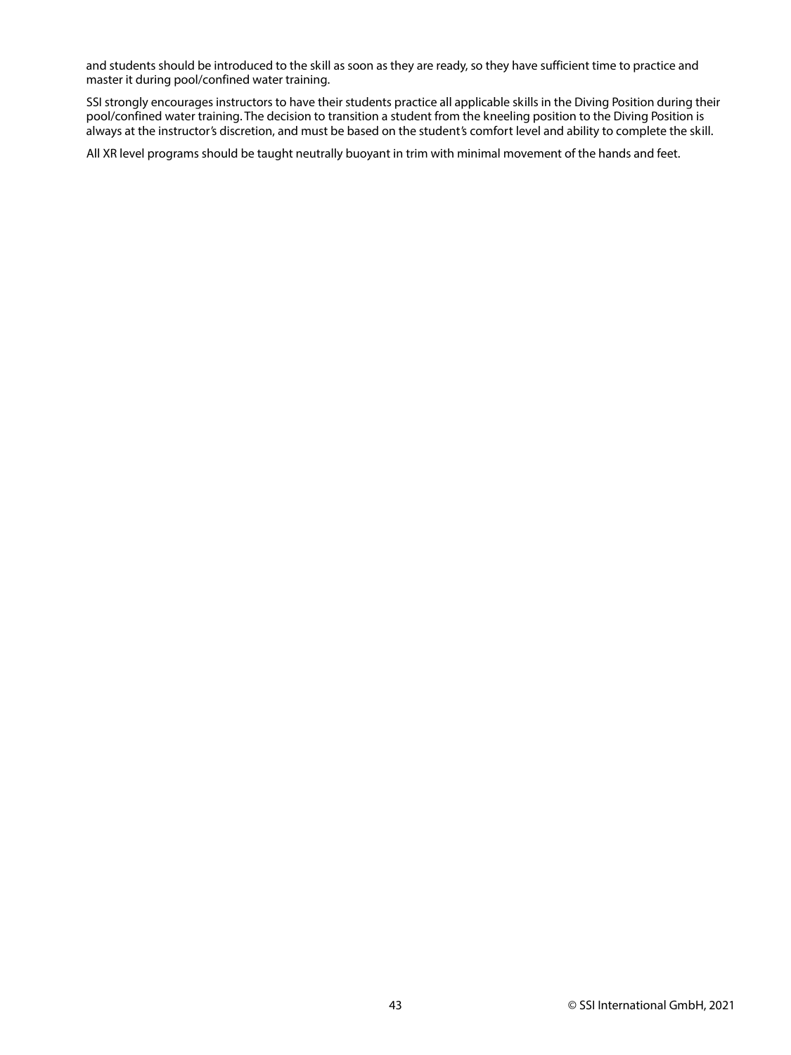and students should be introduced to the skill as soon as they are ready, so they have sufficient time to practice and master it during pool/confined water training.

SSI strongly encourages instructors to have their students practice all applicable skills in the Diving Position during their pool/confined water training. The decision to transition a student from the kneeling position to the Diving Position is always at the instructor's discretion, and must be based on the student's comfort level and ability to complete the skill.

All XR level programs should be taught neutrally buoyant in trim with minimal movement of the hands and feet.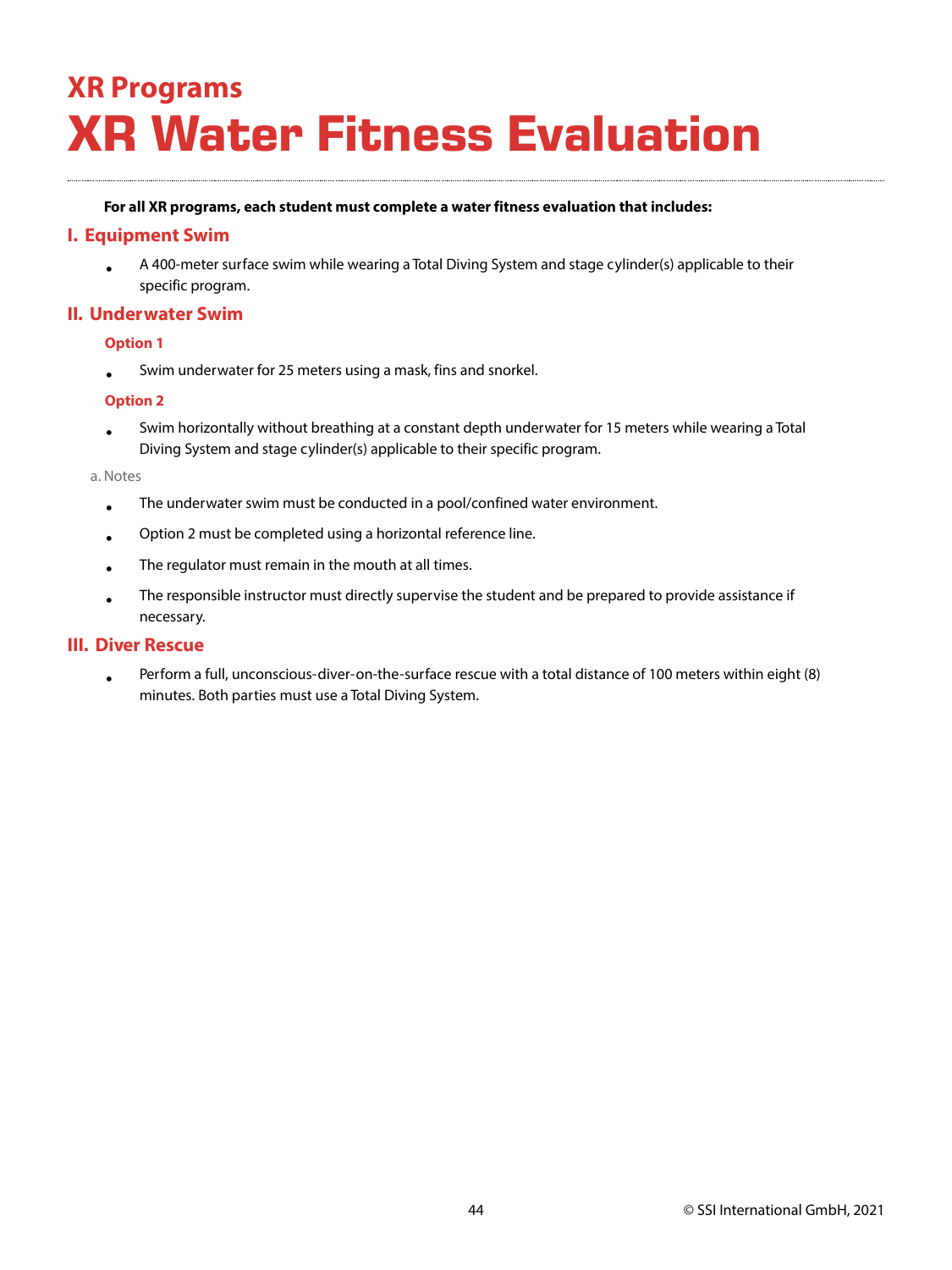## XR Programs

# XR Water Fitness Evaluation

**For all XR programs, each student must complete a water fitness evaluation that includes:**

## I. Equipment Swim

- A 400-meter surface swim while wearing a Total Diving System and stage cylinder(s) applicable to their specific program.

## II. Underwater Swim

### Option 1

- Swim underwater for 25 meters using a mask, fins and snorkel.

### Option 2

- Swim horizontally without breathing at a constant depth underwater for 15 meters while wearing a Total Diving System and stage cylinder(s) applicable to their specific program.

a. Notes

- The underwater swim must be conducted in a pool/confined water environment.
- Option 2 must be completed using a horizontal reference line.
- The regulator must remain in the mouth at all times.
- The responsible instructor must directly supervise the student and be prepared to provide assistance if necessary.

## III. Diver Rescue

- Perform a full, unconscious-diver-on-the-surface rescue with a total distance of 100 meters within eight (8) minutes. Both parties must use a Total Diving System.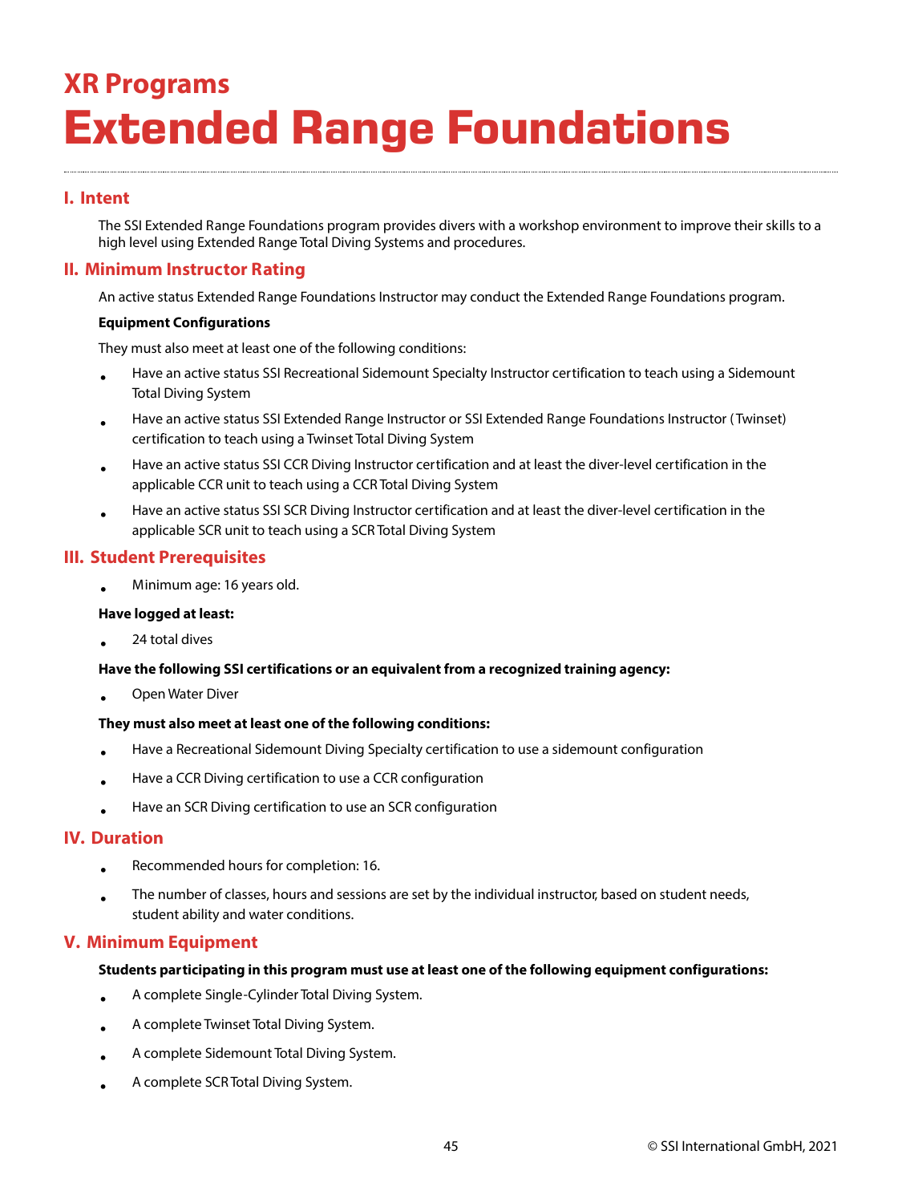## XR Programs

# Extended Range Foundations

---

### I. Intent

The SSI Extended Range Foundations program provides divers with a workshop environment to improve their skills to a high level using Extended Range Total Diving Systems and procedures.

### II. Minimum Instructor Rating

An active status Extended Range Foundations Instructor may conduct the Extended Range Foundations program.

**Equipment Configurations**

They must also meet at least one of the following conditions:

- Have an active status SSI Recreational Sidemount Specialty Instructor certification to teach using a Sidemount Total Diving System
- Have an active status SSI Extended Range Instructor or SSI Extended Range Foundations Instructor (Twinset) certification to teach using a Twinset Total Diving System
- Have an active status SSI CCR Diving Instructor certification and at least the diver-level certification in the applicable CCR unit to teach using a CCR Total Diving System
- Have an active status SSI SCR Diving Instructor certification and at least the diver-level certification in the applicable SCR unit to teach using a SCR Total Diving System

### III. Student Prerequisites

- Minimum age: 16 years old.

**Have logged at least:**

- 24 total dives

**Have the following SSI certifications or an equivalent from a recognized training agency:**

- Open Water Diver

**They must also meet at least one of the following conditions:**

- Have a Recreational Sidemount Diving Specialty certification to use a sidemount configuration
- Have a CCR Diving certification to use a CCR configuration
- Have an SCR Diving certification to use an SCR configuration

### IV. Duration

- Recommended hours for completion: 16.
- The number of classes, hours and sessions are set by the individual instructor, based on student needs, student ability and water conditions.

### V. Minimum Equipment

**Students participating in this program must use at least one of the following equipment configurations:**

- A complete Single-Cylinder Total Diving System.
- A complete Twinset Total Diving System.
- A complete Sidemount Total Diving System.
- A complete SCR Total Diving System.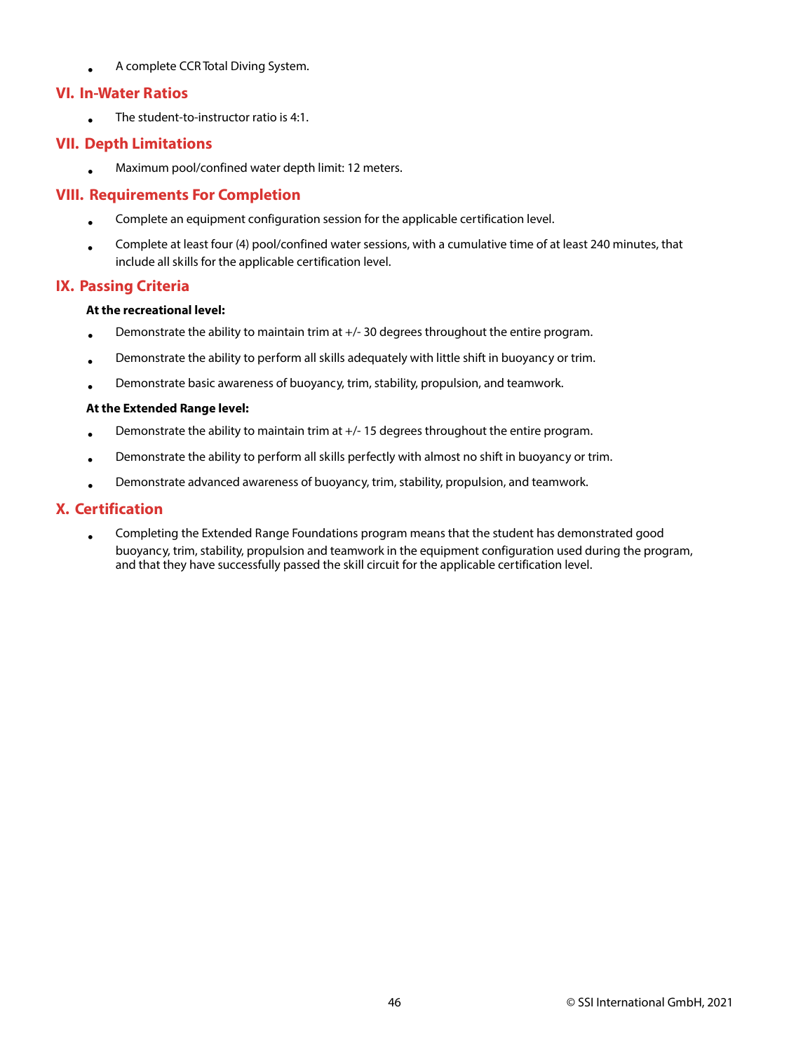- A complete CCR Total Diving System.

## VI. In-Water Ratios

- The student-to-instructor ratio is 4:1.

## VII. Depth Limitations

- Maximum pool/confined water depth limit: 12 meters.

## VIII. Requirements For Completion

- Complete an equipment configuration session for the applicable certification level.
- Complete at least four (4) pool/confined water sessions, with a cumulative time of at least 240 minutes, that include all skills for the applicable certification level.

## IX. Passing Criteria

**At the recreational level:**

- Demonstrate the ability to maintain trim at +/- 30 degrees throughout the entire program.
- Demonstrate the ability to perform all skills adequately with little shift in buoyancy or trim.
- Demonstrate basic awareness of buoyancy, trim, stability, propulsion, and teamwork.

**At the Extended Range level:**

- Demonstrate the ability to maintain trim at +/- 15 degrees throughout the entire program.
- Demonstrate the ability to perform all skills perfectly with almost no shift in buoyancy or trim.
- Demonstrate advanced awareness of buoyancy, trim, stability, propulsion, and teamwork.

## X. Certification

- Completing the Extended Range Foundations program means that the student has demonstrated good buoyancy, trim, stability, propulsion and teamwork in the equipment configuration used during the program, and that they have successfully passed the skill circuit for the applicable certification level.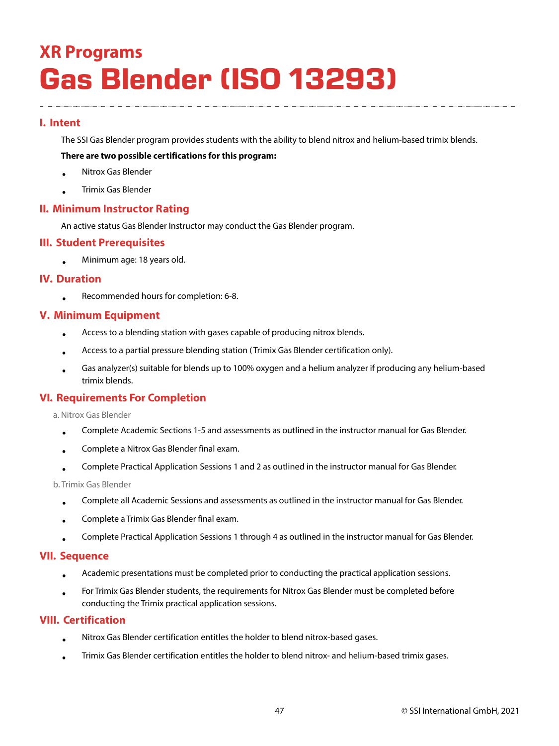## XR Programs

# Gas Blender (ISO 13293)

### I. Intent

The SSI Gas Blender program provides students with the ability to blend nitrox and helium-based trimix blends.

**There are two possible certifications for this program:**

- Nitrox Gas Blender
- Trimix Gas Blender

### II. Minimum Instructor Rating

An active status Gas Blender Instructor may conduct the Gas Blender program.

### III. Student Prerequisites

- Minimum age: 18 years old.

### IV. Duration

- Recommended hours for completion: 6-8.

### V. Minimum Equipment

- Access to a blending station with gases capable of producing nitrox blends.
- Access to a partial pressure blending station (Trimix Gas Blender certification only).
- Gas analyzer(s) suitable for blends up to 100% oxygen and a helium analyzer if producing any helium-based trimix blends.

### VI. Requirements For Completion

a. Nitrox Gas Blender

- Complete Academic Sections 1-5 and assessments as outlined in the instructor manual for Gas Blender.
- Complete a Nitrox Gas Blender final exam.
- Complete Practical Application Sessions 1 and 2 as outlined in the instructor manual for Gas Blender.

b. Trimix Gas Blender

- Complete all Academic Sessions and assessments as outlined in the instructor manual for Gas Blender.
- Complete a Trimix Gas Blender final exam.
- Complete Practical Application Sessions 1 through 4 as outlined in the instructor manual for Gas Blender.

### VII. Sequence

- Academic presentations must be completed prior to conducting the practical application sessions.
- For Trimix Gas Blender students, the requirements for Nitrox Gas Blender must be completed before conducting the Trimix practical application sessions.

### VIII. Certification

- Nitrox Gas Blender certification entitles the holder to blend nitrox-based gases.
- Trimix Gas Blender certification entitles the holder to blend nitrox- and helium-based trimix gases.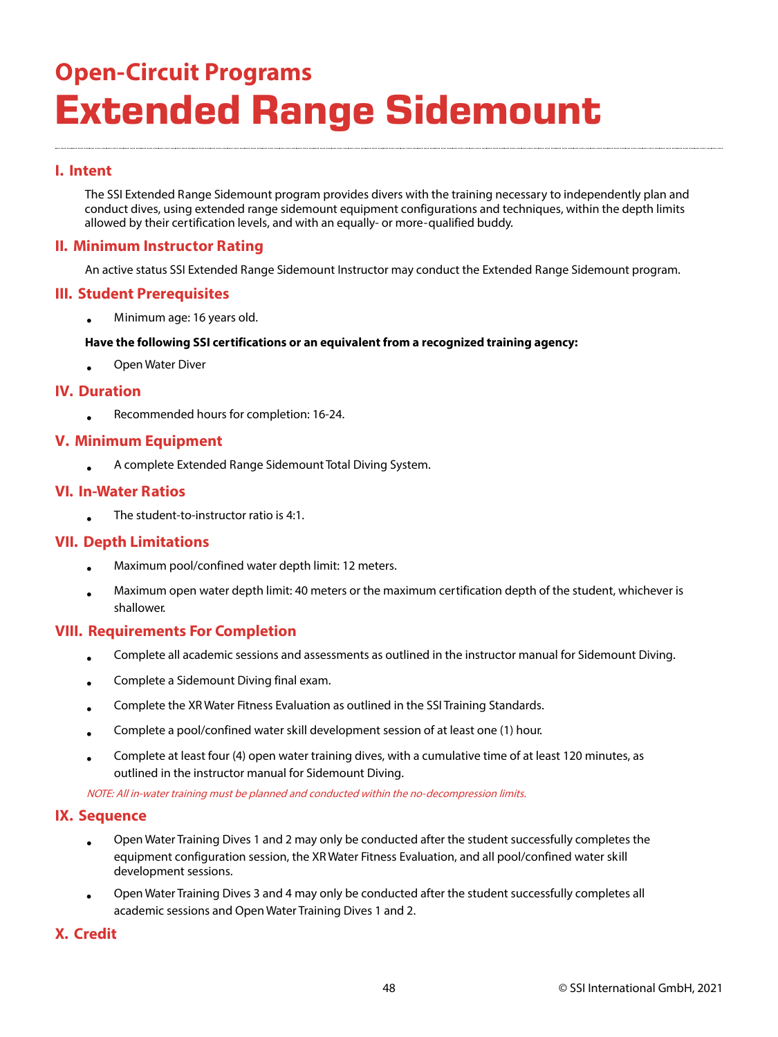## Open-Circuit Programs

# Extended Range Sidemount

---

### I. Intent

The SSI Extended Range Sidemount program provides divers with the training necessary to independently plan and conduct dives, using extended range sidemount equipment configurations and techniques, within the depth limits allowed by their certification levels, and with an equally- or more-qualified buddy.

### II. Minimum Instructor Rating

An active status SSI Extended Range Sidemount Instructor may conduct the Extended Range Sidemount program.

### III. Student Prerequisites

- Minimum age: 16 years old.

**Have the following SSI certifications or an equivalent from a recognized training agency:**

- Open Water Diver

### IV. Duration

- Recommended hours for completion: 16-24.

### V. Minimum Equipment

- A complete Extended Range Sidemount Total Diving System.

### VI. In-Water Ratios

- The student-to-instructor ratio is 4:1.

### VII. Depth Limitations

- Maximum pool/confined water depth limit: 12 meters.
- Maximum open water depth limit: 40 meters or the maximum certification depth of the student, whichever is shallower.

### VIII. Requirements For Completion

- Complete all academic sessions and assessments as outlined in the instructor manual for Sidemount Diving.
- Complete a Sidemount Diving final exam.
- Complete the XR Water Fitness Evaluation as outlined in the SSI Training Standards.
- Complete a pool/confined water skill development session of at least one (1) hour.
- Complete at least four (4) open water training dives, with a cumulative time of at least 120 minutes, as outlined in the instructor manual for Sidemount Diving.

*NOTE: All in-water training must be planned and conducted within the no-decompression limits.*

### IX. Sequence

- Open Water Training Dives 1 and 2 may only be conducted after the student successfully completes the equipment configuration session, the XR Water Fitness Evaluation, and all pool/confined water skill development sessions.
- Open Water Training Dives 3 and 4 may only be conducted after the student successfully completes all academic sessions and Open Water Training Dives 1 and 2.

### X. Credit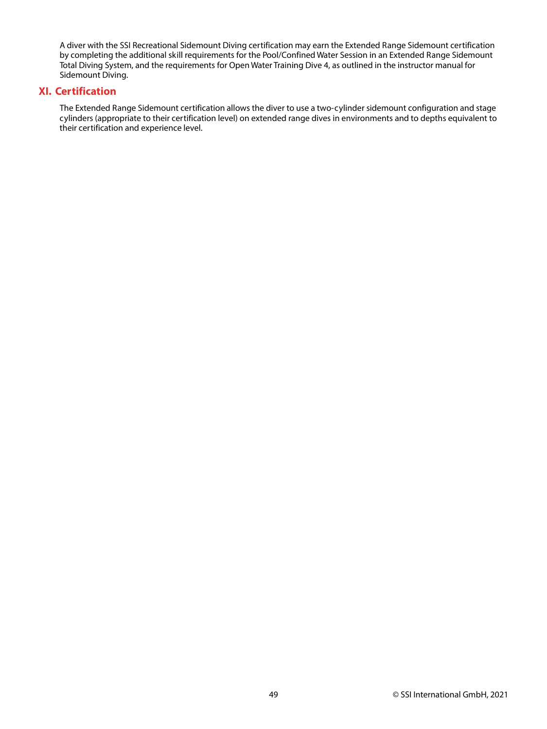A diver with the SSI Recreational Sidemount Diving certification may earn the Extended Range Sidemount certification by completing the additional skill requirements for the Pool/Confined Water Session in an Extended Range Sidemount Total Diving System, and the requirements for Open Water Training Dive 4, as outlined in the instructor manual for Sidemount Diving.

## XI. Certification

The Extended Range Sidemount certification allows the diver to use a two-cylinder sidemount configuration and stage cylinders (appropriate to their certification level) on extended range dives in environments and to depths equivalent to their certification and experience level.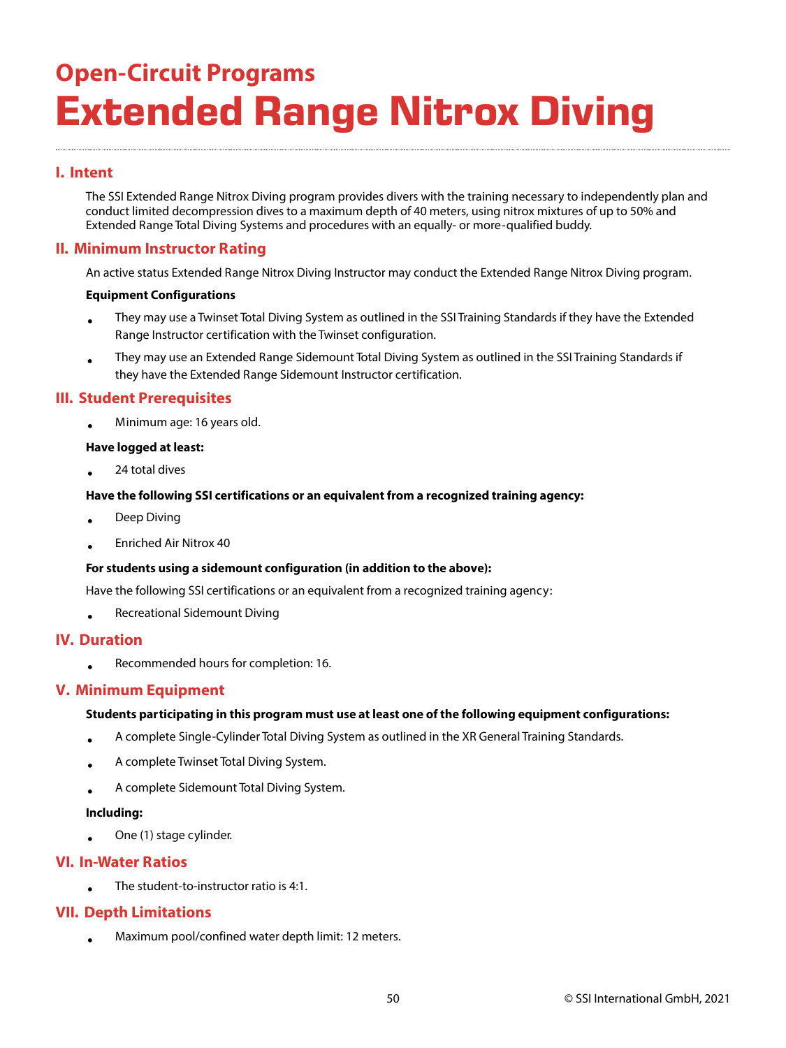## Open-Circuit Programs

# Extended Range Nitrox Diving

## I. Intent

The SSI Extended Range Nitrox Diving program provides divers with the training necessary to independently plan and conduct limited decompression dives to a maximum depth of 40 meters, using nitrox mixtures of up to 50% and Extended Range Total Diving Systems and procedures with an equally- or more-qualified buddy.

## II. Minimum Instructor Rating

An active status Extended Range Nitrox Diving Instructor may conduct the Extended Range Nitrox Diving program.

**Equipment Configurations**

- They may use a Twinset Total Diving System as outlined in the SSI Training Standards if they have the Extended Range Instructor certification with the Twinset configuration.
- They may use an Extended Range Sidemount Total Diving System as outlined in the SSI Training Standards if they have the Extended Range Sidemount Instructor certification.

## III. Student Prerequisites

- Minimum age: 16 years old.

**Have logged at least:**

- 24 total dives

**Have the following SSI certifications or an equivalent from a recognized training agency:**

- Deep Diving
- Enriched Air Nitrox 40

**For students using a sidemount configuration (in addition to the above):**

Have the following SSI certifications or an equivalent from a recognized training agency:

- Recreational Sidemount Diving

## IV. Duration

- Recommended hours for completion: 16.

## V. Minimum Equipment

**Students participating in this program must use at least one of the following equipment configurations:**

- A complete Single-Cylinder Total Diving System as outlined in the XR General Training Standards.
- A complete Twinset Total Diving System.
- A complete Sidemount Total Diving System.

**Including:**

- One (1) stage cylinder.

## VI. In-Water Ratios

- The student-to-instructor ratio is 4:1.

## VII. Depth Limitations

- Maximum pool/confined water depth limit: 12 meters.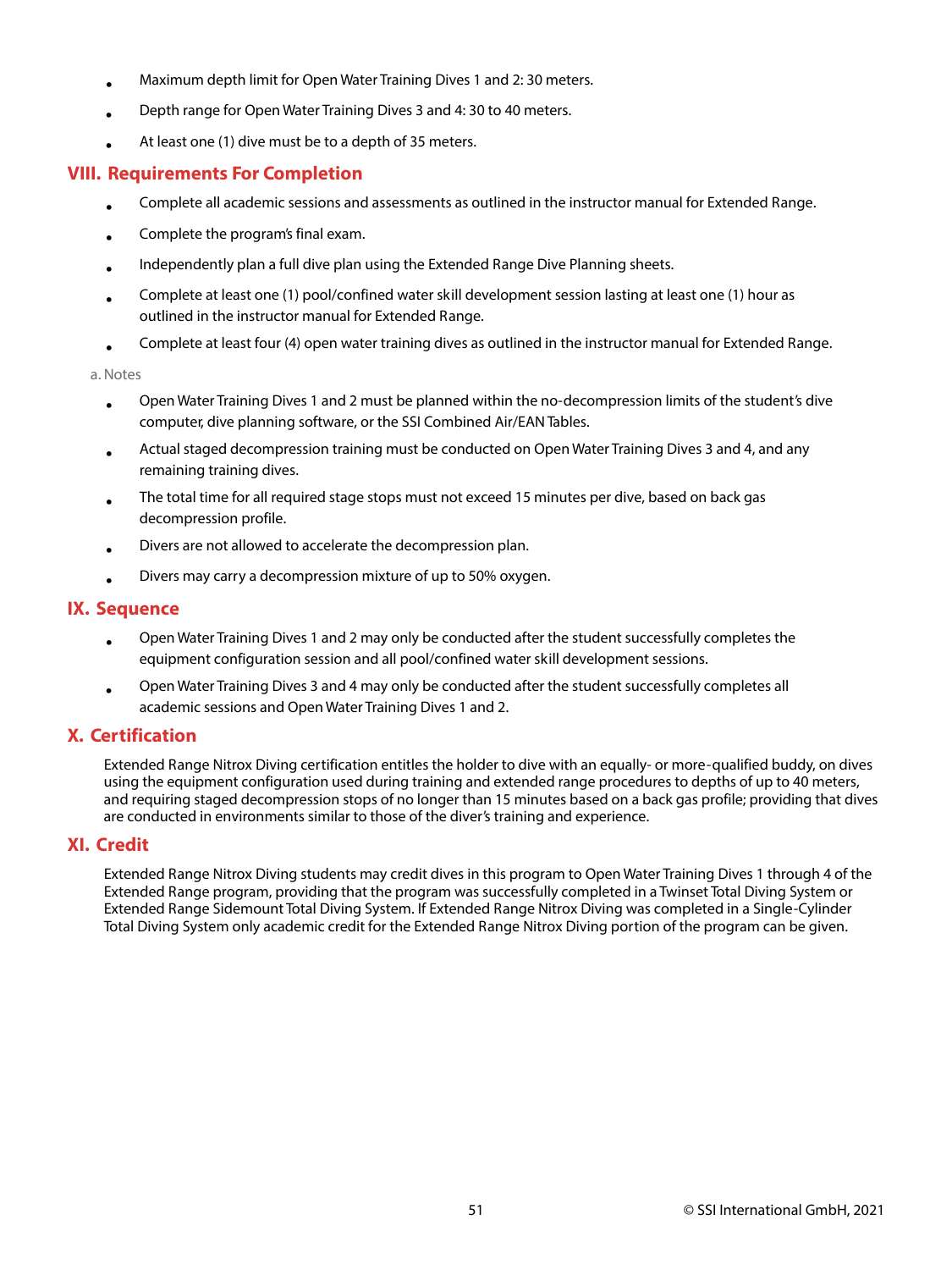- Maximum depth limit for Open Water Training Dives 1 and 2: 30 meters.
- Depth range for Open Water Training Dives 3 and 4: 30 to 40 meters.
- At least one (1) dive must be to a depth of 35 meters.

## VIII. Requirements For Completion

- Complete all academic sessions and assessments as outlined in the instructor manual for Extended Range.
- Complete the program's final exam.
- Independently plan a full dive plan using the Extended Range Dive Planning sheets.
- Complete at least one (1) pool/confined water skill development session lasting at least one (1) hour as outlined in the instructor manual for Extended Range.
- Complete at least four (4) open water training dives as outlined in the instructor manual for Extended Range.

a. Notes

- Open Water Training Dives 1 and 2 must be planned within the no-decompression limits of the student's dive computer, dive planning software, or the SSI Combined Air/EAN Tables.
- Actual staged decompression training must be conducted on Open Water Training Dives 3 and 4, and any remaining training dives.
- The total time for all required stage stops must not exceed 15 minutes per dive, based on back gas decompression profile.
- Divers are not allowed to accelerate the decompression plan.
- Divers may carry a decompression mixture of up to 50% oxygen.

## IX. Sequence

- Open Water Training Dives 1 and 2 may only be conducted after the student successfully completes the equipment configuration session and all pool/confined water skill development sessions.
- Open Water Training Dives 3 and 4 may only be conducted after the student successfully completes all academic sessions and Open Water Training Dives 1 and 2.

## X. Certification

Extended Range Nitrox Diving certification entitles the holder to dive with an equally- or more-qualified buddy, on dives using the equipment configuration used during training and extended range procedures to depths of up to 40 meters, and requiring staged decompression stops of no longer than 15 minutes based on a back gas profile; providing that dives are conducted in environments similar to those of the diver's training and experience.

## XI. Credit

Extended Range Nitrox Diving students may credit dives in this program to Open Water Training Dives 1 through 4 of the Extended Range program, providing that the program was successfully completed in a Twinset Total Diving System or Extended Range Sidemount Total Diving System. If Extended Range Nitrox Diving was completed in a Single-Cylinder Total Diving System only academic credit for the Extended Range Nitrox Diving portion of the program can be given.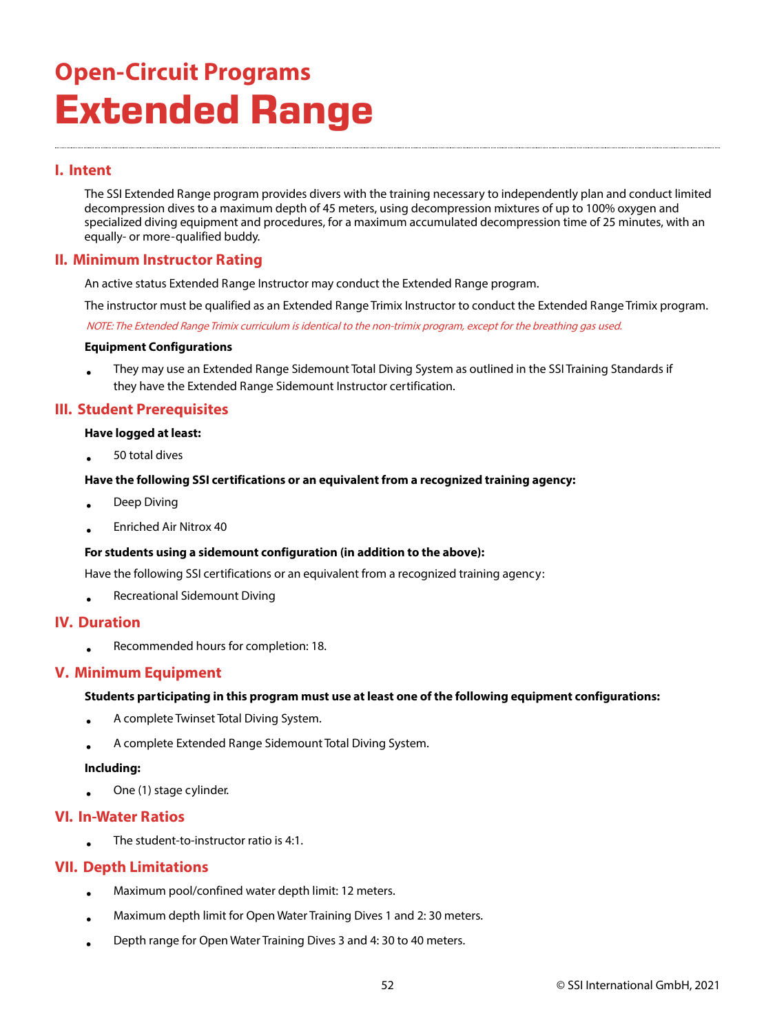## Open-Circuit Programs

# Extended Range

## I. Intent

The SSI Extended Range program provides divers with the training necessary to independently plan and conduct limited decompression dives to a maximum depth of 45 meters, using decompression mixtures of up to 100% oxygen and specialized diving equipment and procedures, for a maximum accumulated decompression time of 25 minutes, with an equally- or more-qualified buddy.

## II. Minimum Instructor Rating

An active status Extended Range Instructor may conduct the Extended Range program.

The instructor must be qualified as an Extended Range Trimix Instructor to conduct the Extended Range Trimix program.

*NOTE: The Extended Range Trimix curriculum is identical to the non-trimix program, except for the breathing gas used.*

**Equipment Configurations**

- They may use an Extended Range Sidemount Total Diving System as outlined in the SSI Training Standards if they have the Extended Range Sidemount Instructor certification.

## III. Student Prerequisites

**Have logged at least:**

- 50 total dives

**Have the following SSI certifications or an equivalent from a recognized training agency:**

- Deep Diving
- Enriched Air Nitrox 40

**For students using a sidemount configuration (in addition to the above):**

Have the following SSI certifications or an equivalent from a recognized training agency:

- Recreational Sidemount Diving

## IV. Duration

- Recommended hours for completion: 18.

## V. Minimum Equipment

**Students participating in this program must use at least one of the following equipment configurations:**

- A complete Twinset Total Diving System.
- A complete Extended Range Sidemount Total Diving System.

**Including:**

- One (1) stage cylinder.

## VI. In-Water Ratios

- The student-to-instructor ratio is 4:1.

## VII. Depth Limitations

- Maximum pool/confined water depth limit: 12 meters.
- Maximum depth limit for Open Water Training Dives 1 and 2: 30 meters.
- Depth range for Open Water Training Dives 3 and 4: 30 to 40 meters.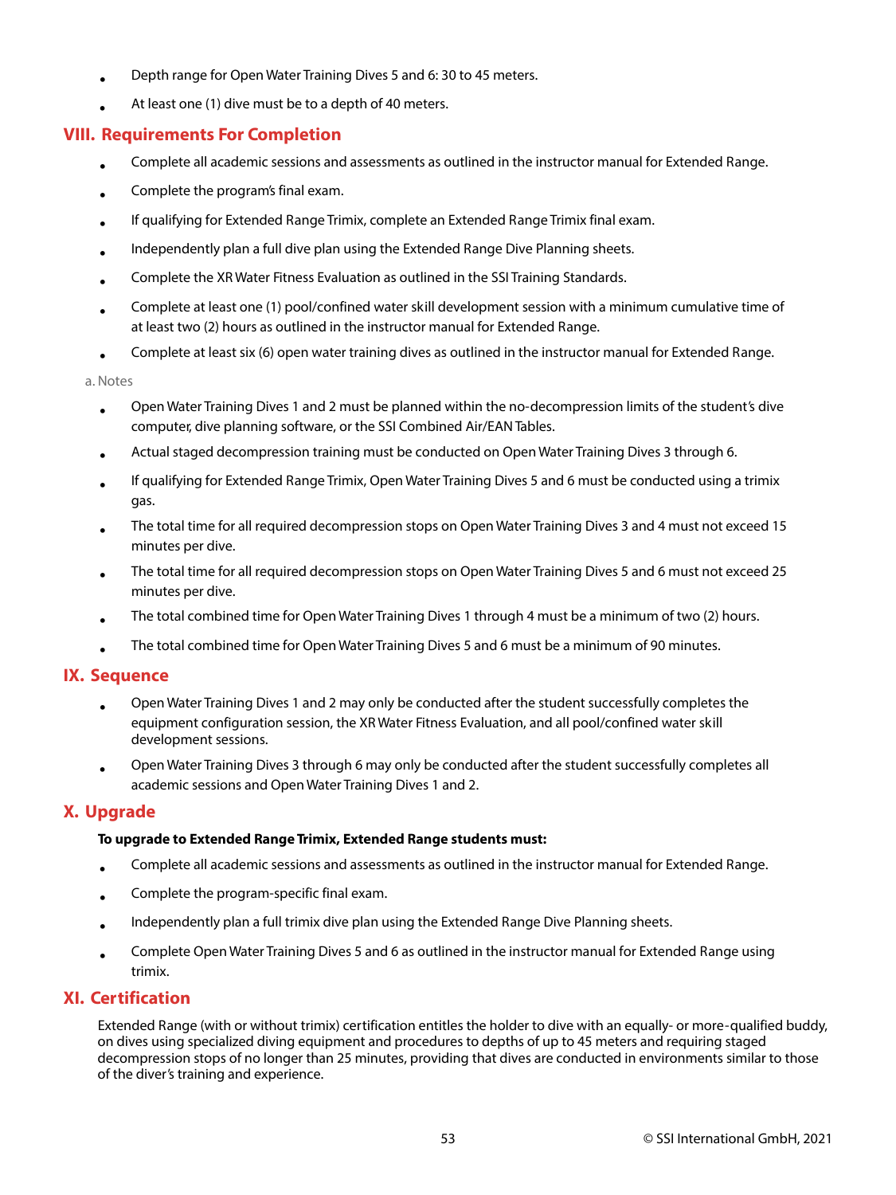- Depth range for Open Water Training Dives 5 and 6: 30 to 45 meters.
- At least one (1) dive must be to a depth of 40 meters.

## VIII. Requirements For Completion

- Complete all academic sessions and assessments as outlined in the instructor manual for Extended Range.
- Complete the program's final exam.
- If qualifying for Extended Range Trimix, complete an Extended Range Trimix final exam.
- Independently plan a full dive plan using the Extended Range Dive Planning sheets.
- Complete the XR Water Fitness Evaluation as outlined in the SSI Training Standards.
- Complete at least one (1) pool/confined water skill development session with a minimum cumulative time of at least two (2) hours as outlined in the instructor manual for Extended Range.
- Complete at least six (6) open water training dives as outlined in the instructor manual for Extended Range.

a. Notes

- Open Water Training Dives 1 and 2 must be planned within the no-decompression limits of the student's dive computer, dive planning software, or the SSI Combined Air/EAN Tables.
- Actual staged decompression training must be conducted on Open Water Training Dives 3 through 6.
- If qualifying for Extended Range Trimix, Open Water Training Dives 5 and 6 must be conducted using a trimix gas.
- The total time for all required decompression stops on Open Water Training Dives 3 and 4 must not exceed 15 minutes per dive.
- The total time for all required decompression stops on Open Water Training Dives 5 and 6 must not exceed 25 minutes per dive.
- The total combined time for Open Water Training Dives 1 through 4 must be a minimum of two (2) hours.
- The total combined time for Open Water Training Dives 5 and 6 must be a minimum of 90 minutes.

## IX. Sequence

- Open Water Training Dives 1 and 2 may only be conducted after the student successfully completes the equipment configuration session, the XR Water Fitness Evaluation, and all pool/confined water skill development sessions.
- Open Water Training Dives 3 through 6 may only be conducted after the student successfully completes all academic sessions and Open Water Training Dives 1 and 2.

## X. Upgrade

**To upgrade to Extended Range Trimix, Extended Range students must:**

- Complete all academic sessions and assessments as outlined in the instructor manual for Extended Range.
- Complete the program-specific final exam.
- Independently plan a full trimix dive plan using the Extended Range Dive Planning sheets.
- Complete Open Water Training Dives 5 and 6 as outlined in the instructor manual for Extended Range using trimix.

## XI. Certification

Extended Range (with or without trimix) certification entitles the holder to dive with an equally- or more-qualified buddy, on dives using specialized diving equipment and procedures to depths of up to 45 meters and requiring staged decompression stops of no longer than 25 minutes, providing that dives are conducted in environments similar to those of the diver's training and experience.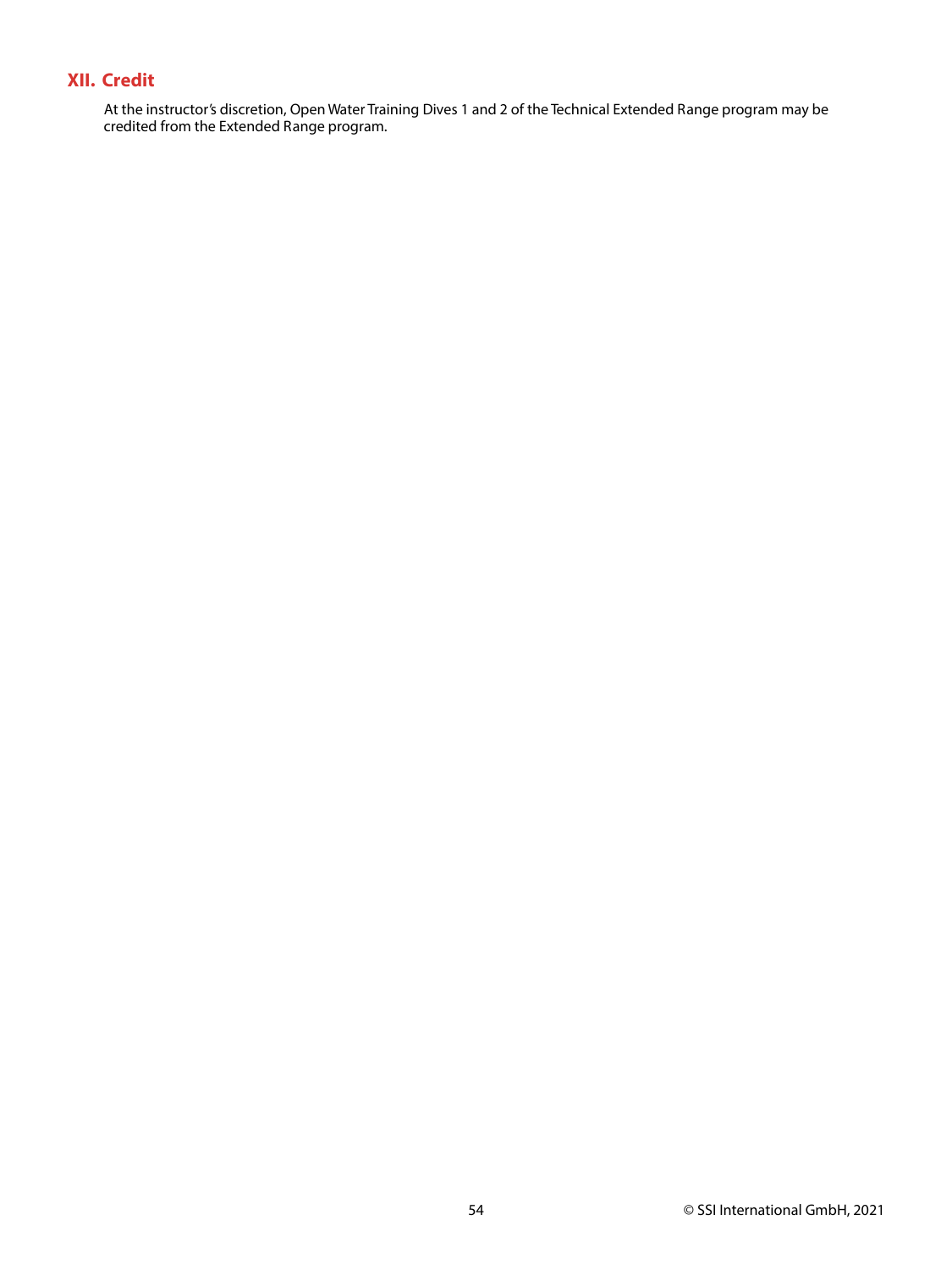## XII. Credit

At the instructor's discretion, Open Water Training Dives 1 and 2 of the Technical Extended Range program may be credited from the Extended Range program.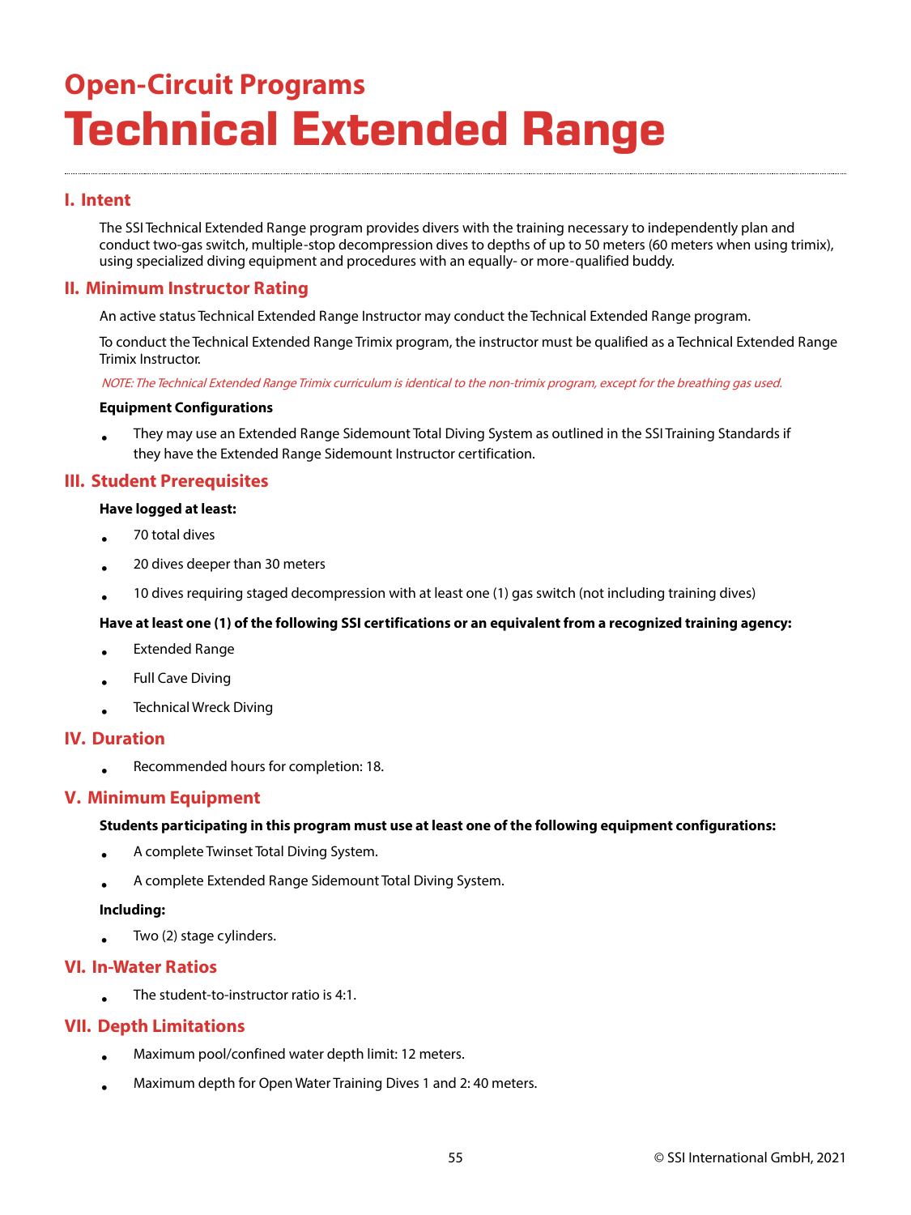## Open-Circuit Programs

# Technical Extended Range

### I. Intent

The SSI Technical Extended Range program provides divers with the training necessary to independently plan and conduct two-gas switch, multiple-stop decompression dives to depths of up to 50 meters (60 meters when using trimix), using specialized diving equipment and procedures with an equally- or more-qualified buddy.

### II. Minimum Instructor Rating

An active status Technical Extended Range Instructor may conduct the Technical Extended Range program.

To conduct the Technical Extended Range Trimix program, the instructor must be qualified as a Technical Extended Range Trimix Instructor.

*NOTE: The Technical Extended Range Trimix curriculum is identical to the non-trimix program, except for the breathing gas used.*

**Equipment Configurations**

- They may use an Extended Range Sidemount Total Diving System as outlined in the SSI Training Standards if they have the Extended Range Sidemount Instructor certification.

### III. Student Prerequisites

**Have logged at least:**

- 70 total dives
- 20 dives deeper than 30 meters
- 10 dives requiring staged decompression with at least one (1) gas switch (not including training dives)

**Have at least one (1) of the following SSI certifications or an equivalent from a recognized training agency:**

- Extended Range
- Full Cave Diving
- Technical Wreck Diving

### IV. Duration

- Recommended hours for completion: 18.

### V. Minimum Equipment

**Students participating in this program must use at least one of the following equipment configurations:**

- A complete Twinset Total Diving System.
- A complete Extended Range Sidemount Total Diving System.

**Including:**

- Two (2) stage cylinders.

### VI. In-Water Ratios

- The student-to-instructor ratio is 4:1.

### VII. Depth Limitations

- Maximum pool/confined water depth limit: 12 meters.
- Maximum depth for Open Water Training Dives 1 and 2: 40 meters.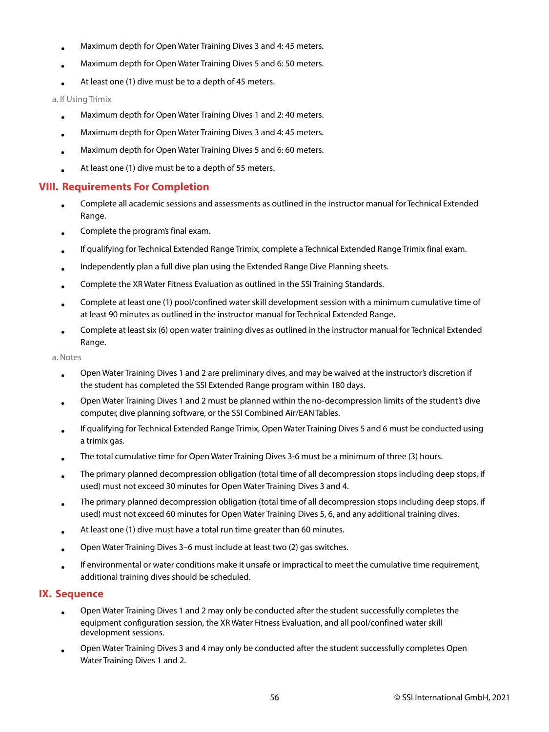- Maximum depth for Open Water Training Dives 3 and 4: 45 meters.
- Maximum depth for Open Water Training Dives 5 and 6: 50 meters.
- At least one (1) dive must be to a depth of 45 meters.

a. If Using Trimix

- Maximum depth for Open Water Training Dives 1 and 2: 40 meters.
- Maximum depth for Open Water Training Dives 3 and 4: 45 meters.
- Maximum depth for Open Water Training Dives 5 and 6: 60 meters.
- At least one (1) dive must be to a depth of 55 meters.

## VIII. Requirements For Completion

- Complete all academic sessions and assessments as outlined in the instructor manual for Technical Extended Range.
- Complete the program's final exam.
- If qualifying for Technical Extended Range Trimix, complete a Technical Extended Range Trimix final exam.
- Independently plan a full dive plan using the Extended Range Dive Planning sheets.
- Complete the XR Water Fitness Evaluation as outlined in the SSI Training Standards.
- Complete at least one (1) pool/confined water skill development session with a minimum cumulative time of at least 90 minutes as outlined in the instructor manual for Technical Extended Range.
- Complete at least six (6) open water training dives as outlined in the instructor manual for Technical Extended Range.

a. Notes

- Open Water Training Dives 1 and 2 are preliminary dives, and may be waived at the instructor's discretion if the student has completed the SSI Extended Range program within 180 days.
- Open Water Training Dives 1 and 2 must be planned within the no-decompression limits of the student's dive computer, dive planning software, or the SSI Combined Air/EAN Tables.
- If qualifying for Technical Extended Range Trimix, Open Water Training Dives 5 and 6 must be conducted using a trimix gas.
- The total cumulative time for Open Water Training Dives 3-6 must be a minimum of three (3) hours.
- The primary planned decompression obligation (total time of all decompression stops including deep stops, if used) must not exceed 30 minutes for Open Water Training Dives 3 and 4.
- The primary planned decompression obligation (total time of all decompression stops including deep stops, if used) must not exceed 60 minutes for Open Water Training Dives 5, 6, and any additional training dives.
- At least one (1) dive must have a total run time greater than 60 minutes.
- Open Water Training Dives 3–6 must include at least two (2) gas switches.
- If environmental or water conditions make it unsafe or impractical to meet the cumulative time requirement, additional training dives should be scheduled.

## IX. Sequence

- Open Water Training Dives 1 and 2 may only be conducted after the student successfully completes the equipment configuration session, the XR Water Fitness Evaluation, and all pool/confined water skill development sessions.
- Open Water Training Dives 3 and 4 may only be conducted after the student successfully completes Open Water Training Dives 1 and 2.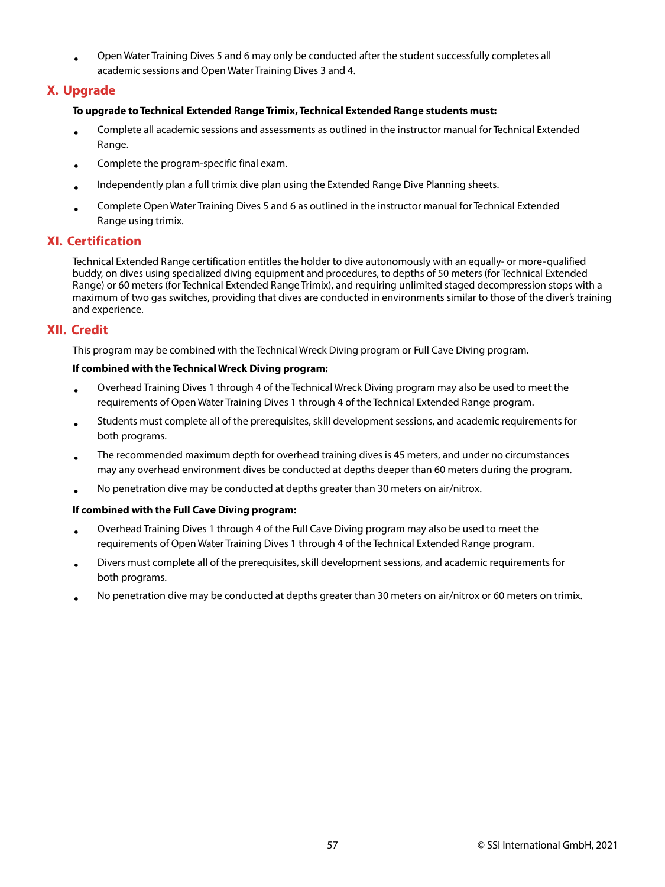- Open Water Training Dives 5 and 6 may only be conducted after the student successfully completes all academic sessions and Open Water Training Dives 3 and 4.

## X. Upgrade

**To upgrade to Technical Extended Range Trimix, Technical Extended Range students must:**

- Complete all academic sessions and assessments as outlined in the instructor manual for Technical Extended Range.
- Complete the program-specific final exam.
- Independently plan a full trimix dive plan using the Extended Range Dive Planning sheets.
- Complete Open Water Training Dives 5 and 6 as outlined in the instructor manual for Technical Extended Range using trimix.

## XI. Certification

Technical Extended Range certification entitles the holder to dive autonomously with an equally- or more-qualified buddy, on dives using specialized diving equipment and procedures, to depths of 50 meters (for Technical Extended Range) or 60 meters (for Technical Extended Range Trimix), and requiring unlimited staged decompression stops with a maximum of two gas switches, providing that dives are conducted in environments similar to those of the diver's training and experience.

## XII. Credit

This program may be combined with the Technical Wreck Diving program or Full Cave Diving program.

**If combined with the Technical Wreck Diving program:**

- Overhead Training Dives 1 through 4 of the Technical Wreck Diving program may also be used to meet the requirements of Open Water Training Dives 1 through 4 of the Technical Extended Range program.
- Students must complete all of the prerequisites, skill development sessions, and academic requirements for both programs.
- The recommended maximum depth for overhead training dives is 45 meters, and under no circumstances may any overhead environment dives be conducted at depths deeper than 60 meters during the program.
- No penetration dive may be conducted at depths greater than 30 meters on air/nitrox.

**If combined with the Full Cave Diving program:**

- Overhead Training Dives 1 through 4 of the Full Cave Diving program may also be used to meet the requirements of Open Water Training Dives 1 through 4 of the Technical Extended Range program.
- Divers must complete all of the prerequisites, skill development sessions, and academic requirements for both programs.
- No penetration dive may be conducted at depths greater than 30 meters on air/nitrox or 60 meters on trimix.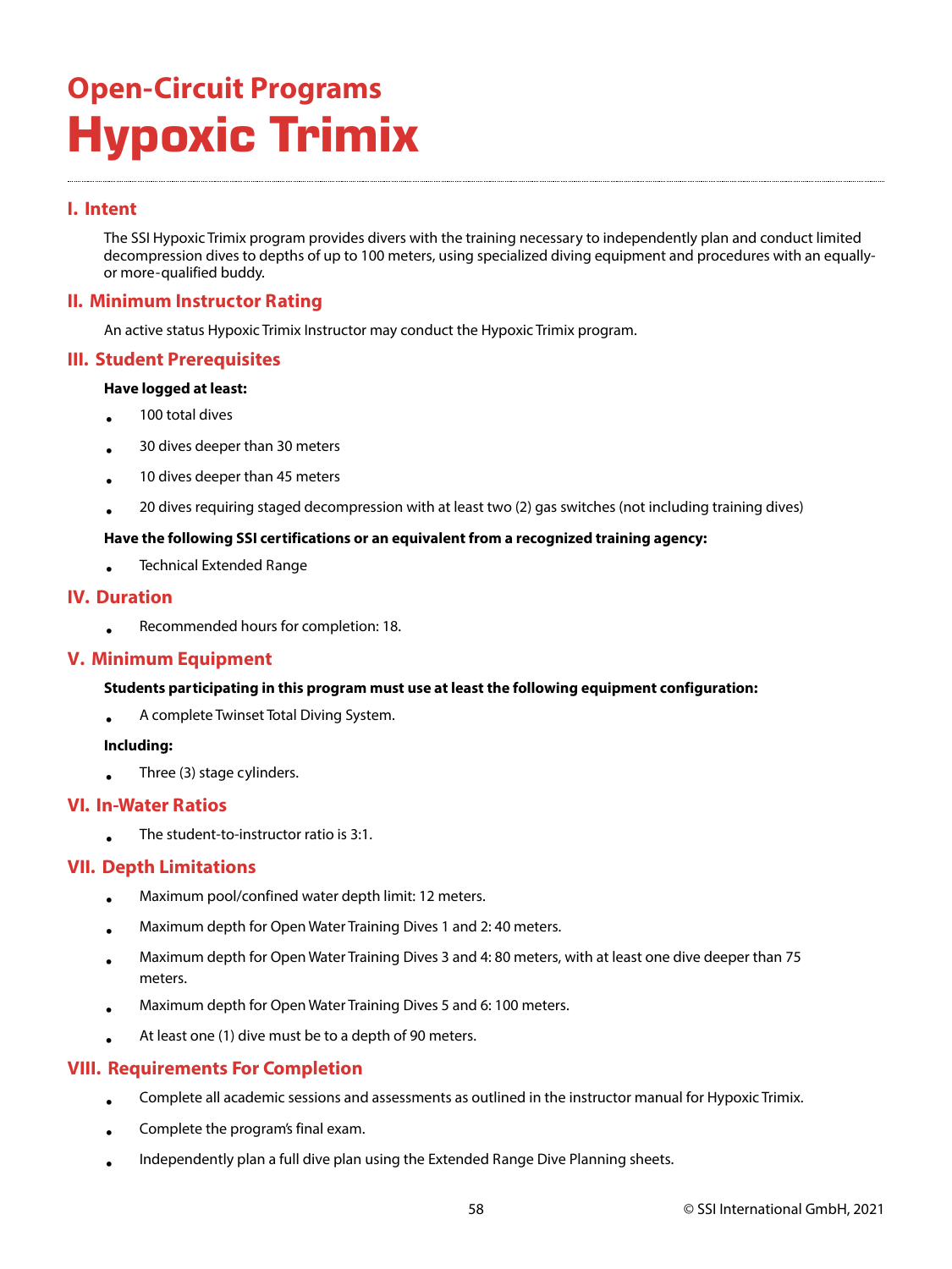## Open-Circuit Programs

# Hypoxic Trimix

## I. Intent

The SSI Hypoxic Trimix program provides divers with the training necessary to independently plan and conduct limited decompression dives to depths of up to 100 meters, using specialized diving equipment and procedures with an equally- or more-qualified buddy.

## II. Minimum Instructor Rating

An active status Hypoxic Trimix Instructor may conduct the Hypoxic Trimix program.

## III. Student Prerequisites

**Have logged at least:**

- 100 total dives
- 30 dives deeper than 30 meters
- 10 dives deeper than 45 meters
- 20 dives requiring staged decompression with at least two (2) gas switches (not including training dives)

**Have the following SSI certifications or an equivalent from a recognized training agency:**

- Technical Extended Range

## IV. Duration

- Recommended hours for completion: 18.

## V. Minimum Equipment

**Students participating in this program must use at least the following equipment configuration:**

- A complete Twinset Total Diving System.

**Including:**

- Three (3) stage cylinders.

## VI. In-Water Ratios

- The student-to-instructor ratio is 3:1.

## VII. Depth Limitations

- Maximum pool/confined water depth limit: 12 meters.
- Maximum depth for Open Water Training Dives 1 and 2: 40 meters.
- Maximum depth for Open Water Training Dives 3 and 4: 80 meters, with at least one dive deeper than 75 meters.
- Maximum depth for Open Water Training Dives 5 and 6: 100 meters.
- At least one (1) dive must be to a depth of 90 meters.

## VIII. Requirements For Completion

- Complete all academic sessions and assessments as outlined in the instructor manual for Hypoxic Trimix.
- Complete the program's final exam.
- Independently plan a full dive plan using the Extended Range Dive Planning sheets.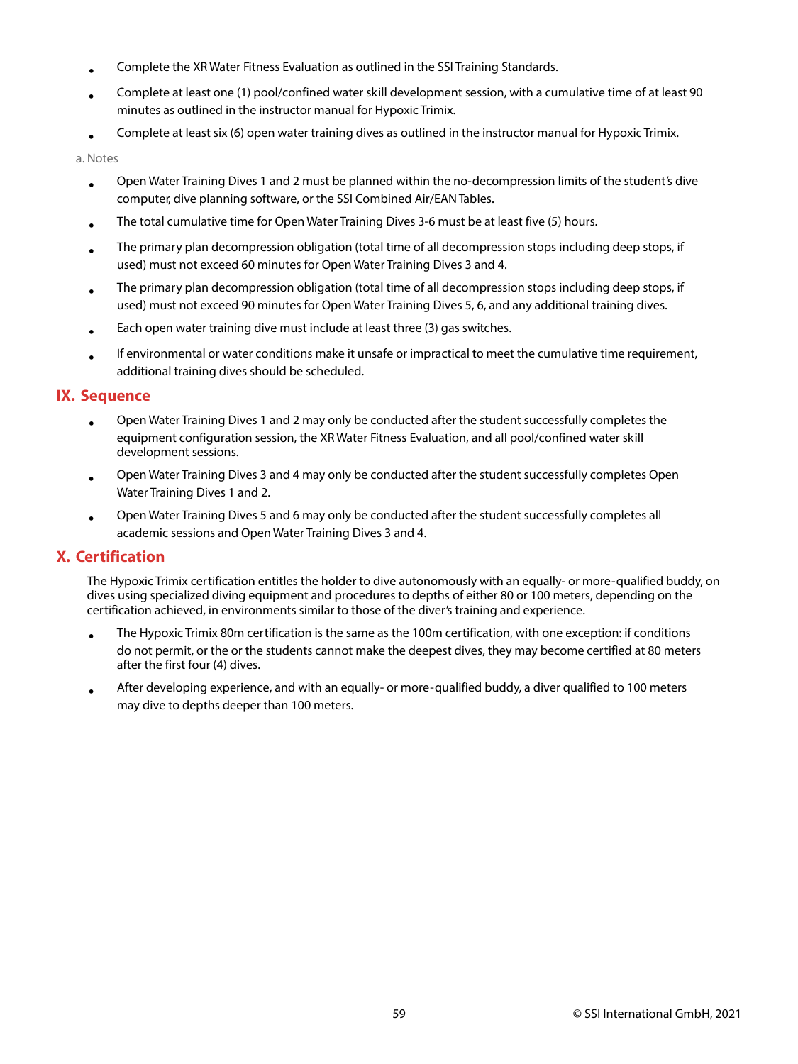- Complete the XR Water Fitness Evaluation as outlined in the SSI Training Standards.
- Complete at least one (1) pool/confined water skill development session, with a cumulative time of at least 90 minutes as outlined in the instructor manual for Hypoxic Trimix.
- Complete at least six (6) open water training dives as outlined in the instructor manual for Hypoxic Trimix.

a. Notes

- Open Water Training Dives 1 and 2 must be planned within the no-decompression limits of the student's dive computer, dive planning software, or the SSI Combined Air/EAN Tables.
- The total cumulative time for Open Water Training Dives 3-6 must be at least five (5) hours.
- The primary plan decompression obligation (total time of all decompression stops including deep stops, if used) must not exceed 60 minutes for Open Water Training Dives 3 and 4.
- The primary plan decompression obligation (total time of all decompression stops including deep stops, if used) must not exceed 90 minutes for Open Water Training Dives 5, 6, and any additional training dives.
- Each open water training dive must include at least three (3) gas switches.
- If environmental or water conditions make it unsafe or impractical to meet the cumulative time requirement, additional training dives should be scheduled.

## IX. Sequence

- Open Water Training Dives 1 and 2 may only be conducted after the student successfully completes the equipment configuration session, the XR Water Fitness Evaluation, and all pool/confined water skill development sessions.
- Open Water Training Dives 3 and 4 may only be conducted after the student successfully completes Open Water Training Dives 1 and 2.
- Open Water Training Dives 5 and 6 may only be conducted after the student successfully completes all academic sessions and Open Water Training Dives 3 and 4.

## X. Certification

The Hypoxic Trimix certification entitles the holder to dive autonomously with an equally- or more-qualified buddy, on dives using specialized diving equipment and procedures to depths of either 80 or 100 meters, depending on the certification achieved, in environments similar to those of the diver's training and experience.

- The Hypoxic Trimix 80m certification is the same as the 100m certification, with one exception: if conditions do not permit, or the or the students cannot make the deepest dives, they may become certified at 80 meters after the first four (4) dives.
- After developing experience, and with an equally- or more-qualified buddy, a diver qualified to 100 meters may dive to depths deeper than 100 meters.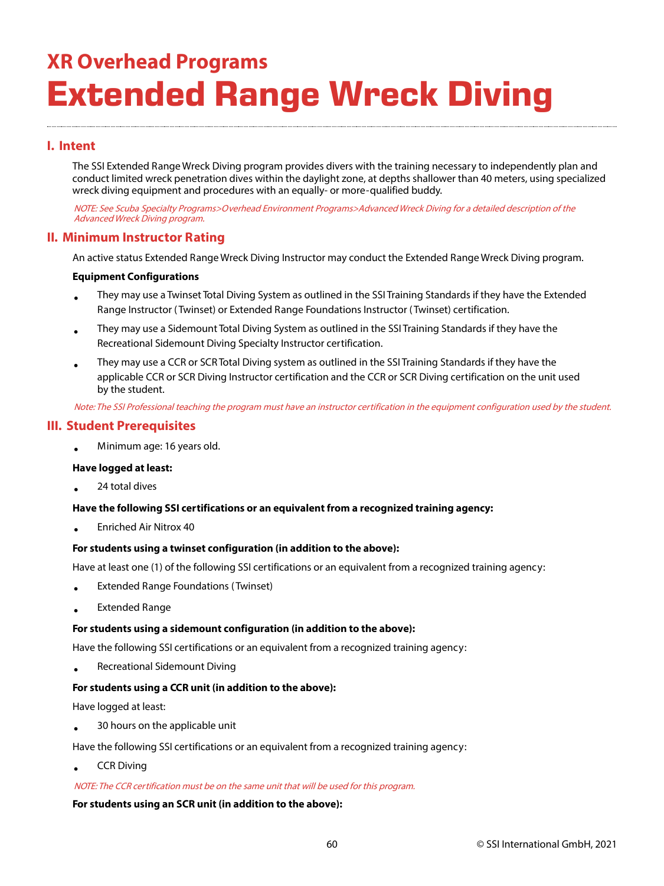## XR Overhead Programs

# Extended Range Wreck Diving

## I. Intent

The SSI Extended Range Wreck Diving program provides divers with the training necessary to independently plan and conduct limited wreck penetration dives within the daylight zone, at depths shallower than 40 meters, using specialized wreck diving equipment and procedures with an equally- or more-qualified buddy.

*NOTE: See Scuba Specialty Programs>Overhead Environment Programs>Advanced Wreck Diving for a detailed description of the Advanced Wreck Diving program.*

## II. Minimum Instructor Rating

An active status Extended Range Wreck Diving Instructor may conduct the Extended Range Wreck Diving program.

**Equipment Configurations**

- They may use a Twinset Total Diving System as outlined in the SSI Training Standards if they have the Extended Range Instructor (Twinset) or Extended Range Foundations Instructor (Twinset) certification.
- They may use a Sidemount Total Diving System as outlined in the SSI Training Standards if they have the Recreational Sidemount Diving Specialty Instructor certification.
- They may use a CCR or SCR Total Diving system as outlined in the SSI Training Standards if they have the applicable CCR or SCR Diving Instructor certification and the CCR or SCR Diving certification on the unit used by the student.

*Note: The SSI Professional teaching the program must have an instructor certification in the equipment configuration used by the student.*

## III. Student Prerequisites

- Minimum age: 16 years old.

**Have logged at least:**

- 24 total dives

**Have the following SSI certifications or an equivalent from a recognized training agency:**

- Enriched Air Nitrox 40

**For students using a twinset configuration (in addition to the above):**

Have at least one (1) of the following SSI certifications or an equivalent from a recognized training agency:

- Extended Range Foundations (Twinset)
- Extended Range

**For students using a sidemount configuration (in addition to the above):**

Have the following SSI certifications or an equivalent from a recognized training agency:

- Recreational Sidemount Diving

**For students using a CCR unit (in addition to the above):**

Have logged at least:

- 30 hours on the applicable unit

Have the following SSI certifications or an equivalent from a recognized training agency:

- CCR Diving

*NOTE: The CCR certification must be on the same unit that will be used for this program.*

**For students using an SCR unit (in addition to the above):**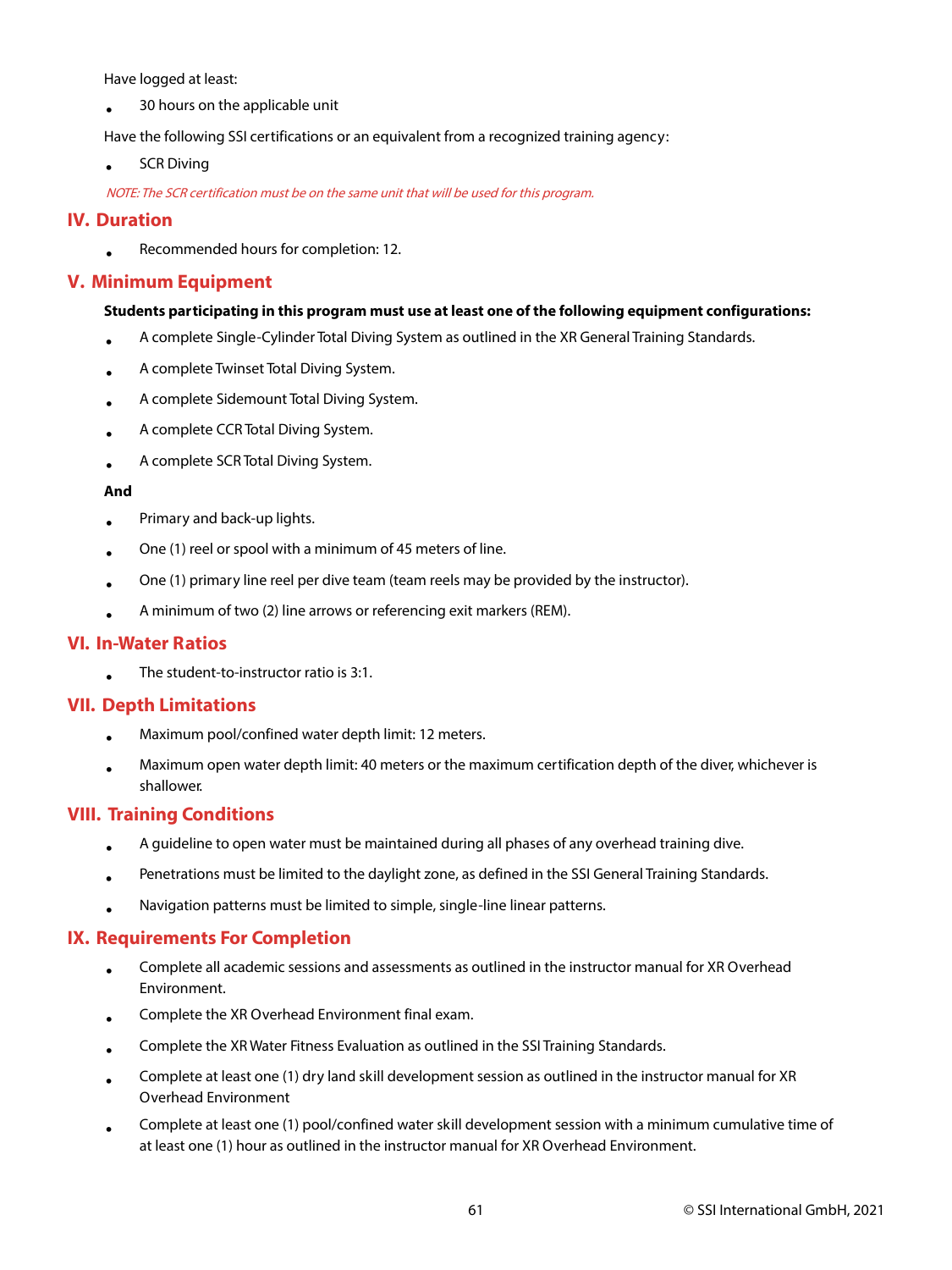Have logged at least:

- 30 hours on the applicable unit

Have the following SSI certifications or an equivalent from a recognized training agency:

- SCR Diving

*NOTE: The SCR certification must be on the same unit that will be used for this program.*

## IV. Duration

- Recommended hours for completion: 12.

## V. Minimum Equipment

**Students participating in this program must use at least one of the following equipment configurations:**

- A complete Single-Cylinder Total Diving System as outlined in the XR General Training Standards.
- A complete Twinset Total Diving System.
- A complete Sidemount Total Diving System.
- A complete CCR Total Diving System.
- A complete SCR Total Diving System.

**And**

- Primary and back-up lights.
- One (1) reel or spool with a minimum of 45 meters of line.
- One (1) primary line reel per dive team (team reels may be provided by the instructor).
- A minimum of two (2) line arrows or referencing exit markers (REM).

## VI. In-Water Ratios

- The student-to-instructor ratio is 3:1.

## VII. Depth Limitations

- Maximum pool/confined water depth limit: 12 meters.
- Maximum open water depth limit: 40 meters or the maximum certification depth of the diver, whichever is shallower.

## VIII. Training Conditions

- A guideline to open water must be maintained during all phases of any overhead training dive.
- Penetrations must be limited to the daylight zone, as defined in the SSI General Training Standards.
- Navigation patterns must be limited to simple, single-line linear patterns.

## IX. Requirements For Completion

- Complete all academic sessions and assessments as outlined in the instructor manual for XR Overhead Environment.
- Complete the XR Overhead Environment final exam.
- Complete the XR Water Fitness Evaluation as outlined in the SSI Training Standards.
- Complete at least one (1) dry land skill development session as outlined in the instructor manual for XR Overhead Environment
- Complete at least one (1) pool/confined water skill development session with a minimum cumulative time of at least one (1) hour as outlined in the instructor manual for XR Overhead Environment.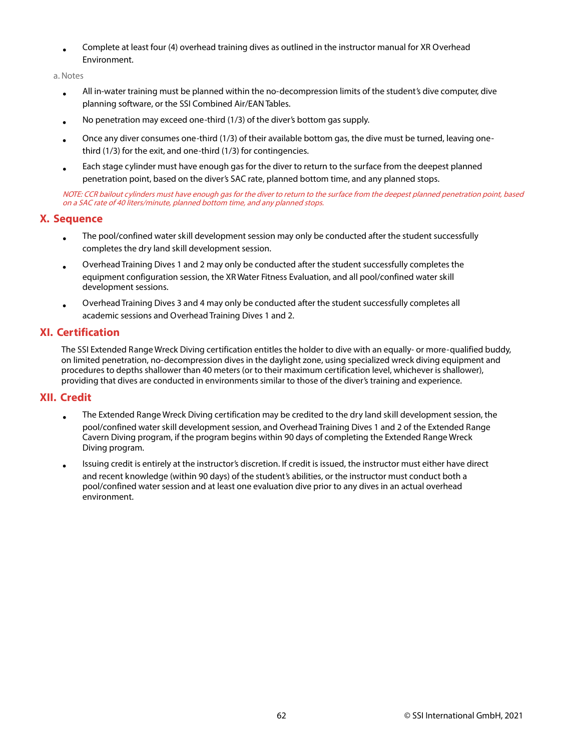- Complete at least four (4) overhead training dives as outlined in the instructor manual for XR Overhead Environment.

a. Notes

- All in-water training must be planned within the no-decompression limits of the student's dive computer, dive planning software, or the SSI Combined Air/EAN Tables.
- No penetration may exceed one-third (1/3) of the diver's bottom gas supply.
- Once any diver consumes one-third (1/3) of their available bottom gas, the dive must be turned, leaving one-third (1/3) for the exit, and one-third (1/3) for contingencies.
- Each stage cylinder must have enough gas for the diver to return to the surface from the deepest planned penetration point, based on the diver's SAC rate, planned bottom time, and any planned stops.

*NOTE: CCR bailout cylinders must have enough gas for the diver to return to the surface from the deepest planned penetration point, based on a SAC rate of 40 liters/minute, planned bottom time, and any planned stops.*

## X. Sequence

- The pool/confined water skill development session may only be conducted after the student successfully completes the dry land skill development session.
- Overhead Training Dives 1 and 2 may only be conducted after the student successfully completes the equipment configuration session, the XR Water Fitness Evaluation, and all pool/confined water skill development sessions.
- Overhead Training Dives 3 and 4 may only be conducted after the student successfully completes all academic sessions and Overhead Training Dives 1 and 2.

## XI. Certification

The SSI Extended Range Wreck Diving certification entitles the holder to dive with an equally- or more-qualified buddy, on limited penetration, no-decompression dives in the daylight zone, using specialized wreck diving equipment and procedures to depths shallower than 40 meters (or to their maximum certification level, whichever is shallower), providing that dives are conducted in environments similar to those of the diver's training and experience.

## XII. Credit

- The Extended Range Wreck Diving certification may be credited to the dry land skill development session, the pool/confined water skill development session, and Overhead Training Dives 1 and 2 of the Extended Range Cavern Diving program, if the program begins within 90 days of completing the Extended Range Wreck Diving program.
- Issuing credit is entirely at the instructor's discretion. If credit is issued, the instructor must either have direct and recent knowledge (within 90 days) of the student's abilities, or the instructor must conduct both a pool/confined water session and at least one evaluation dive prior to any dives in an actual overhead environment.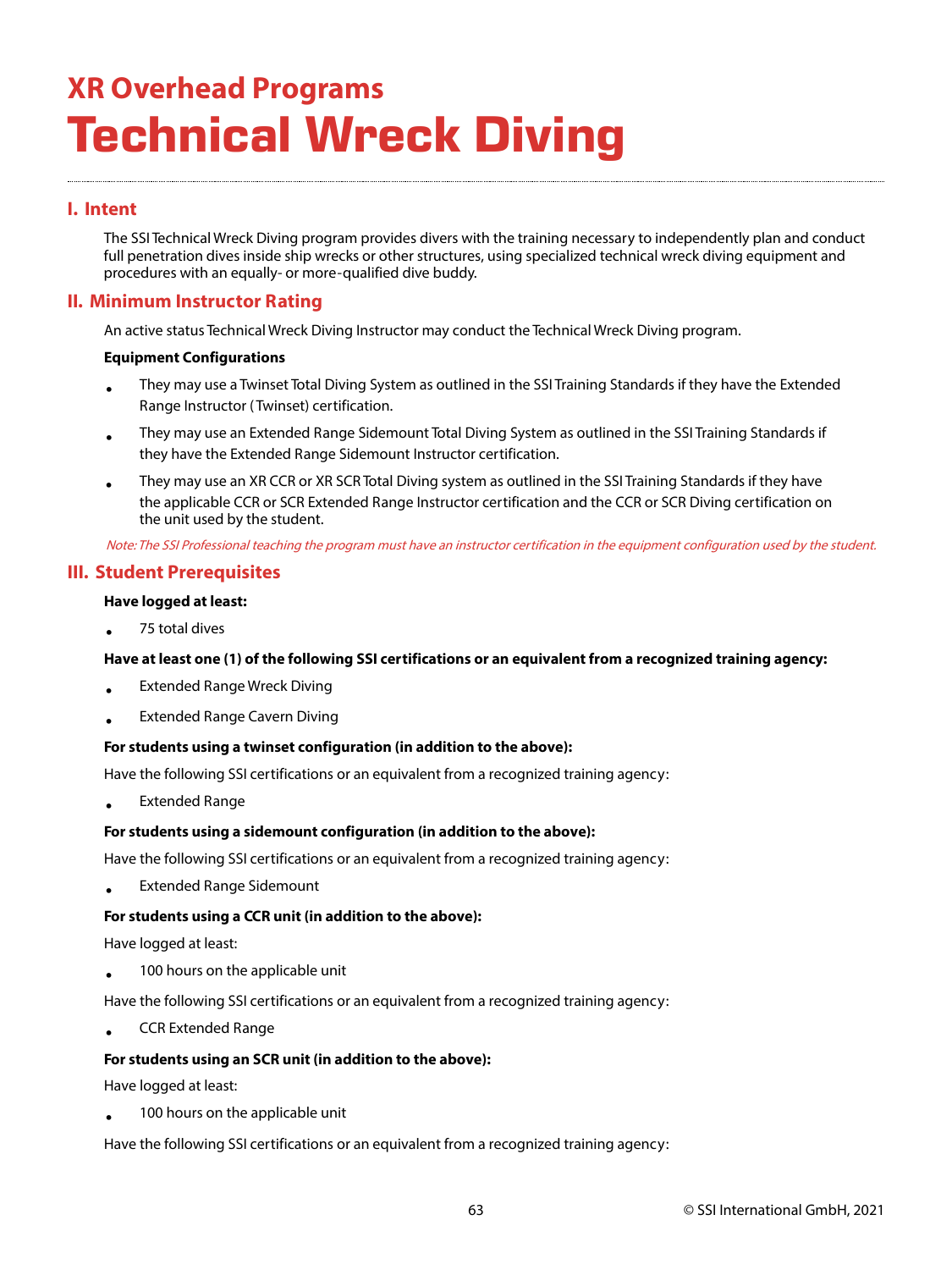## XR Overhead Programs

# Technical Wreck Diving

## I. Intent

The SSI Technical Wreck Diving program provides divers with the training necessary to independently plan and conduct full penetration dives inside ship wrecks or other structures, using specialized technical wreck diving equipment and procedures with an equally- or more-qualified dive buddy.

## II. Minimum Instructor Rating

An active status Technical Wreck Diving Instructor may conduct the Technical Wreck Diving program.

**Equipment Configurations**

- They may use a Twinset Total Diving System as outlined in the SSI Training Standards if they have the Extended Range Instructor (Twinset) certification.
- They may use an Extended Range Sidemount Total Diving System as outlined in the SSI Training Standards if they have the Extended Range Sidemount Instructor certification.
- They may use an XR CCR or XR SCR Total Diving system as outlined in the SSI Training Standards if they have the applicable CCR or SCR Extended Range Instructor certification and the CCR or SCR Diving certification on the unit used by the student.

*Note: The SSI Professional teaching the program must have an instructor certification in the equipment configuration used by the student.*

## III. Student Prerequisites

**Have logged at least:**

- 75 total dives

**Have at least one (1) of the following SSI certifications or an equivalent from a recognized training agency:**

- Extended Range Wreck Diving
- Extended Range Cavern Diving

**For students using a twinset configuration (in addition to the above):**

Have the following SSI certifications or an equivalent from a recognized training agency:

- Extended Range

**For students using a sidemount configuration (in addition to the above):**

Have the following SSI certifications or an equivalent from a recognized training agency:

- Extended Range Sidemount

**For students using a CCR unit (in addition to the above):**

Have logged at least:

- 100 hours on the applicable unit

Have the following SSI certifications or an equivalent from a recognized training agency:

- CCR Extended Range

**For students using an SCR unit (in addition to the above):**

Have logged at least:

- 100 hours on the applicable unit

Have the following SSI certifications or an equivalent from a recognized training agency: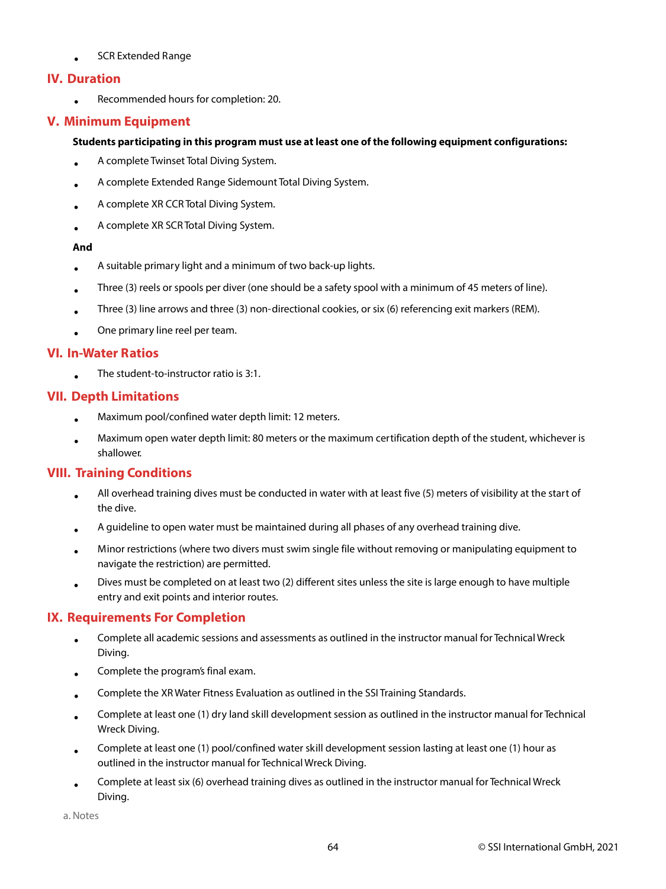- SCR Extended Range

## IV. Duration

- Recommended hours for completion: 20.

## V. Minimum Equipment

**Students participating in this program must use at least one of the following equipment configurations:**

- A complete Twinset Total Diving System.
- A complete Extended Range Sidemount Total Diving System.
- A complete XR CCR Total Diving System.
- A complete XR SCR Total Diving System.

**And**

- A suitable primary light and a minimum of two back-up lights.
- Three (3) reels or spools per diver (one should be a safety spool with a minimum of 45 meters of line).
- Three (3) line arrows and three (3) non-directional cookies, or six (6) referencing exit markers (REM).
- One primary line reel per team.

## VI. In-Water Ratios

- The student-to-instructor ratio is 3:1.

## VII. Depth Limitations

- Maximum pool/confined water depth limit: 12 meters.
- Maximum open water depth limit: 80 meters or the maximum certification depth of the student, whichever is shallower.

## VIII. Training Conditions

- All overhead training dives must be conducted in water with at least five (5) meters of visibility at the start of the dive.
- A guideline to open water must be maintained during all phases of any overhead training dive.
- Minor restrictions (where two divers must swim single file without removing or manipulating equipment to navigate the restriction) are permitted.
- Dives must be completed on at least two (2) different sites unless the site is large enough to have multiple entry and exit points and interior routes.

## IX. Requirements For Completion

- Complete all academic sessions and assessments as outlined in the instructor manual for Technical Wreck Diving.
- Complete the program's final exam.
- Complete the XR Water Fitness Evaluation as outlined in the SSI Training Standards.
- Complete at least one (1) dry land skill development session as outlined in the instructor manual for Technical Wreck Diving.
- Complete at least one (1) pool/confined water skill development session lasting at least one (1) hour as outlined in the instructor manual for Technical Wreck Diving.
- Complete at least six (6) overhead training dives as outlined in the instructor manual for Technical Wreck Diving.

a. Notes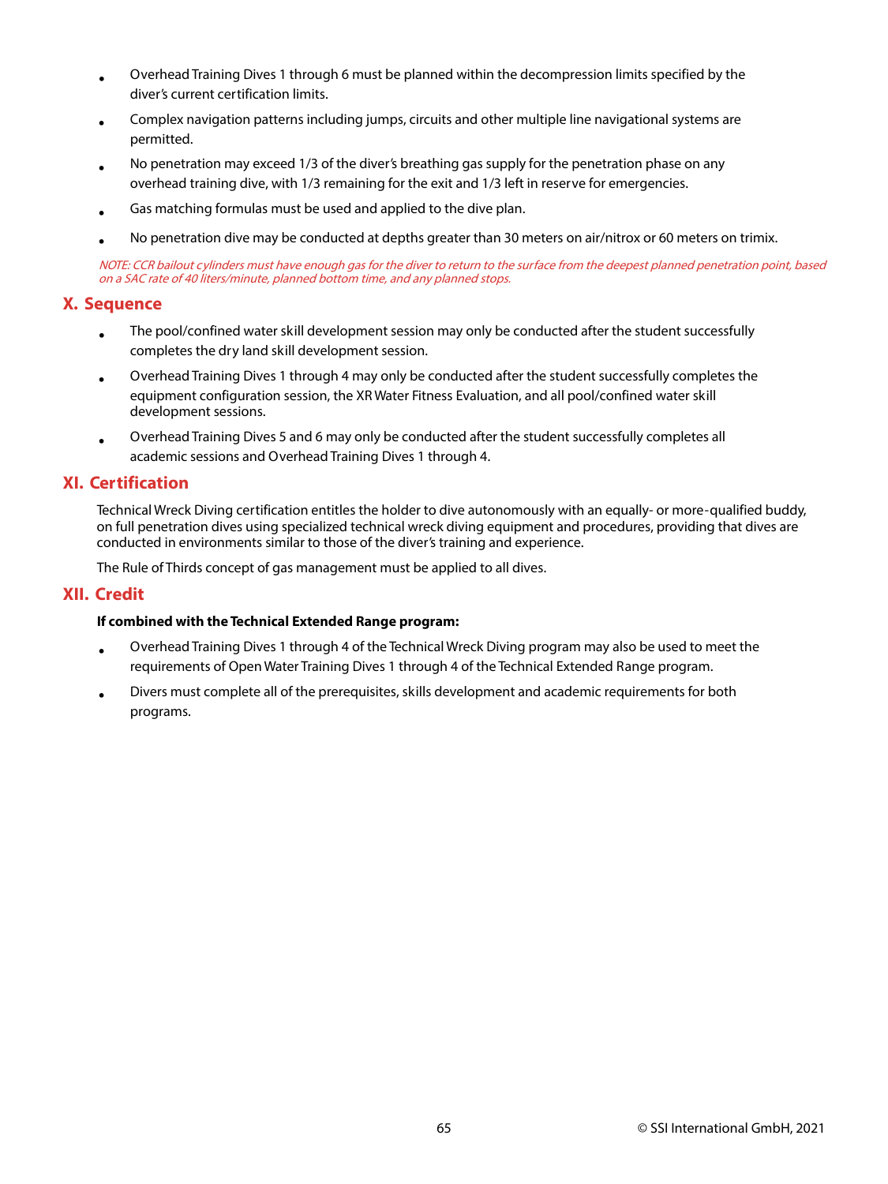- Overhead Training Dives 1 through 6 must be planned within the decompression limits specified by the diver's current certification limits.
- Complex navigation patterns including jumps, circuits and other multiple line navigational systems are permitted.
- No penetration may exceed 1/3 of the diver's breathing gas supply for the penetration phase on any overhead training dive, with 1/3 remaining for the exit and 1/3 left in reserve for emergencies.
- Gas matching formulas must be used and applied to the dive plan.
- No penetration dive may be conducted at depths greater than 30 meters on air/nitrox or 60 meters on trimix.

*NOTE: CCR bailout cylinders must have enough gas for the diver to return to the surface from the deepest planned penetration point, based on a SAC rate of 40 liters/minute, planned bottom time, and any planned stops.*

## X. Sequence

- The pool/confined water skill development session may only be conducted after the student successfully completes the dry land skill development session.
- Overhead Training Dives 1 through 4 may only be conducted after the student successfully completes the equipment configuration session, the XR Water Fitness Evaluation, and all pool/confined water skill development sessions.
- Overhead Training Dives 5 and 6 may only be conducted after the student successfully completes all academic sessions and Overhead Training Dives 1 through 4.

## XI. Certification

Technical Wreck Diving certification entitles the holder to dive autonomously with an equally- or more-qualified buddy, on full penetration dives using specialized technical wreck diving equipment and procedures, providing that dives are conducted in environments similar to those of the diver's training and experience.

The Rule of Thirds concept of gas management must be applied to all dives.

## XII. Credit

**If combined with the Technical Extended Range program:**

- Overhead Training Dives 1 through 4 of the Technical Wreck Diving program may also be used to meet the requirements of Open Water Training Dives 1 through 4 of the Technical Extended Range program.
- Divers must complete all of the prerequisites, skills development and academic requirements for both programs.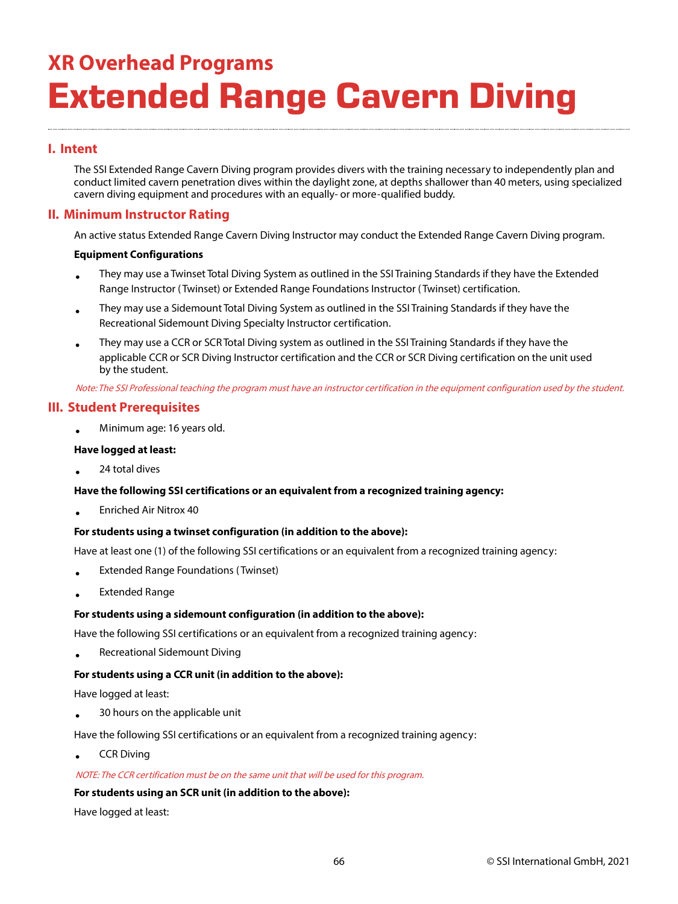# XR Overhead Programs

# Extended Range Cavern Diving

## I. Intent

The SSI Extended Range Cavern Diving program provides divers with the training necessary to independently plan and conduct limited cavern penetration dives within the daylight zone, at depths shallower than 40 meters, using specialized cavern diving equipment and procedures with an equally- or more-qualified buddy.

## II. Minimum Instructor Rating

An active status Extended Range Cavern Diving Instructor may conduct the Extended Range Cavern Diving program.

**Equipment Configurations**

- They may use a Twinset Total Diving System as outlined in the SSI Training Standards if they have the Extended Range Instructor (Twinset) or Extended Range Foundations Instructor (Twinset) certification.
- They may use a Sidemount Total Diving System as outlined in the SSI Training Standards if they have the Recreational Sidemount Diving Specialty Instructor certification.
- They may use a CCR or SCR Total Diving system as outlined in the SSI Training Standards if they have the applicable CCR or SCR Diving Instructor certification and the CCR or SCR Diving certification on the unit used by the student.

*Note: The SSI Professional teaching the program must have an instructor certification in the equipment configuration used by the student.*

## III. Student Prerequisites

- Minimum age: 16 years old.

**Have logged at least:**

- 24 total dives

**Have the following SSI certifications or an equivalent from a recognized training agency:**

- Enriched Air Nitrox 40

**For students using a twinset configuration (in addition to the above):**

Have at least one (1) of the following SSI certifications or an equivalent from a recognized training agency:

- Extended Range Foundations (Twinset)
- Extended Range

**For students using a sidemount configuration (in addition to the above):**

Have the following SSI certifications or an equivalent from a recognized training agency:

- Recreational Sidemount Diving

**For students using a CCR unit (in addition to the above):**

Have logged at least:

- 30 hours on the applicable unit

Have the following SSI certifications or an equivalent from a recognized training agency:

- CCR Diving

*NOTE: The CCR certification must be on the same unit that will be used for this program.*

**For students using an SCR unit (in addition to the above):**

Have logged at least: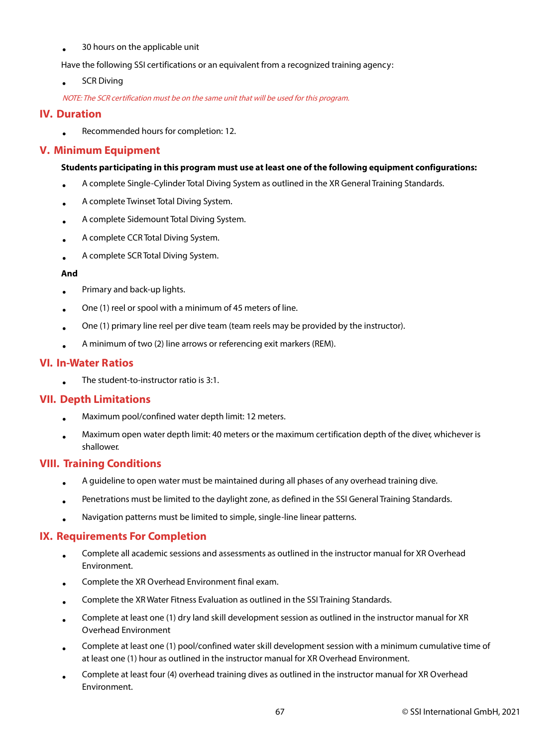- 30 hours on the applicable unit

Have the following SSI certifications or an equivalent from a recognized training agency:

- SCR Diving

*NOTE: The SCR certification must be on the same unit that will be used for this program.*

## IV. Duration

- Recommended hours for completion: 12.

## V. Minimum Equipment

**Students participating in this program must use at least one of the following equipment configurations:**

- A complete Single-Cylinder Total Diving System as outlined in the XR General Training Standards.
- A complete Twinset Total Diving System.
- A complete Sidemount Total Diving System.
- A complete CCR Total Diving System.
- A complete SCR Total Diving System.

**And**

- Primary and back-up lights.
- One (1) reel or spool with a minimum of 45 meters of line.
- One (1) primary line reel per dive team (team reels may be provided by the instructor).
- A minimum of two (2) line arrows or referencing exit markers (REM).

## VI. In-Water Ratios

- The student-to-instructor ratio is 3:1.

## VII. Depth Limitations

- Maximum pool/confined water depth limit: 12 meters.
- Maximum open water depth limit: 40 meters or the maximum certification depth of the diver, whichever is shallower.

## VIII. Training Conditions

- A guideline to open water must be maintained during all phases of any overhead training dive.
- Penetrations must be limited to the daylight zone, as defined in the SSI General Training Standards.
- Navigation patterns must be limited to simple, single-line linear patterns.

## IX. Requirements For Completion

- Complete all academic sessions and assessments as outlined in the instructor manual for XR Overhead Environment.
- Complete the XR Overhead Environment final exam.
- Complete the XR Water Fitness Evaluation as outlined in the SSI Training Standards.
- Complete at least one (1) dry land skill development session as outlined in the instructor manual for XR Overhead Environment
- Complete at least one (1) pool/confined water skill development session with a minimum cumulative time of at least one (1) hour as outlined in the instructor manual for XR Overhead Environment.
- Complete at least four (4) overhead training dives as outlined in the instructor manual for XR Overhead Environment.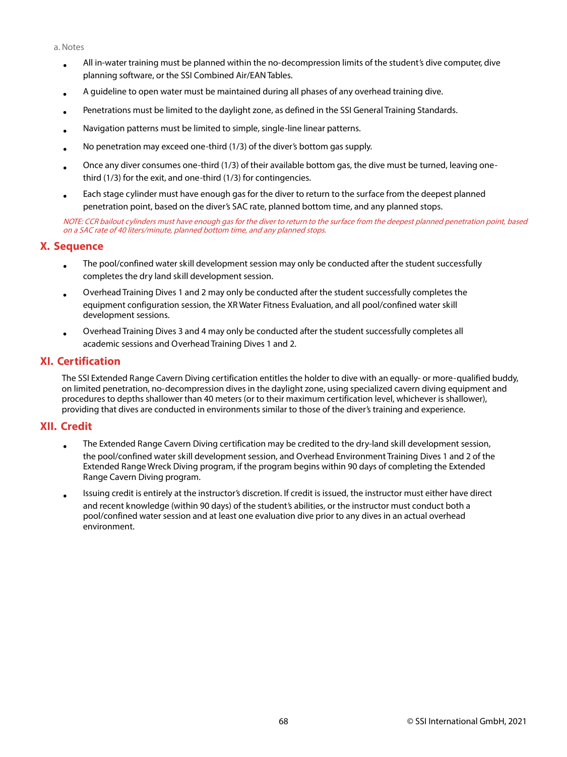a. Notes

- All in-water training must be planned within the no-decompression limits of the student's dive computer, dive planning software, or the SSI Combined Air/EAN Tables.
- A guideline to open water must be maintained during all phases of any overhead training dive.
- Penetrations must be limited to the daylight zone, as defined in the SSI General Training Standards.
- Navigation patterns must be limited to simple, single-line linear patterns.
- No penetration may exceed one-third (1/3) of the diver's bottom gas supply.
- Once any diver consumes one-third (1/3) of their available bottom gas, the dive must be turned, leaving one-third (1/3) for the exit, and one-third (1/3) for contingencies.
- Each stage cylinder must have enough gas for the diver to return to the surface from the deepest planned penetration point, based on the diver's SAC rate, planned bottom time, and any planned stops.

*NOTE: CCR bailout cylinders must have enough gas for the diver to return to the surface from the deepest planned penetration point, based on a SAC rate of 40 liters/minute, planned bottom time, and any planned stops.*

## X. Sequence

- The pool/confined water skill development session may only be conducted after the student successfully completes the dry land skill development session.
- Overhead Training Dives 1 and 2 may only be conducted after the student successfully completes the equipment configuration session, the XR Water Fitness Evaluation, and all pool/confined water skill development sessions.
- Overhead Training Dives 3 and 4 may only be conducted after the student successfully completes all academic sessions and Overhead Training Dives 1 and 2.

## XI. Certification

The SSI Extended Range Cavern Diving certification entitles the holder to dive with an equally- or more-qualified buddy, on limited penetration, no-decompression dives in the daylight zone, using specialized cavern diving equipment and procedures to depths shallower than 40 meters (or to their maximum certification level, whichever is shallower), providing that dives are conducted in environments similar to those of the diver's training and experience.

## XII. Credit

- The Extended Range Cavern Diving certification may be credited to the dry-land skill development session, the pool/confined water skill development session, and Overhead Environment Training Dives 1 and 2 of the Extended Range Wreck Diving program, if the program begins within 90 days of completing the Extended Range Cavern Diving program.
- Issuing credit is entirely at the instructor's discretion. If credit is issued, the instructor must either have direct and recent knowledge (within 90 days) of the student's abilities, or the instructor must conduct both a pool/confined water session and at least one evaluation dive prior to any dives in an actual overhead environment.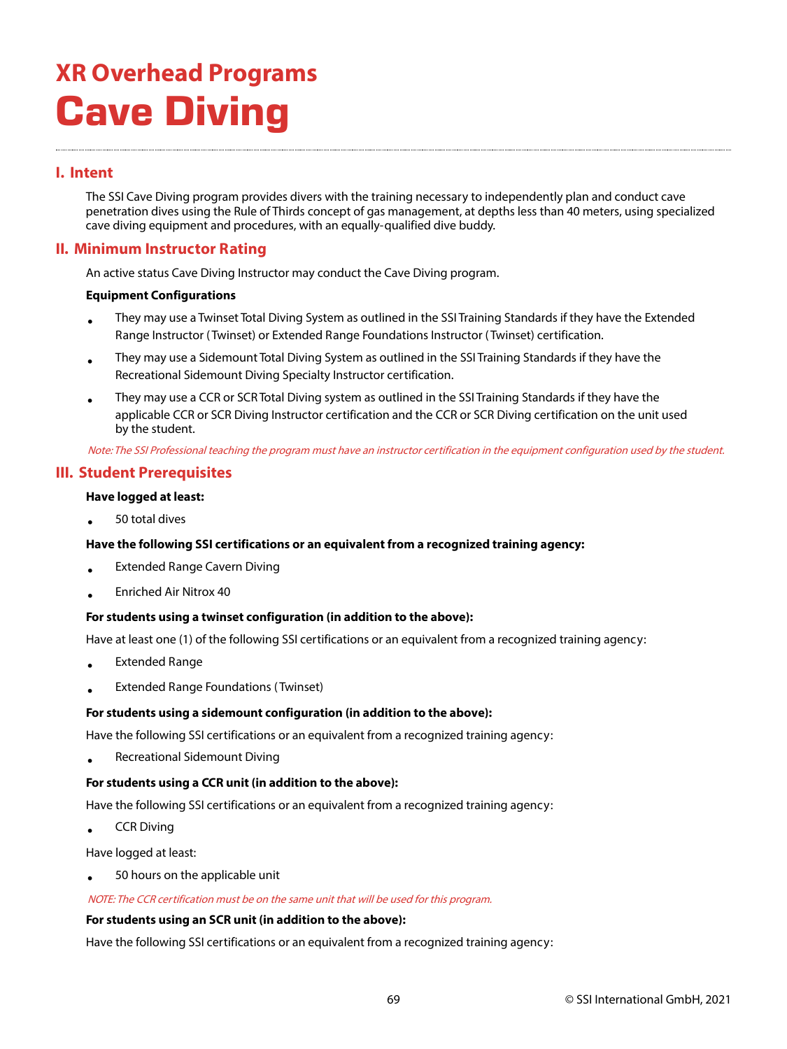# XR Overhead Programs

# Cave Diving

## I. Intent

The SSI Cave Diving program provides divers with the training necessary to independently plan and conduct cave penetration dives using the Rule of Thirds concept of gas management, at depths less than 40 meters, using specialized cave diving equipment and procedures, with an equally-qualified dive buddy.

## II. Minimum Instructor Rating

An active status Cave Diving Instructor may conduct the Cave Diving program.

**Equipment Configurations**

- They may use a Twinset Total Diving System as outlined in the SSI Training Standards if they have the Extended Range Instructor (Twinset) or Extended Range Foundations Instructor (Twinset) certification.
- They may use a Sidemount Total Diving System as outlined in the SSI Training Standards if they have the Recreational Sidemount Diving Specialty Instructor certification.
- They may use a CCR or SCR Total Diving system as outlined in the SSI Training Standards if they have the applicable CCR or SCR Diving Instructor certification and the CCR or SCR Diving certification on the unit used by the student.

*Note: The SSI Professional teaching the program must have an instructor certification in the equipment configuration used by the student.*

## III. Student Prerequisites

**Have logged at least:**

- 50 total dives

**Have the following SSI certifications or an equivalent from a recognized training agency:**

- Extended Range Cavern Diving
- Enriched Air Nitrox 40

**For students using a twinset configuration (in addition to the above):**

Have at least one (1) of the following SSI certifications or an equivalent from a recognized training agency:

- Extended Range
- Extended Range Foundations (Twinset)

**For students using a sidemount configuration (in addition to the above):**

Have the following SSI certifications or an equivalent from a recognized training agency:

- Recreational Sidemount Diving

**For students using a CCR unit (in addition to the above):**

Have the following SSI certifications or an equivalent from a recognized training agency:

- CCR Diving

Have logged at least:

- 50 hours on the applicable unit

*NOTE: The CCR certification must be on the same unit that will be used for this program.*

**For students using an SCR unit (in addition to the above):**

Have the following SSI certifications or an equivalent from a recognized training agency: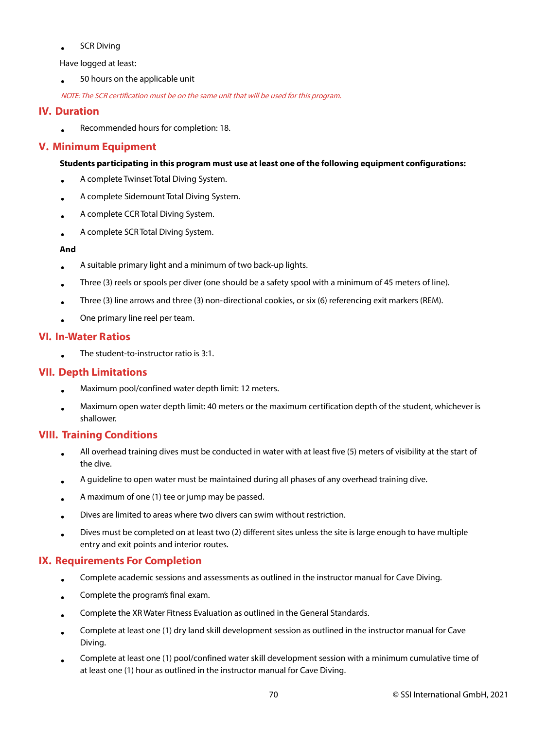- SCR Diving

Have logged at least:

- 50 hours on the applicable unit

*NOTE: The SCR certification must be on the same unit that will be used for this program.*

## IV. Duration

- Recommended hours for completion: 18.

## V. Minimum Equipment

**Students participating in this program must use at least one of the following equipment configurations:**

- A complete Twinset Total Diving System.
- A complete Sidemount Total Diving System.
- A complete CCR Total Diving System.
- A complete SCR Total Diving System.

**And**

- A suitable primary light and a minimum of two back-up lights.
- Three (3) reels or spools per diver (one should be a safety spool with a minimum of 45 meters of line).
- Three (3) line arrows and three (3) non-directional cookies, or six (6) referencing exit markers (REM).
- One primary line reel per team.

## VI. In-Water Ratios

- The student-to-instructor ratio is 3:1.

## VII. Depth Limitations

- Maximum pool/confined water depth limit: 12 meters.
- Maximum open water depth limit: 40 meters or the maximum certification depth of the student, whichever is shallower.

## VIII. Training Conditions

- All overhead training dives must be conducted in water with at least five (5) meters of visibility at the start of the dive.
- A guideline to open water must be maintained during all phases of any overhead training dive.
- A maximum of one (1) tee or jump may be passed.
- Dives are limited to areas where two divers can swim without restriction.
- Dives must be completed on at least two (2) different sites unless the site is large enough to have multiple entry and exit points and interior routes.

## IX. Requirements For Completion

- Complete academic sessions and assessments as outlined in the instructor manual for Cave Diving.
- Complete the program's final exam.
- Complete the XR Water Fitness Evaluation as outlined in the General Standards.
- Complete at least one (1) dry land skill development session as outlined in the instructor manual for Cave Diving.
- Complete at least one (1) pool/confined water skill development session with a minimum cumulative time of at least one (1) hour as outlined in the instructor manual for Cave Diving.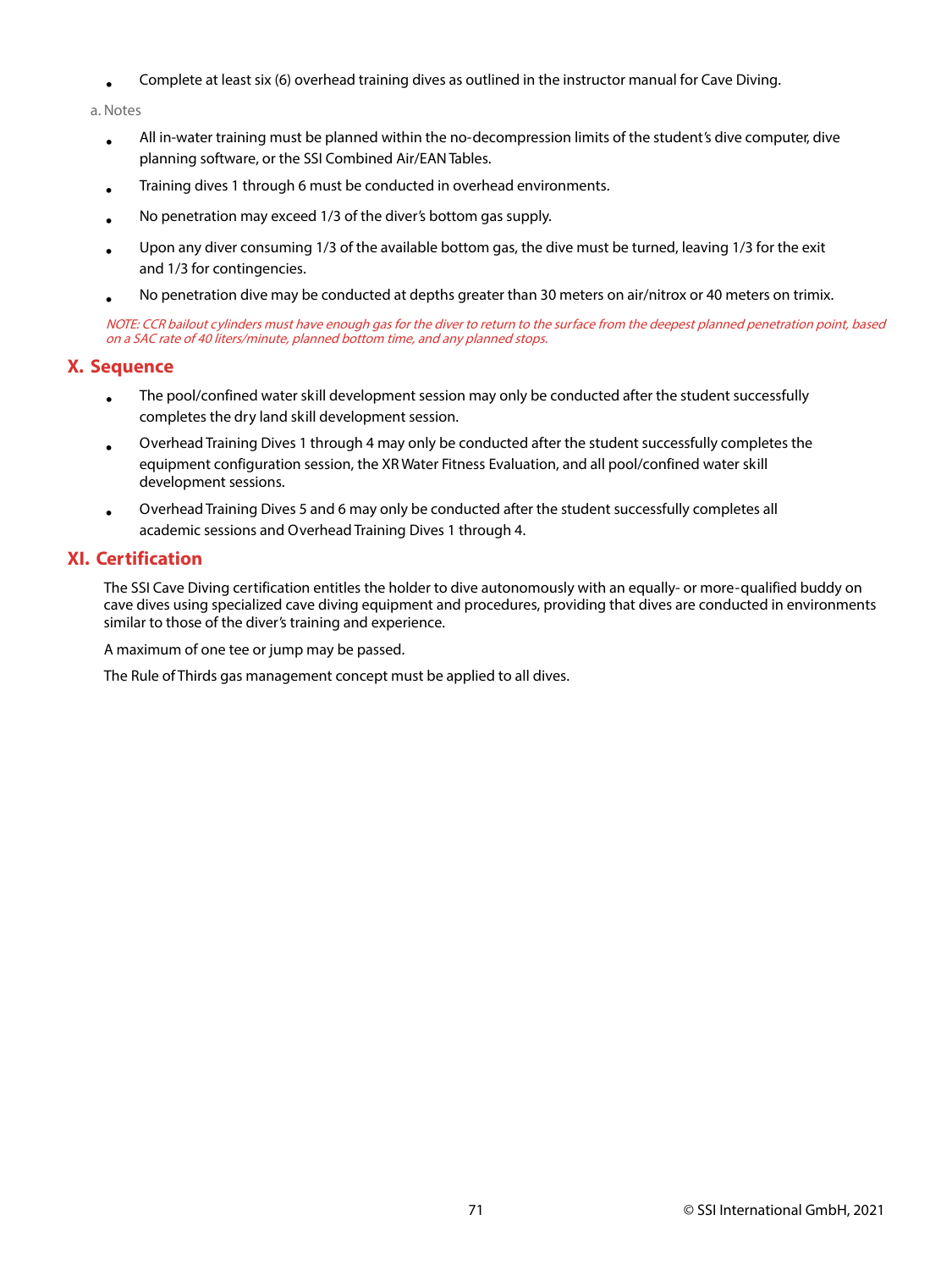- Complete at least six (6) overhead training dives as outlined in the instructor manual for Cave Diving.

a. Notes

- All in-water training must be planned within the no-decompression limits of the student's dive computer, dive planning software, or the SSI Combined Air/EAN Tables.
- Training dives 1 through 6 must be conducted in overhead environments.
- No penetration may exceed 1/3 of the diver's bottom gas supply.
- Upon any diver consuming 1/3 of the available bottom gas, the dive must be turned, leaving 1/3 for the exit and 1/3 for contingencies.
- No penetration dive may be conducted at depths greater than 30 meters on air/nitrox or 40 meters on trimix.

*NOTE: CCR bailout cylinders must have enough gas for the diver to return to the surface from the deepest planned penetration point, based on a SAC rate of 40 liters/minute, planned bottom time, and any planned stops.*

## X. Sequence

- The pool/confined water skill development session may only be conducted after the student successfully completes the dry land skill development session.
- Overhead Training Dives 1 through 4 may only be conducted after the student successfully completes the equipment configuration session, the XR Water Fitness Evaluation, and all pool/confined water skill development sessions.
- Overhead Training Dives 5 and 6 may only be conducted after the student successfully completes all academic sessions and Overhead Training Dives 1 through 4.

## XI. Certification

The SSI Cave Diving certification entitles the holder to dive autonomously with an equally- or more-qualified buddy on cave dives using specialized cave diving equipment and procedures, providing that dives are conducted in environments similar to those of the diver's training and experience.

A maximum of one tee or jump may be passed.

The Rule of Thirds gas management concept must be applied to all dives.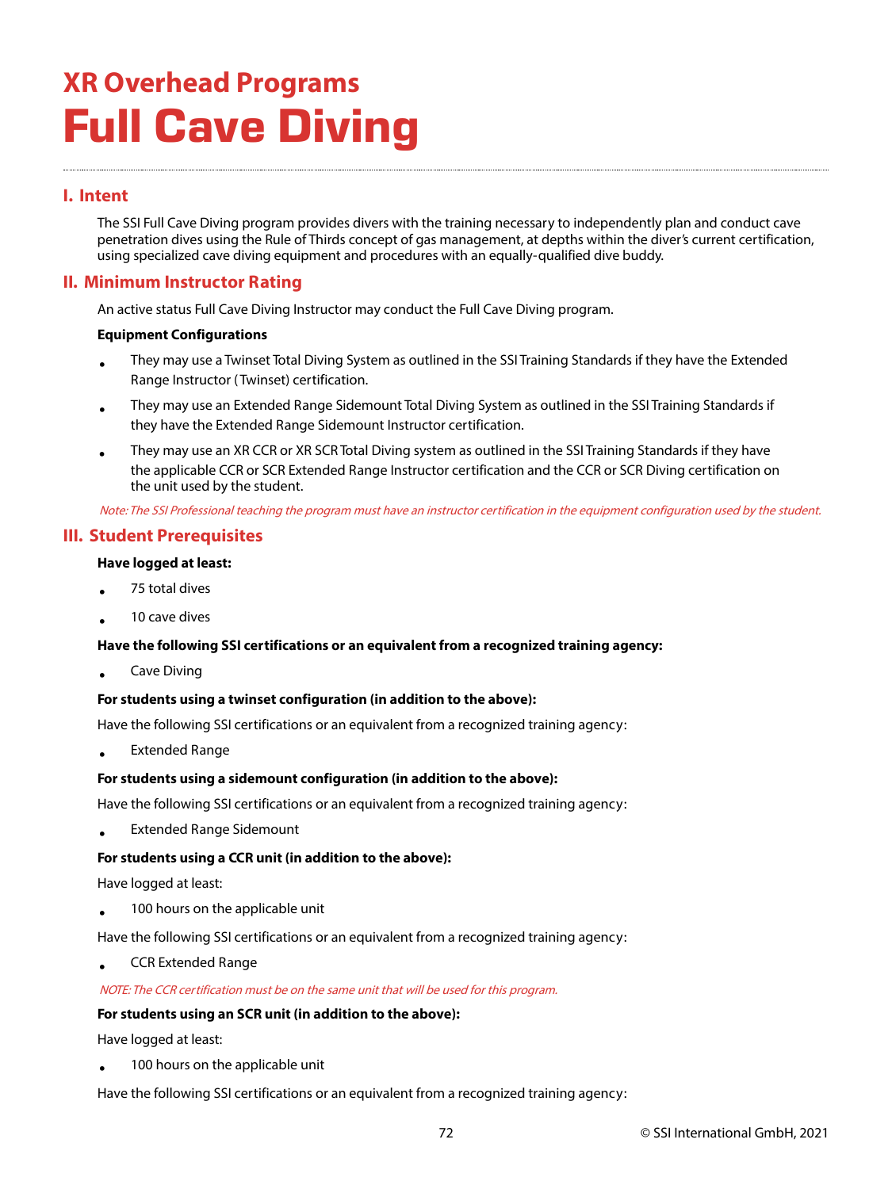## XR Overhead Programs

# Full Cave Diving

## I. Intent

The SSI Full Cave Diving program provides divers with the training necessary to independently plan and conduct cave penetration dives using the Rule of Thirds concept of gas management, at depths within the diver's current certification, using specialized cave diving equipment and procedures with an equally-qualified dive buddy.

## II. Minimum Instructor Rating

An active status Full Cave Diving Instructor may conduct the Full Cave Diving program.

**Equipment Configurations**

- They may use a Twinset Total Diving System as outlined in the SSI Training Standards if they have the Extended Range Instructor (Twinset) certification.
- They may use an Extended Range Sidemount Total Diving System as outlined in the SSI Training Standards if they have the Extended Range Sidemount Instructor certification.
- They may use an XR CCR or XR SCR Total Diving system as outlined in the SSI Training Standards if they have the applicable CCR or SCR Extended Range Instructor certification and the CCR or SCR Diving certification on the unit used by the student.

*Note: The SSI Professional teaching the program must have an instructor certification in the equipment configuration used by the student.*

## III. Student Prerequisites

**Have logged at least:**

- 75 total dives
- 10 cave dives

**Have the following SSI certifications or an equivalent from a recognized training agency:**

- Cave Diving

**For students using a twinset configuration (in addition to the above):**

Have the following SSI certifications or an equivalent from a recognized training agency:

- Extended Range

**For students using a sidemount configuration (in addition to the above):**

Have the following SSI certifications or an equivalent from a recognized training agency:

- Extended Range Sidemount

**For students using a CCR unit (in addition to the above):**

Have logged at least:

- 100 hours on the applicable unit

Have the following SSI certifications or an equivalent from a recognized training agency:

- CCR Extended Range

*NOTE: The CCR certification must be on the same unit that will be used for this program.*

**For students using an SCR unit (in addition to the above):**

Have logged at least:

- 100 hours on the applicable unit

Have the following SSI certifications or an equivalent from a recognized training agency: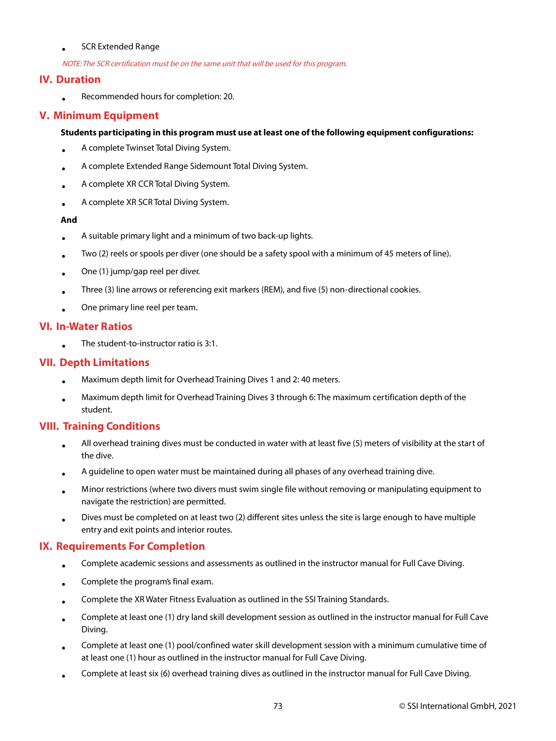- SCR Extended Range

*NOTE: The SCR certification must be on the same unit that will be used for this program.*

## IV. Duration

- Recommended hours for completion: 20.

## V. Minimum Equipment

**Students participating in this program must use at least one of the following equipment configurations:**

- A complete Twinset Total Diving System.
- A complete Extended Range Sidemount Total Diving System.
- A complete XR CCR Total Diving System.
- A complete XR SCR Total Diving System.

**And**

- A suitable primary light and a minimum of two back-up lights.
- Two (2) reels or spools per diver (one should be a safety spool with a minimum of 45 meters of line).
- One (1) jump/gap reel per diver.
- Three (3) line arrows or referencing exit markers (REM), and five (5) non-directional cookies.
- One primary line reel per team.

## VI. In-Water Ratios

- The student-to-instructor ratio is 3:1.

## VII. Depth Limitations

- Maximum depth limit for Overhead Training Dives 1 and 2: 40 meters.
- Maximum depth limit for Overhead Training Dives 3 through 6: The maximum certification depth of the student.

## VIII. Training Conditions

- All overhead training dives must be conducted in water with at least five (5) meters of visibility at the start of the dive.
- A guideline to open water must be maintained during all phases of any overhead training dive.
- Minor restrictions (where two divers must swim single file without removing or manipulating equipment to navigate the restriction) are permitted.
- Dives must be completed on at least two (2) different sites unless the site is large enough to have multiple entry and exit points and interior routes.

## IX. Requirements For Completion

- Complete academic sessions and assessments as outlined in the instructor manual for Full Cave Diving.
- Complete the program's final exam.
- Complete the XR Water Fitness Evaluation as outlined in the SSI Training Standards.
- Complete at least one (1) dry land skill development session as outlined in the instructor manual for Full Cave Diving.
- Complete at least one (1) pool/confined water skill development session with a minimum cumulative time of at least one (1) hour as outlined in the instructor manual for Full Cave Diving.
- Complete at least six (6) overhead training dives as outlined in the instructor manual for Full Cave Diving.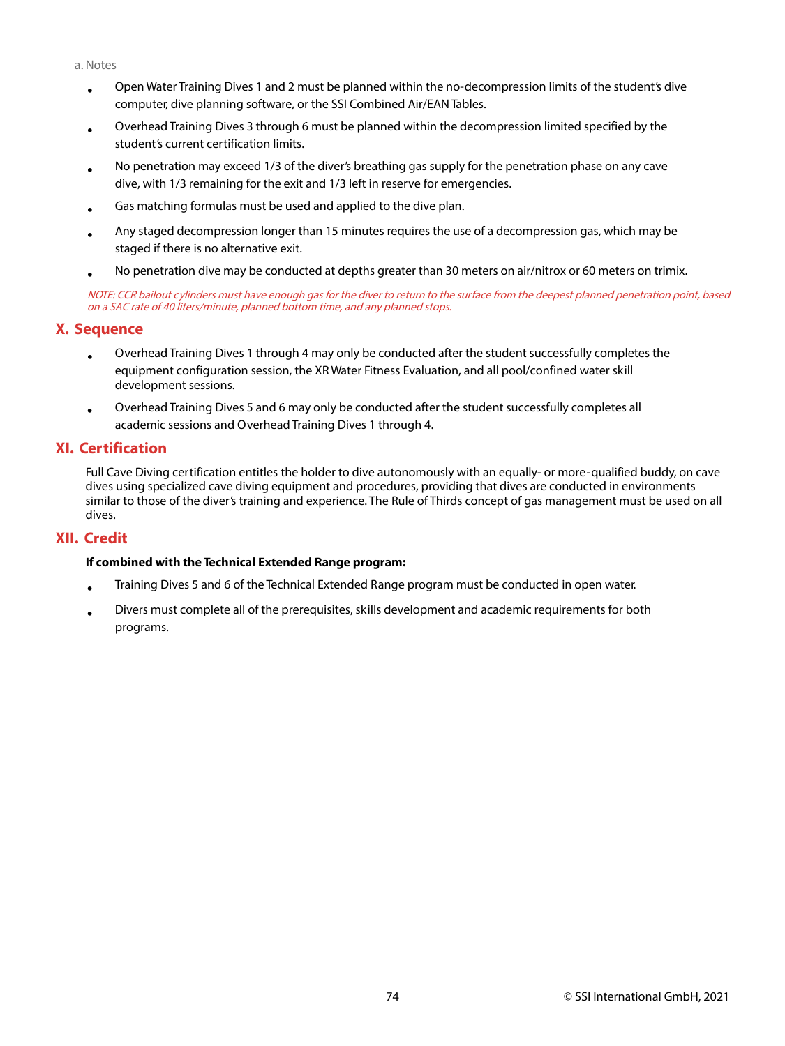a. Notes

- Open Water Training Dives 1 and 2 must be planned within the no-decompression limits of the student's dive computer, dive planning software, or the SSI Combined Air/EAN Tables.
- Overhead Training Dives 3 through 6 must be planned within the decompression limited specified by the student's current certification limits.
- No penetration may exceed 1/3 of the diver's breathing gas supply for the penetration phase on any cave dive, with 1/3 remaining for the exit and 1/3 left in reserve for emergencies.
- Gas matching formulas must be used and applied to the dive plan.
- Any staged decompression longer than 15 minutes requires the use of a decompression gas, which may be staged if there is no alternative exit.
- No penetration dive may be conducted at depths greater than 30 meters on air/nitrox or 60 meters on trimix.

*NOTE: CCR bailout cylinders must have enough gas for the diver to return to the surface from the deepest planned penetration point, based on a SAC rate of 40 liters/minute, planned bottom time, and any planned stops.*

## X. Sequence

- Overhead Training Dives 1 through 4 may only be conducted after the student successfully completes the equipment configuration session, the XR Water Fitness Evaluation, and all pool/confined water skill development sessions.
- Overhead Training Dives 5 and 6 may only be conducted after the student successfully completes all academic sessions and Overhead Training Dives 1 through 4.

## XI. Certification

Full Cave Diving certification entitles the holder to dive autonomously with an equally- or more-qualified buddy, on cave dives using specialized cave diving equipment and procedures, providing that dives are conducted in environments similar to those of the diver's training and experience. The Rule of Thirds concept of gas management must be used on all dives.

## XII. Credit

**If combined with the Technical Extended Range program:**

- Training Dives 5 and 6 of the Technical Extended Range program must be conducted in open water.
- Divers must complete all of the prerequisites, skills development and academic requirements for both programs.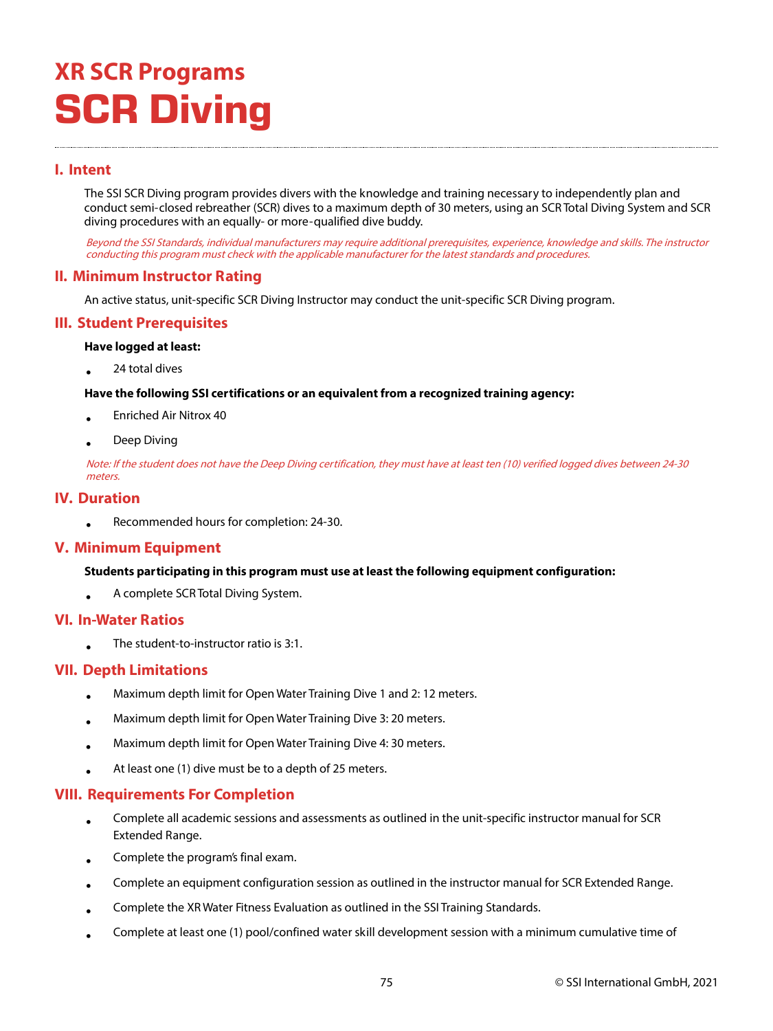# XR SCR Programs

# SCR Diving

## I. Intent

The SSI SCR Diving program provides divers with the knowledge and training necessary to independently plan and conduct semi-closed rebreather (SCR) dives to a maximum depth of 30 meters, using an SCR Total Diving System and SCR diving procedures with an equally- or more-qualified dive buddy.

*Beyond the SSI Standards, individual manufacturers may require additional prerequisites, experience, knowledge and skills. The instructor conducting this program must check with the applicable manufacturer for the latest standards and procedures.*

## II. Minimum Instructor Rating

An active status, unit-specific SCR Diving Instructor may conduct the unit-specific SCR Diving program.

## III. Student Prerequisites

**Have logged at least:**

- 24 total dives

**Have the following SSI certifications or an equivalent from a recognized training agency:**

- Enriched Air Nitrox 40
- Deep Diving

*Note: If the student does not have the Deep Diving certification, they must have at least ten (10) verified logged dives between 24-30 meters.*

## IV. Duration

- Recommended hours for completion: 24-30.

## V. Minimum Equipment

**Students participating in this program must use at least the following equipment configuration:**

- A complete SCR Total Diving System.

## VI. In-Water Ratios

- The student-to-instructor ratio is 3:1.

## VII. Depth Limitations

- Maximum depth limit for Open Water Training Dive 1 and 2: 12 meters.
- Maximum depth limit for Open Water Training Dive 3: 20 meters.
- Maximum depth limit for Open Water Training Dive 4: 30 meters.
- At least one (1) dive must be to a depth of 25 meters.

## VIII. Requirements For Completion

- Complete all academic sessions and assessments as outlined in the unit-specific instructor manual for SCR Extended Range.
- Complete the program's final exam.
- Complete an equipment configuration session as outlined in the instructor manual for SCR Extended Range.
- Complete the XR Water Fitness Evaluation as outlined in the SSI Training Standards.
- Complete at least one (1) pool/confined water skill development session with a minimum cumulative time of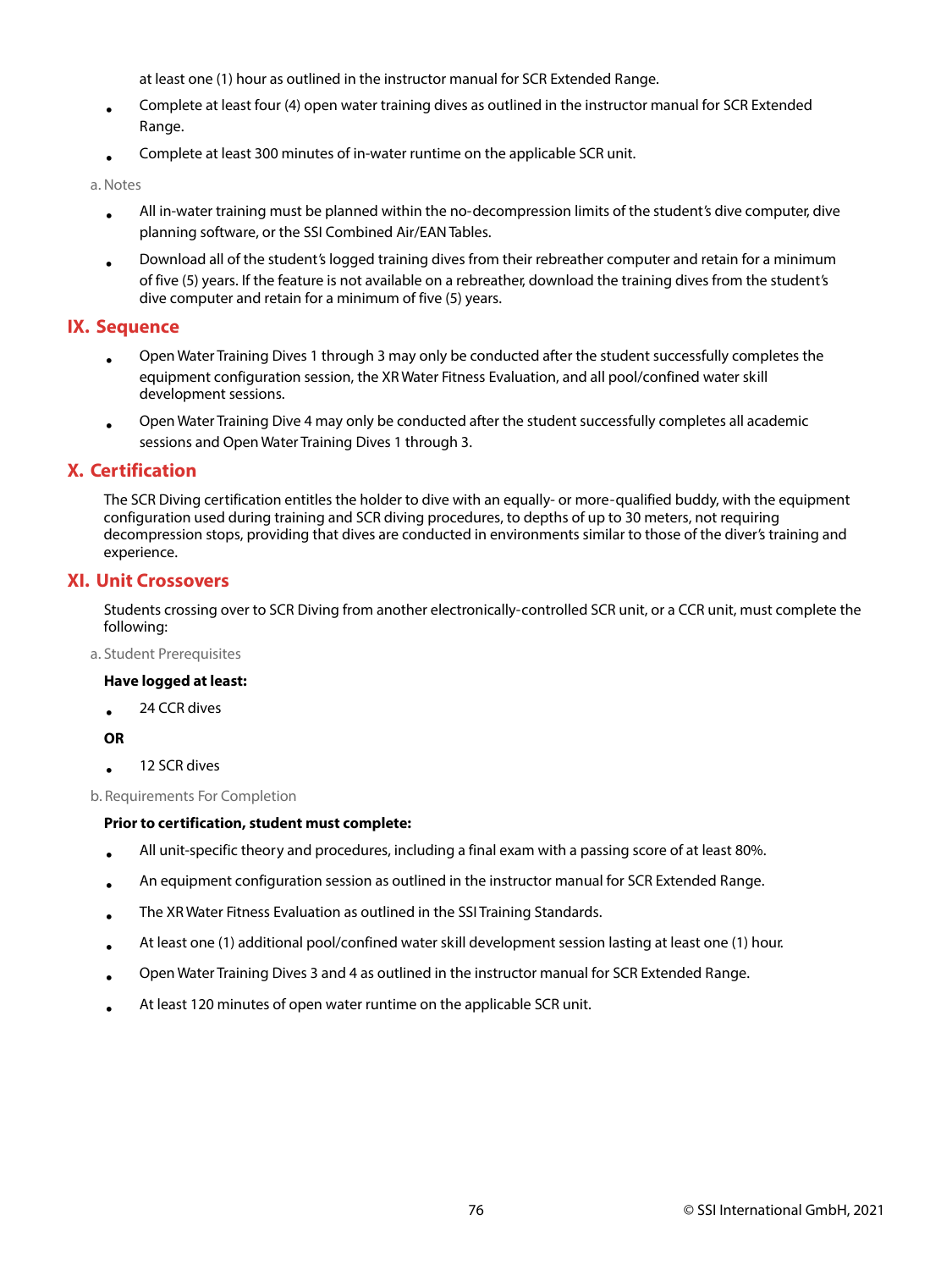at least one (1) hour as outlined in the instructor manual for SCR Extended Range.

- Complete at least four (4) open water training dives as outlined in the instructor manual for SCR Extended Range.
- Complete at least 300 minutes of in-water runtime on the applicable SCR unit.

a. Notes

- All in-water training must be planned within the no-decompression limits of the student's dive computer, dive planning software, or the SSI Combined Air/EAN Tables.
- Download all of the student's logged training dives from their rebreather computer and retain for a minimum of five (5) years. If the feature is not available on a rebreather, download the training dives from the student's dive computer and retain for a minimum of five (5) years.

## IX. Sequence

- Open Water Training Dives 1 through 3 may only be conducted after the student successfully completes the equipment configuration session, the XR Water Fitness Evaluation, and all pool/confined water skill development sessions.
- Open Water Training Dive 4 may only be conducted after the student successfully completes all academic sessions and Open Water Training Dives 1 through 3.

## X. Certification

The SCR Diving certification entitles the holder to dive with an equally- or more-qualified buddy, with the equipment configuration used during training and SCR diving procedures, to depths of up to 30 meters, not requiring decompression stops, providing that dives are conducted in environments similar to those of the diver's training and experience.

## XI. Unit Crossovers

Students crossing over to SCR Diving from another electronically-controlled SCR unit, or a CCR unit, must complete the following:

a. Student Prerequisites

**Have logged at least:**

- 24 CCR dives

**OR**

- 12 SCR dives

b. Requirements For Completion

**Prior to certification, student must complete:**

- All unit-specific theory and procedures, including a final exam with a passing score of at least 80%.
- An equipment configuration session as outlined in the instructor manual for SCR Extended Range.
- The XR Water Fitness Evaluation as outlined in the SSI Training Standards.
- At least one (1) additional pool/confined water skill development session lasting at least one (1) hour.
- Open Water Training Dives 3 and 4 as outlined in the instructor manual for SCR Extended Range.
- At least 120 minutes of open water runtime on the applicable SCR unit.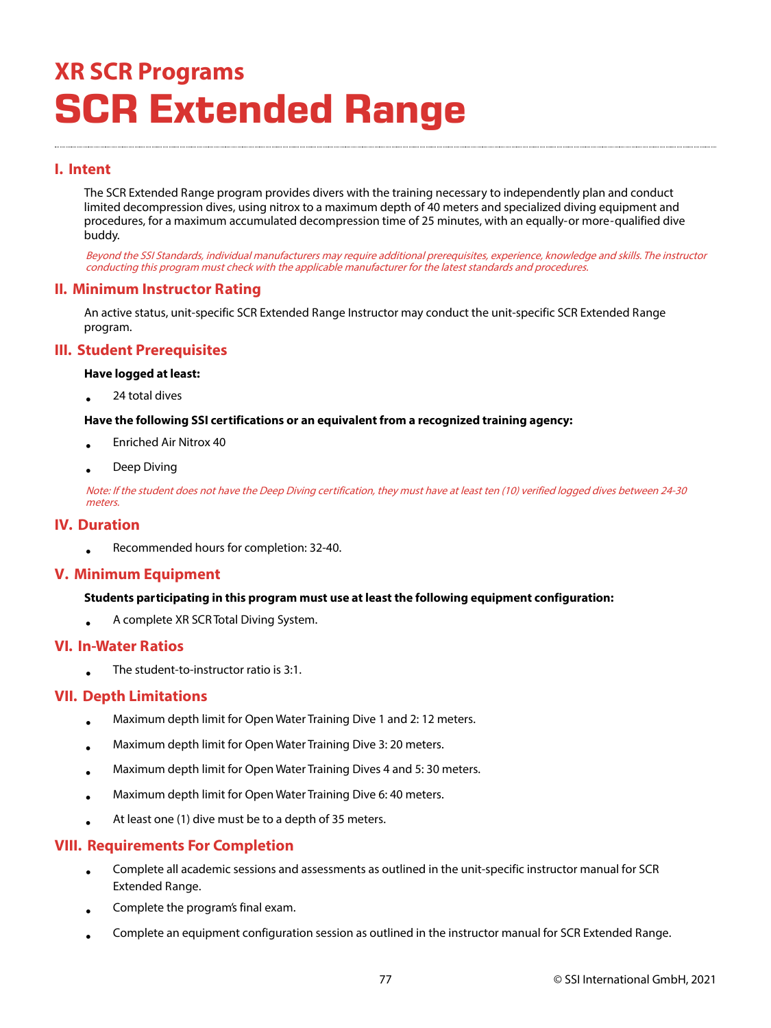## XR SCR Programs

# SCR Extended Range

### I. Intent

The SCR Extended Range program provides divers with the training necessary to independently plan and conduct limited decompression dives, using nitrox to a maximum depth of 40 meters and specialized diving equipment and procedures, for a maximum accumulated decompression time of 25 minutes, with an equally-or more-qualified dive buddy.

*Beyond the SSI Standards, individual manufacturers may require additional prerequisites, experience, knowledge and skills. The instructor conducting this program must check with the applicable manufacturer for the latest standards and procedures.*

### II. Minimum Instructor Rating

An active status, unit-specific SCR Extended Range Instructor may conduct the unit-specific SCR Extended Range program.

### III. Student Prerequisites

**Have logged at least:**

- 24 total dives

**Have the following SSI certifications or an equivalent from a recognized training agency:**

- Enriched Air Nitrox 40
- Deep Diving

*Note: If the student does not have the Deep Diving certification, they must have at least ten (10) verified logged dives between 24-30 meters.*

### IV. Duration

- Recommended hours for completion: 32-40.

### V. Minimum Equipment

**Students participating in this program must use at least the following equipment configuration:**

- A complete XR SCR Total Diving System.

### VI. In-Water Ratios

- The student-to-instructor ratio is 3:1.

### VII. Depth Limitations

- Maximum depth limit for Open Water Training Dive 1 and 2: 12 meters.
- Maximum depth limit for Open Water Training Dive 3: 20 meters.
- Maximum depth limit for Open Water Training Dives 4 and 5: 30 meters.
- Maximum depth limit for Open Water Training Dive 6: 40 meters.
- At least one (1) dive must be to a depth of 35 meters.

### VIII. Requirements For Completion

- Complete all academic sessions and assessments as outlined in the unit-specific instructor manual for SCR Extended Range.
- Complete the program's final exam.
- Complete an equipment configuration session as outlined in the instructor manual for SCR Extended Range.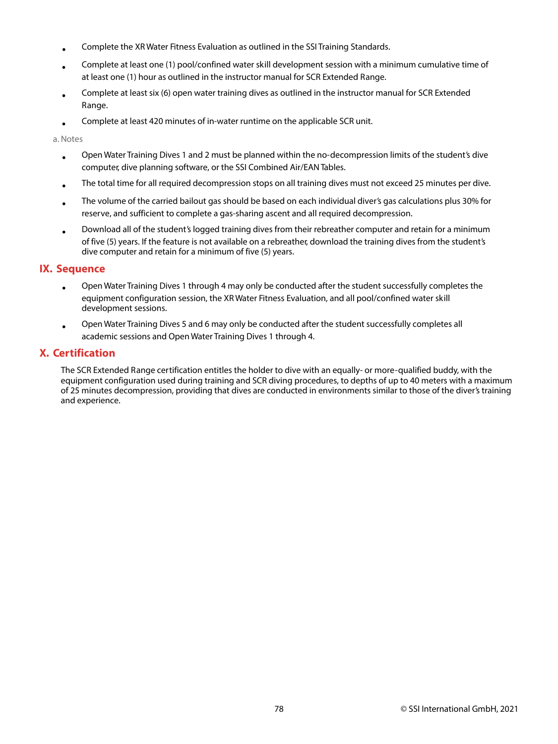- Complete the XR Water Fitness Evaluation as outlined in the SSI Training Standards.
- Complete at least one (1) pool/confined water skill development session with a minimum cumulative time of at least one (1) hour as outlined in the instructor manual for SCR Extended Range.
- Complete at least six (6) open water training dives as outlined in the instructor manual for SCR Extended Range.
- Complete at least 420 minutes of in-water runtime on the applicable SCR unit.

a. Notes

- Open Water Training Dives 1 and 2 must be planned within the no-decompression limits of the student's dive computer, dive planning software, or the SSI Combined Air/EAN Tables.
- The total time for all required decompression stops on all training dives must not exceed 25 minutes per dive.
- The volume of the carried bailout gas should be based on each individual diver's gas calculations plus 30% for reserve, and sufficient to complete a gas-sharing ascent and all required decompression.
- Download all of the student's logged training dives from their rebreather computer and retain for a minimum of five (5) years. If the feature is not available on a rebreather, download the training dives from the student's dive computer and retain for a minimum of five (5) years.

## IX. Sequence

- Open Water Training Dives 1 through 4 may only be conducted after the student successfully completes the equipment configuration session, the XR Water Fitness Evaluation, and all pool/confined water skill development sessions.
- Open Water Training Dives 5 and 6 may only be conducted after the student successfully completes all academic sessions and Open Water Training Dives 1 through 4.

## X. Certification

The SCR Extended Range certification entitles the holder to dive with an equally- or more-qualified buddy, with the equipment configuration used during training and SCR diving procedures, to depths of up to 40 meters with a maximum of 25 minutes decompression, providing that dives are conducted in environments similar to those of the diver's training and experience.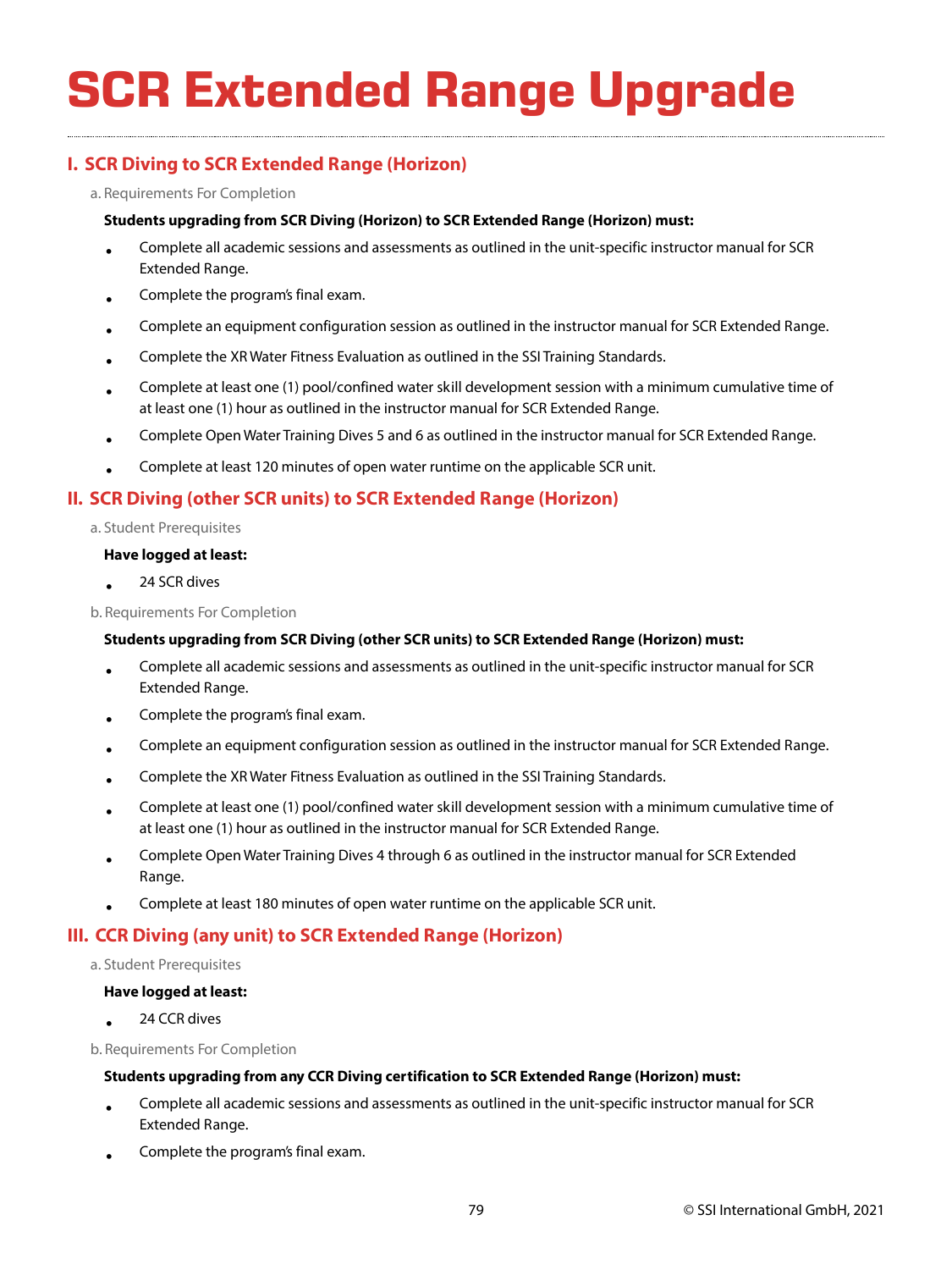# SCR Extended Range Upgrade

## I. SCR Diving to SCR Extended Range (Horizon)

a. Requirements For Completion

**Students upgrading from SCR Diving (Horizon) to SCR Extended Range (Horizon) must:**

- Complete all academic sessions and assessments as outlined in the unit-specific instructor manual for SCR Extended Range.
- Complete the program's final exam.
- Complete an equipment configuration session as outlined in the instructor manual for SCR Extended Range.
- Complete the XR Water Fitness Evaluation as outlined in the SSI Training Standards.
- Complete at least one (1) pool/confined water skill development session with a minimum cumulative time of at least one (1) hour as outlined in the instructor manual for SCR Extended Range.
- Complete Open Water Training Dives 5 and 6 as outlined in the instructor manual for SCR Extended Range.
- Complete at least 120 minutes of open water runtime on the applicable SCR unit.

## II. SCR Diving (other SCR units) to SCR Extended Range (Horizon)

a. Student Prerequisites

**Have logged at least:**

- 24 SCR dives

b. Requirements For Completion

**Students upgrading from SCR Diving (other SCR units) to SCR Extended Range (Horizon) must:**

- Complete all academic sessions and assessments as outlined in the unit-specific instructor manual for SCR Extended Range.
- Complete the program's final exam.
- Complete an equipment configuration session as outlined in the instructor manual for SCR Extended Range.
- Complete the XR Water Fitness Evaluation as outlined in the SSI Training Standards.
- Complete at least one (1) pool/confined water skill development session with a minimum cumulative time of at least one (1) hour as outlined in the instructor manual for SCR Extended Range.
- Complete Open Water Training Dives 4 through 6 as outlined in the instructor manual for SCR Extended Range.
- Complete at least 180 minutes of open water runtime on the applicable SCR unit.

## III. CCR Diving (any unit) to SCR Extended Range (Horizon)

a. Student Prerequisites

**Have logged at least:**

- 24 CCR dives

b. Requirements For Completion

**Students upgrading from any CCR Diving certification to SCR Extended Range (Horizon) must:**

- Complete all academic sessions and assessments as outlined in the unit-specific instructor manual for SCR Extended Range.
- Complete the program's final exam.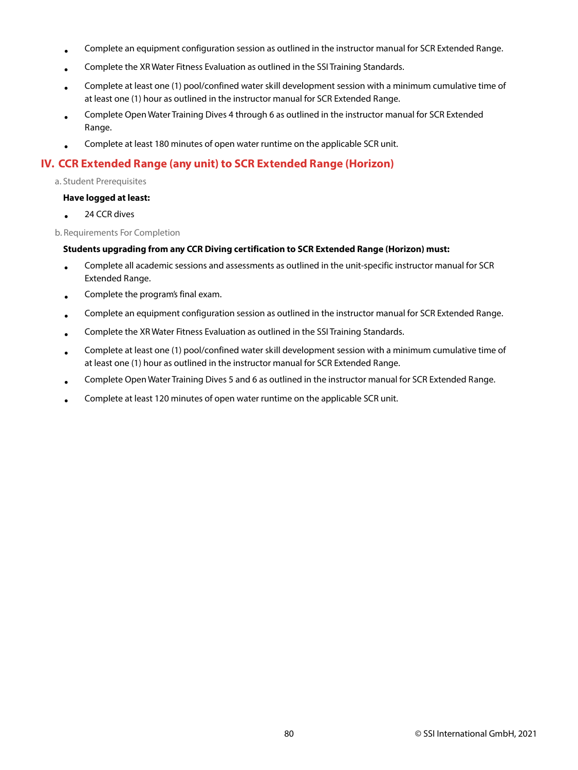- Complete an equipment configuration session as outlined in the instructor manual for SCR Extended Range.
- Complete the XR Water Fitness Evaluation as outlined in the SSI Training Standards.
- Complete at least one (1) pool/confined water skill development session with a minimum cumulative time of at least one (1) hour as outlined in the instructor manual for SCR Extended Range.
- Complete Open Water Training Dives 4 through 6 as outlined in the instructor manual for SCR Extended Range.
- Complete at least 180 minutes of open water runtime on the applicable SCR unit.

## IV. CCR Extended Range (any unit) to SCR Extended Range (Horizon)

a. Student Prerequisites

**Have logged at least:**

- 24 CCR dives

b. Requirements For Completion

**Students upgrading from any CCR Diving certification to SCR Extended Range (Horizon) must:**

- Complete all academic sessions and assessments as outlined in the unit-specific instructor manual for SCR Extended Range.
- Complete the program's final exam.
- Complete an equipment configuration session as outlined in the instructor manual for SCR Extended Range.
- Complete the XR Water Fitness Evaluation as outlined in the SSI Training Standards.
- Complete at least one (1) pool/confined water skill development session with a minimum cumulative time of at least one (1) hour as outlined in the instructor manual for SCR Extended Range.
- Complete Open Water Training Dives 5 and 6 as outlined in the instructor manual for SCR Extended Range.
- Complete at least 120 minutes of open water runtime on the applicable SCR unit.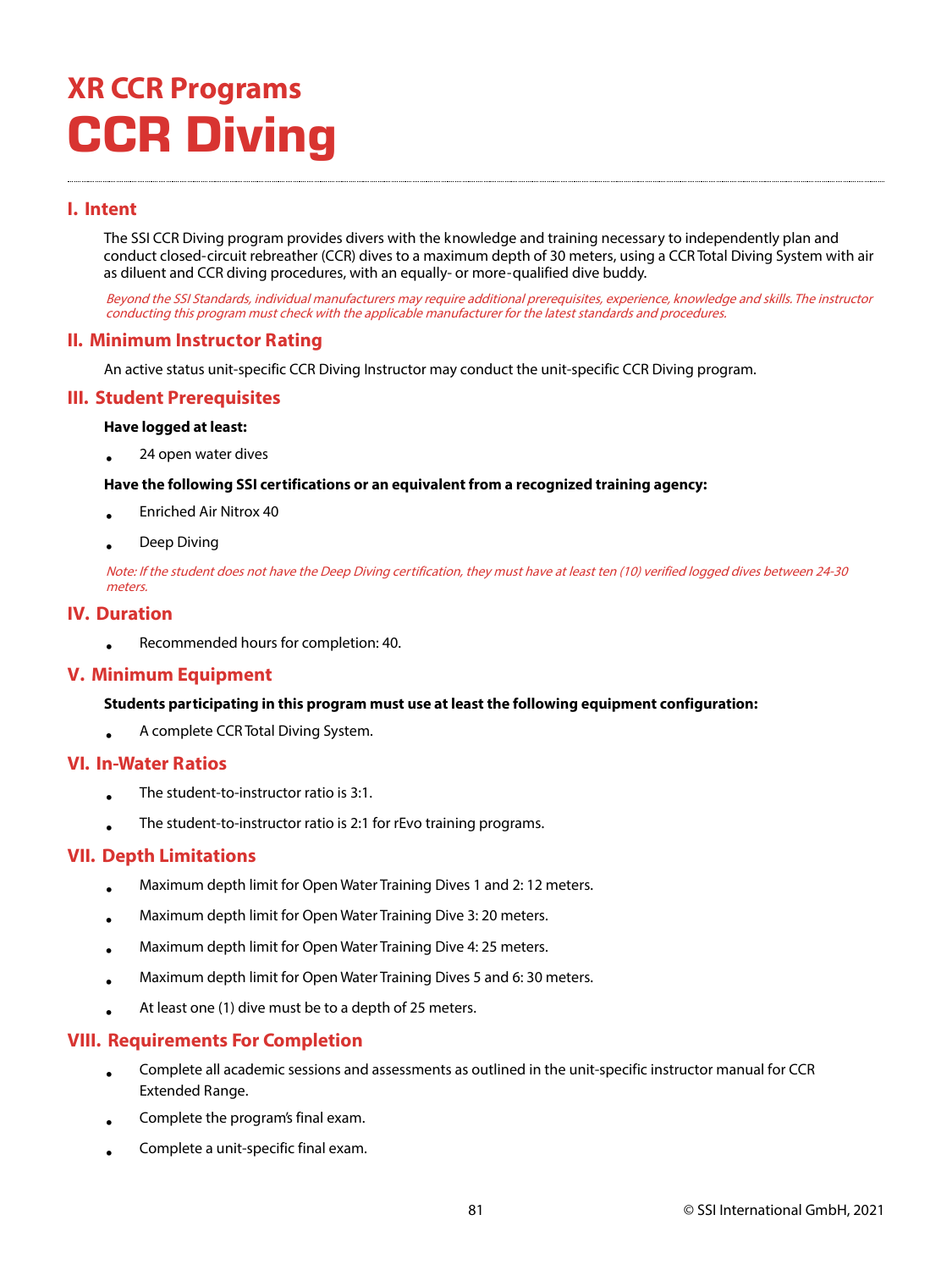# XR CCR Programs

# CCR Diving

## I. Intent

The SSI CCR Diving program provides divers with the knowledge and training necessary to independently plan and conduct closed-circuit rebreather (CCR) dives to a maximum depth of 30 meters, using a CCR Total Diving System with air as diluent and CCR diving procedures, with an equally- or more-qualified dive buddy.

*Beyond the SSI Standards, individual manufacturers may require additional prerequisites, experience, knowledge and skills. The instructor conducting this program must check with the applicable manufacturer for the latest standards and procedures.*

## II. Minimum Instructor Rating

An active status unit-specific CCR Diving Instructor may conduct the unit-specific CCR Diving program.

## III. Student Prerequisites

**Have logged at least:**

- 24 open water dives

**Have the following SSI certifications or an equivalent from a recognized training agency:**

- Enriched Air Nitrox 40
- Deep Diving

*Note: If the student does not have the Deep Diving certification, they must have at least ten (10) verified logged dives between 24-30 meters.*

## IV. Duration

- Recommended hours for completion: 40.

## V. Minimum Equipment

**Students participating in this program must use at least the following equipment configuration:**

- A complete CCR Total Diving System.

## VI. In-Water Ratios

- The student-to-instructor ratio is 3:1.
- The student-to-instructor ratio is 2:1 for rEvo training programs.

## VII. Depth Limitations

- Maximum depth limit for Open Water Training Dives 1 and 2: 12 meters.
- Maximum depth limit for Open Water Training Dive 3: 20 meters.
- Maximum depth limit for Open Water Training Dive 4: 25 meters.
- Maximum depth limit for Open Water Training Dives 5 and 6: 30 meters.
- At least one (1) dive must be to a depth of 25 meters.

## VIII. Requirements For Completion

- Complete all academic sessions and assessments as outlined in the unit-specific instructor manual for CCR Extended Range.
- Complete the program's final exam.
- Complete a unit-specific final exam.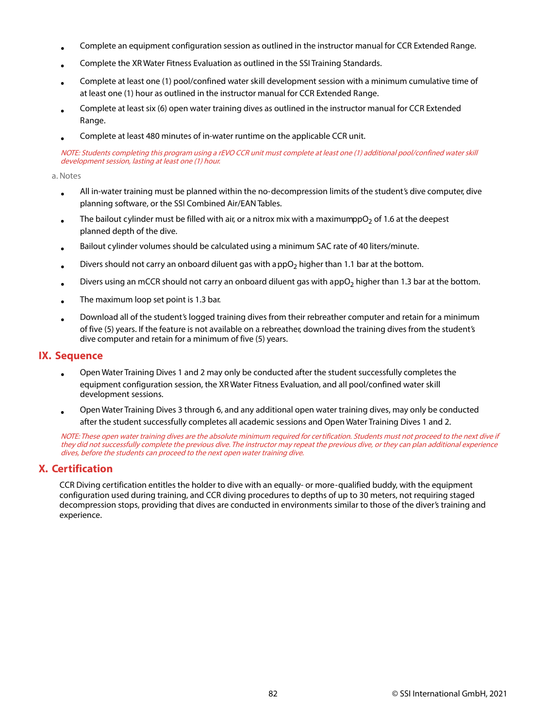- Complete an equipment configuration session as outlined in the instructor manual for CCR Extended Range.
- Complete the XR Water Fitness Evaluation as outlined in the SSI Training Standards.
- Complete at least one (1) pool/confined water skill development session with a minimum cumulative time of at least one (1) hour as outlined in the instructor manual for CCR Extended Range.
- Complete at least six (6) open water training dives as outlined in the instructor manual for CCR Extended Range.
- Complete at least 480 minutes of in-water runtime on the applicable CCR unit.

*NOTE: Students completing this program using a rEVO CCR unit must complete at least one (1) additional pool/confined water skill development session, lasting at least one (1) hour.*

a. Notes

- All in-water training must be planned within the no-decompression limits of the student's dive computer, dive planning software, or the SSI Combined Air/EAN Tables.
- The bailout cylinder must be filled with air, or a nitrox mix with a maximum $ppO_2$ of 1.6 at the deepest planned depth of the dive.
- Bailout cylinder volumes should be calculated using a minimum SAC rate of 40 liters/minute.
- Divers should not carry an onboard diluent gas with a $ppO_2$ higher than 1.1 bar at the bottom.
- Divers using an mCCR should not carry an onboard diluent gas with a $ppO_2$ higher than 1.3 bar at the bottom.
- The maximum loop set point is 1.3 bar.
- Download all of the student's logged training dives from their rebreather computer and retain for a minimum of five (5) years. If the feature is not available on a rebreather, download the training dives from the student's dive computer and retain for a minimum of five (5) years.

## IX. Sequence

- Open Water Training Dives 1 and 2 may only be conducted after the student successfully completes the equipment configuration session, the XR Water Fitness Evaluation, and all pool/confined water skill development sessions.
- Open Water Training Dives 3 through 6, and any additional open water training dives, may only be conducted after the student successfully completes all academic sessions and Open Water Training Dives 1 and 2.

*NOTE: These open water training dives are the absolute minimum required for certification. Students must not proceed to the next dive if they did not successfully complete the previous dive. The instructor may repeat the previous dive, or they can plan additional experience dives, before the students can proceed to the next open water training dive.*

## X. Certification

CCR Diving certification entitles the holder to dive with an equally- or more-qualified buddy, with the equipment configuration used during training, and CCR diving procedures to depths of up to 30 meters, not requiring staged decompression stops, providing that dives are conducted in environments similar to those of the diver's training and experience.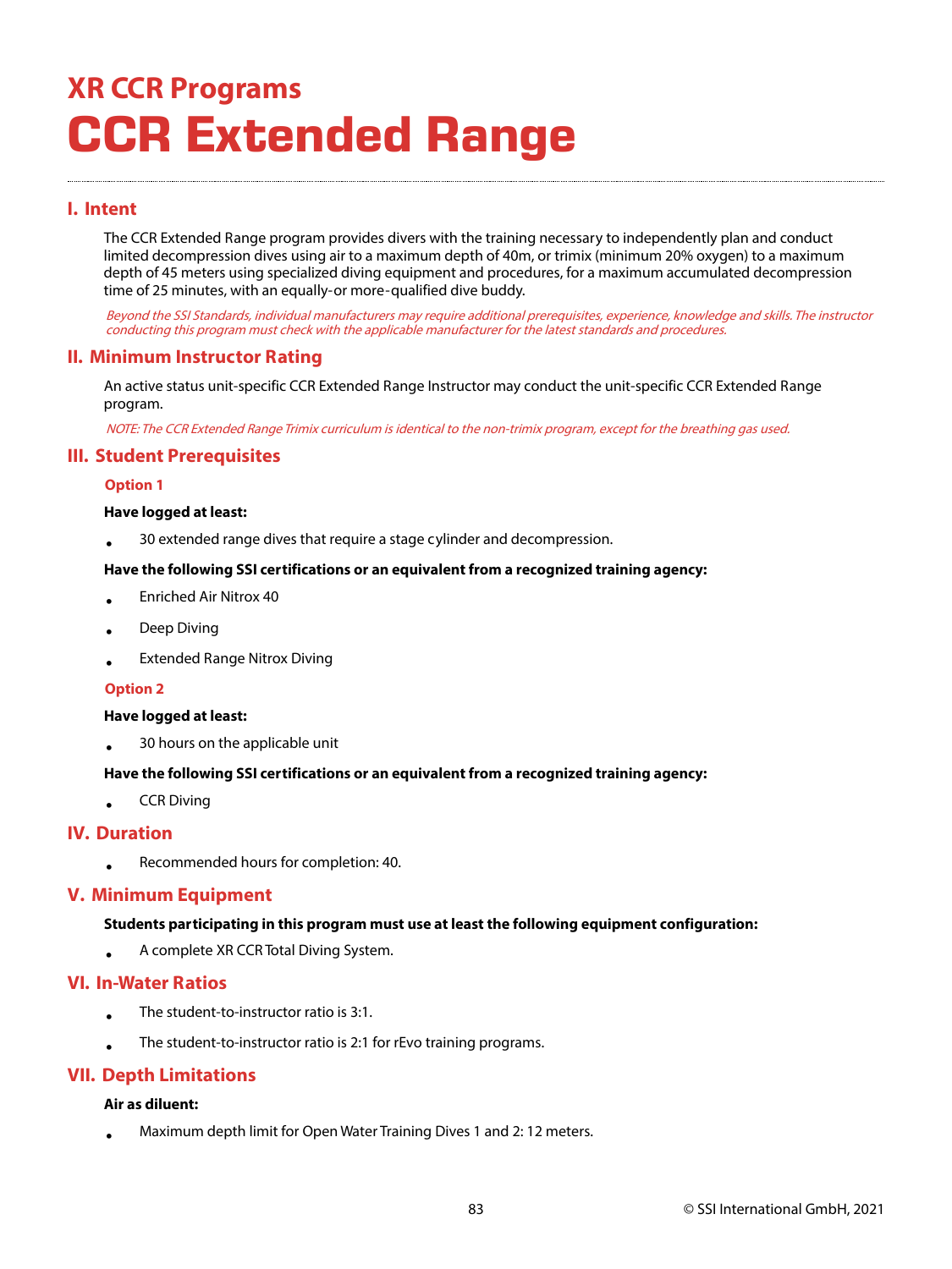# XR CCR Programs

# CCR Extended Range

## I. Intent

The CCR Extended Range program provides divers with the training necessary to independently plan and conduct limited decompression dives using air to a maximum depth of 40m, or trimix (minimum 20% oxygen) to a maximum depth of 45 meters using specialized diving equipment and procedures, for a maximum accumulated decompression time of 25 minutes, with an equally-or more-qualified dive buddy.

*Beyond the SSI Standards, individual manufacturers may require additional prerequisites, experience, knowledge and skills. The instructor conducting this program must check with the applicable manufacturer for the latest standards and procedures.*

## II. Minimum Instructor Rating

An active status unit-specific CCR Extended Range Instructor may conduct the unit-specific CCR Extended Range program.

*NOTE: The CCR Extended Range Trimix curriculum is identical to the non-trimix program, except for the breathing gas used.*

## III. Student Prerequisites

### Option 1

**Have logged at least:**

- 30 extended range dives that require a stage cylinder and decompression.

**Have the following SSI certifications or an equivalent from a recognized training agency:**

- Enriched Air Nitrox 40
- Deep Diving
- Extended Range Nitrox Diving

### Option 2

**Have logged at least:**

- 30 hours on the applicable unit

**Have the following SSI certifications or an equivalent from a recognized training agency:**

- CCR Diving

## IV. Duration

- Recommended hours for completion: 40.

## V. Minimum Equipment

**Students participating in this program must use at least the following equipment configuration:**

- A complete XR CCR Total Diving System.

## VI. In-Water Ratios

- The student-to-instructor ratio is 3:1.
- The student-to-instructor ratio is 2:1 for rEvo training programs.

## VII. Depth Limitations

**Air as diluent:**

- Maximum depth limit for Open Water Training Dives 1 and 2: 12 meters.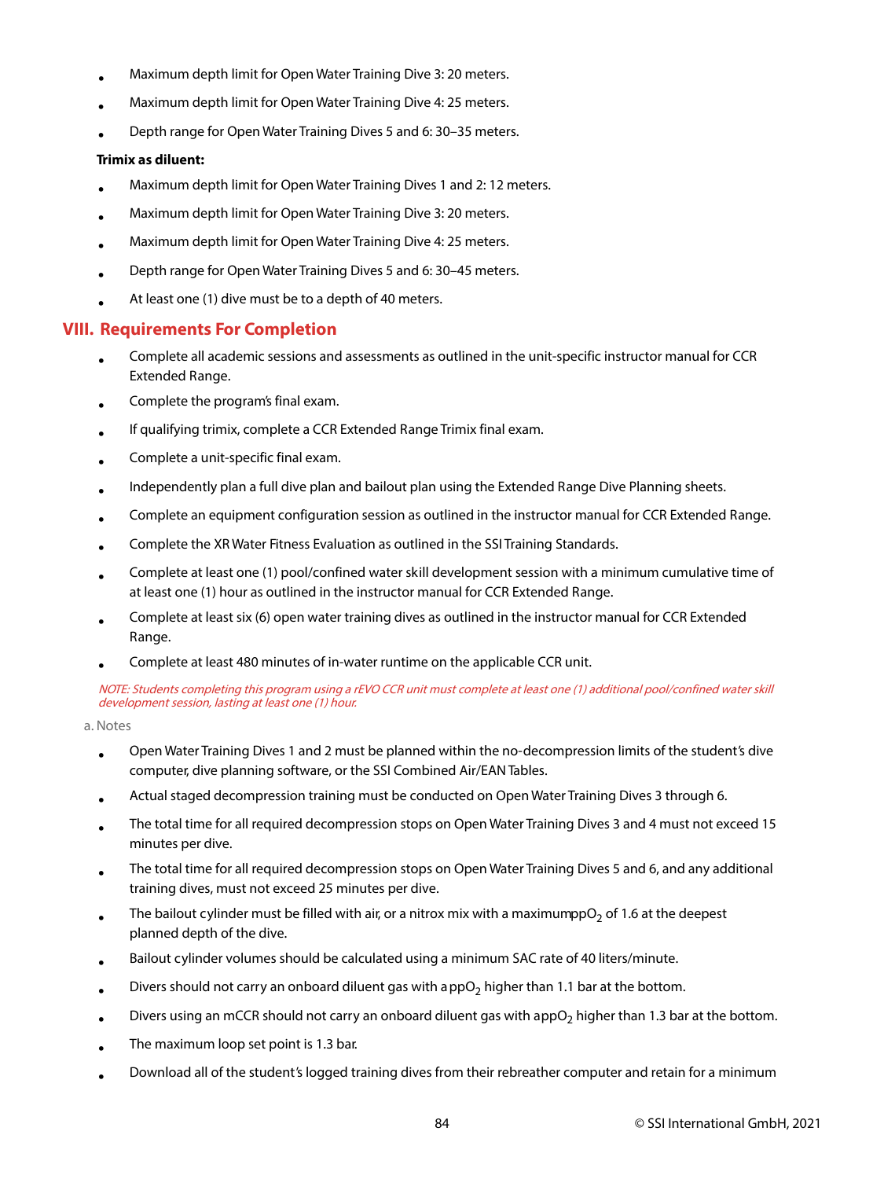- Maximum depth limit for Open Water Training Dive 3: 20 meters.
- Maximum depth limit for Open Water Training Dive 4: 25 meters.
- Depth range for Open Water Training Dives 5 and 6: 30–35 meters.

**Trimix as diluent:**

- Maximum depth limit for Open Water Training Dives 1 and 2: 12 meters.
- Maximum depth limit for Open Water Training Dive 3: 20 meters.
- Maximum depth limit for Open Water Training Dive 4: 25 meters.
- Depth range for Open Water Training Dives 5 and 6: 30–45 meters.
- At least one (1) dive must be to a depth of 40 meters.

## VIII. Requirements For Completion

- Complete all academic sessions and assessments as outlined in the unit-specific instructor manual for CCR Extended Range.
- Complete the program's final exam.
- If qualifying trimix, complete a CCR Extended Range Trimix final exam.
- Complete a unit-specific final exam.
- Independently plan a full dive plan and bailout plan using the Extended Range Dive Planning sheets.
- Complete an equipment configuration session as outlined in the instructor manual for CCR Extended Range.
- Complete the XR Water Fitness Evaluation as outlined in the SSI Training Standards.
- Complete at least one (1) pool/confined water skill development session with a minimum cumulative time of at least one (1) hour as outlined in the instructor manual for CCR Extended Range.
- Complete at least six (6) open water training dives as outlined in the instructor manual for CCR Extended Range.
- Complete at least 480 minutes of in-water runtime on the applicable CCR unit.

*NOTE: Students completing this program using a rEVO CCR unit must complete at least one (1) additional pool/confined water skill development session, lasting at least one (1) hour.*

a. Notes

- Open Water Training Dives 1 and 2 must be planned within the no-decompression limits of the student's dive computer, dive planning software, or the SSI Combined Air/EAN Tables.
- Actual staged decompression training must be conducted on Open Water Training Dives 3 through 6.
- The total time for all required decompression stops on Open Water Training Dives 3 and 4 must not exceed 15 minutes per dive.
- The total time for all required decompression stops on Open Water Training Dives 5 and 6, and any additional training dives, must not exceed 25 minutes per dive.
- The bailout cylinder must be filled with air, or a nitrox mix with a maximum $ppO_2$ of 1.6 at the deepest planned depth of the dive.
- Bailout cylinder volumes should be calculated using a minimum SAC rate of 40 liters/minute.
- Divers should not carry an onboard diluent gas with a $ppO_2$ higher than 1.1 bar at the bottom.
- Divers using an mCCR should not carry an onboard diluent gas with a $ppO_2$ higher than 1.3 bar at the bottom.
- The maximum loop set point is 1.3 bar.
- Download all of the student's logged training dives from their rebreather computer and retain for a minimum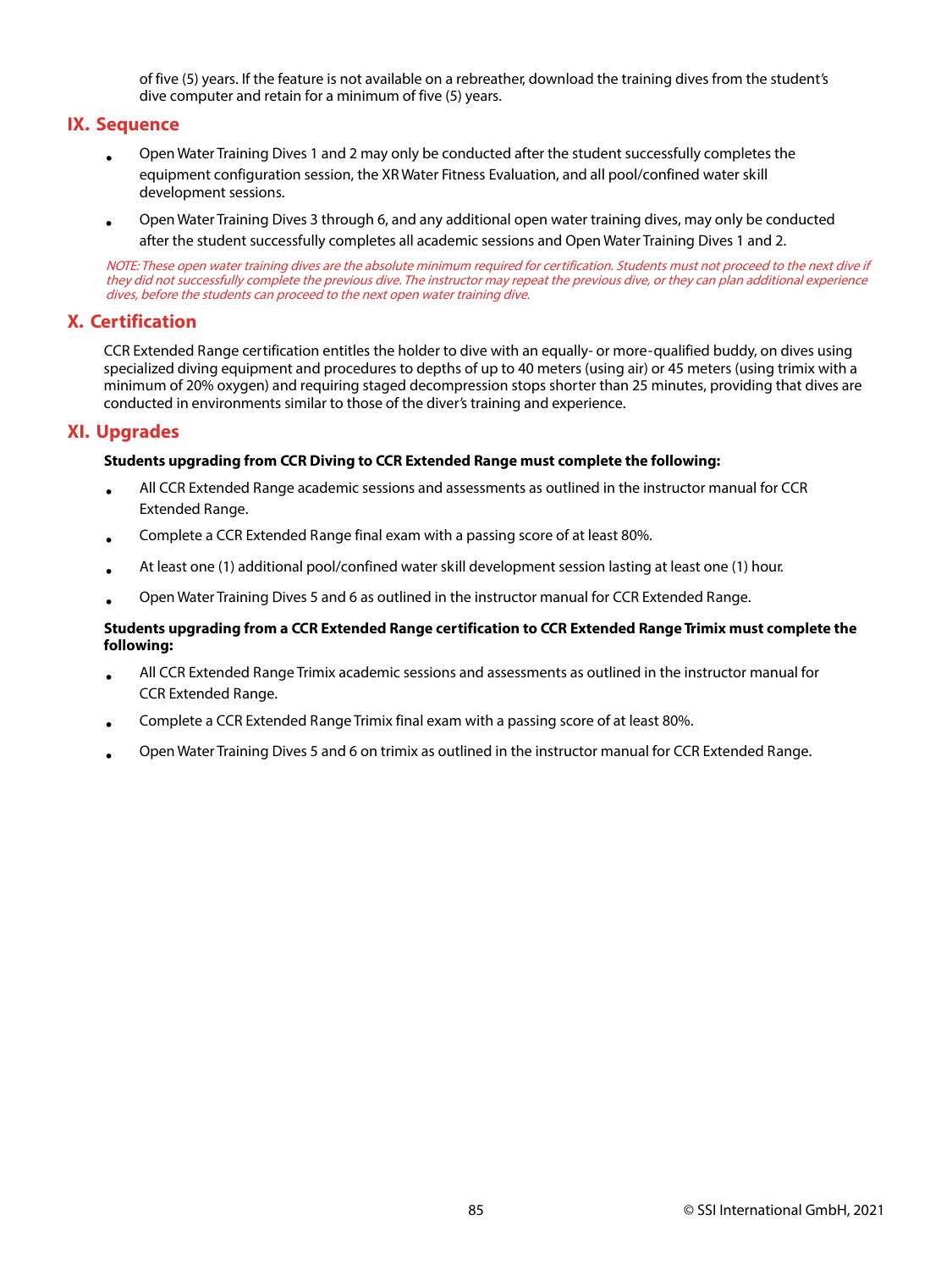of five (5) years. If the feature is not available on a rebreather, download the training dives from the student's dive computer and retain for a minimum of five (5) years.

## IX. Sequence

- Open Water Training Dives 1 and 2 may only be conducted after the student successfully completes the equipment configuration session, the XR Water Fitness Evaluation, and all pool/confined water skill development sessions.
- Open Water Training Dives 3 through 6, and any additional open water training dives, may only be conducted after the student successfully completes all academic sessions and Open Water Training Dives 1 and 2.

*NOTE: These open water training dives are the absolute minimum required for certification. Students must not proceed to the next dive if they did not successfully complete the previous dive. The instructor may repeat the previous dive, or they can plan additional experience dives, before the students can proceed to the next open water training dive.*

## X. Certification

CCR Extended Range certification entitles the holder to dive with an equally- or more-qualified buddy, on dives using specialized diving equipment and procedures to depths of up to 40 meters (using air) or 45 meters (using trimix with a minimum of 20% oxygen) and requiring staged decompression stops shorter than 25 minutes, providing that dives are conducted in environments similar to those of the diver's training and experience.

## XI. Upgrades

**Students upgrading from CCR Diving to CCR Extended Range must complete the following:**

- All CCR Extended Range academic sessions and assessments as outlined in the instructor manual for CCR Extended Range.
- Complete a CCR Extended Range final exam with a passing score of at least 80%.
- At least one (1) additional pool/confined water skill development session lasting at least one (1) hour.
- Open Water Training Dives 5 and 6 as outlined in the instructor manual for CCR Extended Range.

**Students upgrading from a CCR Extended Range certification to CCR Extended Range Trimix must complete the following:**

- All CCR Extended Range Trimix academic sessions and assessments as outlined in the instructor manual for CCR Extended Range.
- Complete a CCR Extended Range Trimix final exam with a passing score of at least 80%.
- Open Water Training Dives 5 and 6 on trimix as outlined in the instructor manual for CCR Extended Range.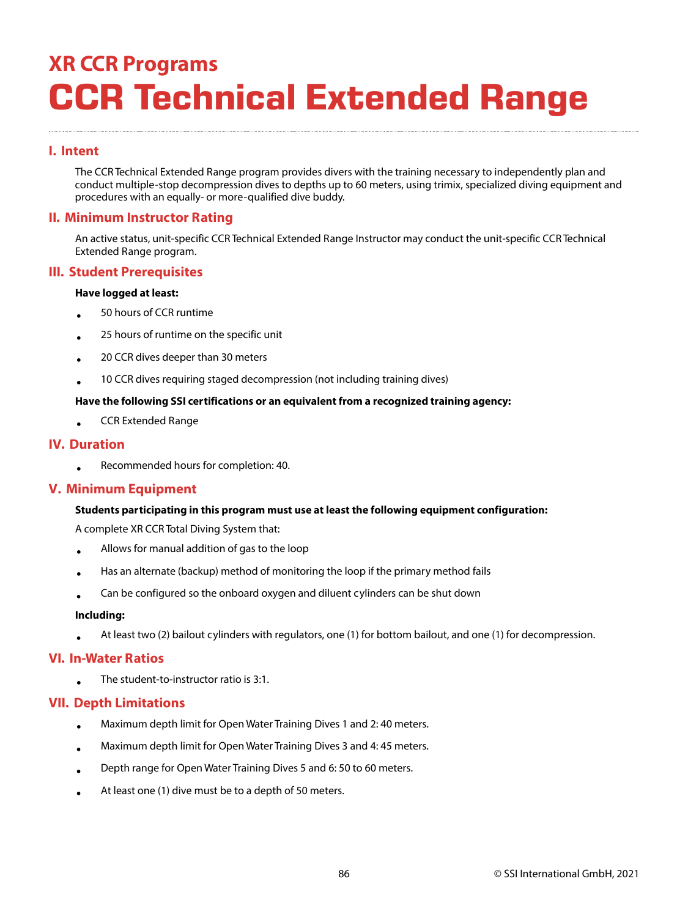## XR CCR Programs

# CCR Technical Extended Range

### I. Intent

The CCR Technical Extended Range program provides divers with the training necessary to independently plan and conduct multiple-stop decompression dives to depths up to 60 meters, using trimix, specialized diving equipment and procedures with an equally- or more-qualified dive buddy.

### II. Minimum Instructor Rating

An active status, unit-specific CCR Technical Extended Range Instructor may conduct the unit-specific CCR Technical Extended Range program.

### III. Student Prerequisites

**Have logged at least:**

- 50 hours of CCR runtime
- 25 hours of runtime on the specific unit
- 20 CCR dives deeper than 30 meters
- 10 CCR dives requiring staged decompression (not including training dives)

**Have the following SSI certifications or an equivalent from a recognized training agency:**

- CCR Extended Range

### IV. Duration

- Recommended hours for completion: 40.

### V. Minimum Equipment

**Students participating in this program must use at least the following equipment configuration:**

A complete XR CCR Total Diving System that:

- Allows for manual addition of gas to the loop
- Has an alternate (backup) method of monitoring the loop if the primary method fails
- Can be configured so the onboard oxygen and diluent cylinders can be shut down

**Including:**

- At least two (2) bailout cylinders with regulators, one (1) for bottom bailout, and one (1) for decompression.

### VI. In-Water Ratios

- The student-to-instructor ratio is 3:1.

### VII. Depth Limitations

- Maximum depth limit for Open Water Training Dives 1 and 2: 40 meters.
- Maximum depth limit for Open Water Training Dives 3 and 4: 45 meters.
- Depth range for Open Water Training Dives 5 and 6: 50 to 60 meters.
- At least one (1) dive must be to a depth of 50 meters.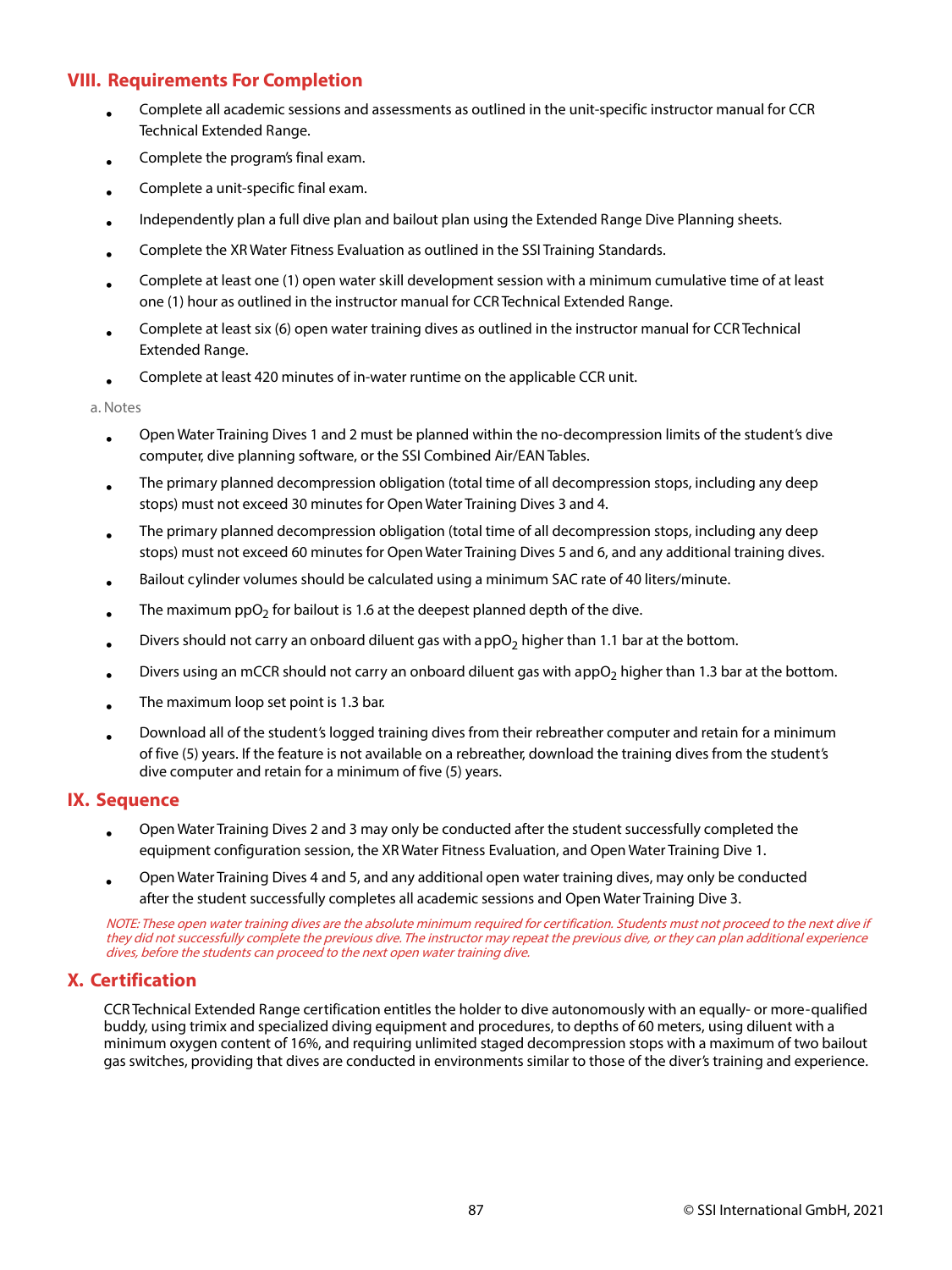## VIII. Requirements For Completion

- Complete all academic sessions and assessments as outlined in the unit-specific instructor manual for CCR Technical Extended Range.
- Complete the program's final exam.
- Complete a unit-specific final exam.
- Independently plan a full dive plan and bailout plan using the Extended Range Dive Planning sheets.
- Complete the XR Water Fitness Evaluation as outlined in the SSI Training Standards.
- Complete at least one (1) open water skill development session with a minimum cumulative time of at least one (1) hour as outlined in the instructor manual for CCR Technical Extended Range.
- Complete at least six (6) open water training dives as outlined in the instructor manual for CCR Technical Extended Range.
- Complete at least 420 minutes of in-water runtime on the applicable CCR unit.

a. Notes

- Open Water Training Dives 1 and 2 must be planned within the no-decompression limits of the student's dive computer, dive planning software, or the SSI Combined Air/EAN Tables.
- The primary planned decompression obligation (total time of all decompression stops, including any deep stops) must not exceed 30 minutes for Open Water Training Dives 3 and 4.
- The primary planned decompression obligation (total time of all decompression stops, including any deep stops) must not exceed 60 minutes for Open Water Training Dives 5 and 6, and any additional training dives.
- Bailout cylinder volumes should be calculated using a minimum SAC rate of 40 liters/minute.
- The maximum $ppO_2$ for bailout is 1.6 at the deepest planned depth of the dive.
- Divers should not carry an onboard diluent gas with a $ppO_2$ higher than 1.1 bar at the bottom.
- Divers using an mCCR should not carry an onboard diluent gas with $appO_2$ higher than 1.3 bar at the bottom.
- The maximum loop set point is 1.3 bar.
- Download all of the student's logged training dives from their rebreather computer and retain for a minimum of five (5) years. If the feature is not available on a rebreather, download the training dives from the student's dive computer and retain for a minimum of five (5) years.

## IX. Sequence

- Open Water Training Dives 2 and 3 may only be conducted after the student successfully completed the equipment configuration session, the XR Water Fitness Evaluation, and Open Water Training Dive 1.
- Open Water Training Dives 4 and 5, and any additional open water training dives, may only be conducted after the student successfully completes all academic sessions and Open Water Training Dive 3.

*NOTE: These open water training dives are the absolute minimum required for certification. Students must not proceed to the next dive if they did not successfully complete the previous dive. The instructor may repeat the previous dive, or they can plan additional experience dives, before the students can proceed to the next open water training dive.*

## X. Certification

CCR Technical Extended Range certification entitles the holder to dive autonomously with an equally- or more-qualified buddy, using trimix and specialized diving equipment and procedures, to depths of 60 meters, using diluent with a minimum oxygen content of 16%, and requiring unlimited staged decompression stops with a maximum of two bailout gas switches, providing that dives are conducted in environments similar to those of the diver's training and experience.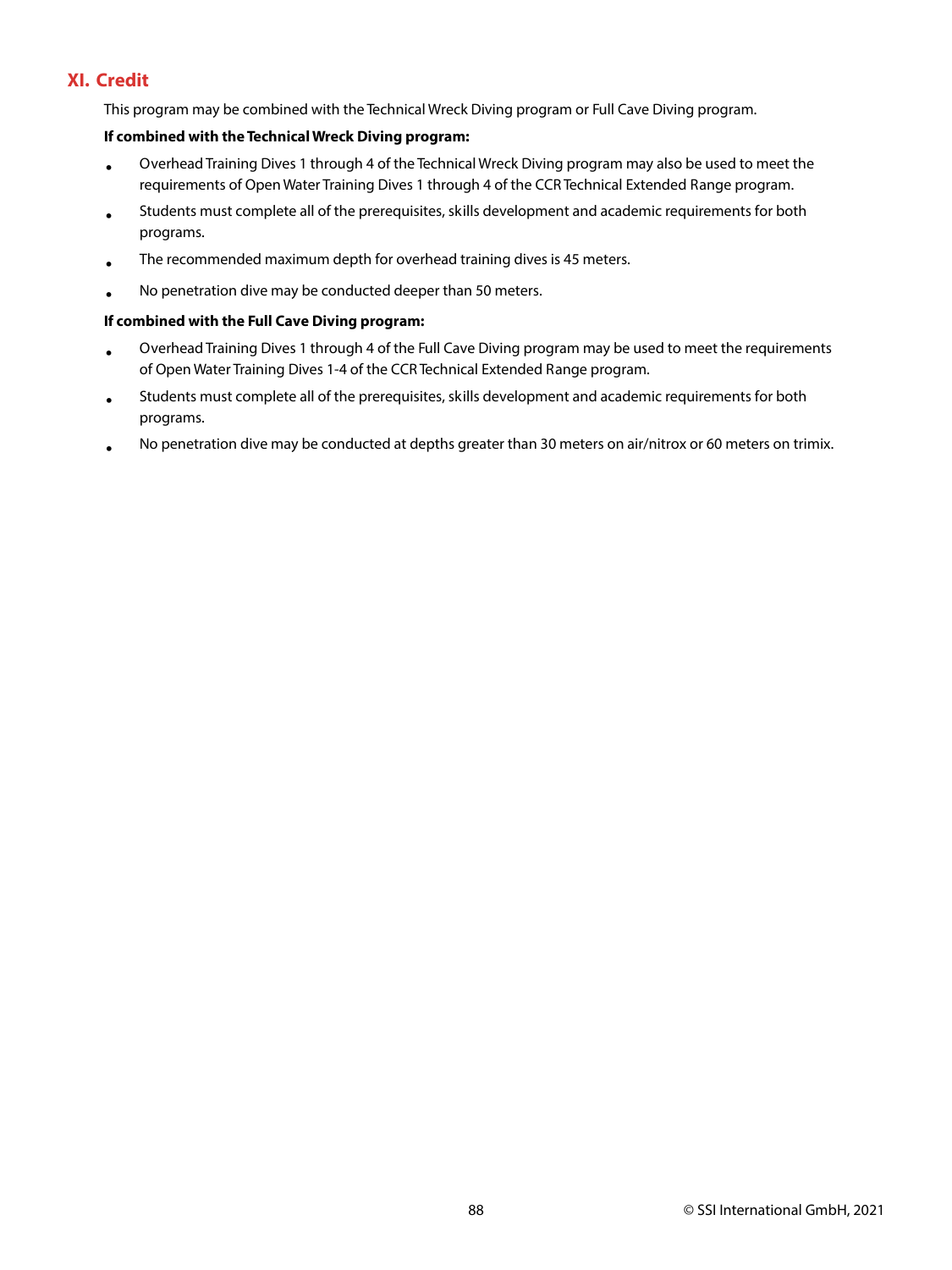## XI. Credit

This program may be combined with the Technical Wreck Diving program or Full Cave Diving program.

**If combined with the Technical Wreck Diving program:**

- Overhead Training Dives 1 through 4 of the Technical Wreck Diving program may also be used to meet the requirements of Open Water Training Dives 1 through 4 of the CCR Technical Extended Range program.
- Students must complete all of the prerequisites, skills development and academic requirements for both programs.
- The recommended maximum depth for overhead training dives is 45 meters.
- No penetration dive may be conducted deeper than 50 meters.

**If combined with the Full Cave Diving program:**

- Overhead Training Dives 1 through 4 of the Full Cave Diving program may be used to meet the requirements of Open Water Training Dives 1-4 of the CCR Technical Extended Range program.
- Students must complete all of the prerequisites, skills development and academic requirements for both programs.
- No penetration dive may be conducted at depths greater than 30 meters on air/nitrox or 60 meters on trimix.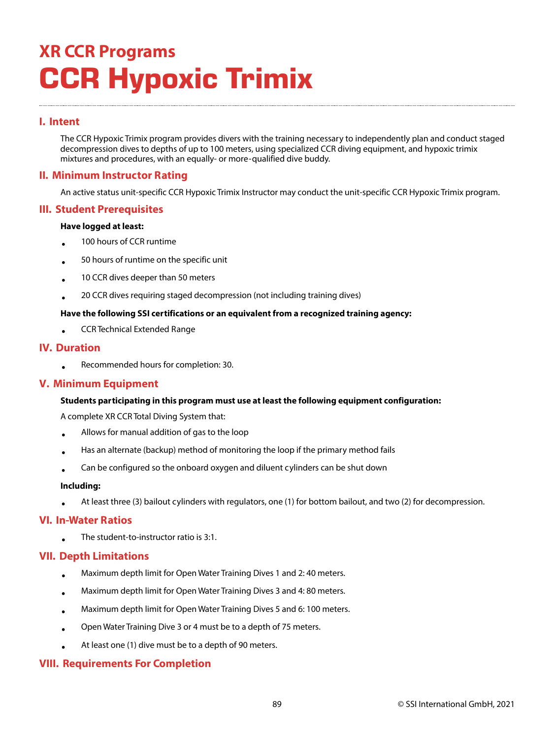# XR CCR Programs

# CCR Hypoxic Trimix

## I. Intent

The CCR Hypoxic Trimix program provides divers with the training necessary to independently plan and conduct staged decompression dives to depths of up to 100 meters, using specialized CCR diving equipment, and hypoxic trimix mixtures and procedures, with an equally- or more-qualified dive buddy.

## II. Minimum Instructor Rating

An active status unit-specific CCR Hypoxic Trimix Instructor may conduct the unit-specific CCR Hypoxic Trimix program.

## III. Student Prerequisites

**Have logged at least:**

- 100 hours of CCR runtime
- 50 hours of runtime on the specific unit
- 10 CCR dives deeper than 50 meters
- 20 CCR dives requiring staged decompression (not including training dives)

**Have the following SSI certifications or an equivalent from a recognized training agency:**

- CCR Technical Extended Range

## IV. Duration

- Recommended hours for completion: 30.

## V. Minimum Equipment

**Students participating in this program must use at least the following equipment configuration:**

A complete XR CCR Total Diving System that:

- Allows for manual addition of gas to the loop
- Has an alternate (backup) method of monitoring the loop if the primary method fails
- Can be configured so the onboard oxygen and diluent cylinders can be shut down

**Including:**

- At least three (3) bailout cylinders with regulators, one (1) for bottom bailout, and two (2) for decompression.

## VI. In-Water Ratios

- The student-to-instructor ratio is 3:1.

## VII. Depth Limitations

- Maximum depth limit for Open Water Training Dives 1 and 2: 40 meters.
- Maximum depth limit for Open Water Training Dives 3 and 4: 80 meters.
- Maximum depth limit for Open Water Training Dives 5 and 6: 100 meters.
- Open Water Training Dive 3 or 4 must be to a depth of 75 meters.
- At least one (1) dive must be to a depth of 90 meters.

## VIII. Requirements For Completion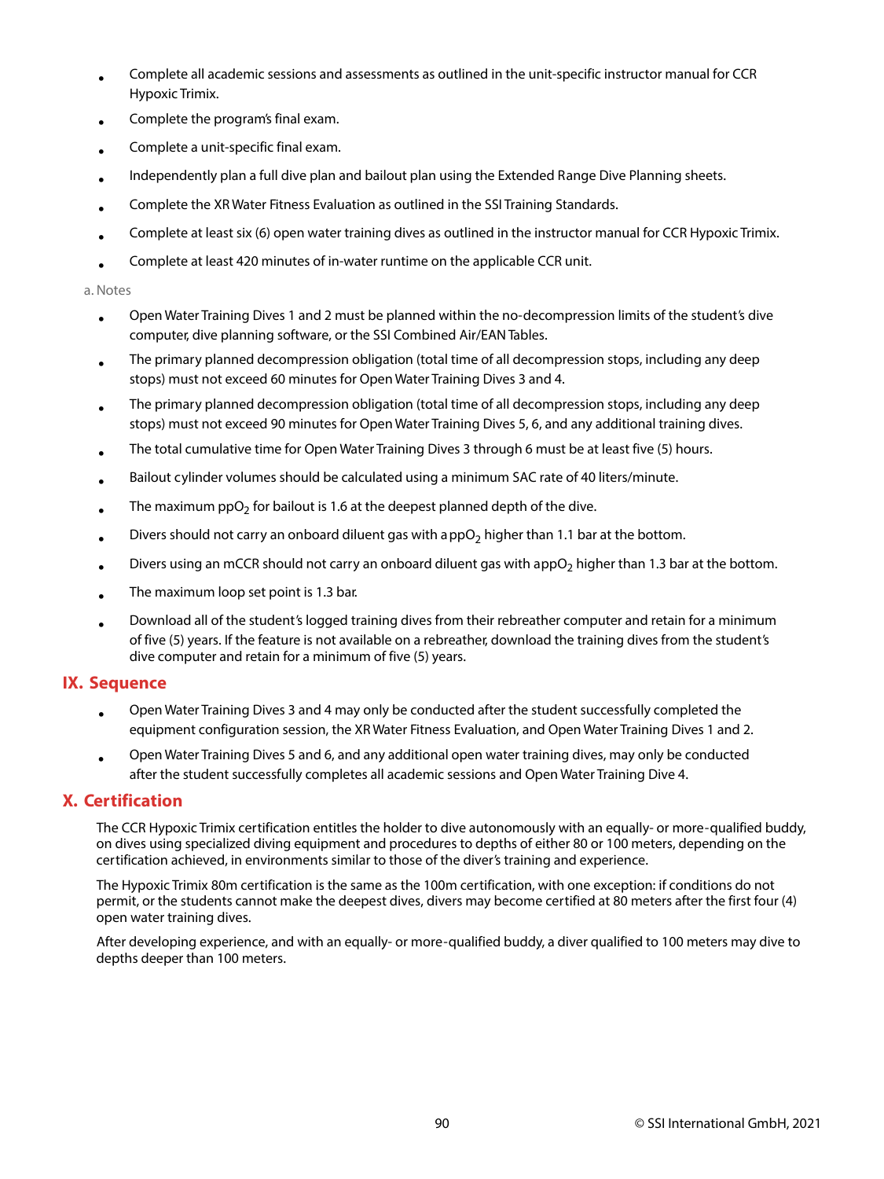- Complete all academic sessions and assessments as outlined in the unit-specific instructor manual for CCR Hypoxic Trimix.
- Complete the program's final exam.
- Complete a unit-specific final exam.
- Independently plan a full dive plan and bailout plan using the Extended Range Dive Planning sheets.
- Complete the XR Water Fitness Evaluation as outlined in the SSI Training Standards.
- Complete at least six (6) open water training dives as outlined in the instructor manual for CCR Hypoxic Trimix.
- Complete at least 420 minutes of in-water runtime on the applicable CCR unit.

a. Notes

- Open Water Training Dives 1 and 2 must be planned within the no-decompression limits of the student's dive computer, dive planning software, or the SSI Combined Air/EAN Tables.
- The primary planned decompression obligation (total time of all decompression stops, including any deep stops) must not exceed 60 minutes for Open Water Training Dives 3 and 4.
- The primary planned decompression obligation (total time of all decompression stops, including any deep stops) must not exceed 90 minutes for Open Water Training Dives 5, 6, and any additional training dives.
- The total cumulative time for Open Water Training Dives 3 through 6 must be at least five (5) hours.
- Bailout cylinder volumes should be calculated using a minimum SAC rate of 40 liters/minute.
- The maximum $ppO_2$ for bailout is 1.6 at the deepest planned depth of the dive.
- Divers should not carry an onboard diluent gas with a $ppO_2$ higher than 1.1 bar at the bottom.
- Divers using an mCCR should not carry an onboard diluent gas with a $ppO_2$ higher than 1.3 bar at the bottom.
- The maximum loop set point is 1.3 bar.
- Download all of the student's logged training dives from their rebreather computer and retain for a minimum of five (5) years. If the feature is not available on a rebreather, download the training dives from the student's dive computer and retain for a minimum of five (5) years.

## IX. Sequence

- Open Water Training Dives 3 and 4 may only be conducted after the student successfully completed the equipment configuration session, the XR Water Fitness Evaluation, and Open Water Training Dives 1 and 2.
- Open Water Training Dives 5 and 6, and any additional open water training dives, may only be conducted after the student successfully completes all academic sessions and Open Water Training Dive 4.

## X. Certification

The CCR Hypoxic Trimix certification entitles the holder to dive autonomously with an equally- or more-qualified buddy, on dives using specialized diving equipment and procedures to depths of either 80 or 100 meters, depending on the certification achieved, in environments similar to those of the diver's training and experience.

The Hypoxic Trimix 80m certification is the same as the 100m certification, with one exception: if conditions do not permit, or the students cannot make the deepest dives, divers may become certified at 80 meters after the first four (4) open water training dives.

After developing experience, and with an equally- or more-qualified buddy, a diver qualified to 100 meters may dive to depths deeper than 100 meters.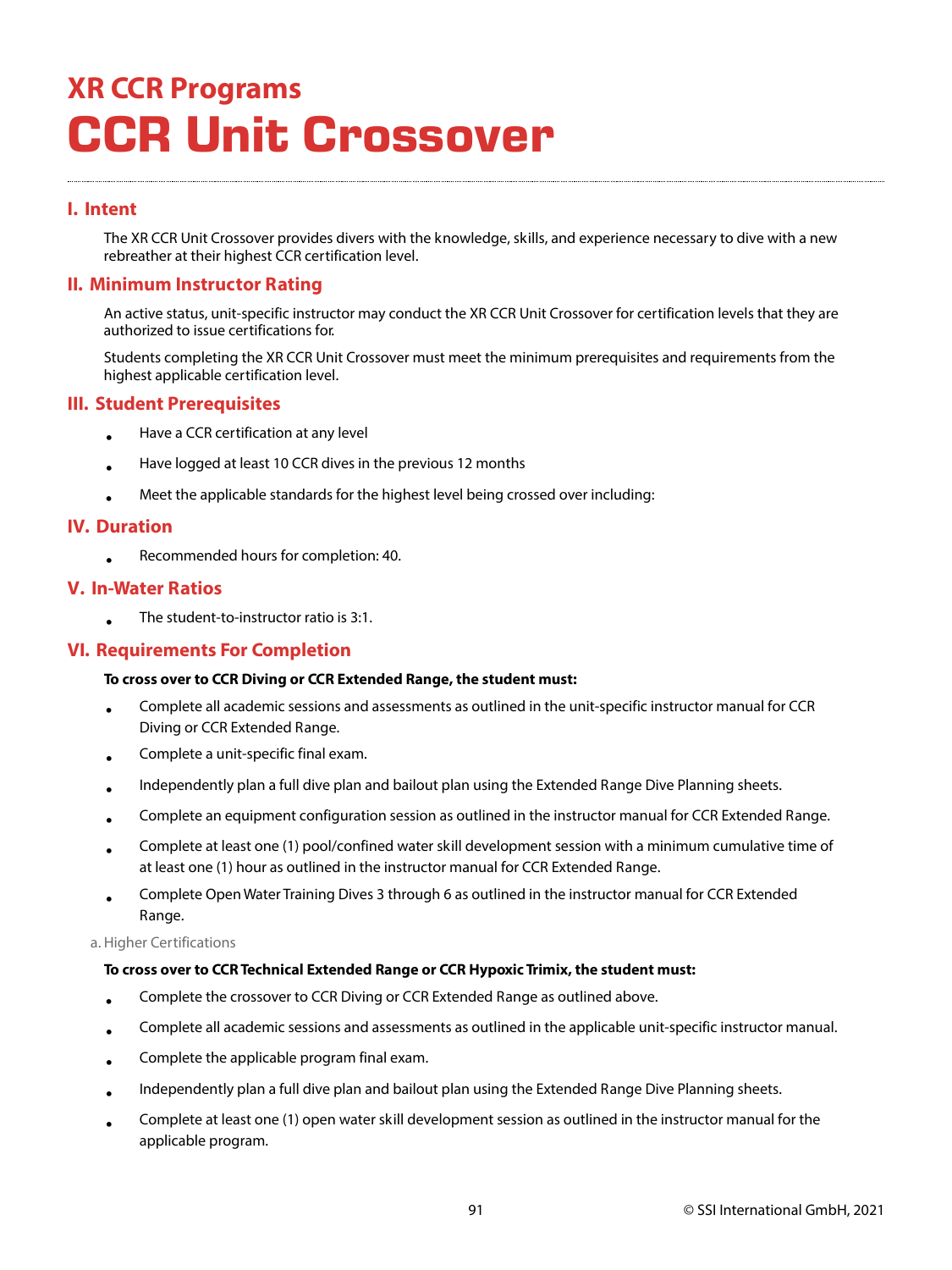# XR CCR Programs

# CCR Unit Crossover

## I. Intent

The XR CCR Unit Crossover provides divers with the knowledge, skills, and experience necessary to dive with a new rebreather at their highest CCR certification level.

## II. Minimum Instructor Rating

An active status, unit-specific instructor may conduct the XR CCR Unit Crossover for certification levels that they are authorized to issue certifications for.

Students completing the XR CCR Unit Crossover must meet the minimum prerequisites and requirements from the highest applicable certification level.

## III. Student Prerequisites

- Have a CCR certification at any level
- Have logged at least 10 CCR dives in the previous 12 months
- Meet the applicable standards for the highest level being crossed over including:

## IV. Duration

- Recommended hours for completion: 40.

## V. In-Water Ratios

- The student-to-instructor ratio is 3:1.

## VI. Requirements For Completion

**To cross over to CCR Diving or CCR Extended Range, the student must:**

- Complete all academic sessions and assessments as outlined in the unit-specific instructor manual for CCR Diving or CCR Extended Range.
- Complete a unit-specific final exam.
- Independently plan a full dive plan and bailout plan using the Extended Range Dive Planning sheets.
- Complete an equipment configuration session as outlined in the instructor manual for CCR Extended Range.
- Complete at least one (1) pool/confined water skill development session with a minimum cumulative time of at least one (1) hour as outlined in the instructor manual for CCR Extended Range.
- Complete Open Water Training Dives 3 through 6 as outlined in the instructor manual for CCR Extended Range.

a. Higher Certifications

**To cross over to CCR Technical Extended Range or CCR Hypoxic Trimix, the student must:**

- Complete the crossover to CCR Diving or CCR Extended Range as outlined above.
- Complete all academic sessions and assessments as outlined in the applicable unit-specific instructor manual.
- Complete the applicable program final exam.
- Independently plan a full dive plan and bailout plan using the Extended Range Dive Planning sheets.
- Complete at least one (1) open water skill development session as outlined in the instructor manual for the applicable program.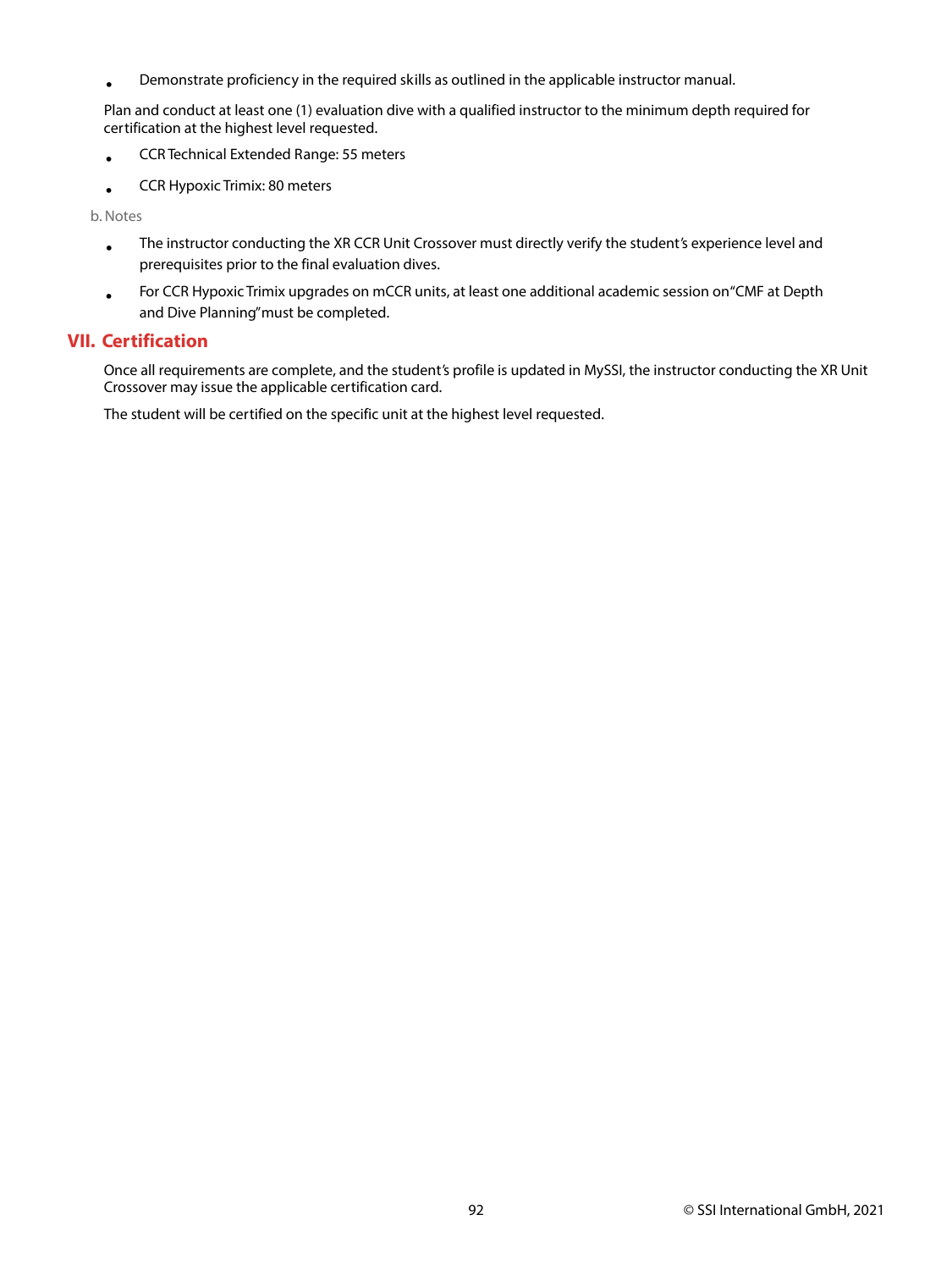- Demonstrate proficiency in the required skills as outlined in the applicable instructor manual.

Plan and conduct at least one (1) evaluation dive with a qualified instructor to the minimum depth required for certification at the highest level requested.

- CCR Technical Extended Range: 55 meters
- CCR Hypoxic Trimix: 80 meters

b. Notes

- The instructor conducting the XR CCR Unit Crossover must directly verify the student's experience level and prerequisites prior to the final evaluation dives.
- For CCR Hypoxic Trimix upgrades on mCCR units, at least one additional academic session on "CMF at Depth and Dive Planning" must be completed.

## VII. Certification

Once all requirements are complete, and the student's profile is updated in MySSI, the instructor conducting the XR Unit Crossover may issue the applicable certification card.

The student will be certified on the specific unit at the highest level requested.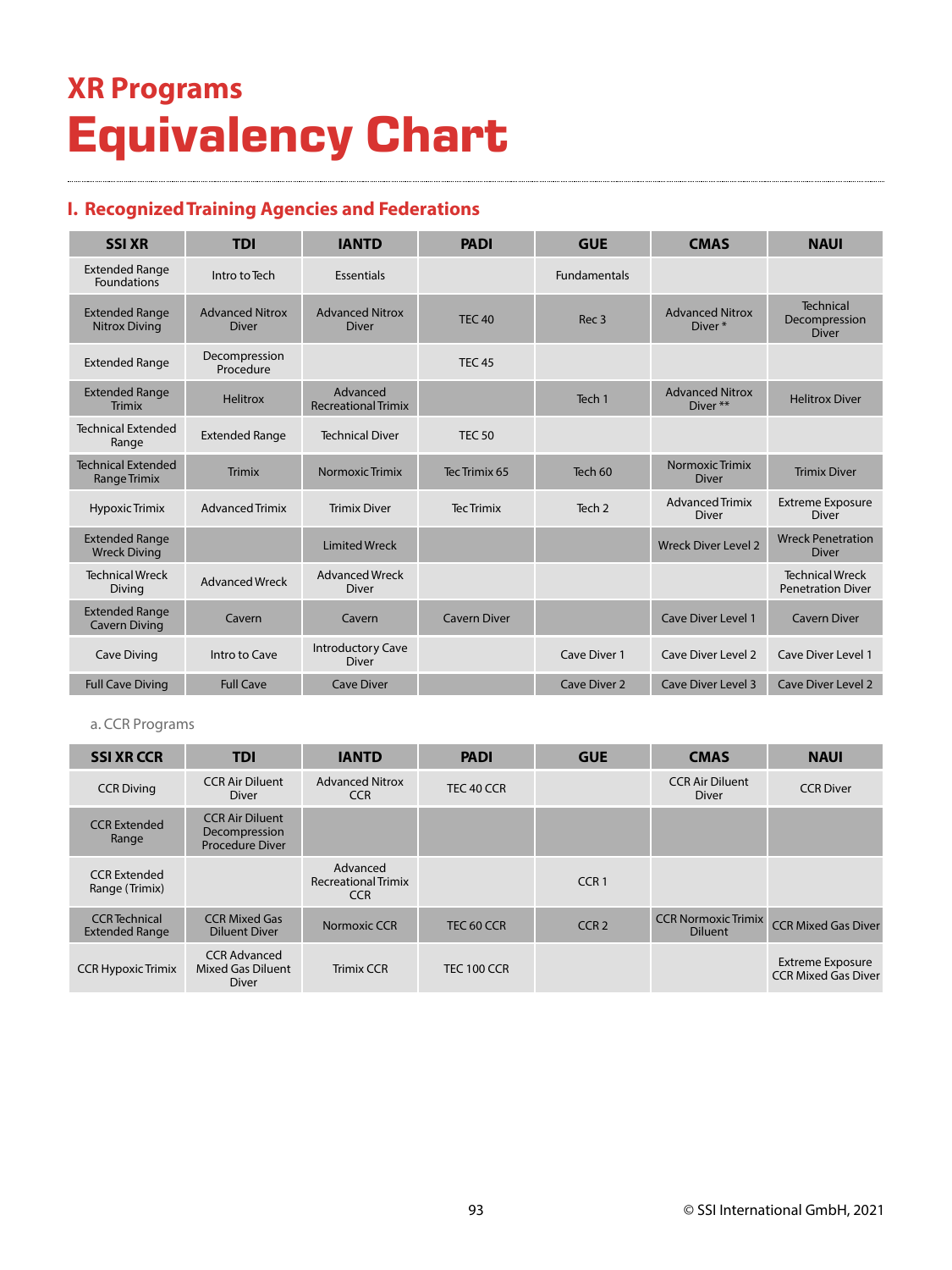# XR Programs
# Equivalency Chart

## I. Recognized Training Agencies and Federations

| SSI XR | TDI | IANTD | PADI | GUE | CMAS | NAUI |
|---|---|---|---|---|---|---|
| Extended Range Foundations | Intro to Tech | Essentials | | Fundamentals | | |
| Extended Range Nitrox Diving | Advanced Nitrox Diver | Advanced Nitrox Diver | TEC 40 | Rec 3 | Advanced Nitrox Diver * | Technical Decompression Diver |
| Extended Range | Decompression Procedure | | TEC 45 | | | |
| Extended Range Trimix | Helitrox | Advanced Recreational Trimix | | Tech 1 | Advanced Nitrox Diver ** | Helitrox Diver |
| Technical Extended Range | Extended Range | Technical Diver | TEC 50 | | | |
| Technical Extended Range Trimix | Trimix | Normoxic Trimix | Tec Trimix 65 | Tech 60 | Normoxic Trimix Diver | Trimix Diver |
| Hypoxic Trimix | Advanced Trimix | Trimix Diver | Tec Trimix | Tech 2 | Advanced Trimix Diver | Extreme Exposure Diver |
| Extended Range Wreck Diving | | Limited Wreck | | | Wreck Diver Level 2 | Wreck Penetration Diver |
| Technical Wreck Diving | Advanced Wreck | Advanced Wreck Diver | | | | Technical Wreck Penetration Diver |
| Extended Range Cavern Diving | Cavern | Cavern | Cavern Diver | | Cave Diver Level 1 | Cavern Diver |
| Cave Diving | Intro to Cave | Introductory Cave Diver | | Cave Diver 1 | Cave Diver Level 2 | Cave Diver Level 1 |
| Full Cave Diving | Full Cave | Cave Diver | | Cave Diver 2 | Cave Diver Level 3 | Cave Diver Level 2 |

a. CCR Programs

| SSI XR CCR | TDI | IANTD | PADI | GUE | CMAS | NAUI |
|---|---|---|---|---|---|---|
| CCR Diving | CCR Air Diluent Diver | Advanced Nitrox CCR | TEC 40 CCR | | CCR Air Diluent Diver | CCR Diver |
| CCR Extended Range | CCR Air Diluent Decompression Procedure Diver | | | | | |
| CCR Extended Range (Trimix) | | Advanced Recreational Trimix CCR | | CCR 1 | | |
| CCR Technical Extended Range | CCR Mixed Gas Diluent Diver | Normoxic CCR | TEC 60 CCR | CCR 2 | CCR Normoxic Trimix Diluent | CCR Mixed Gas Diver |
| CCR Hypoxic Trimix | CCR Advanced Mixed Gas Diluent Diver | Trimix CCR | TEC 100 CCR | | | Extreme Exposure CCR Mixed Gas Diver |

© SSI International GmbH, 2021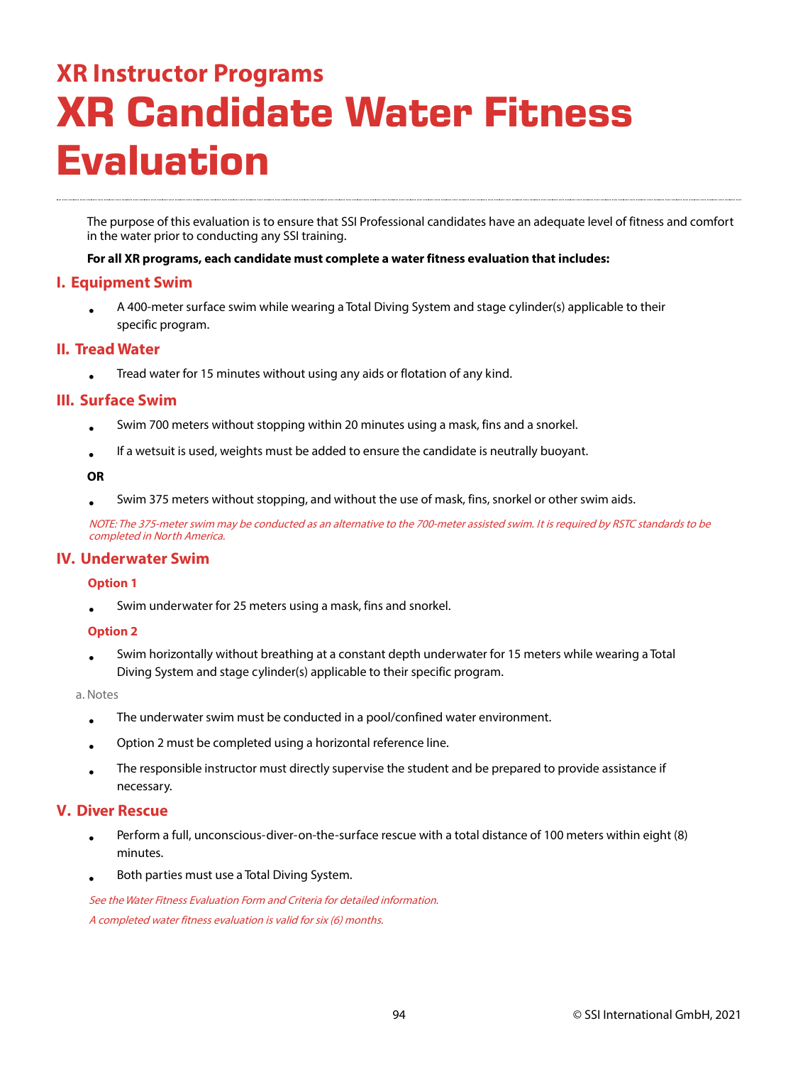## XR Instructor Programs

# XR Candidate Water Fitness Evaluation

The purpose of this evaluation is to ensure that SSI Professional candidates have an adequate level of fitness and comfort in the water prior to conducting any SSI training.

**For all XR programs, each candidate must complete a water fitness evaluation that includes:**

### I. Equipment Swim

- A 400-meter surface swim while wearing a Total Diving System and stage cylinder(s) applicable to their specific program.

### II. Tread Water

- Tread water for 15 minutes without using any aids or flotation of any kind.

### III. Surface Swim

- Swim 700 meters without stopping within 20 minutes using a mask, fins and a snorkel.
- If a wetsuit is used, weights must be added to ensure the candidate is neutrally buoyant.

**OR**

- Swim 375 meters without stopping, and without the use of mask, fins, snorkel or other swim aids.

*NOTE: The 375-meter swim may be conducted as an alternative to the 700-meter assisted swim. It is required by RSTC standards to be completed in North America.*

### IV. Underwater Swim

#### Option 1

- Swim underwater for 25 meters using a mask, fins and snorkel.

#### Option 2

- Swim horizontally without breathing at a constant depth underwater for 15 meters while wearing a Total Diving System and stage cylinder(s) applicable to their specific program.

a. Notes

- The underwater swim must be conducted in a pool/confined water environment.
- Option 2 must be completed using a horizontal reference line.
- The responsible instructor must directly supervise the student and be prepared to provide assistance if necessary.

### V. Diver Rescue

- Perform a full, unconscious-diver-on-the-surface rescue with a total distance of 100 meters within eight (8) minutes.
- Both parties must use a Total Diving System.

*See the Water Fitness Evaluation Form and Criteria for detailed information.*

*A completed water fitness evaluation is valid for six (6) months.*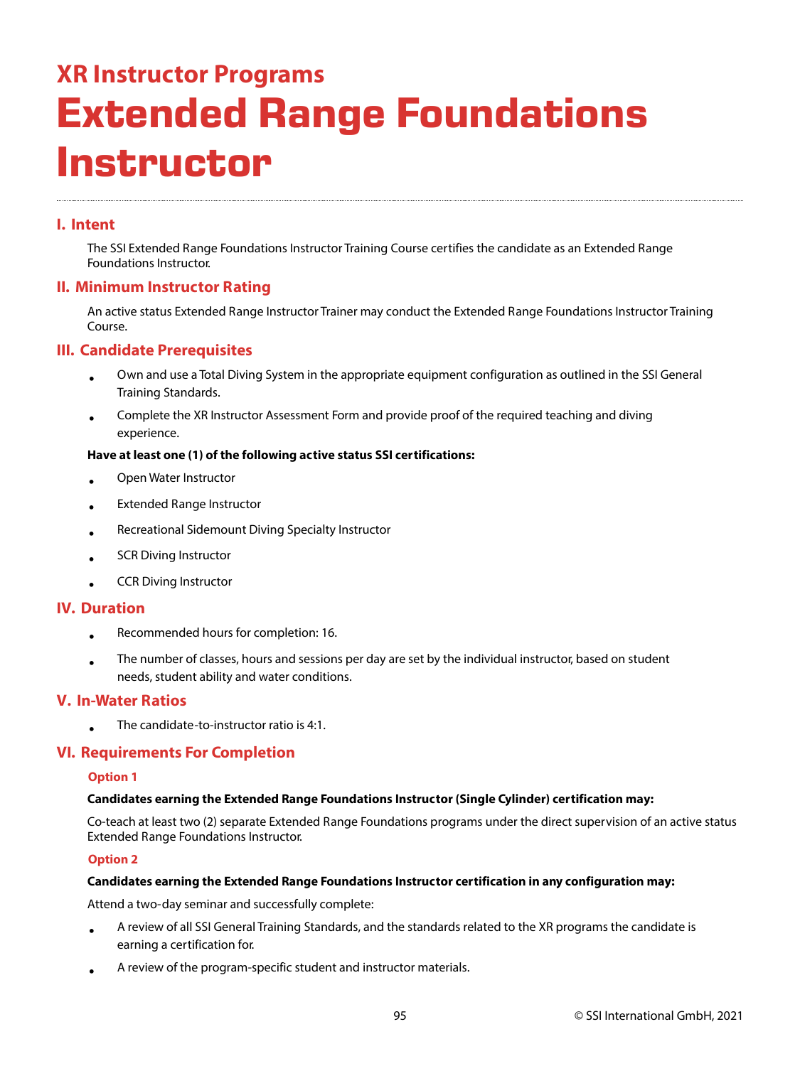## XR Instructor Programs

# Extended Range Foundations Instructor

### I. Intent

The SSI Extended Range Foundations Instructor Training Course certifies the candidate as an Extended Range Foundations Instructor.

### II. Minimum Instructor Rating

An active status Extended Range Instructor Trainer may conduct the Extended Range Foundations Instructor Training Course.

### III. Candidate Prerequisites

- Own and use a Total Diving System in the appropriate equipment configuration as outlined in the SSI General Training Standards.
- Complete the XR Instructor Assessment Form and provide proof of the required teaching and diving experience.

**Have at least one (1) of the following active status SSI certifications:**

- Open Water Instructor
- Extended Range Instructor
- Recreational Sidemount Diving Specialty Instructor
- SCR Diving Instructor
- CCR Diving Instructor

### IV. Duration

- Recommended hours for completion: 16.
- The number of classes, hours and sessions per day are set by the individual instructor, based on student needs, student ability and water conditions.

### V. In-Water Ratios

- The candidate-to-instructor ratio is 4:1.

### VI. Requirements For Completion

#### Option 1

**Candidates earning the Extended Range Foundations Instructor (Single Cylinder) certification may:**

Co-teach at least two (2) separate Extended Range Foundations programs under the direct supervision of an active status Extended Range Foundations Instructor.

#### Option 2

**Candidates earning the Extended Range Foundations Instructor certification in any configuration may:**

Attend a two-day seminar and successfully complete:

- A review of all SSI General Training Standards, and the standards related to the XR programs the candidate is earning a certification for.
- A review of the program-specific student and instructor materials.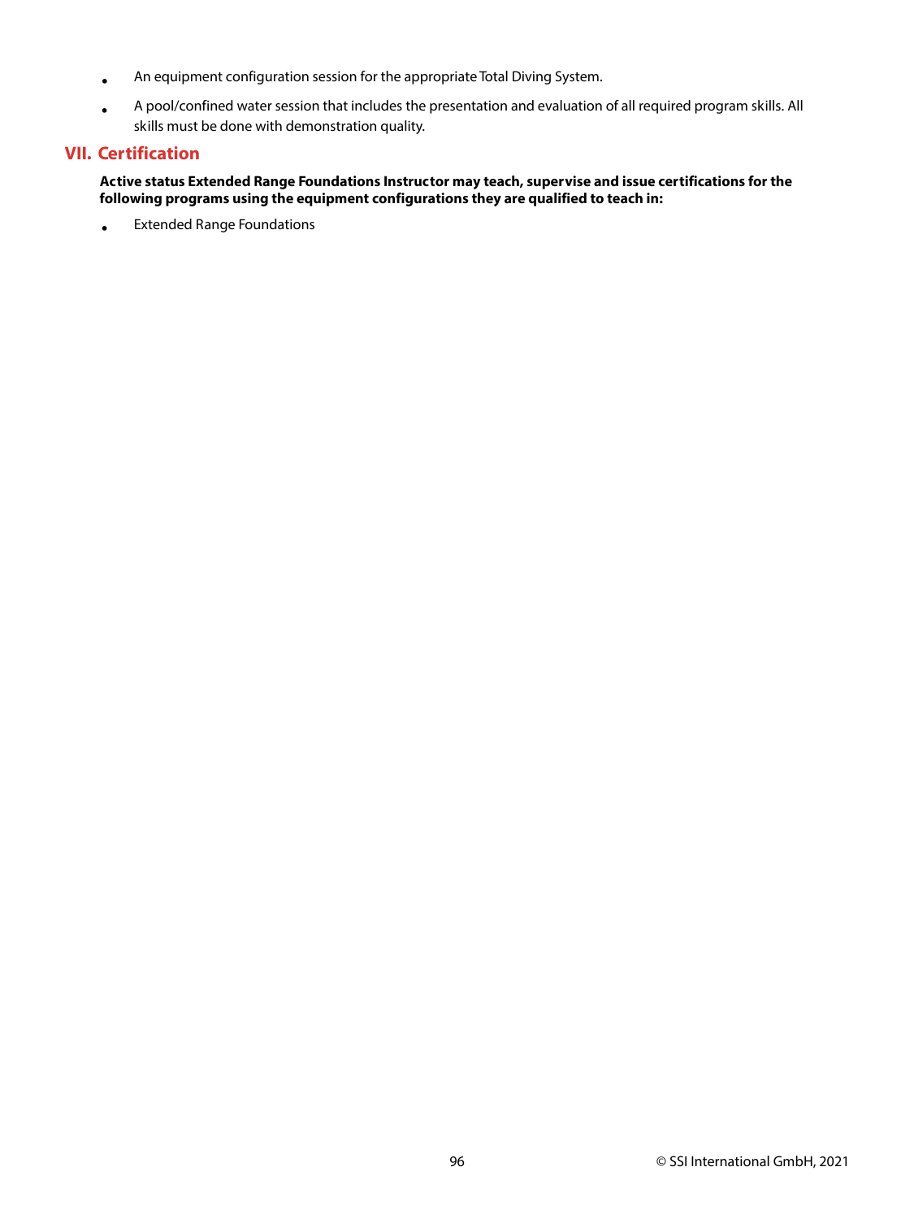- An equipment configuration session for the appropriate Total Diving System.
- A pool/confined water session that includes the presentation and evaluation of all required program skills. All skills must be done with demonstration quality.

## VII. Certification

**Active status Extended Range Foundations Instructor may teach, supervise and issue certifications for the following programs using the equipment configurations they are qualified to teach in:**

- Extended Range Foundations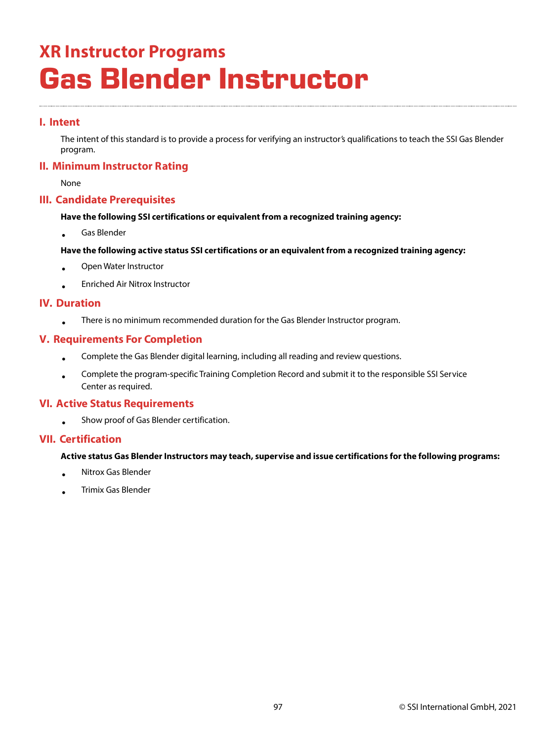## XR Instructor Programs

# Gas Blender Instructor

### I. Intent

The intent of this standard is to provide a process for verifying an instructor's qualifications to teach the SSI Gas Blender program.

### II. Minimum Instructor Rating

None

### III. Candidate Prerequisites

**Have the following SSI certifications or equivalent from a recognized training agency:**

- Gas Blender

**Have the following active status SSI certifications or an equivalent from a recognized training agency:**

- Open Water Instructor
- Enriched Air Nitrox Instructor

### IV. Duration

- There is no minimum recommended duration for the Gas Blender Instructor program.

### V. Requirements For Completion

- Complete the Gas Blender digital learning, including all reading and review questions.
- Complete the program-specific Training Completion Record and submit it to the responsible SSI Service Center as required.

### VI. Active Status Requirements

- Show proof of Gas Blender certification.

### VII. Certification

**Active status Gas Blender Instructors may teach, supervise and issue certifications for the following programs:**

- Nitrox Gas Blender
- Trimix Gas Blender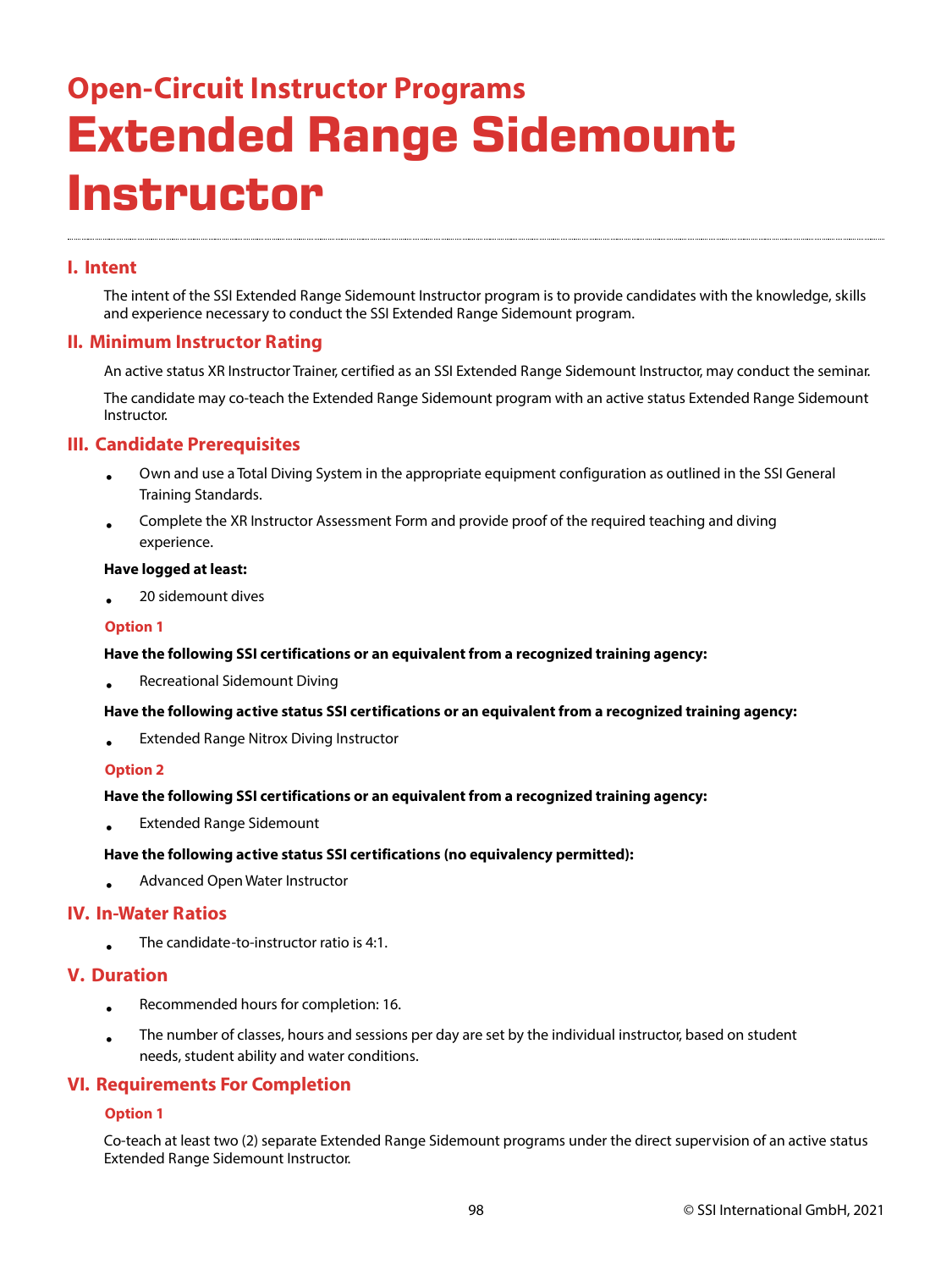## Open-Circuit Instructor Programs

# Extended Range Sidemount Instructor

### I. Intent

The intent of the SSI Extended Range Sidemount Instructor program is to provide candidates with the knowledge, skills and experience necessary to conduct the SSI Extended Range Sidemount program.

### II. Minimum Instructor Rating

An active status XR Instructor Trainer, certified as an SSI Extended Range Sidemount Instructor, may conduct the seminar.

The candidate may co-teach the Extended Range Sidemount program with an active status Extended Range Sidemount Instructor.

### III. Candidate Prerequisites

- Own and use a Total Diving System in the appropriate equipment configuration as outlined in the SSI General Training Standards.
- Complete the XR Instructor Assessment Form and provide proof of the required teaching and diving experience.

**Have logged at least:**

- 20 sidemount dives

#### Option 1

**Have the following SSI certifications or an equivalent from a recognized training agency:**

- Recreational Sidemount Diving

**Have the following active status SSI certifications or an equivalent from a recognized training agency:**

- Extended Range Nitrox Diving Instructor

#### Option 2

**Have the following SSI certifications or an equivalent from a recognized training agency:**

- Extended Range Sidemount

**Have the following active status SSI certifications (no equivalency permitted):**

- Advanced Open Water Instructor

### IV. In-Water Ratios

- The candidate-to-instructor ratio is 4:1.

### V. Duration

- Recommended hours for completion: 16.
- The number of classes, hours and sessions per day are set by the individual instructor, based on student needs, student ability and water conditions.

### VI. Requirements For Completion

#### Option 1

Co-teach at least two (2) separate Extended Range Sidemount programs under the direct supervision of an active status Extended Range Sidemount Instructor.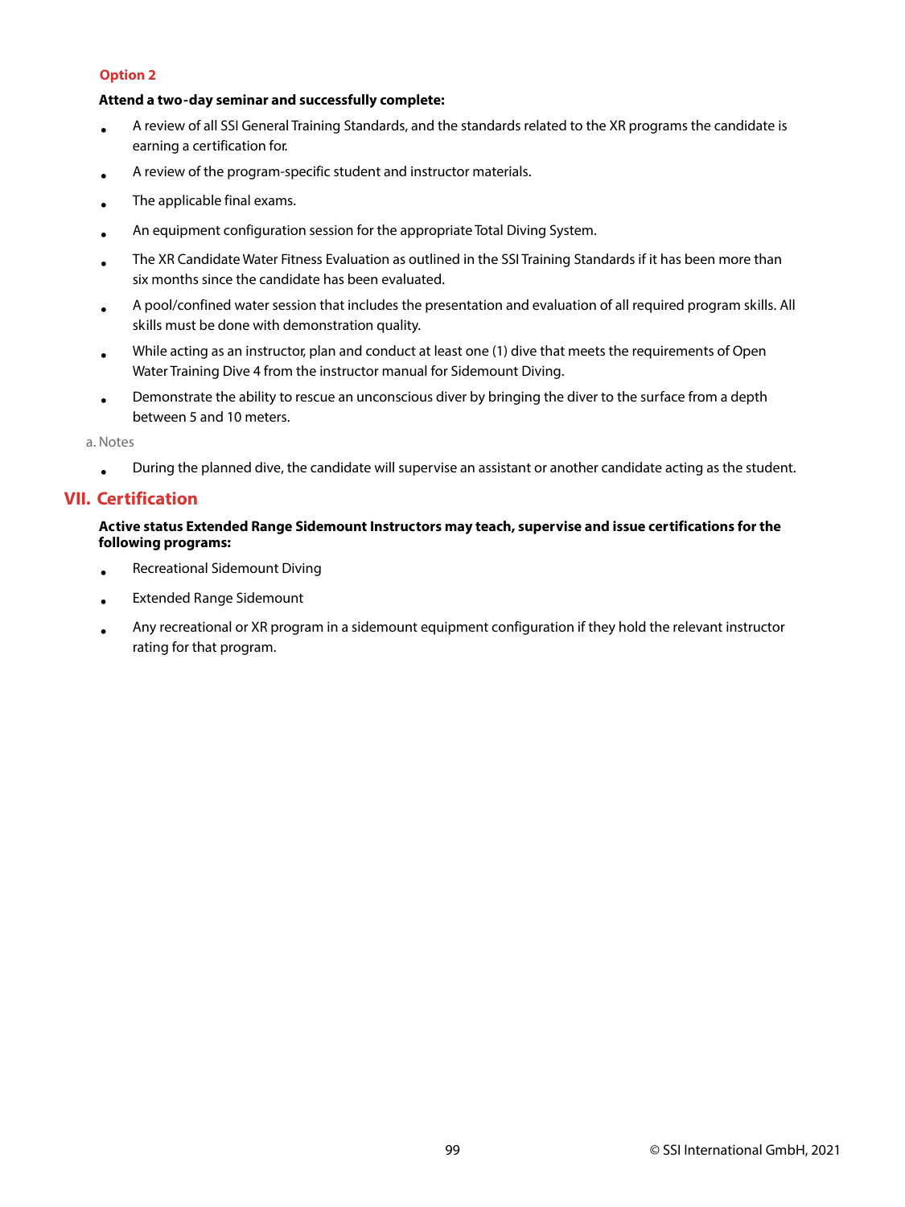### Option 2

**Attend a two-day seminar and successfully complete:**

- A review of all SSI General Training Standards, and the standards related to the XR programs the candidate is earning a certification for.
- A review of the program-specific student and instructor materials.
- The applicable final exams.
- An equipment configuration session for the appropriate Total Diving System.
- The XR Candidate Water Fitness Evaluation as outlined in the SSI Training Standards if it has been more than six months since the candidate has been evaluated.
- A pool/confined water session that includes the presentation and evaluation of all required program skills. All skills must be done with demonstration quality.
- While acting as an instructor, plan and conduct at least one (1) dive that meets the requirements of Open Water Training Dive 4 from the instructor manual for Sidemount Diving.
- Demonstrate the ability to rescue an unconscious diver by bringing the diver to the surface from a depth between 5 and 10 meters.

a. Notes

- During the planned dive, the candidate will supervise an assistant or another candidate acting as the student.

## VII. Certification

**Active status Extended Range Sidemount Instructors may teach, supervise and issue certifications for the following programs:**

- Recreational Sidemount Diving
- Extended Range Sidemount
- Any recreational or XR program in a sidemount equipment configuration if they hold the relevant instructor rating for that program.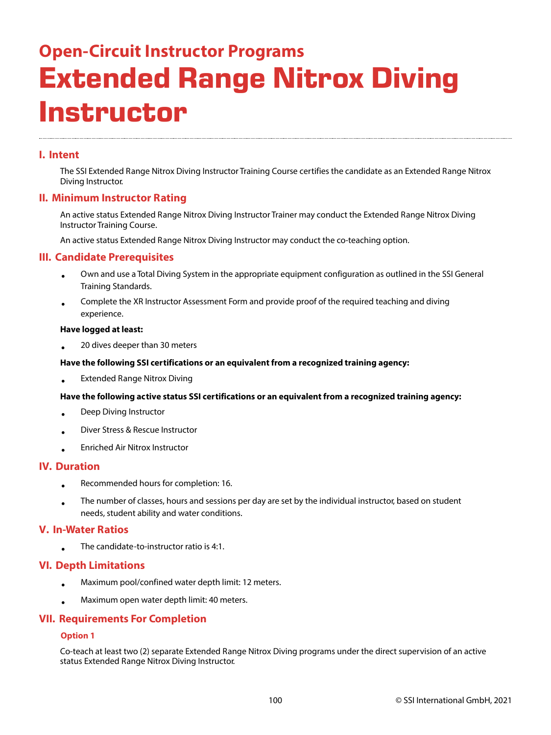## Open-Circuit Instructor Programs

# Extended Range Nitrox Diving Instructor

### I. Intent

The SSI Extended Range Nitrox Diving Instructor Training Course certifies the candidate as an Extended Range Nitrox Diving Instructor.

### II. Minimum Instructor Rating

An active status Extended Range Nitrox Diving Instructor Trainer may conduct the Extended Range Nitrox Diving Instructor Training Course.

An active status Extended Range Nitrox Diving Instructor may conduct the co-teaching option.

### III. Candidate Prerequisites

- Own and use a Total Diving System in the appropriate equipment configuration as outlined in the SSI General Training Standards.
- Complete the XR Instructor Assessment Form and provide proof of the required teaching and diving experience.

**Have logged at least:**

- 20 dives deeper than 30 meters

**Have the following SSI certifications or an equivalent from a recognized training agency:**

- Extended Range Nitrox Diving

**Have the following active status SSI certifications or an equivalent from a recognized training agency:**

- Deep Diving Instructor
- Diver Stress & Rescue Instructor
- Enriched Air Nitrox Instructor

### IV. Duration

- Recommended hours for completion: 16.
- The number of classes, hours and sessions per day are set by the individual instructor, based on student needs, student ability and water conditions.

### V. In-Water Ratios

- The candidate-to-instructor ratio is 4:1.

### VI. Depth Limitations

- Maximum pool/confined water depth limit: 12 meters.
- Maximum open water depth limit: 40 meters.

### VII. Requirements For Completion

#### Option 1

Co-teach at least two (2) separate Extended Range Nitrox Diving programs under the direct supervision of an active status Extended Range Nitrox Diving Instructor.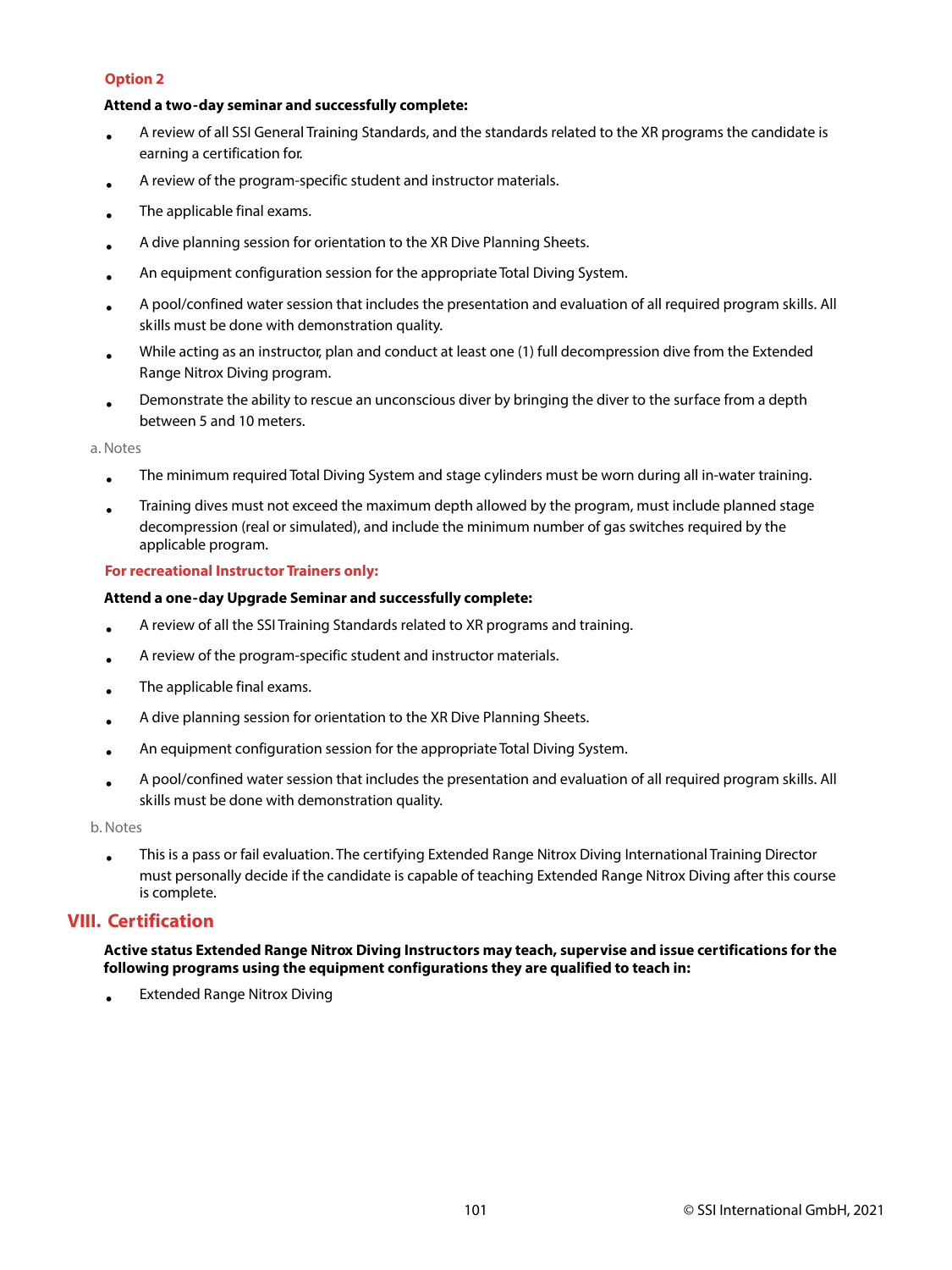**Option 2**

**Attend a two-day seminar and successfully complete:**

- A review of all SSI General Training Standards, and the standards related to the XR programs the candidate is earning a certification for.
- A review of the program-specific student and instructor materials.
- The applicable final exams.
- A dive planning session for orientation to the XR Dive Planning Sheets.
- An equipment configuration session for the appropriate Total Diving System.
- A pool/confined water session that includes the presentation and evaluation of all required program skills. All skills must be done with demonstration quality.
- While acting as an instructor, plan and conduct at least one (1) full decompression dive from the Extended Range Nitrox Diving program.
- Demonstrate the ability to rescue an unconscious diver by bringing the diver to the surface from a depth between 5 and 10 meters.

a. Notes

- The minimum required Total Diving System and stage cylinders must be worn during all in-water training.
- Training dives must not exceed the maximum depth allowed by the program, must include planned stage decompression (real or simulated), and include the minimum number of gas switches required by the applicable program.

**For recreational Instructor Trainers only:**

**Attend a one-day Upgrade Seminar and successfully complete:**

- A review of all the SSI Training Standards related to XR programs and training.
- A review of the program-specific student and instructor materials.
- The applicable final exams.
- A dive planning session for orientation to the XR Dive Planning Sheets.
- An equipment configuration session for the appropriate Total Diving System.
- A pool/confined water session that includes the presentation and evaluation of all required program skills. All skills must be done with demonstration quality.

b. Notes

- This is a pass or fail evaluation. The certifying Extended Range Nitrox Diving International Training Director must personally decide if the candidate is capable of teaching Extended Range Nitrox Diving after this course is complete.

## VIII. Certification

**Active status Extended Range Nitrox Diving Instructors may teach, supervise and issue certifications for the following programs using the equipment configurations they are qualified to teach in:**

- Extended Range Nitrox Diving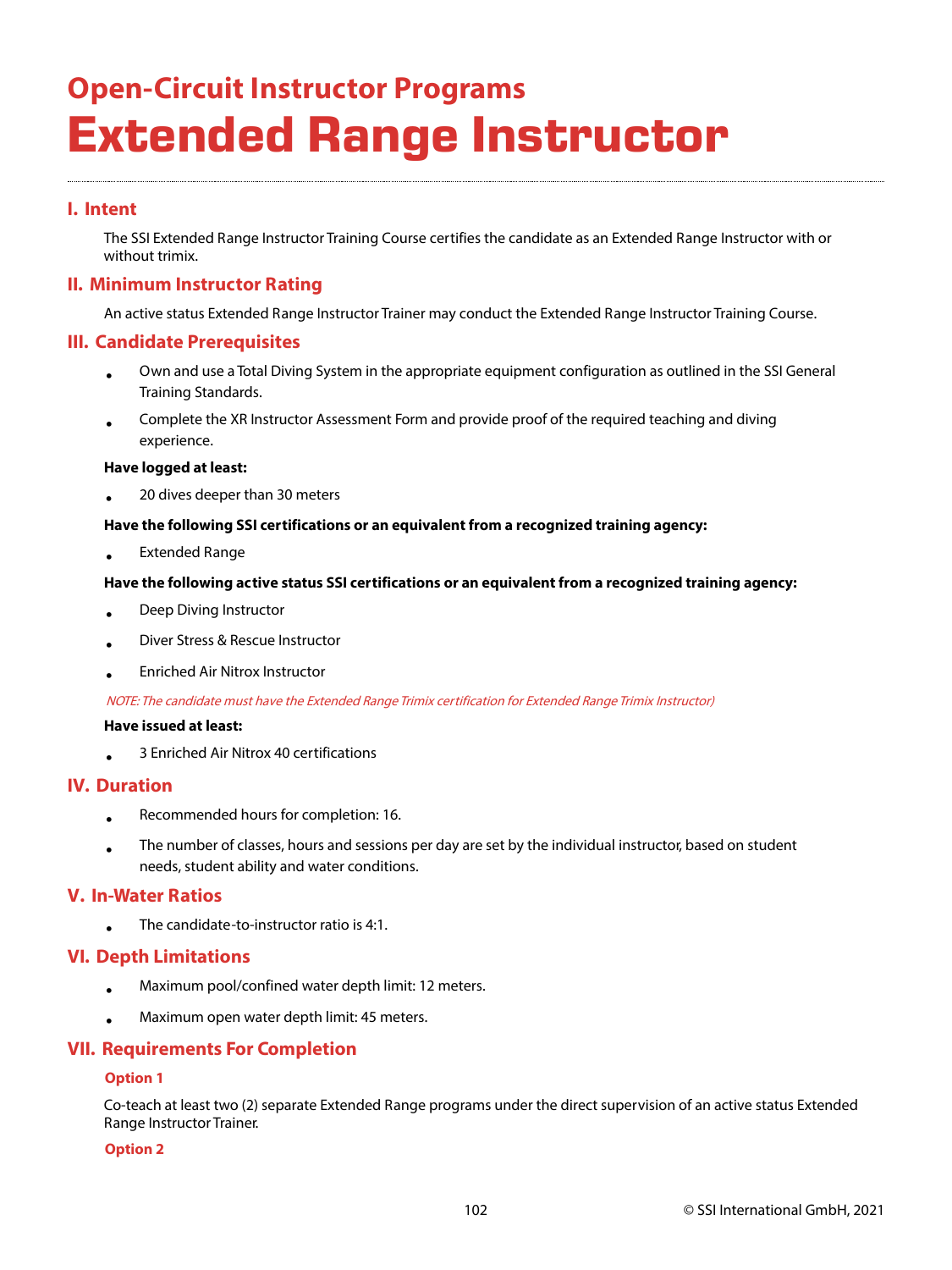## Open-Circuit Instructor Programs

# Extended Range Instructor

### I. Intent

The SSI Extended Range Instructor Training Course certifies the candidate as an Extended Range Instructor with or without trimix.

### II. Minimum Instructor Rating

An active status Extended Range Instructor Trainer may conduct the Extended Range Instructor Training Course.

### III. Candidate Prerequisites

- Own and use a Total Diving System in the appropriate equipment configuration as outlined in the SSI General Training Standards.
- Complete the XR Instructor Assessment Form and provide proof of the required teaching and diving experience.

**Have logged at least:**

- 20 dives deeper than 30 meters

**Have the following SSI certifications or an equivalent from a recognized training agency:**

- Extended Range

**Have the following active status SSI certifications or an equivalent from a recognized training agency:**

- Deep Diving Instructor
- Diver Stress & Rescue Instructor
- Enriched Air Nitrox Instructor

*NOTE: The candidate must have the Extended Range Trimix certification for Extended Range Trimix Instructor)*

**Have issued at least:**

- 3 Enriched Air Nitrox 40 certifications

### IV. Duration

- Recommended hours for completion: 16.
- The number of classes, hours and sessions per day are set by the individual instructor, based on student needs, student ability and water conditions.

### V. In-Water Ratios

- The candidate-to-instructor ratio is 4:1.

### VI. Depth Limitations

- Maximum pool/confined water depth limit: 12 meters.
- Maximum open water depth limit: 45 meters.

### VII. Requirements For Completion

#### Option 1

Co-teach at least two (2) separate Extended Range programs under the direct supervision of an active status Extended Range Instructor Trainer.

#### Option 2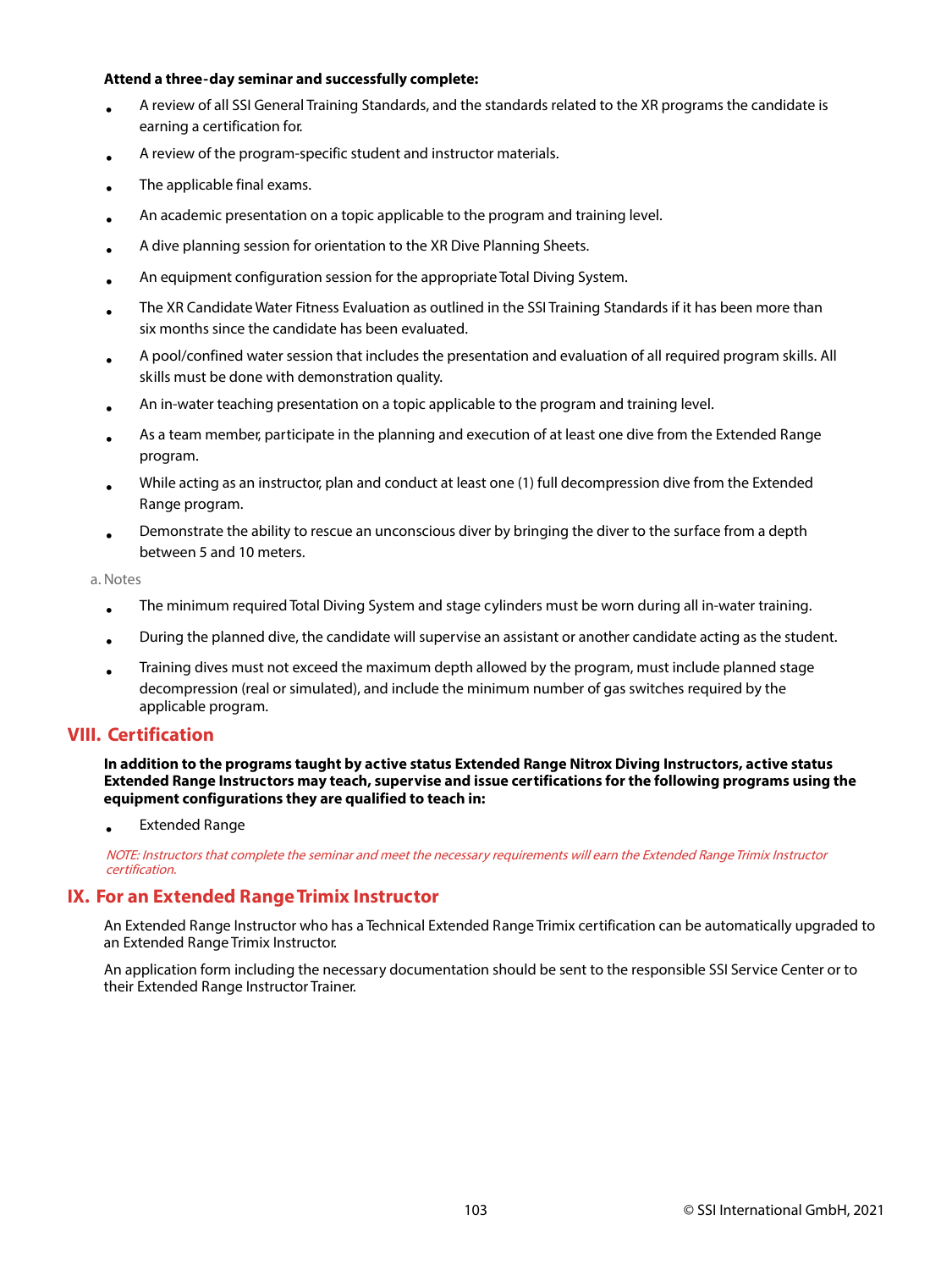**Attend a three-day seminar and successfully complete:**

- A review of all SSI General Training Standards, and the standards related to the XR programs the candidate is earning a certification for.
- A review of the program-specific student and instructor materials.
- The applicable final exams.
- An academic presentation on a topic applicable to the program and training level.
- A dive planning session for orientation to the XR Dive Planning Sheets.
- An equipment configuration session for the appropriate Total Diving System.
- The XR Candidate Water Fitness Evaluation as outlined in the SSI Training Standards if it has been more than six months since the candidate has been evaluated.
- A pool/confined water session that includes the presentation and evaluation of all required program skills. All skills must be done with demonstration quality.
- An in-water teaching presentation on a topic applicable to the program and training level.
- As a team member, participate in the planning and execution of at least one dive from the Extended Range program.
- While acting as an instructor, plan and conduct at least one (1) full decompression dive from the Extended Range program.
- Demonstrate the ability to rescue an unconscious diver by bringing the diver to the surface from a depth between 5 and 10 meters.

a. Notes

- The minimum required Total Diving System and stage cylinders must be worn during all in-water training.
- During the planned dive, the candidate will supervise an assistant or another candidate acting as the student.
- Training dives must not exceed the maximum depth allowed by the program, must include planned stage decompression (real or simulated), and include the minimum number of gas switches required by the applicable program.

## VIII. Certification

**In addition to the programs taught by active status Extended Range Nitrox Diving Instructors, active status Extended Range Instructors may teach, supervise and issue certifications for the following programs using the equipment configurations they are qualified to teach in:**

- Extended Range

*NOTE: Instructors that complete the seminar and meet the necessary requirements will earn the Extended Range Trimix Instructor certification.*

## IX. For an Extended Range Trimix Instructor

An Extended Range Instructor who has a Technical Extended Range Trimix certification can be automatically upgraded to an Extended Range Trimix Instructor.

An application form including the necessary documentation should be sent to the responsible SSI Service Center or to their Extended Range Instructor Trainer.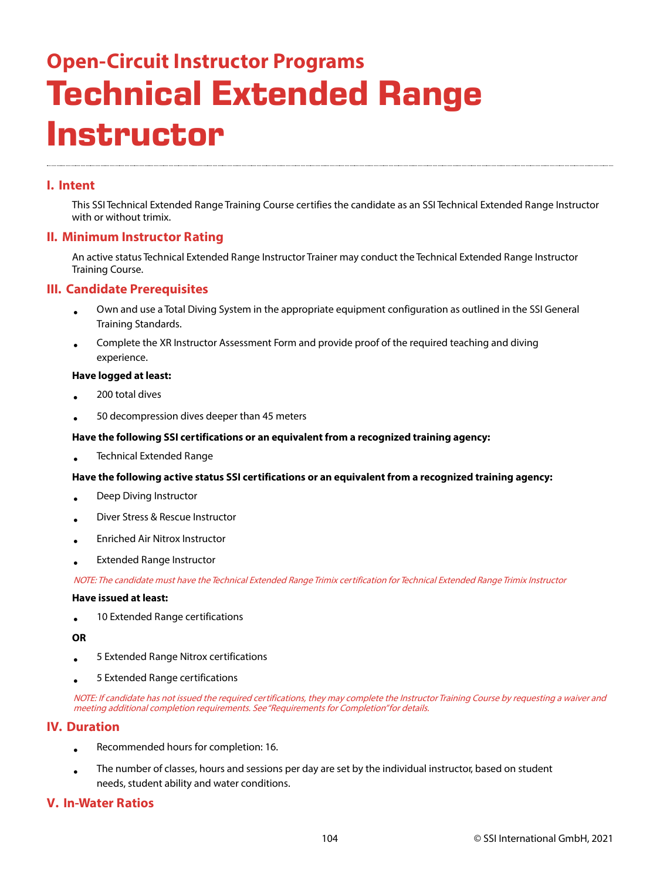## Open-Circuit Instructor Programs

# Technical Extended Range Instructor

## I. Intent

This SSI Technical Extended Range Training Course certifies the candidate as an SSI Technical Extended Range Instructor with or without trimix.

## II. Minimum Instructor Rating

An active status Technical Extended Range Instructor Trainer may conduct the Technical Extended Range Instructor Training Course.

## III. Candidate Prerequisites

- Own and use a Total Diving System in the appropriate equipment configuration as outlined in the SSI General Training Standards.
- Complete the XR Instructor Assessment Form and provide proof of the required teaching and diving experience.

**Have logged at least:**

- 200 total dives
- 50 decompression dives deeper than 45 meters

**Have the following SSI certifications or an equivalent from a recognized training agency:**

- Technical Extended Range

**Have the following active status SSI certifications or an equivalent from a recognized training agency:**

- Deep Diving Instructor
- Diver Stress & Rescue Instructor
- Enriched Air Nitrox Instructor
- Extended Range Instructor

*NOTE: The candidate must have the Technical Extended Range Trimix certification for Technical Extended Range Trimix Instructor*

**Have issued at least:**

- 10 Extended Range certifications

**OR**

- 5 Extended Range Nitrox certifications
- 5 Extended Range certifications

*NOTE: If candidate has not issued the required certifications, they may complete the Instructor Training Course by requesting a waiver and meeting additional completion requirements. See "Requirements for Completion" for details.*

## IV. Duration

- Recommended hours for completion: 16.
- The number of classes, hours and sessions per day are set by the individual instructor, based on student needs, student ability and water conditions.

## V. In-Water Ratios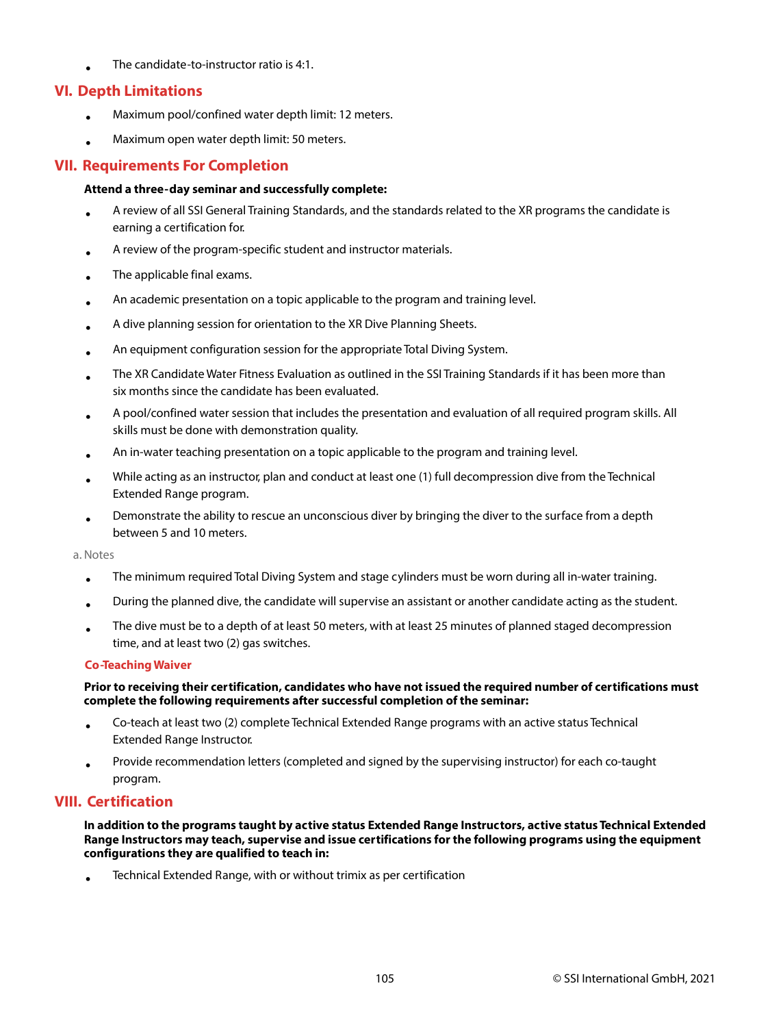- The candidate-to-instructor ratio is 4:1.

## VI. Depth Limitations

- Maximum pool/confined water depth limit: 12 meters.
- Maximum open water depth limit: 50 meters.

## VII. Requirements For Completion

**Attend a three-day seminar and successfully complete:**

- A review of all SSI General Training Standards, and the standards related to the XR programs the candidate is earning a certification for.
- A review of the program-specific student and instructor materials.
- The applicable final exams.
- An academic presentation on a topic applicable to the program and training level.
- A dive planning session for orientation to the XR Dive Planning Sheets.
- An equipment configuration session for the appropriate Total Diving System.
- The XR Candidate Water Fitness Evaluation as outlined in the SSI Training Standards if it has been more than six months since the candidate has been evaluated.
- A pool/confined water session that includes the presentation and evaluation of all required program skills. All skills must be done with demonstration quality.
- An in-water teaching presentation on a topic applicable to the program and training level.
- While acting as an instructor, plan and conduct at least one (1) full decompression dive from the Technical Extended Range program.
- Demonstrate the ability to rescue an unconscious diver by bringing the diver to the surface from a depth between 5 and 10 meters.

a. Notes

- The minimum required Total Diving System and stage cylinders must be worn during all in-water training.
- During the planned dive, the candidate will supervise an assistant or another candidate acting as the student.
- The dive must be to a depth of at least 50 meters, with at least 25 minutes of planned staged decompression time, and at least two (2) gas switches.

### Co-Teaching Waiver

**Prior to receiving their certification, candidates who have not issued the required number of certifications must complete the following requirements after successful completion of the seminar:**

- Co-teach at least two (2) complete Technical Extended Range programs with an active status Technical Extended Range Instructor.
- Provide recommendation letters (completed and signed by the supervising instructor) for each co-taught program.

## VIII. Certification

**In addition to the programs taught by active status Extended Range Instructors, active status Technical Extended Range Instructors may teach, supervise and issue certifications for the following programs using the equipment configurations they are qualified to teach in:**

- Technical Extended Range, with or without trimix as per certification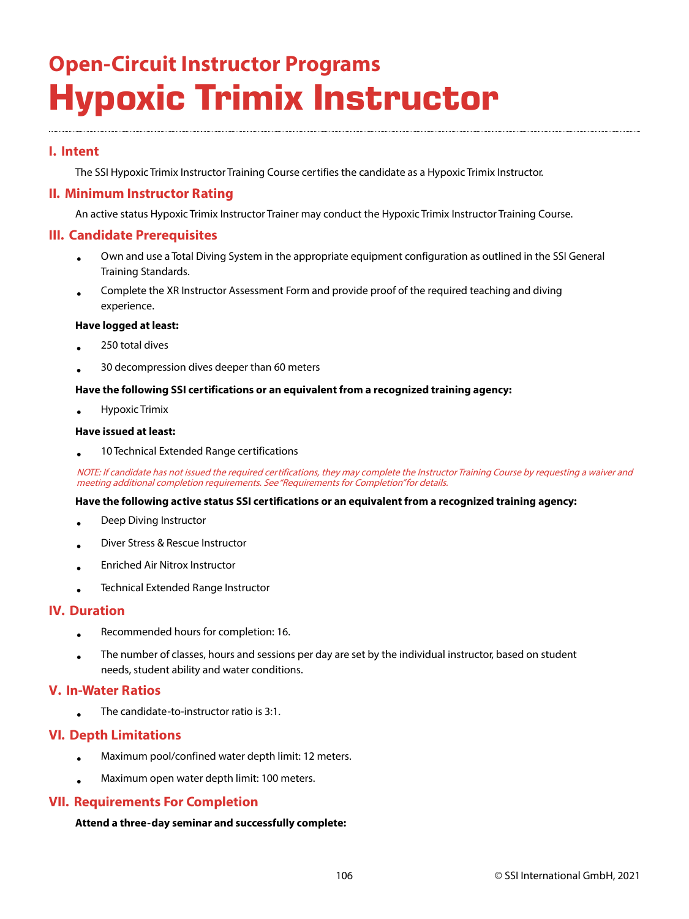## Open-Circuit Instructor Programs

# Hypoxic Trimix Instructor

## I. Intent

The SSI Hypoxic Trimix Instructor Training Course certifies the candidate as a Hypoxic Trimix Instructor.

## II. Minimum Instructor Rating

An active status Hypoxic Trimix Instructor Trainer may conduct the Hypoxic Trimix Instructor Training Course.

## III. Candidate Prerequisites

- Own and use a Total Diving System in the appropriate equipment configuration as outlined in the SSI General Training Standards.
- Complete the XR Instructor Assessment Form and provide proof of the required teaching and diving experience.

**Have logged at least:**

- 250 total dives
- 30 decompression dives deeper than 60 meters

**Have the following SSI certifications or an equivalent from a recognized training agency:**

- Hypoxic Trimix

**Have issued at least:**

- 10 Technical Extended Range certifications

*NOTE: If candidate has not issued the required certifications, they may complete the Instructor Training Course by requesting a waiver and meeting additional completion requirements. See "Requirements for Completion" for details.*

**Have the following active status SSI certifications or an equivalent from a recognized training agency:**

- Deep Diving Instructor
- Diver Stress & Rescue Instructor
- Enriched Air Nitrox Instructor
- Technical Extended Range Instructor

## IV. Duration

- Recommended hours for completion: 16.
- The number of classes, hours and sessions per day are set by the individual instructor, based on student needs, student ability and water conditions.

## V. In-Water Ratios

- The candidate-to-instructor ratio is 3:1.

## VI. Depth Limitations

- Maximum pool/confined water depth limit: 12 meters.
- Maximum open water depth limit: 100 meters.

## VII. Requirements For Completion

**Attend a three-day seminar and successfully complete:**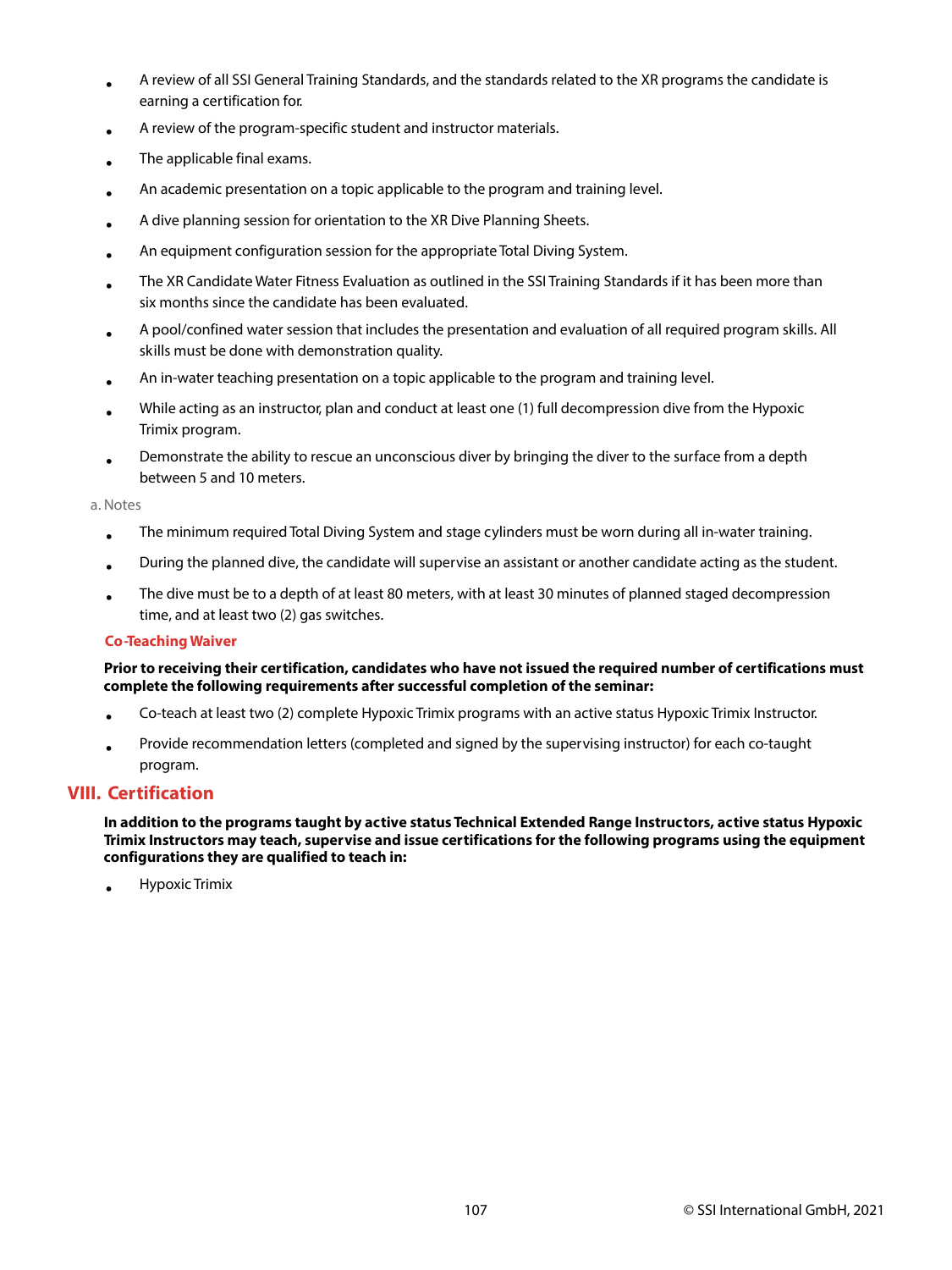- A review of all SSI General Training Standards, and the standards related to the XR programs the candidate is earning a certification for.
- A review of the program-specific student and instructor materials.
- The applicable final exams.
- An academic presentation on a topic applicable to the program and training level.
- A dive planning session for orientation to the XR Dive Planning Sheets.
- An equipment configuration session for the appropriate Total Diving System.
- The XR Candidate Water Fitness Evaluation as outlined in the SSI Training Standards if it has been more than six months since the candidate has been evaluated.
- A pool/confined water session that includes the presentation and evaluation of all required program skills. All skills must be done with demonstration quality.
- An in-water teaching presentation on a topic applicable to the program and training level.
- While acting as an instructor, plan and conduct at least one (1) full decompression dive from the Hypoxic Trimix program.
- Demonstrate the ability to rescue an unconscious diver by bringing the diver to the surface from a depth between 5 and 10 meters.

a. Notes

- The minimum required Total Diving System and stage cylinders must be worn during all in-water training.
- During the planned dive, the candidate will supervise an assistant or another candidate acting as the student.
- The dive must be to a depth of at least 80 meters, with at least 30 minutes of planned staged decompression time, and at least two (2) gas switches.

### Co-Teaching Waiver

**Prior to receiving their certification, candidates who have not issued the required number of certifications must complete the following requirements after successful completion of the seminar:**

- Co-teach at least two (2) complete Hypoxic Trimix programs with an active status Hypoxic Trimix Instructor.
- Provide recommendation letters (completed and signed by the supervising instructor) for each co-taught program.

## VIII. Certification

**In addition to the programs taught by active status Technical Extended Range Instructors, active status Hypoxic Trimix Instructors may teach, supervise and issue certifications for the following programs using the equipment configurations they are qualified to teach in:**

- Hypoxic Trimix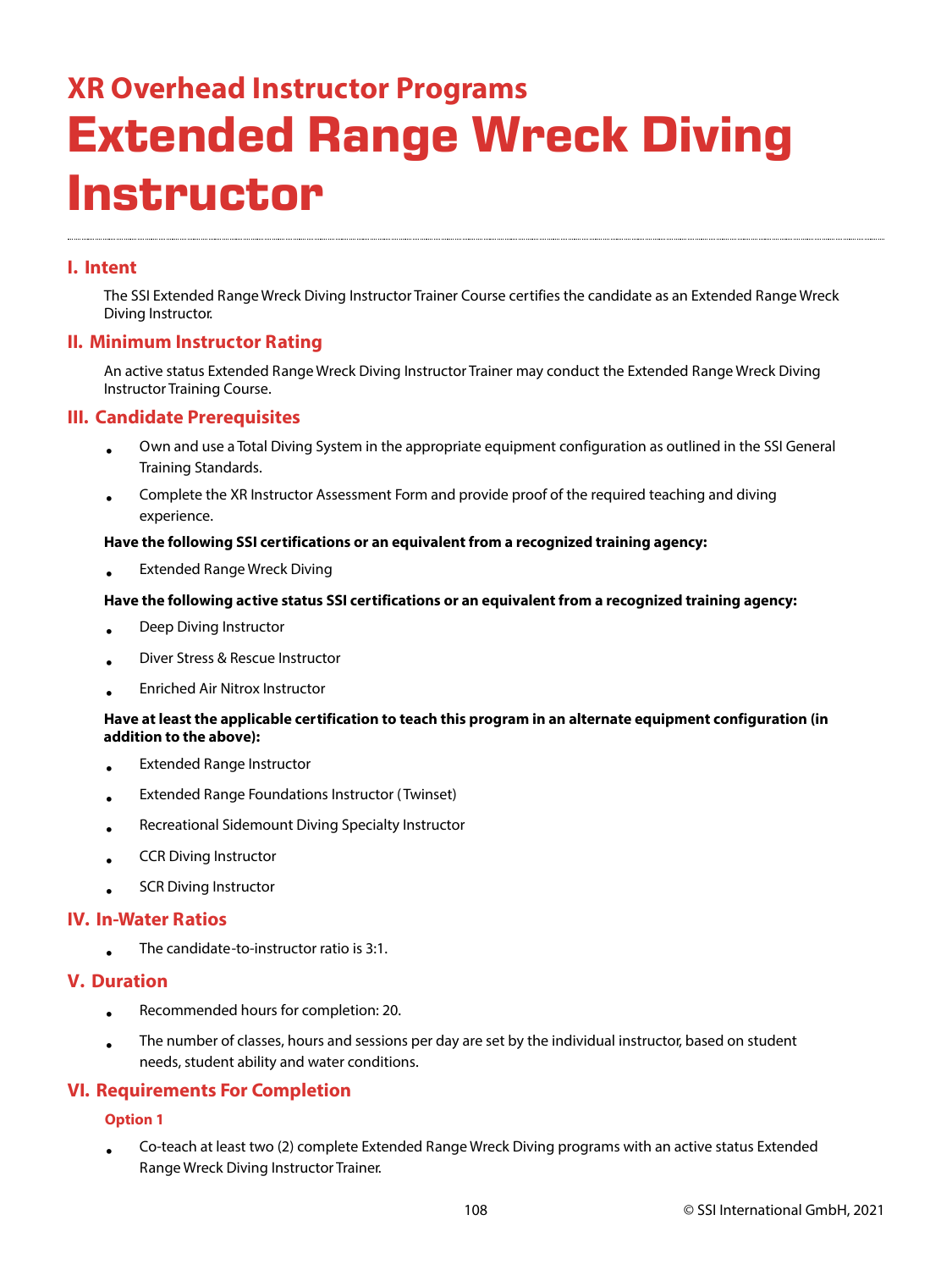## XR Overhead Instructor Programs

# Extended Range Wreck Diving Instructor

### I. Intent

The SSI Extended Range Wreck Diving Instructor Trainer Course certifies the candidate as an Extended Range Wreck Diving Instructor.

### II. Minimum Instructor Rating

An active status Extended Range Wreck Diving Instructor Trainer may conduct the Extended Range Wreck Diving Instructor Training Course.

### III. Candidate Prerequisites

- Own and use a Total Diving System in the appropriate equipment configuration as outlined in the SSI General Training Standards.
- Complete the XR Instructor Assessment Form and provide proof of the required teaching and diving experience.

**Have the following SSI certifications or an equivalent from a recognized training agency:**

- Extended Range Wreck Diving

**Have the following active status SSI certifications or an equivalent from a recognized training agency:**

- Deep Diving Instructor
- Diver Stress & Rescue Instructor
- Enriched Air Nitrox Instructor

**Have at least the applicable certification to teach this program in an alternate equipment configuration (in addition to the above):**

- Extended Range Instructor
- Extended Range Foundations Instructor (Twinset)
- Recreational Sidemount Diving Specialty Instructor
- CCR Diving Instructor
- SCR Diving Instructor

### IV. In-Water Ratios

- The candidate-to-instructor ratio is 3:1.

### V. Duration

- Recommended hours for completion: 20.
- The number of classes, hours and sessions per day are set by the individual instructor, based on student needs, student ability and water conditions.

### VI. Requirements For Completion

#### Option 1

- Co-teach at least two (2) complete Extended Range Wreck Diving programs with an active status Extended Range Wreck Diving Instructor Trainer.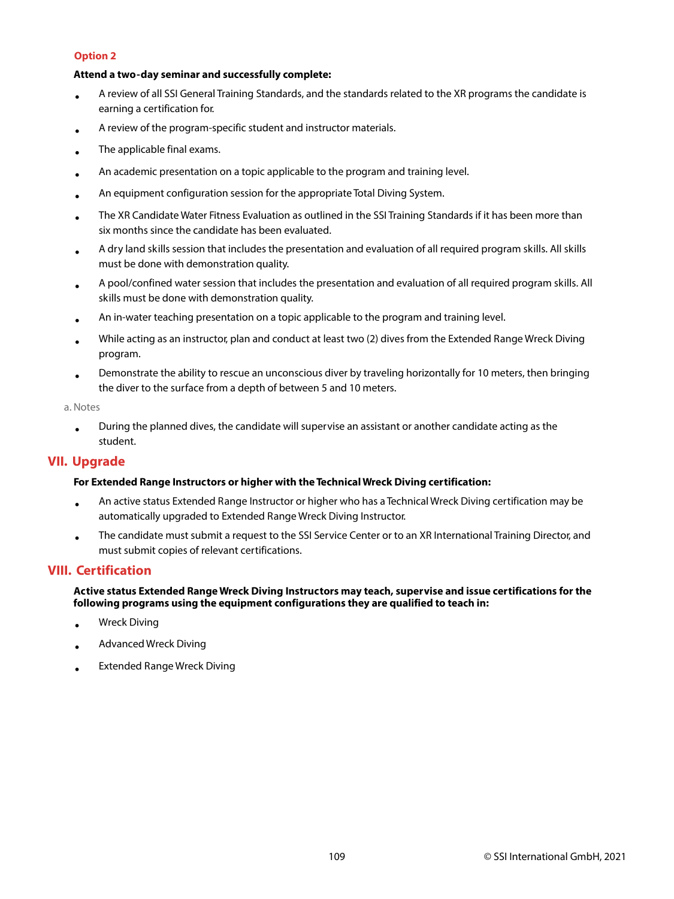### Option 2

**Attend a two-day seminar and successfully complete:**

- A review of all SSI General Training Standards, and the standards related to the XR programs the candidate is earning a certification for.
- A review of the program-specific student and instructor materials.
- The applicable final exams.
- An academic presentation on a topic applicable to the program and training level.
- An equipment configuration session for the appropriate Total Diving System.
- The XR Candidate Water Fitness Evaluation as outlined in the SSI Training Standards if it has been more than six months since the candidate has been evaluated.
- A dry land skills session that includes the presentation and evaluation of all required program skills. All skills must be done with demonstration quality.
- A pool/confined water session that includes the presentation and evaluation of all required program skills. All skills must be done with demonstration quality.
- An in-water teaching presentation on a topic applicable to the program and training level.
- While acting as an instructor, plan and conduct at least two (2) dives from the Extended Range Wreck Diving program.
- Demonstrate the ability to rescue an unconscious diver by traveling horizontally for 10 meters, then bringing the diver to the surface from a depth of between 5 and 10 meters.

a. Notes

- During the planned dives, the candidate will supervise an assistant or another candidate acting as the student.

## VII. Upgrade

**For Extended Range Instructors or higher with the Technical Wreck Diving certification:**

- An active status Extended Range Instructor or higher who has a Technical Wreck Diving certification may be automatically upgraded to Extended Range Wreck Diving Instructor.
- The candidate must submit a request to the SSI Service Center or to an XR International Training Director, and must submit copies of relevant certifications.

## VIII. Certification

**Active status Extended Range Wreck Diving Instructors may teach, supervise and issue certifications for the following programs using the equipment configurations they are qualified to teach in:**

- Wreck Diving
- Advanced Wreck Diving
- Extended Range Wreck Diving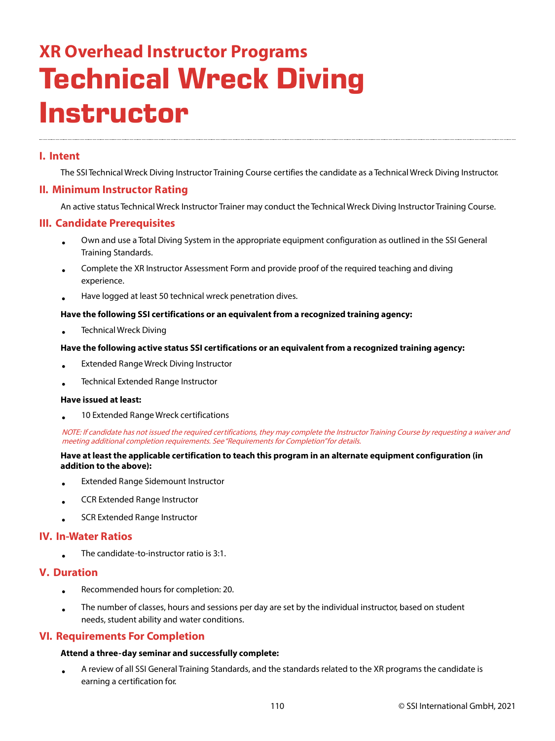## XR Overhead Instructor Programs

# Technical Wreck Diving Instructor

### I. Intent

The SSI Technical Wreck Diving Instructor Training Course certifies the candidate as a Technical Wreck Diving Instructor.

### II. Minimum Instructor Rating

An active status Technical Wreck Instructor Trainer may conduct the Technical Wreck Diving Instructor Training Course.

### III. Candidate Prerequisites

- Own and use a Total Diving System in the appropriate equipment configuration as outlined in the SSI General Training Standards.
- Complete the XR Instructor Assessment Form and provide proof of the required teaching and diving experience.
- Have logged at least 50 technical wreck penetration dives.

**Have the following SSI certifications or an equivalent from a recognized training agency:**

- Technical Wreck Diving

**Have the following active status SSI certifications or an equivalent from a recognized training agency:**

- Extended Range Wreck Diving Instructor
- Technical Extended Range Instructor

**Have issued at least:**

- 10 Extended Range Wreck certifications

*NOTE: If candidate has not issued the required certifications, they may complete the Instructor Training Course by requesting a waiver and meeting additional completion requirements. See "Requirements for Completion" for details.*

**Have at least the applicable certification to teach this program in an alternate equipment configuration (in addition to the above):**

- Extended Range Sidemount Instructor
- CCR Extended Range Instructor
- SCR Extended Range Instructor

### IV. In-Water Ratios

- The candidate-to-instructor ratio is 3:1.

### V. Duration

- Recommended hours for completion: 20.
- The number of classes, hours and sessions per day are set by the individual instructor, based on student needs, student ability and water conditions.

### VI. Requirements For Completion

**Attend a three-day seminar and successfully complete:**

- A review of all SSI General Training Standards, and the standards related to the XR programs the candidate is earning a certification for.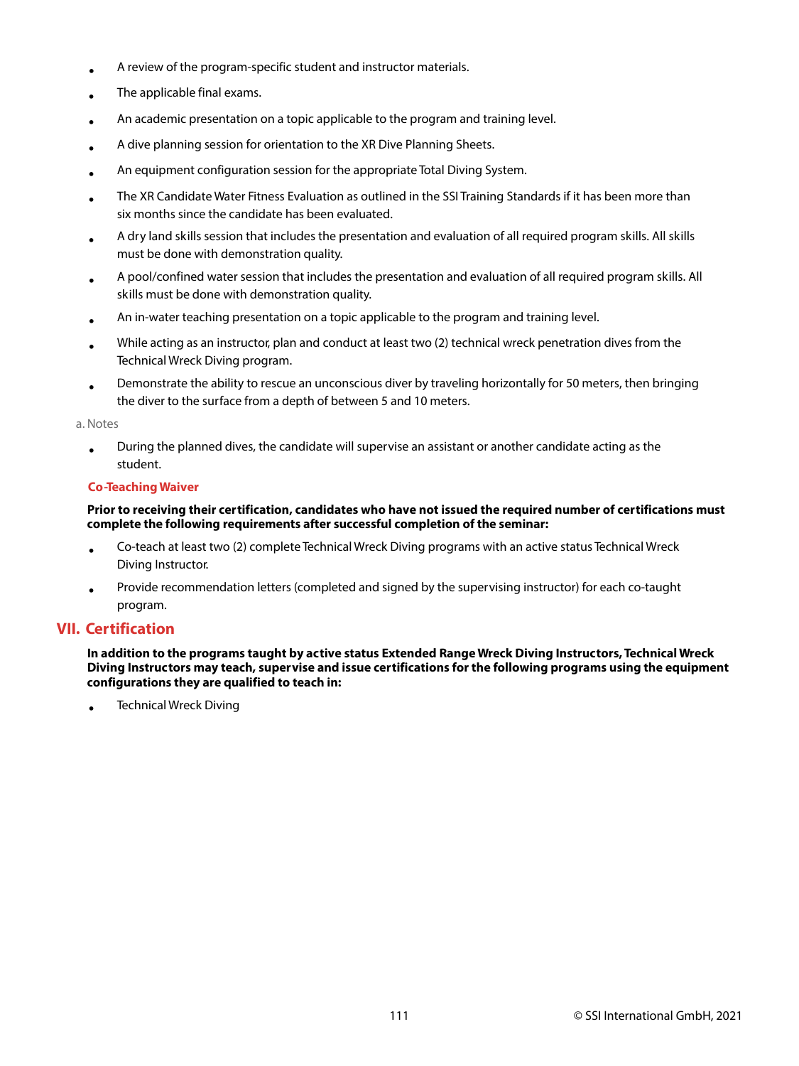- A review of the program-specific student and instructor materials.
- The applicable final exams.
- An academic presentation on a topic applicable to the program and training level.
- A dive planning session for orientation to the XR Dive Planning Sheets.
- An equipment configuration session for the appropriate Total Diving System.
- The XR Candidate Water Fitness Evaluation as outlined in the SSI Training Standards if it has been more than six months since the candidate has been evaluated.
- A dry land skills session that includes the presentation and evaluation of all required program skills. All skills must be done with demonstration quality.
- A pool/confined water session that includes the presentation and evaluation of all required program skills. All skills must be done with demonstration quality.
- An in-water teaching presentation on a topic applicable to the program and training level.
- While acting as an instructor, plan and conduct at least two (2) technical wreck penetration dives from the Technical Wreck Diving program.
- Demonstrate the ability to rescue an unconscious diver by traveling horizontally for 50 meters, then bringing the diver to the surface from a depth of between 5 and 10 meters.

a. Notes

- During the planned dives, the candidate will supervise an assistant or another candidate acting as the student.

### Co-Teaching Waiver

**Prior to receiving their certification, candidates who have not issued the required number of certifications must complete the following requirements after successful completion of the seminar:**

- Co-teach at least two (2) complete Technical Wreck Diving programs with an active status Technical Wreck Diving Instructor.
- Provide recommendation letters (completed and signed by the supervising instructor) for each co-taught program.

## VII. Certification

**In addition to the programs taught by active status Extended Range Wreck Diving Instructors, Technical Wreck Diving Instructors may teach, supervise and issue certifications for the following programs using the equipment configurations they are qualified to teach in:**

- Technical Wreck Diving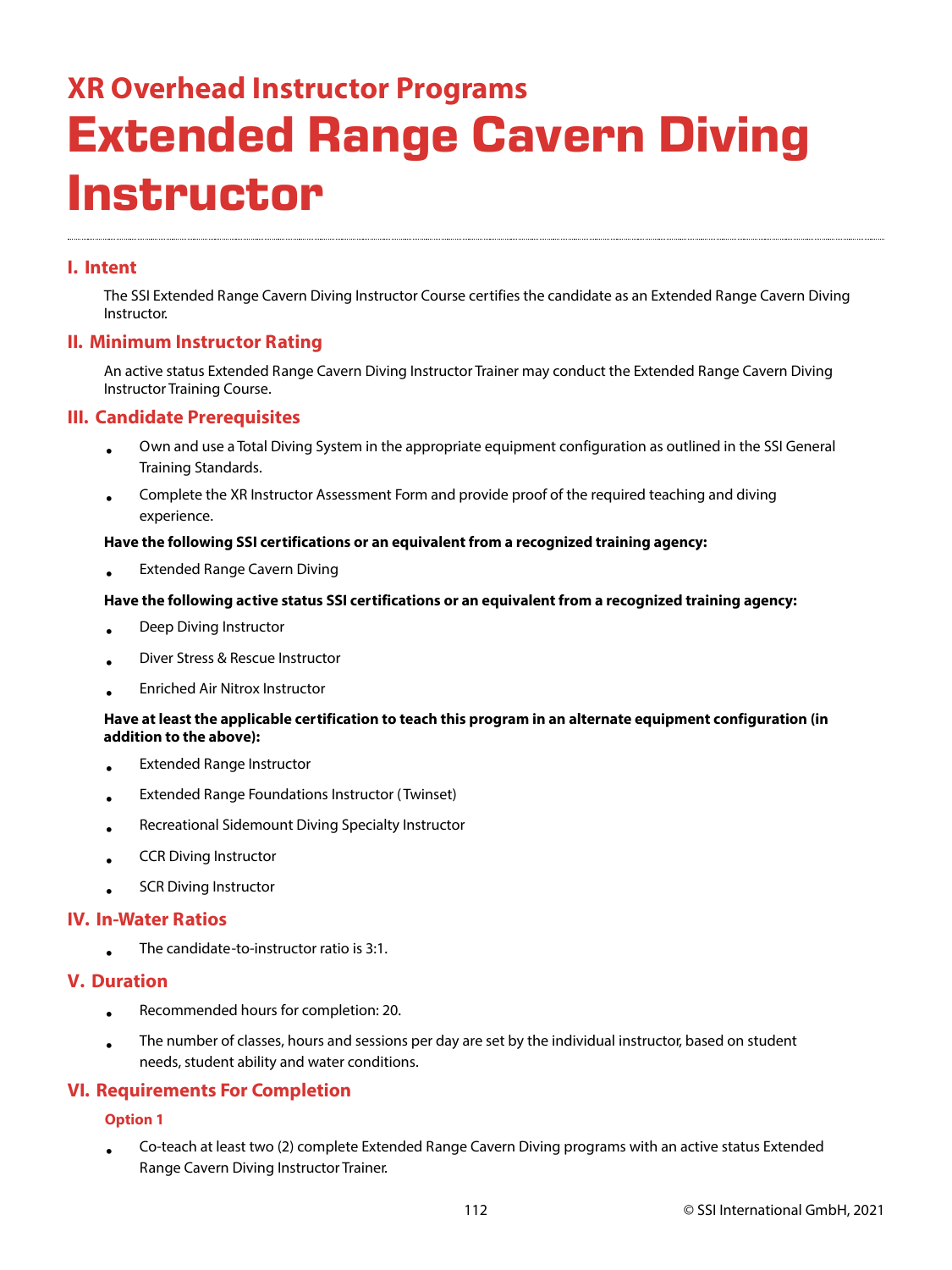## XR Overhead Instructor Programs

# Extended Range Cavern Diving Instructor

### I. Intent

The SSI Extended Range Cavern Diving Instructor Course certifies the candidate as an Extended Range Cavern Diving Instructor.

### II. Minimum Instructor Rating

An active status Extended Range Cavern Diving Instructor Trainer may conduct the Extended Range Cavern Diving Instructor Training Course.

### III. Candidate Prerequisites

- Own and use a Total Diving System in the appropriate equipment configuration as outlined in the SSI General Training Standards.
- Complete the XR Instructor Assessment Form and provide proof of the required teaching and diving experience.

**Have the following SSI certifications or an equivalent from a recognized training agency:**

- Extended Range Cavern Diving

**Have the following active status SSI certifications or an equivalent from a recognized training agency:**

- Deep Diving Instructor
- Diver Stress & Rescue Instructor
- Enriched Air Nitrox Instructor

**Have at least the applicable certification to teach this program in an alternate equipment configuration (in addition to the above):**

- Extended Range Instructor
- Extended Range Foundations Instructor (Twinset)
- Recreational Sidemount Diving Specialty Instructor
- CCR Diving Instructor
- SCR Diving Instructor

### IV. In-Water Ratios

- The candidate-to-instructor ratio is 3:1.

### V. Duration

- Recommended hours for completion: 20.
- The number of classes, hours and sessions per day are set by the individual instructor, based on student needs, student ability and water conditions.

### VI. Requirements For Completion

#### Option 1

- Co-teach at least two (2) complete Extended Range Cavern Diving programs with an active status Extended Range Cavern Diving Instructor Trainer.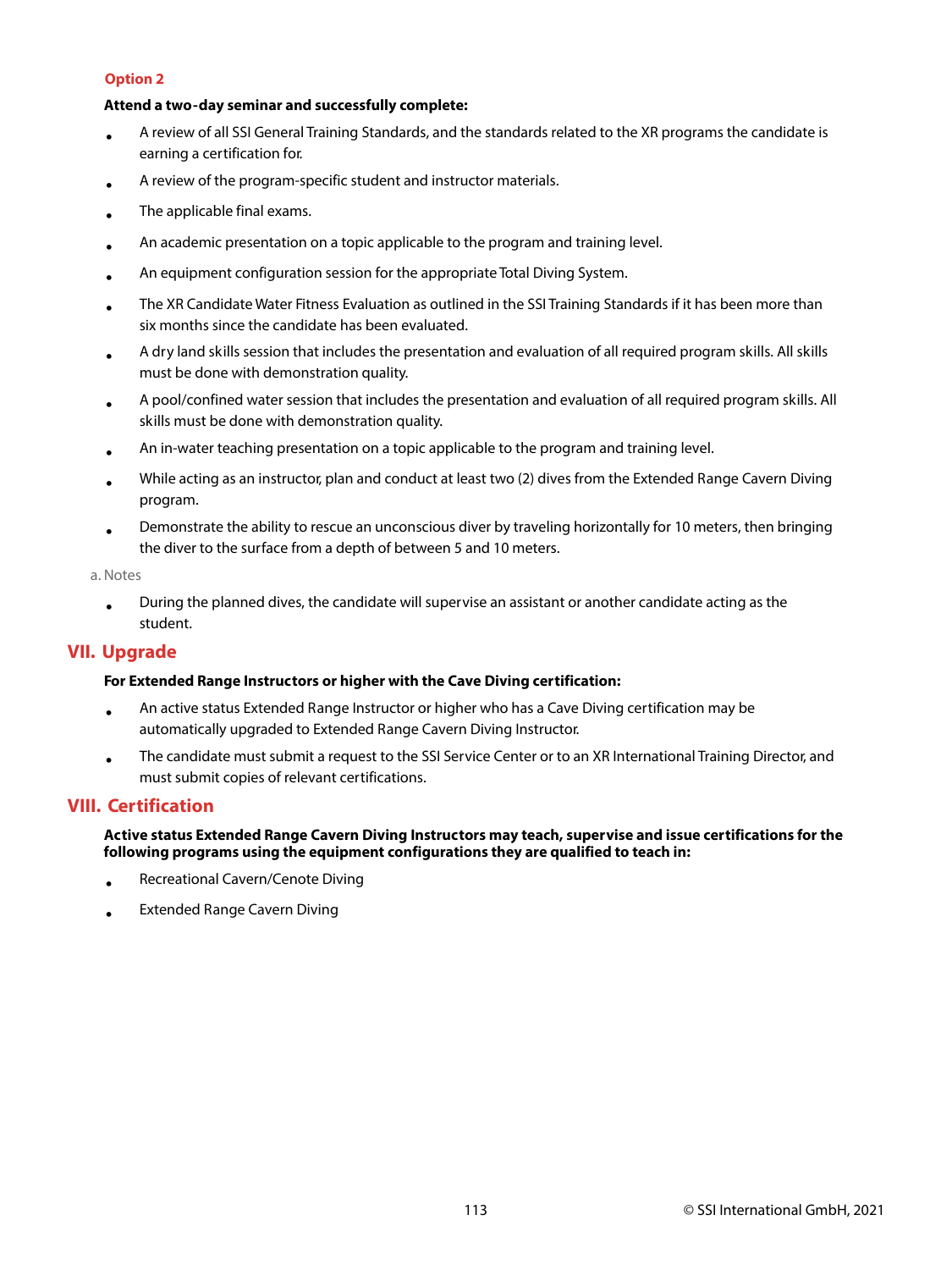#### Option 2

**Attend a two-day seminar and successfully complete:**

- A review of all SSI General Training Standards, and the standards related to the XR programs the candidate is earning a certification for.
- A review of the program-specific student and instructor materials.
- The applicable final exams.
- An academic presentation on a topic applicable to the program and training level.
- An equipment configuration session for the appropriate Total Diving System.
- The XR Candidate Water Fitness Evaluation as outlined in the SSI Training Standards if it has been more than six months since the candidate has been evaluated.
- A dry land skills session that includes the presentation and evaluation of all required program skills. All skills must be done with demonstration quality.
- A pool/confined water session that includes the presentation and evaluation of all required program skills. All skills must be done with demonstration quality.
- An in-water teaching presentation on a topic applicable to the program and training level.
- While acting as an instructor, plan and conduct at least two (2) dives from the Extended Range Cavern Diving program.
- Demonstrate the ability to rescue an unconscious diver by traveling horizontally for 10 meters, then bringing the diver to the surface from a depth of between 5 and 10 meters.

a. Notes

- During the planned dives, the candidate will supervise an assistant or another candidate acting as the student.

## VII. Upgrade

**For Extended Range Instructors or higher with the Cave Diving certification:**

- An active status Extended Range Instructor or higher who has a Cave Diving certification may be automatically upgraded to Extended Range Cavern Diving Instructor.
- The candidate must submit a request to the SSI Service Center or to an XR International Training Director, and must submit copies of relevant certifications.

## VIII. Certification

**Active status Extended Range Cavern Diving Instructors may teach, supervise and issue certifications for the following programs using the equipment configurations they are qualified to teach in:**

- Recreational Cavern/Cenote Diving
- Extended Range Cavern Diving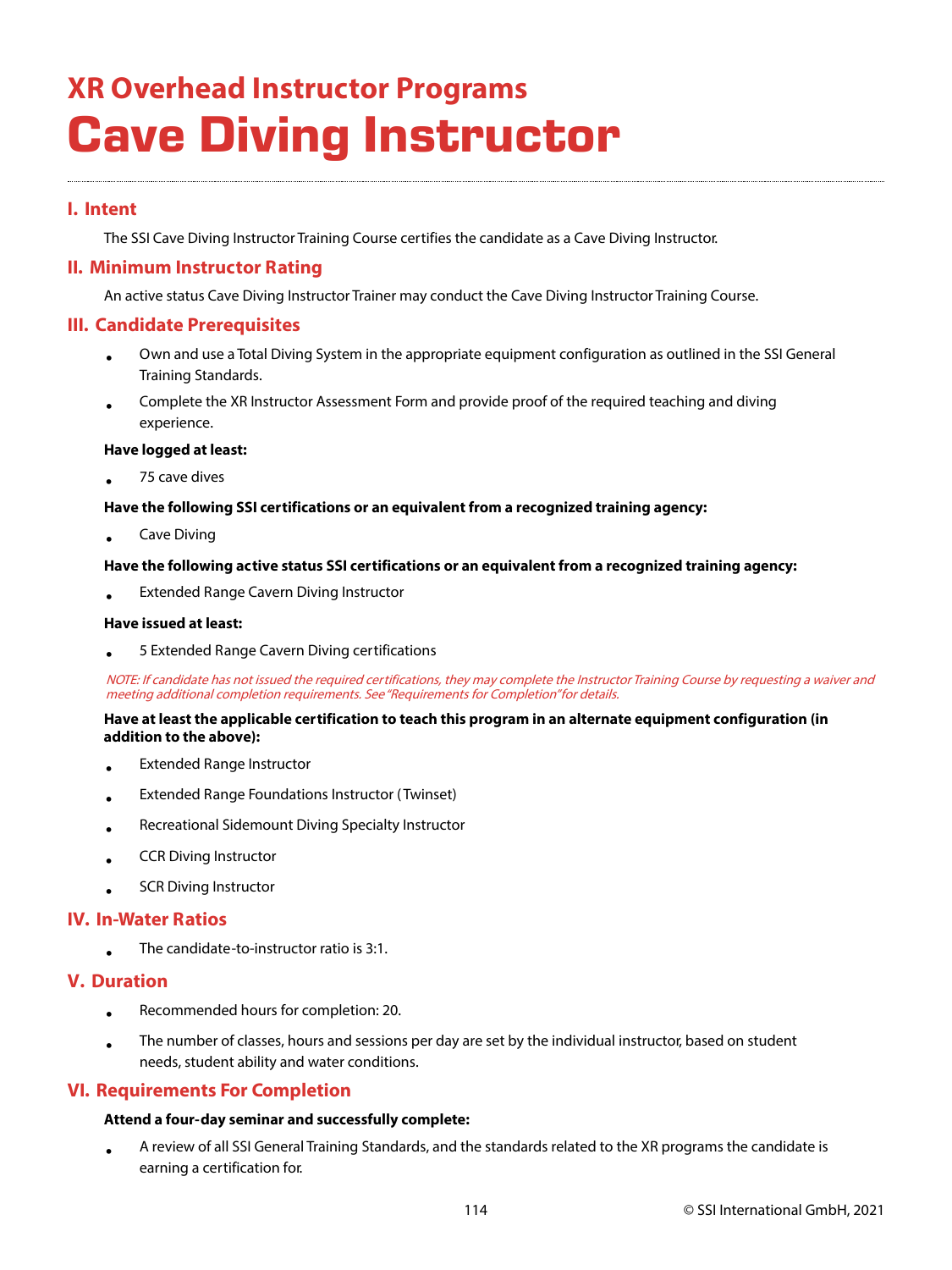## XR Overhead Instructor Programs

# Cave Diving Instructor

## I. Intent

The SSI Cave Diving Instructor Training Course certifies the candidate as a Cave Diving Instructor.

## II. Minimum Instructor Rating

An active status Cave Diving Instructor Trainer may conduct the Cave Diving Instructor Training Course.

## III. Candidate Prerequisites

- Own and use a Total Diving System in the appropriate equipment configuration as outlined in the SSI General Training Standards.
- Complete the XR Instructor Assessment Form and provide proof of the required teaching and diving experience.

**Have logged at least:**

- 75 cave dives

**Have the following SSI certifications or an equivalent from a recognized training agency:**

- Cave Diving

**Have the following active status SSI certifications or an equivalent from a recognized training agency:**

- Extended Range Cavern Diving Instructor

**Have issued at least:**

- 5 Extended Range Cavern Diving certifications

*NOTE: If candidate has not issued the required certifications, they may complete the Instructor Training Course by requesting a waiver and meeting additional completion requirements. See "Requirements for Completion" for details.*

**Have at least the applicable certification to teach this program in an alternate equipment configuration (in addition to the above):**

- Extended Range Instructor
- Extended Range Foundations Instructor (Twinset)
- Recreational Sidemount Diving Specialty Instructor
- CCR Diving Instructor
- SCR Diving Instructor

## IV. In-Water Ratios

- The candidate-to-instructor ratio is 3:1.

## V. Duration

- Recommended hours for completion: 20.
- The number of classes, hours and sessions per day are set by the individual instructor, based on student needs, student ability and water conditions.

## VI. Requirements For Completion

**Attend a four-day seminar and successfully complete:**

- A review of all SSI General Training Standards, and the standards related to the XR programs the candidate is earning a certification for.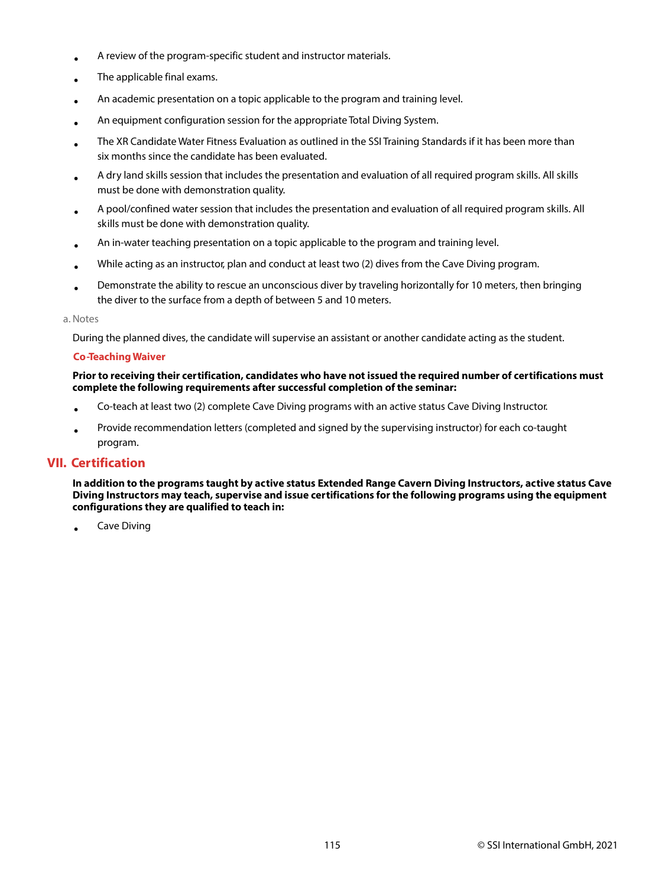- A review of the program-specific student and instructor materials.
- The applicable final exams.
- An academic presentation on a topic applicable to the program and training level.
- An equipment configuration session for the appropriate Total Diving System.
- The XR Candidate Water Fitness Evaluation as outlined in the SSI Training Standards if it has been more than six months since the candidate has been evaluated.
- A dry land skills session that includes the presentation and evaluation of all required program skills. All skills must be done with demonstration quality.
- A pool/confined water session that includes the presentation and evaluation of all required program skills. All skills must be done with demonstration quality.
- An in-water teaching presentation on a topic applicable to the program and training level.
- While acting as an instructor, plan and conduct at least two (2) dives from the Cave Diving program.
- Demonstrate the ability to rescue an unconscious diver by traveling horizontally for 10 meters, then bringing the diver to the surface from a depth of between 5 and 10 meters.

a. Notes

During the planned dives, the candidate will supervise an assistant or another candidate acting as the student.

**Co-Teaching Waiver**

**Prior to receiving their certification, candidates who have not issued the required number of certifications must complete the following requirements after successful completion of the seminar:**

- Co-teach at least two (2) complete Cave Diving programs with an active status Cave Diving Instructor.
- Provide recommendation letters (completed and signed by the supervising instructor) for each co-taught program.

## VII. Certification

**In addition to the programs taught by active status Extended Range Cavern Diving Instructors, active status Cave Diving Instructors may teach, supervise and issue certifications for the following programs using the equipment configurations they are qualified to teach in:**

- Cave Diving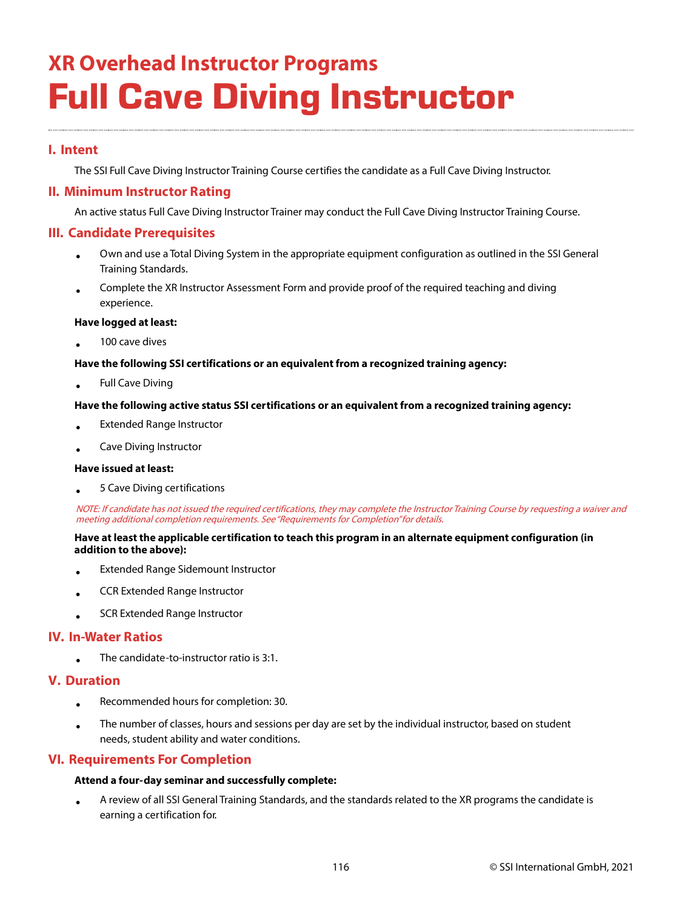## XR Overhead Instructor Programs

# Full Cave Diving Instructor

### I. Intent

The SSI Full Cave Diving Instructor Training Course certifies the candidate as a Full Cave Diving Instructor.

### II. Minimum Instructor Rating

An active status Full Cave Diving Instructor Trainer may conduct the Full Cave Diving Instructor Training Course.

### III. Candidate Prerequisites

- Own and use a Total Diving System in the appropriate equipment configuration as outlined in the SSI General Training Standards.
- Complete the XR Instructor Assessment Form and provide proof of the required teaching and diving experience.

**Have logged at least:**

- 100 cave dives

**Have the following SSI certifications or an equivalent from a recognized training agency:**

- Full Cave Diving

**Have the following active status SSI certifications or an equivalent from a recognized training agency:**

- Extended Range Instructor
- Cave Diving Instructor

**Have issued at least:**

- 5 Cave Diving certifications

*NOTE: If candidate has not issued the required certifications, they may complete the Instructor Training Course by requesting a waiver and meeting additional completion requirements. See "Requirements for Completion" for details.*

**Have at least the applicable certification to teach this program in an alternate equipment configuration (in addition to the above):**

- Extended Range Sidemount Instructor
- CCR Extended Range Instructor
- SCR Extended Range Instructor

### IV. In-Water Ratios

- The candidate-to-instructor ratio is 3:1.

### V. Duration

- Recommended hours for completion: 30.
- The number of classes, hours and sessions per day are set by the individual instructor, based on student needs, student ability and water conditions.

### VI. Requirements For Completion

**Attend a four-day seminar and successfully complete:**

- A review of all SSI General Training Standards, and the standards related to the XR programs the candidate is earning a certification for.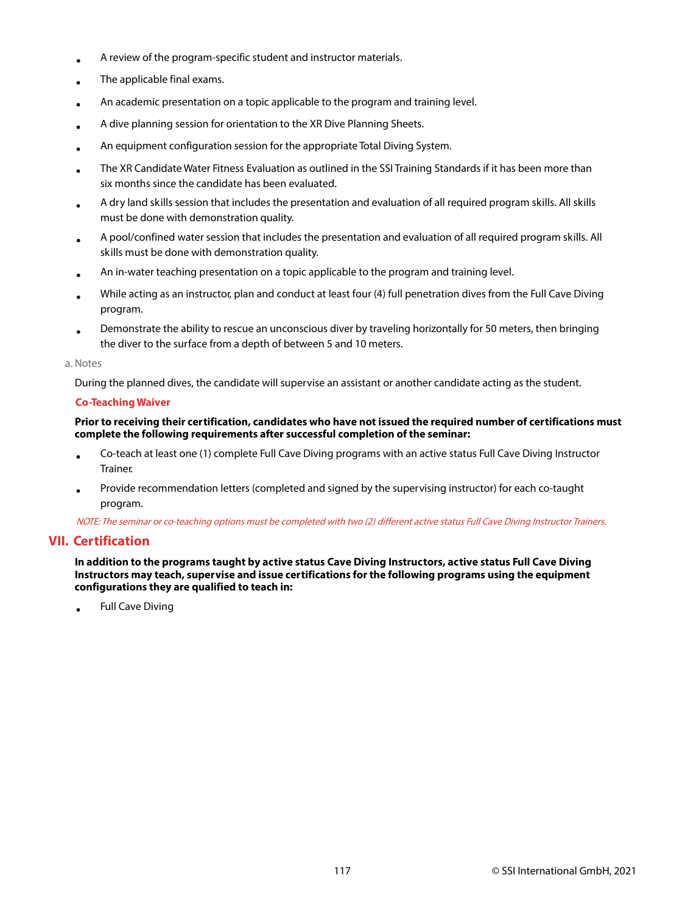- A review of the program-specific student and instructor materials.
- The applicable final exams.
- An academic presentation on a topic applicable to the program and training level.
- A dive planning session for orientation to the XR Dive Planning Sheets.
- An equipment configuration session for the appropriate Total Diving System.
- The XR Candidate Water Fitness Evaluation as outlined in the SSI Training Standards if it has been more than six months since the candidate has been evaluated.
- A dry land skills session that includes the presentation and evaluation of all required program skills. All skills must be done with demonstration quality.
- A pool/confined water session that includes the presentation and evaluation of all required program skills. All skills must be done with demonstration quality.
- An in-water teaching presentation on a topic applicable to the program and training level.
- While acting as an instructor, plan and conduct at least four (4) full penetration dives from the Full Cave Diving program.
- Demonstrate the ability to rescue an unconscious diver by traveling horizontally for 50 meters, then bringing the diver to the surface from a depth of between 5 and 10 meters.

a. Notes

During the planned dives, the candidate will supervise an assistant or another candidate acting as the student.

**Co-Teaching Waiver**

**Prior to receiving their certification, candidates who have not issued the required number of certifications must complete the following requirements after successful completion of the seminar:**

- Co-teach at least one (1) complete Full Cave Diving programs with an active status Full Cave Diving Instructor Trainer.
- Provide recommendation letters (completed and signed by the supervising instructor) for each co-taught program.

*NOTE: The seminar or co-teaching options must be completed with two (2) different active status Full Cave Diving Instructor Trainers.*

## VII. Certification

**In addition to the programs taught by active status Cave Diving Instructors, active status Full Cave Diving Instructors may teach, supervise and issue certifications for the following programs using the equipment configurations they are qualified to teach in:**

- Full Cave Diving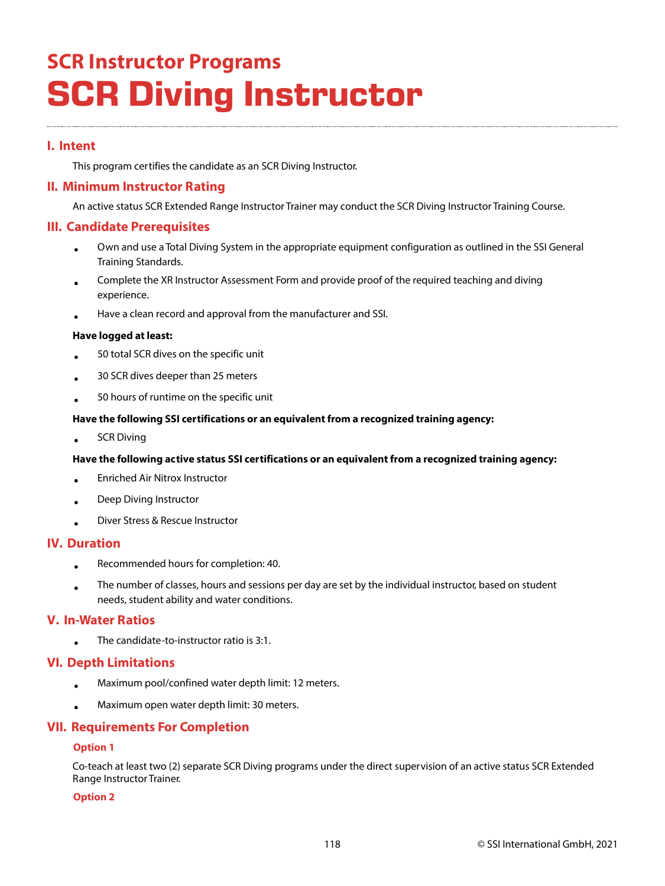# SCR Instructor Programs

# SCR Diving Instructor

## I. Intent

This program certifies the candidate as an SCR Diving Instructor.

## II. Minimum Instructor Rating

An active status SCR Extended Range Instructor Trainer may conduct the SCR Diving Instructor Training Course.

## III. Candidate Prerequisites

- Own and use a Total Diving System in the appropriate equipment configuration as outlined in the SSI General Training Standards.
- Complete the XR Instructor Assessment Form and provide proof of the required teaching and diving experience.
- Have a clean record and approval from the manufacturer and SSI.

**Have logged at least:**

- 50 total SCR dives on the specific unit
- 30 SCR dives deeper than 25 meters
- 50 hours of runtime on the specific unit

**Have the following SSI certifications or an equivalent from a recognized training agency:**

- SCR Diving

**Have the following active status SSI certifications or an equivalent from a recognized training agency:**

- Enriched Air Nitrox Instructor
- Deep Diving Instructor
- Diver Stress & Rescue Instructor

## IV. Duration

- Recommended hours for completion: 40.
- The number of classes, hours and sessions per day are set by the individual instructor, based on student needs, student ability and water conditions.

## V. In-Water Ratios

- The candidate-to-instructor ratio is 3:1.

## VI. Depth Limitations

- Maximum pool/confined water depth limit: 12 meters.
- Maximum open water depth limit: 30 meters.

## VII. Requirements For Completion

### Option 1

Co-teach at least two (2) separate SCR Diving programs under the direct supervision of an active status SCR Extended Range Instructor Trainer.

### Option 2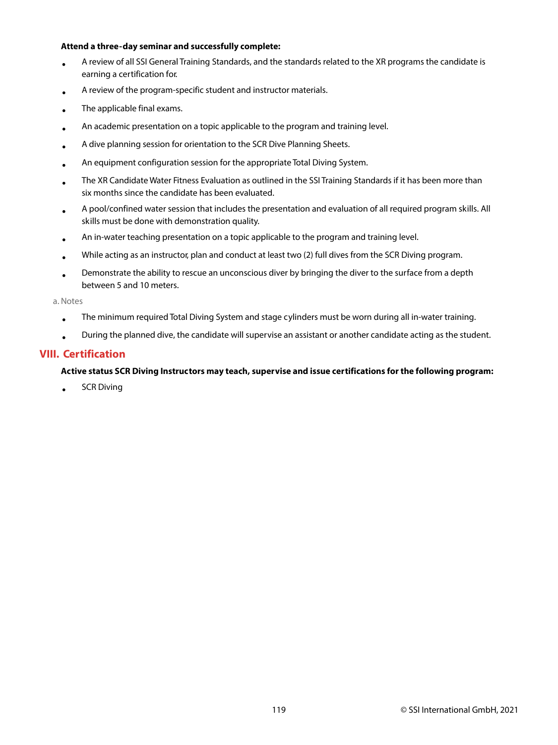**Attend a three-day seminar and successfully complete:**

- A review of all SSI General Training Standards, and the standards related to the XR programs the candidate is earning a certification for.
- A review of the program-specific student and instructor materials.
- The applicable final exams.
- An academic presentation on a topic applicable to the program and training level.
- A dive planning session for orientation to the SCR Dive Planning Sheets.
- An equipment configuration session for the appropriate Total Diving System.
- The XR Candidate Water Fitness Evaluation as outlined in the SSI Training Standards if it has been more than six months since the candidate has been evaluated.
- A pool/confined water session that includes the presentation and evaluation of all required program skills. All skills must be done with demonstration quality.
- An in-water teaching presentation on a topic applicable to the program and training level.
- While acting as an instructor, plan and conduct at least two (2) full dives from the SCR Diving program.
- Demonstrate the ability to rescue an unconscious diver by bringing the diver to the surface from a depth between 5 and 10 meters.

a. Notes

- The minimum required Total Diving System and stage cylinders must be worn during all in-water training.
- During the planned dive, the candidate will supervise an assistant or another candidate acting as the student.

## VIII. Certification

**Active status SCR Diving Instructors may teach, supervise and issue certifications for the following program:**

- SCR Diving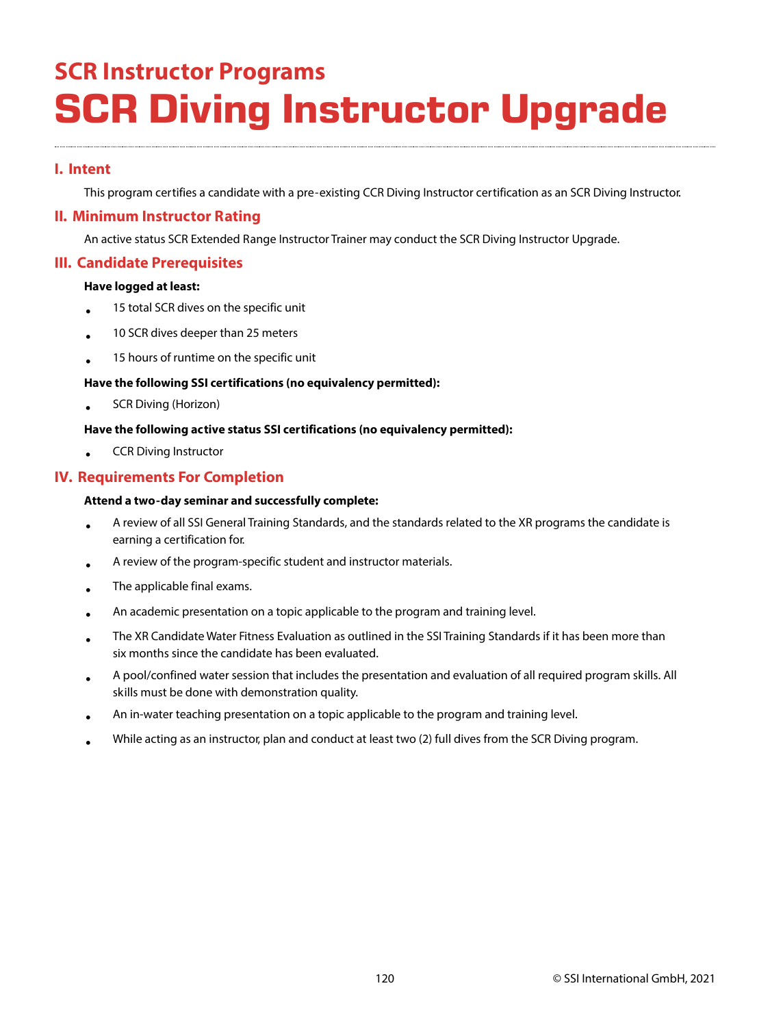## SCR Instructor Programs

# SCR Diving Instructor Upgrade

### I. Intent

This program certifies a candidate with a pre-existing CCR Diving Instructor certification as an SCR Diving Instructor.

### II. Minimum Instructor Rating

An active status SCR Extended Range Instructor Trainer may conduct the SCR Diving Instructor Upgrade.

### III. Candidate Prerequisites

**Have logged at least:**

- 15 total SCR dives on the specific unit
- 10 SCR dives deeper than 25 meters
- 15 hours of runtime on the specific unit

**Have the following SSI certifications (no equivalency permitted):**

- SCR Diving (Horizon)

**Have the following active status SSI certifications (no equivalency permitted):**

- CCR Diving Instructor

### IV. Requirements For Completion

**Attend a two-day seminar and successfully complete:**

- A review of all SSI General Training Standards, and the standards related to the XR programs the candidate is earning a certification for.
- A review of the program-specific student and instructor materials.
- The applicable final exams.
- An academic presentation on a topic applicable to the program and training level.
- The XR Candidate Water Fitness Evaluation as outlined in the SSI Training Standards if it has been more than six months since the candidate has been evaluated.
- A pool/confined water session that includes the presentation and evaluation of all required program skills. All skills must be done with demonstration quality.
- An in-water teaching presentation on a topic applicable to the program and training level.
- While acting as an instructor, plan and conduct at least two (2) full dives from the SCR Diving program.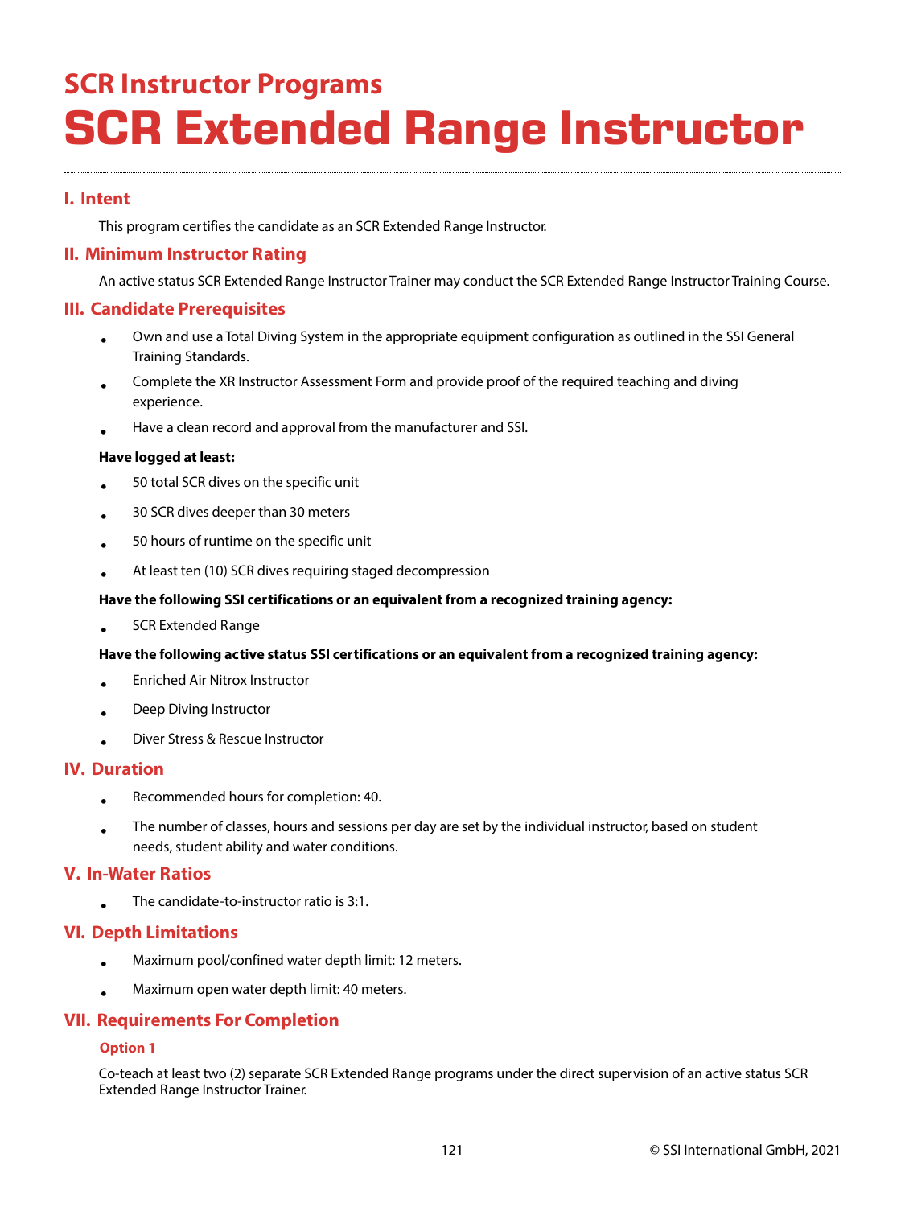## SCR Instructor Programs

# SCR Extended Range Instructor

## I. Intent

This program certifies the candidate as an SCR Extended Range Instructor.

## II. Minimum Instructor Rating

An active status SCR Extended Range Instructor Trainer may conduct the SCR Extended Range Instructor Training Course.

## III. Candidate Prerequisites

- Own and use a Total Diving System in the appropriate equipment configuration as outlined in the SSI General Training Standards.
- Complete the XR Instructor Assessment Form and provide proof of the required teaching and diving experience.
- Have a clean record and approval from the manufacturer and SSI.

**Have logged at least:**

- 50 total SCR dives on the specific unit
- 30 SCR dives deeper than 30 meters
- 50 hours of runtime on the specific unit
- At least ten (10) SCR dives requiring staged decompression

**Have the following SSI certifications or an equivalent from a recognized training agency:**

- SCR Extended Range

**Have the following active status SSI certifications or an equivalent from a recognized training agency:**

- Enriched Air Nitrox Instructor
- Deep Diving Instructor
- Diver Stress & Rescue Instructor

## IV. Duration

- Recommended hours for completion: 40.
- The number of classes, hours and sessions per day are set by the individual instructor, based on student needs, student ability and water conditions.

## V. In-Water Ratios

- The candidate-to-instructor ratio is 3:1.

## VI. Depth Limitations

- Maximum pool/confined water depth limit: 12 meters.
- Maximum open water depth limit: 40 meters.

## VII. Requirements For Completion

### Option 1

Co-teach at least two (2) separate SCR Extended Range programs under the direct supervision of an active status SCR Extended Range Instructor Trainer.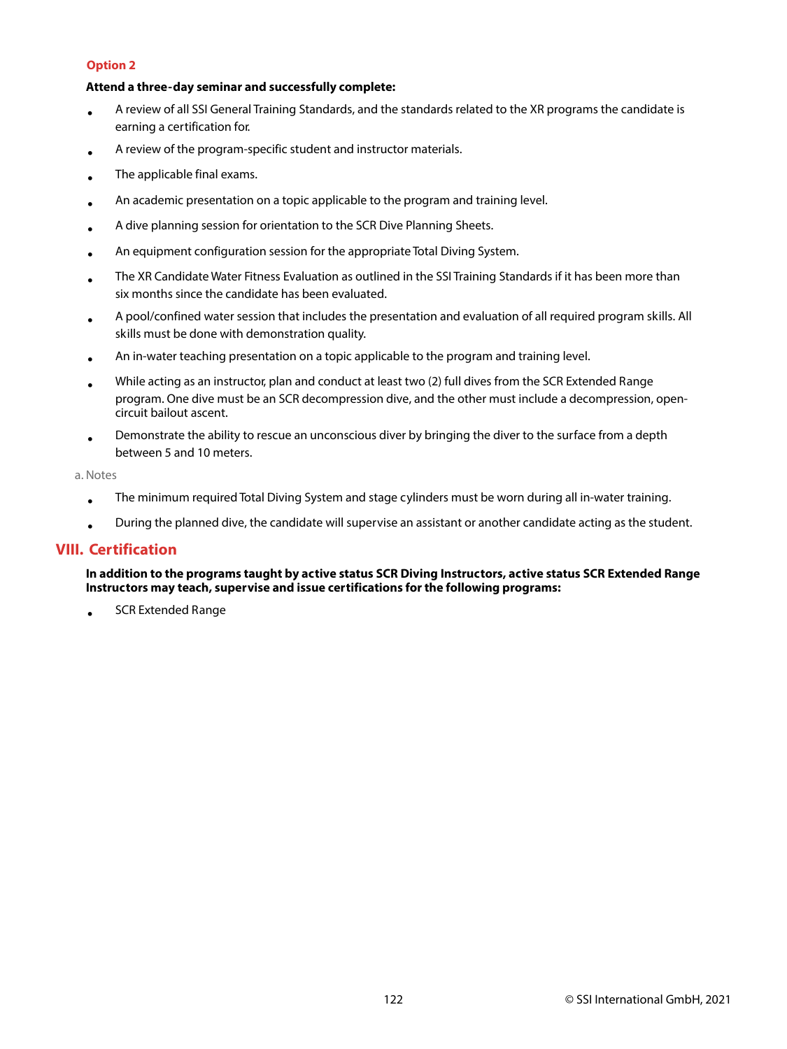### Option 2

**Attend a three-day seminar and successfully complete:**

- A review of all SSI General Training Standards, and the standards related to the XR programs the candidate is earning a certification for.
- A review of the program-specific student and instructor materials.
- The applicable final exams.
- An academic presentation on a topic applicable to the program and training level.
- A dive planning session for orientation to the SCR Dive Planning Sheets.
- An equipment configuration session for the appropriate Total Diving System.
- The XR Candidate Water Fitness Evaluation as outlined in the SSI Training Standards if it has been more than six months since the candidate has been evaluated.
- A pool/confined water session that includes the presentation and evaluation of all required program skills. All skills must be done with demonstration quality.
- An in-water teaching presentation on a topic applicable to the program and training level.
- While acting as an instructor, plan and conduct at least two (2) full dives from the SCR Extended Range program. One dive must be an SCR decompression dive, and the other must include a decompression, open-circuit bailout ascent.
- Demonstrate the ability to rescue an unconscious diver by bringing the diver to the surface from a depth between 5 and 10 meters.

a. Notes

- The minimum required Total Diving System and stage cylinders must be worn during all in-water training.
- During the planned dive, the candidate will supervise an assistant or another candidate acting as the student.

## VIII. Certification

**In addition to the programs taught by active status SCR Diving Instructors, active status SCR Extended Range Instructors may teach, supervise and issue certifications for the following programs:**

- SCR Extended Range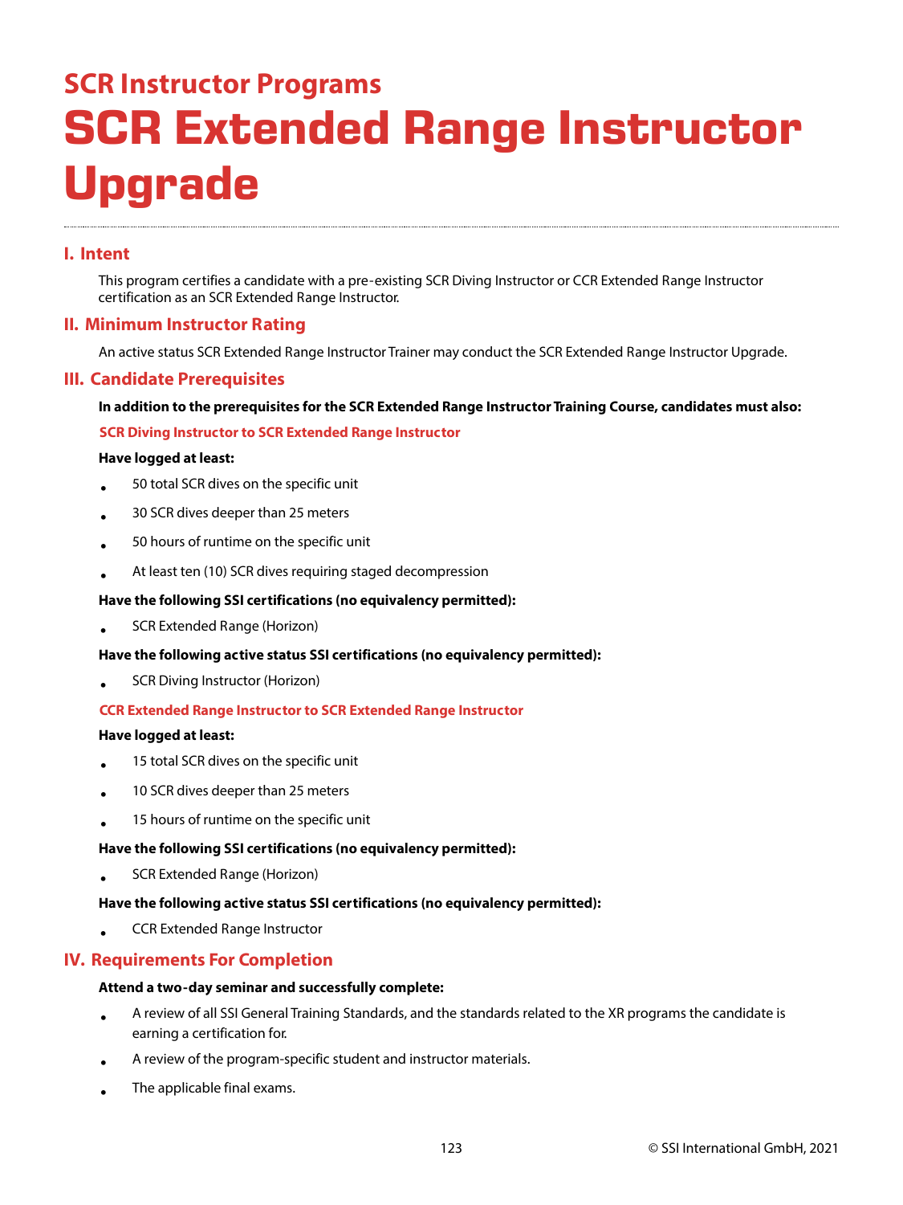## SCR Instructor Programs

# SCR Extended Range Instructor Upgrade

### I. Intent

This program certifies a candidate with a pre-existing SCR Diving Instructor or CCR Extended Range Instructor certification as an SCR Extended Range Instructor.

### II. Minimum Instructor Rating

An active status SCR Extended Range Instructor Trainer may conduct the SCR Extended Range Instructor Upgrade.

### III. Candidate Prerequisites

**In addition to the prerequisites for the SCR Extended Range Instructor Training Course, candidates must also:**

#### SCR Diving Instructor to SCR Extended Range Instructor

**Have logged at least:**

- 50 total SCR dives on the specific unit
- 30 SCR dives deeper than 25 meters
- 50 hours of runtime on the specific unit
- At least ten (10) SCR dives requiring staged decompression

**Have the following SSI certifications (no equivalency permitted):**

- SCR Extended Range (Horizon)

**Have the following active status SSI certifications (no equivalency permitted):**

- SCR Diving Instructor (Horizon)

#### CCR Extended Range Instructor to SCR Extended Range Instructor

**Have logged at least:**

- 15 total SCR dives on the specific unit
- 10 SCR dives deeper than 25 meters
- 15 hours of runtime on the specific unit

**Have the following SSI certifications (no equivalency permitted):**

- SCR Extended Range (Horizon)

**Have the following active status SSI certifications (no equivalency permitted):**

- CCR Extended Range Instructor

### IV. Requirements For Completion

**Attend a two-day seminar and successfully complete:**

- A review of all SSI General Training Standards, and the standards related to the XR programs the candidate is earning a certification for.
- A review of the program-specific student and instructor materials.
- The applicable final exams.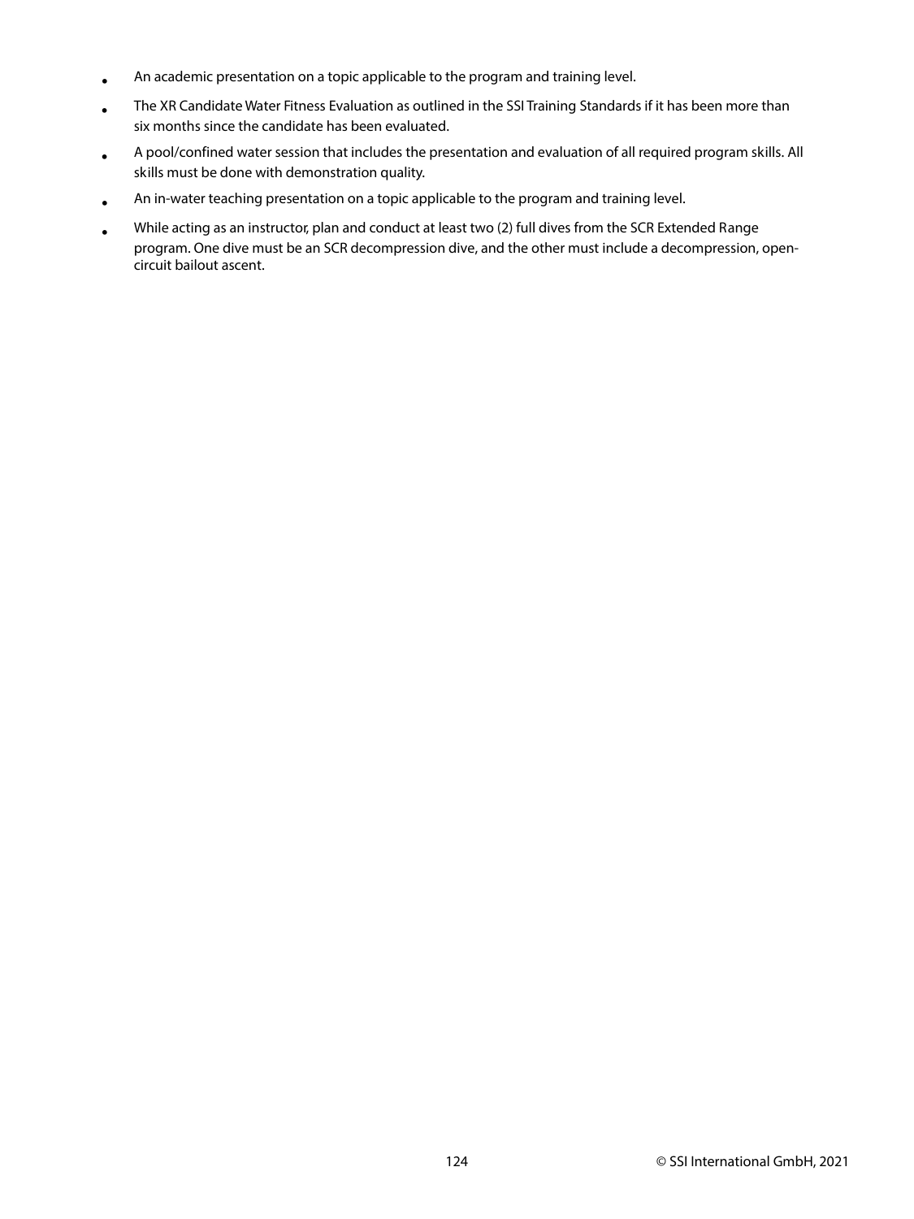- An academic presentation on a topic applicable to the program and training level.
- The XR Candidate Water Fitness Evaluation as outlined in the SSI Training Standards if it has been more than six months since the candidate has been evaluated.
- A pool/confined water session that includes the presentation and evaluation of all required program skills. All skills must be done with demonstration quality.
- An in-water teaching presentation on a topic applicable to the program and training level.
- While acting as an instructor, plan and conduct at least two (2) full dives from the SCR Extended Range program. One dive must be an SCR decompression dive, and the other must include a decompression, open-circuit bailout ascent.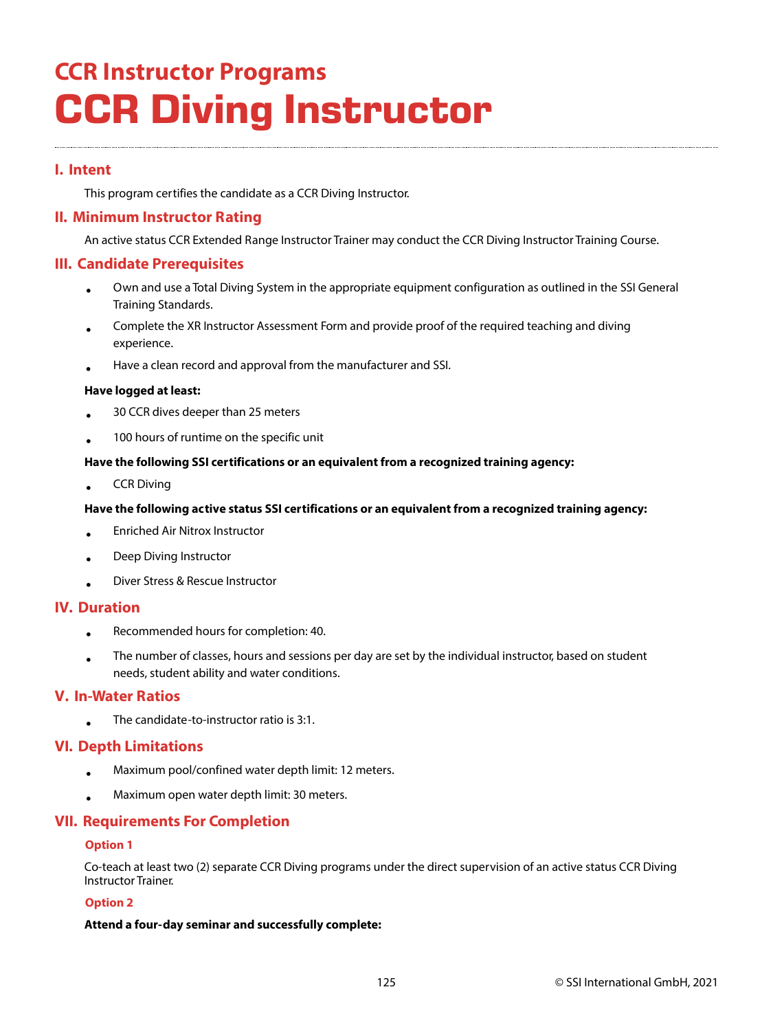## CCR Instructor Programs

# CCR Diving Instructor

### I. Intent

This program certifies the candidate as a CCR Diving Instructor.

### II. Minimum Instructor Rating

An active status CCR Extended Range Instructor Trainer may conduct the CCR Diving Instructor Training Course.

### III. Candidate Prerequisites

- Own and use a Total Diving System in the appropriate equipment configuration as outlined in the SSI General Training Standards.
- Complete the XR Instructor Assessment Form and provide proof of the required teaching and diving experience.
- Have a clean record and approval from the manufacturer and SSI.

**Have logged at least:**

- 30 CCR dives deeper than 25 meters
- 100 hours of runtime on the specific unit

**Have the following SSI certifications or an equivalent from a recognized training agency:**

- CCR Diving

**Have the following active status SSI certifications or an equivalent from a recognized training agency:**

- Enriched Air Nitrox Instructor
- Deep Diving Instructor
- Diver Stress & Rescue Instructor

### IV. Duration

- Recommended hours for completion: 40.
- The number of classes, hours and sessions per day are set by the individual instructor, based on student needs, student ability and water conditions.

### V. In-Water Ratios

- The candidate-to-instructor ratio is 3:1.

### VI. Depth Limitations

- Maximum pool/confined water depth limit: 12 meters.
- Maximum open water depth limit: 30 meters.

### VII. Requirements For Completion

#### Option 1

Co-teach at least two (2) separate CCR Diving programs under the direct supervision of an active status CCR Diving Instructor Trainer.

#### Option 2

**Attend a four-day seminar and successfully complete:**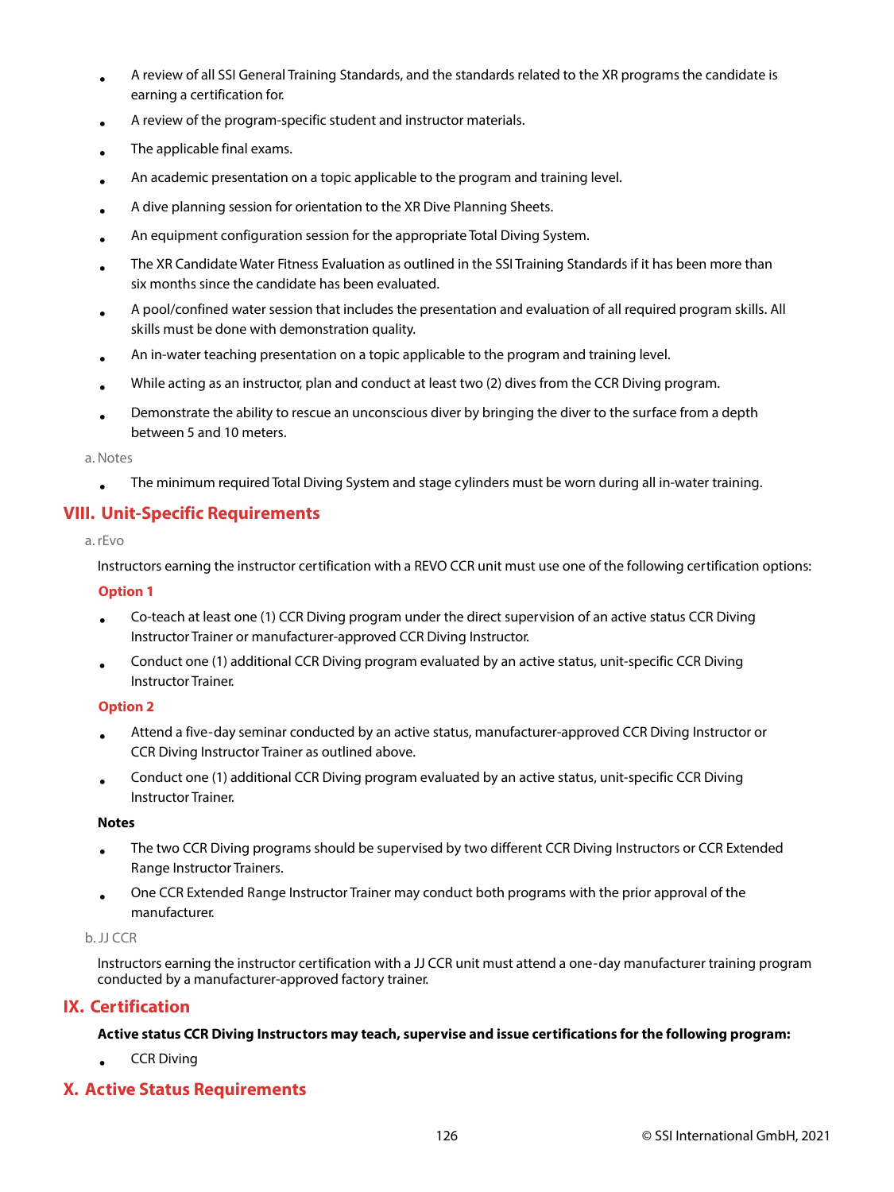- A review of all SSI General Training Standards, and the standards related to the XR programs the candidate is earning a certification for.
- A review of the program-specific student and instructor materials.
- The applicable final exams.
- An academic presentation on a topic applicable to the program and training level.
- A dive planning session for orientation to the XR Dive Planning Sheets.
- An equipment configuration session for the appropriate Total Diving System.
- The XR Candidate Water Fitness Evaluation as outlined in the SSI Training Standards if it has been more than six months since the candidate has been evaluated.
- A pool/confined water session that includes the presentation and evaluation of all required program skills. All skills must be done with demonstration quality.
- An in-water teaching presentation on a topic applicable to the program and training level.
- While acting as an instructor, plan and conduct at least two (2) dives from the CCR Diving program.
- Demonstrate the ability to rescue an unconscious diver by bringing the diver to the surface from a depth between 5 and 10 meters.

a. Notes

- The minimum required Total Diving System and stage cylinders must be worn during all in-water training.

## VIII. Unit-Specific Requirements

a. rEvo

Instructors earning the instructor certification with a REVO CCR unit must use one of the following certification options:

**Option 1**

- Co-teach at least one (1) CCR Diving program under the direct supervision of an active status CCR Diving Instructor Trainer or manufacturer-approved CCR Diving Instructor.
- Conduct one (1) additional CCR Diving program evaluated by an active status, unit-specific CCR Diving Instructor Trainer.

**Option 2**

- Attend a five-day seminar conducted by an active status, manufacturer-approved CCR Diving Instructor or CCR Diving Instructor Trainer as outlined above.
- Conduct one (1) additional CCR Diving program evaluated by an active status, unit-specific CCR Diving Instructor Trainer.

**Notes**

- The two CCR Diving programs should be supervised by two different CCR Diving Instructors or CCR Extended Range Instructor Trainers.
- One CCR Extended Range Instructor Trainer may conduct both programs with the prior approval of the manufacturer.

b. JJ CCR

Instructors earning the instructor certification with a JJ CCR unit must attend a one-day manufacturer training program conducted by a manufacturer-approved factory trainer.

## IX. Certification

**Active status CCR Diving Instructors may teach, supervise and issue certifications for the following program:**

- CCR Diving

## X. Active Status Requirements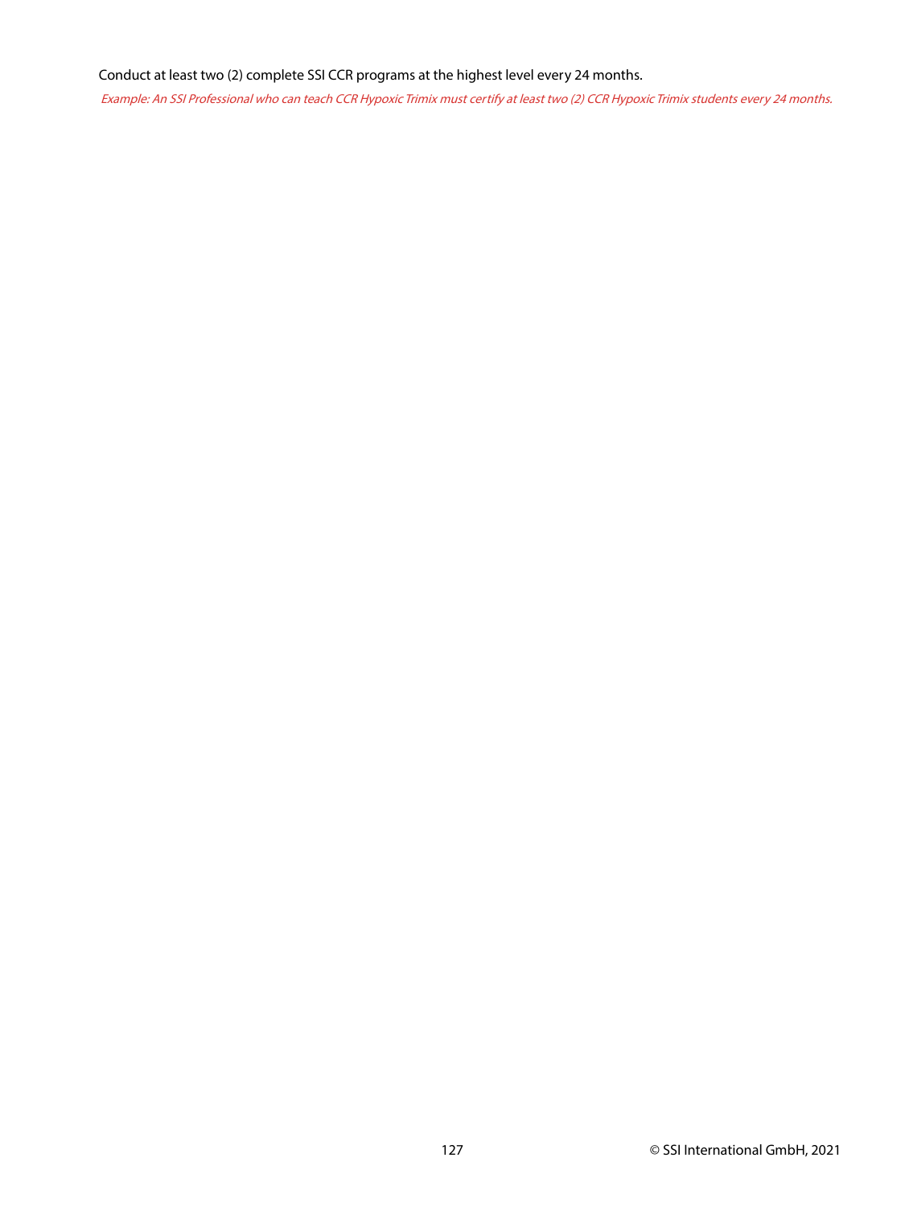Conduct at least two (2) complete SSI CCR programs at the highest level every 24 months.

*Example: An SSI Professional who can teach CCR Hypoxic Trimix must certify at least two (2) CCR Hypoxic Trimix students every 24 months.*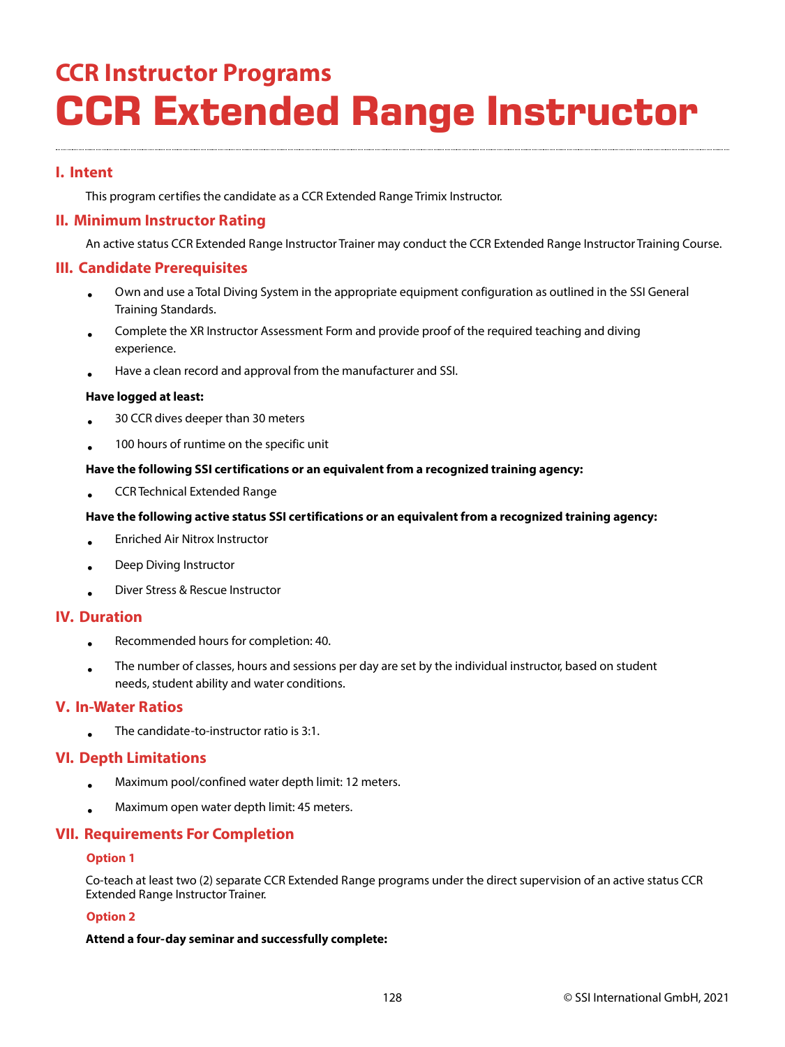## CCR Instructor Programs

# CCR Extended Range Instructor

### I. Intent

This program certifies the candidate as a CCR Extended Range Trimix Instructor.

### II. Minimum Instructor Rating

An active status CCR Extended Range Instructor Trainer may conduct the CCR Extended Range Instructor Training Course.

### III. Candidate Prerequisites

- Own and use a Total Diving System in the appropriate equipment configuration as outlined in the SSI General Training Standards.
- Complete the XR Instructor Assessment Form and provide proof of the required teaching and diving experience.
- Have a clean record and approval from the manufacturer and SSI.

**Have logged at least:**

- 30 CCR dives deeper than 30 meters
- 100 hours of runtime on the specific unit

**Have the following SSI certifications or an equivalent from a recognized training agency:**

- CCR Technical Extended Range

**Have the following active status SSI certifications or an equivalent from a recognized training agency:**

- Enriched Air Nitrox Instructor
- Deep Diving Instructor
- Diver Stress & Rescue Instructor

### IV. Duration

- Recommended hours for completion: 40.
- The number of classes, hours and sessions per day are set by the individual instructor, based on student needs, student ability and water conditions.

### V. In-Water Ratios

- The candidate-to-instructor ratio is 3:1.

### VI. Depth Limitations

- Maximum pool/confined water depth limit: 12 meters.
- Maximum open water depth limit: 45 meters.

### VII. Requirements For Completion

#### Option 1

Co-teach at least two (2) separate CCR Extended Range programs under the direct supervision of an active status CCR Extended Range Instructor Trainer.

#### Option 2

**Attend a four-day seminar and successfully complete:**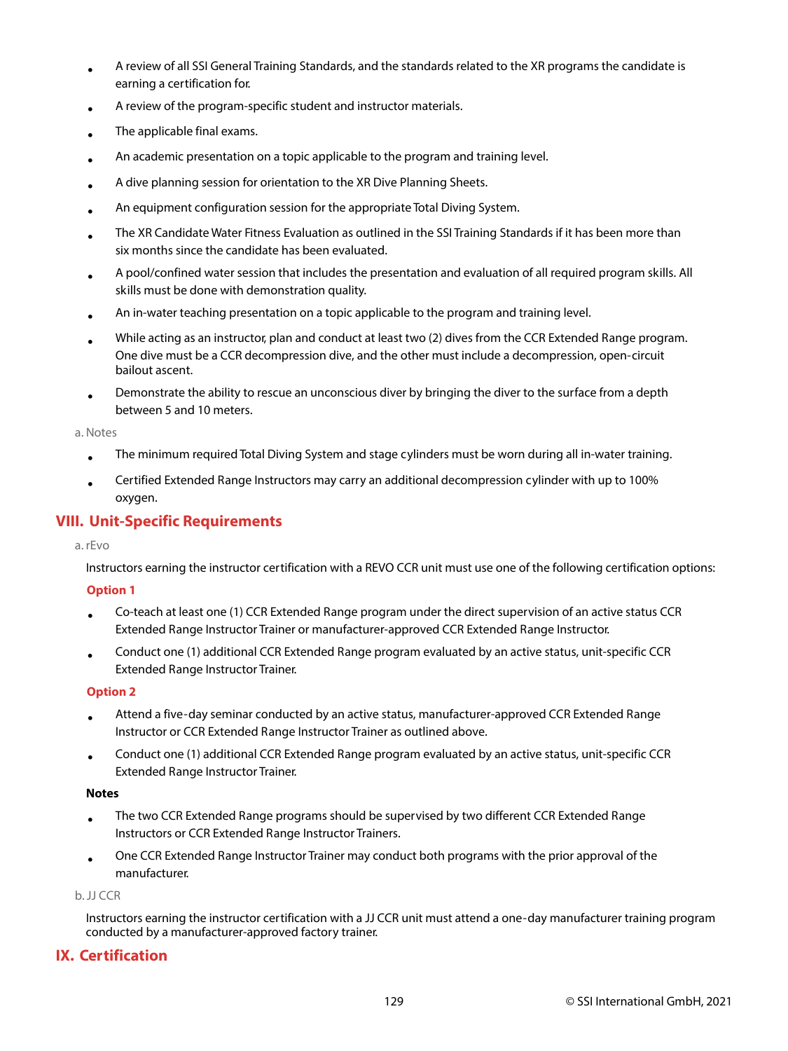- A review of all SSI General Training Standards, and the standards related to the XR programs the candidate is earning a certification for.
- A review of the program-specific student and instructor materials.
- The applicable final exams.
- An academic presentation on a topic applicable to the program and training level.
- A dive planning session for orientation to the XR Dive Planning Sheets.
- An equipment configuration session for the appropriate Total Diving System.
- The XR Candidate Water Fitness Evaluation as outlined in the SSI Training Standards if it has been more than six months since the candidate has been evaluated.
- A pool/confined water session that includes the presentation and evaluation of all required program skills. All skills must be done with demonstration quality.
- An in-water teaching presentation on a topic applicable to the program and training level.
- While acting as an instructor, plan and conduct at least two (2) dives from the CCR Extended Range program. One dive must be a CCR decompression dive, and the other must include a decompression, open-circuit bailout ascent.
- Demonstrate the ability to rescue an unconscious diver by bringing the diver to the surface from a depth between 5 and 10 meters.

a. Notes

- The minimum required Total Diving System and stage cylinders must be worn during all in-water training.
- Certified Extended Range Instructors may carry an additional decompression cylinder with up to 100% oxygen.

## VIII. Unit-Specific Requirements

a. rEvo

Instructors earning the instructor certification with a REVO CCR unit must use one of the following certification options:

### Option 1

- Co-teach at least one (1) CCR Extended Range program under the direct supervision of an active status CCR Extended Range Instructor Trainer or manufacturer-approved CCR Extended Range Instructor.
- Conduct one (1) additional CCR Extended Range program evaluated by an active status, unit-specific CCR Extended Range Instructor Trainer.

### Option 2

- Attend a five-day seminar conducted by an active status, manufacturer-approved CCR Extended Range Instructor or CCR Extended Range Instructor Trainer as outlined above.
- Conduct one (1) additional CCR Extended Range program evaluated by an active status, unit-specific CCR Extended Range Instructor Trainer.

**Notes**

- The two CCR Extended Range programs should be supervised by two different CCR Extended Range Instructors or CCR Extended Range Instructor Trainers.
- One CCR Extended Range Instructor Trainer may conduct both programs with the prior approval of the manufacturer.

b. JJ CCR

Instructors earning the instructor certification with a JJ CCR unit must attend a one-day manufacturer training program conducted by a manufacturer-approved factory trainer.

## IX. Certification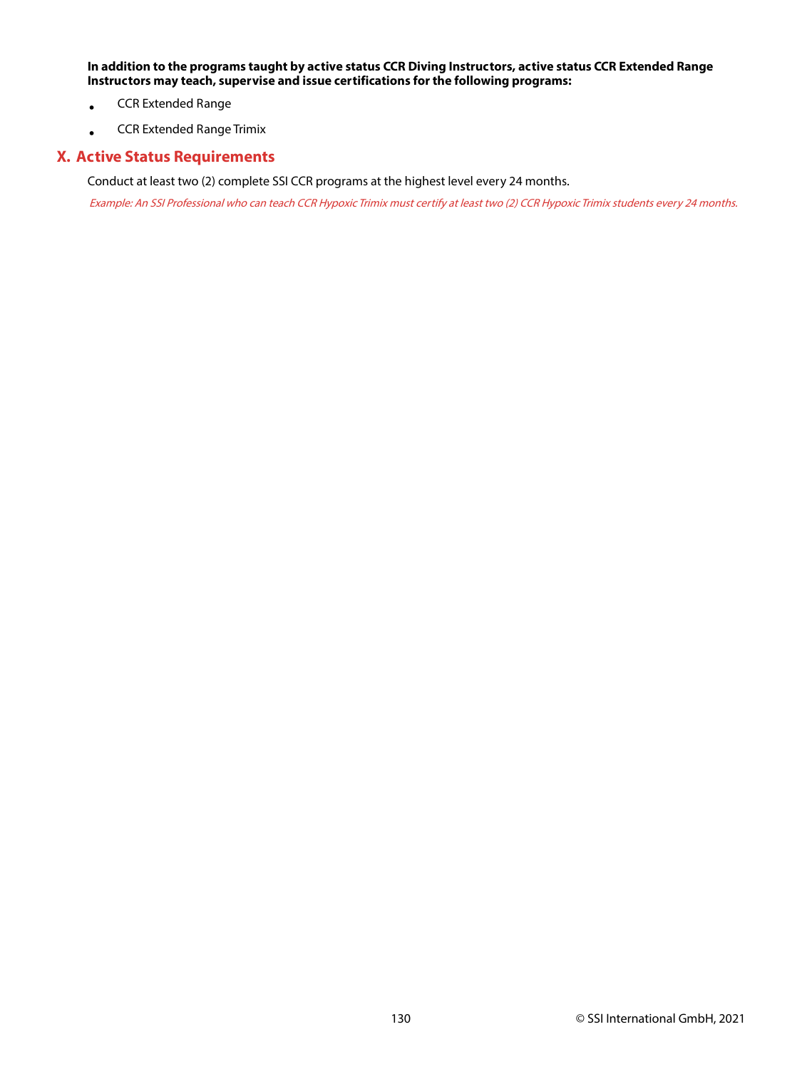**In addition to the programs taught by active status CCR Diving Instructors, active status CCR Extended Range Instructors may teach, supervise and issue certifications for the following programs:**

- CCR Extended Range
- CCR Extended Range Trimix

## X. Active Status Requirements

Conduct at least two (2) complete SSI CCR programs at the highest level every 24 months.

*Example: An SSI Professional who can teach CCR Hypoxic Trimix must certify at least two (2) CCR Hypoxic Trimix students every 24 months.*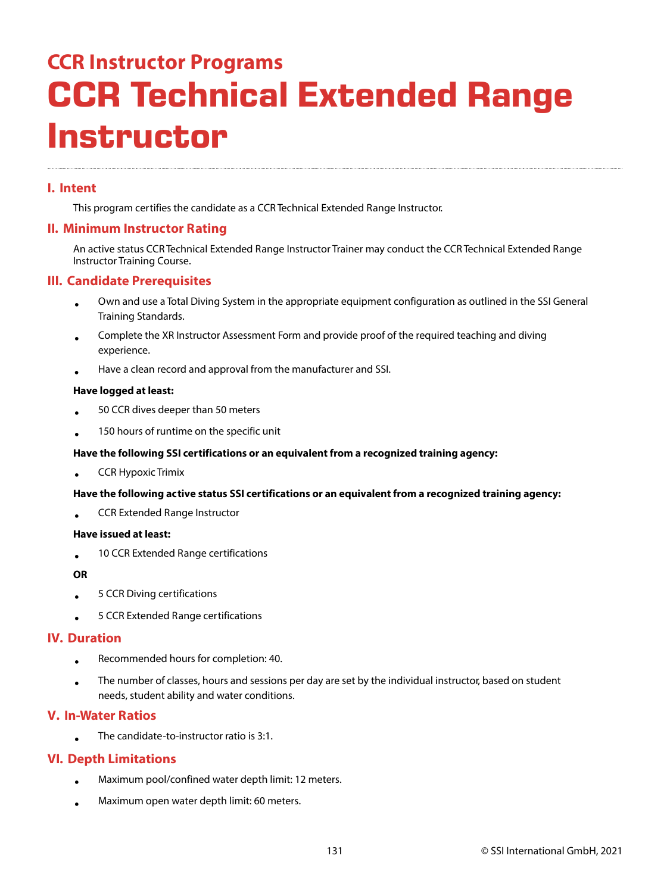## CCR Instructor Programs

# CCR Technical Extended Range Instructor

### I. Intent

This program certifies the candidate as a CCR Technical Extended Range Instructor.

### II. Minimum Instructor Rating

An active status CCR Technical Extended Range Instructor Trainer may conduct the CCR Technical Extended Range Instructor Training Course.

### III. Candidate Prerequisites

- Own and use a Total Diving System in the appropriate equipment configuration as outlined in the SSI General Training Standards.
- Complete the XR Instructor Assessment Form and provide proof of the required teaching and diving experience.
- Have a clean record and approval from the manufacturer and SSI.

**Have logged at least:**

- 50 CCR dives deeper than 50 meters
- 150 hours of runtime on the specific unit

**Have the following SSI certifications or an equivalent from a recognized training agency:**

- CCR Hypoxic Trimix

**Have the following active status SSI certifications or an equivalent from a recognized training agency:**

- CCR Extended Range Instructor

**Have issued at least:**

- 10 CCR Extended Range certifications

**OR**

- 5 CCR Diving certifications
- 5 CCR Extended Range certifications

### IV. Duration

- Recommended hours for completion: 40.
- The number of classes, hours and sessions per day are set by the individual instructor, based on student needs, student ability and water conditions.

### V. In-Water Ratios

- The candidate-to-instructor ratio is 3:1.

### VI. Depth Limitations

- Maximum pool/confined water depth limit: 12 meters.
- Maximum open water depth limit: 60 meters.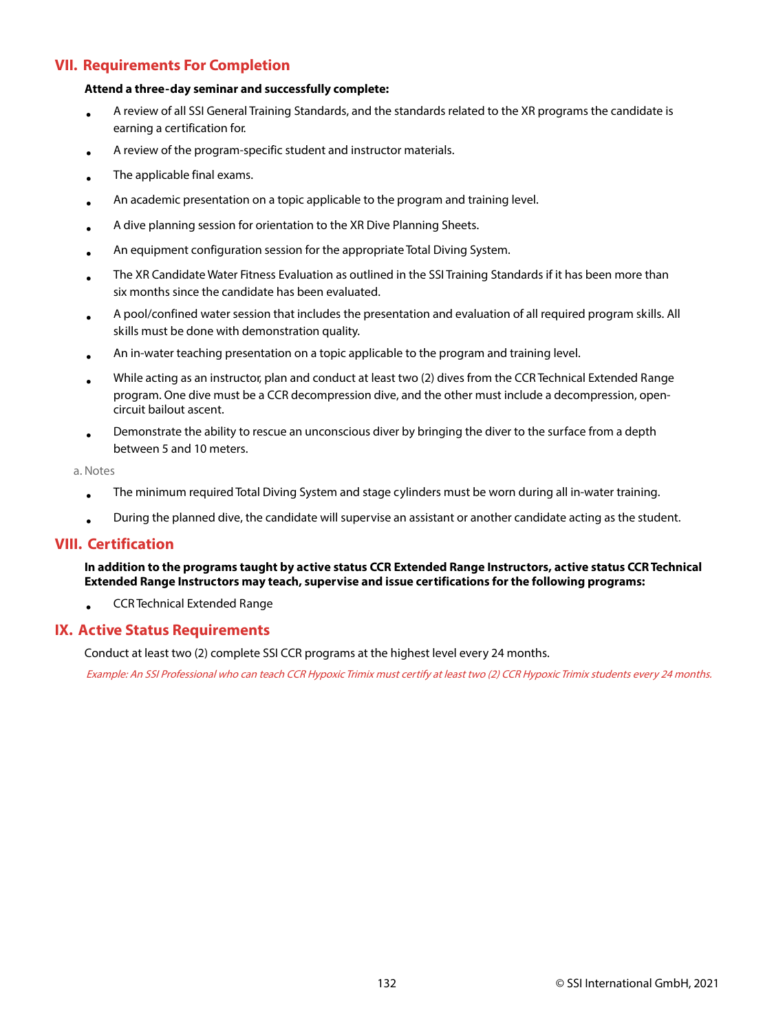## VII. Requirements For Completion

**Attend a three-day seminar and successfully complete:**

- A review of all SSI General Training Standards, and the standards related to the XR programs the candidate is earning a certification for.
- A review of the program-specific student and instructor materials.
- The applicable final exams.
- An academic presentation on a topic applicable to the program and training level.
- A dive planning session for orientation to the XR Dive Planning Sheets.
- An equipment configuration session for the appropriate Total Diving System.
- The XR Candidate Water Fitness Evaluation as outlined in the SSI Training Standards if it has been more than six months since the candidate has been evaluated.
- A pool/confined water session that includes the presentation and evaluation of all required program skills. All skills must be done with demonstration quality.
- An in-water teaching presentation on a topic applicable to the program and training level.
- While acting as an instructor, plan and conduct at least two (2) dives from the CCR Technical Extended Range program. One dive must be a CCR decompression dive, and the other must include a decompression, open-circuit bailout ascent.
- Demonstrate the ability to rescue an unconscious diver by bringing the diver to the surface from a depth between 5 and 10 meters.

a. Notes

- The minimum required Total Diving System and stage cylinders must be worn during all in-water training.
- During the planned dive, the candidate will supervise an assistant or another candidate acting as the student.

## VIII. Certification

**In addition to the programs taught by active status CCR Extended Range Instructors, active status CCR Technical Extended Range Instructors may teach, supervise and issue certifications for the following programs:**

- CCR Technical Extended Range

## IX. Active Status Requirements

Conduct at least two (2) complete SSI CCR programs at the highest level every 24 months.

*Example: An SSI Professional who can teach CCR Hypoxic Trimix must certify at least two (2) CCR Hypoxic Trimix students every 24 months.*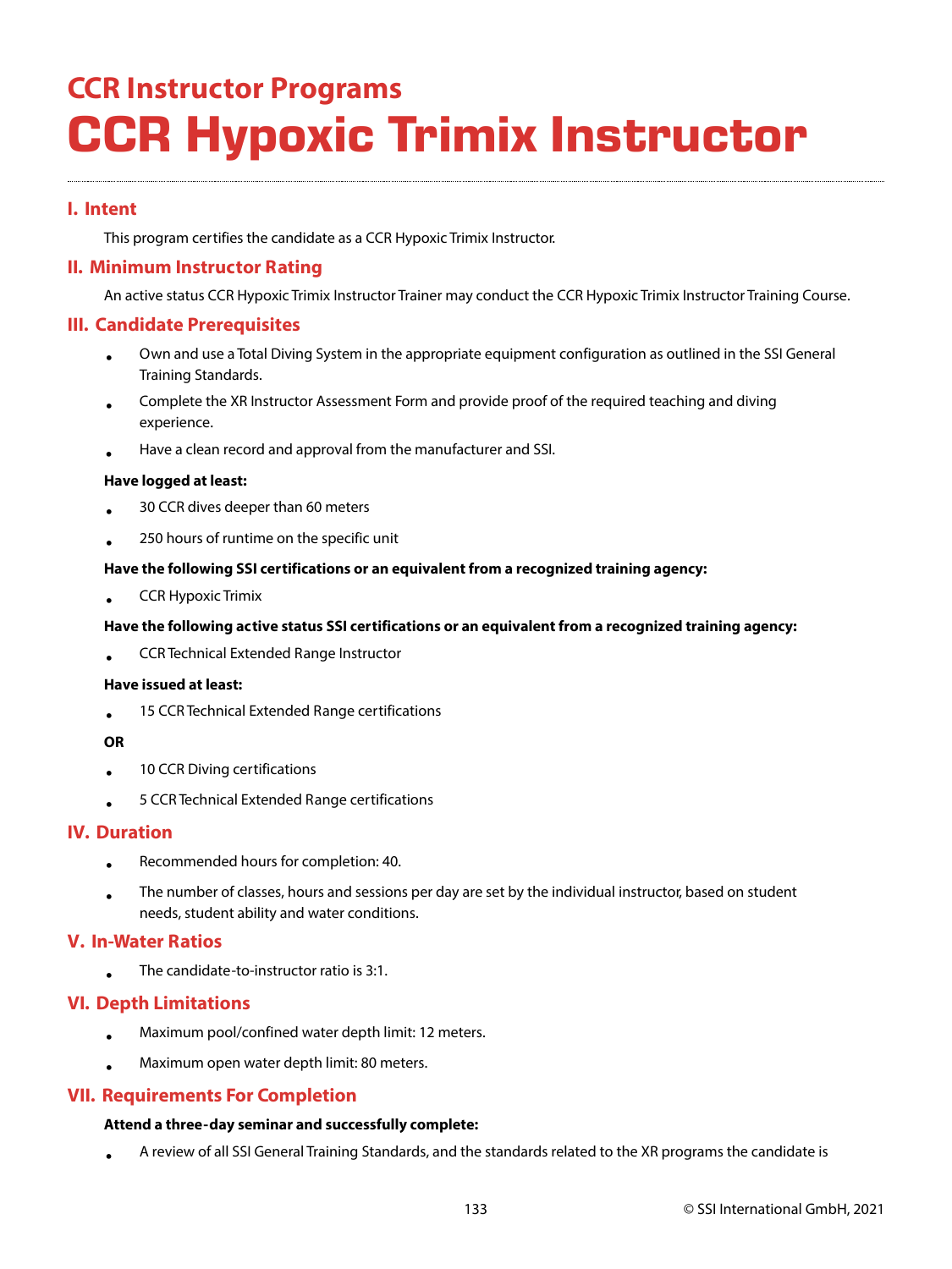## CCR Instructor Programs

# CCR Hypoxic Trimix Instructor

### I. Intent

This program certifies the candidate as a CCR Hypoxic Trimix Instructor.

### II. Minimum Instructor Rating

An active status CCR Hypoxic Trimix Instructor Trainer may conduct the CCR Hypoxic Trimix Instructor Training Course.

### III. Candidate Prerequisites

- Own and use a Total Diving System in the appropriate equipment configuration as outlined in the SSI General Training Standards.
- Complete the XR Instructor Assessment Form and provide proof of the required teaching and diving experience.
- Have a clean record and approval from the manufacturer and SSI.

**Have logged at least:**

- 30 CCR dives deeper than 60 meters
- 250 hours of runtime on the specific unit

**Have the following SSI certifications or an equivalent from a recognized training agency:**

- CCR Hypoxic Trimix

**Have the following active status SSI certifications or an equivalent from a recognized training agency:**

- CCR Technical Extended Range Instructor

**Have issued at least:**

- 15 CCR Technical Extended Range certifications

**OR**

- 10 CCR Diving certifications
- 5 CCR Technical Extended Range certifications

### IV. Duration

- Recommended hours for completion: 40.
- The number of classes, hours and sessions per day are set by the individual instructor, based on student needs, student ability and water conditions.

### V. In-Water Ratios

- The candidate-to-instructor ratio is 3:1.

### VI. Depth Limitations

- Maximum pool/confined water depth limit: 12 meters.
- Maximum open water depth limit: 80 meters.

### VII. Requirements For Completion

**Attend a three-day seminar and successfully complete:**

- A review of all SSI General Training Standards, and the standards related to the XR programs the candidate is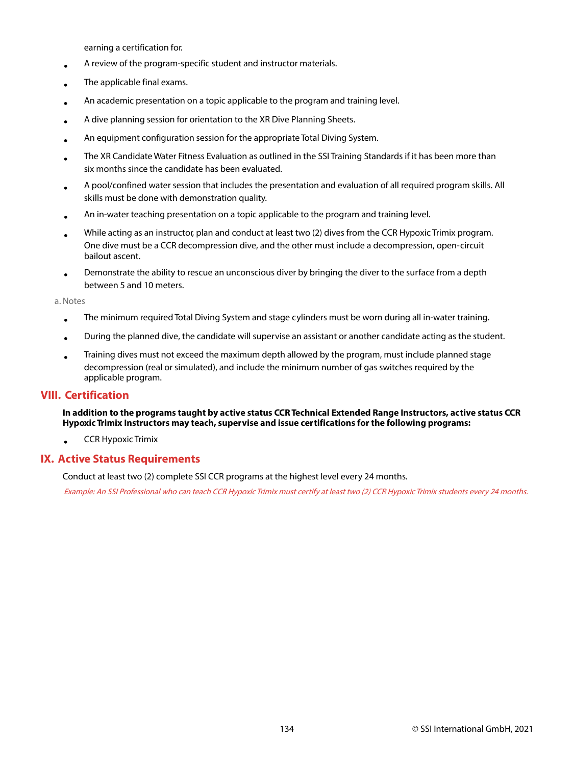earning a certification for.

- A review of the program-specific student and instructor materials.
- The applicable final exams.
- An academic presentation on a topic applicable to the program and training level.
- A dive planning session for orientation to the XR Dive Planning Sheets.
- An equipment configuration session for the appropriate Total Diving System.
- The XR Candidate Water Fitness Evaluation as outlined in the SSI Training Standards if it has been more than six months since the candidate has been evaluated.
- A pool/confined water session that includes the presentation and evaluation of all required program skills. All skills must be done with demonstration quality.
- An in-water teaching presentation on a topic applicable to the program and training level.
- While acting as an instructor, plan and conduct at least two (2) dives from the CCR Hypoxic Trimix program. One dive must be a CCR decompression dive, and the other must include a decompression, open-circuit bailout ascent.
- Demonstrate the ability to rescue an unconscious diver by bringing the diver to the surface from a depth between 5 and 10 meters.

a. Notes

- The minimum required Total Diving System and stage cylinders must be worn during all in-water training.
- During the planned dive, the candidate will supervise an assistant or another candidate acting as the student.
- Training dives must not exceed the maximum depth allowed by the program, must include planned stage decompression (real or simulated), and include the minimum number of gas switches required by the applicable program.

## VIII. Certification

**In addition to the programs taught by active status CCR Technical Extended Range Instructors, active status CCR Hypoxic Trimix Instructors may teach, supervise and issue certifications for the following programs:**

- CCR Hypoxic Trimix

## IX. Active Status Requirements

Conduct at least two (2) complete SSI CCR programs at the highest level every 24 months.

*Example: An SSI Professional who can teach CCR Hypoxic Trimix must certify at least two (2) CCR Hypoxic Trimix students every 24 months.*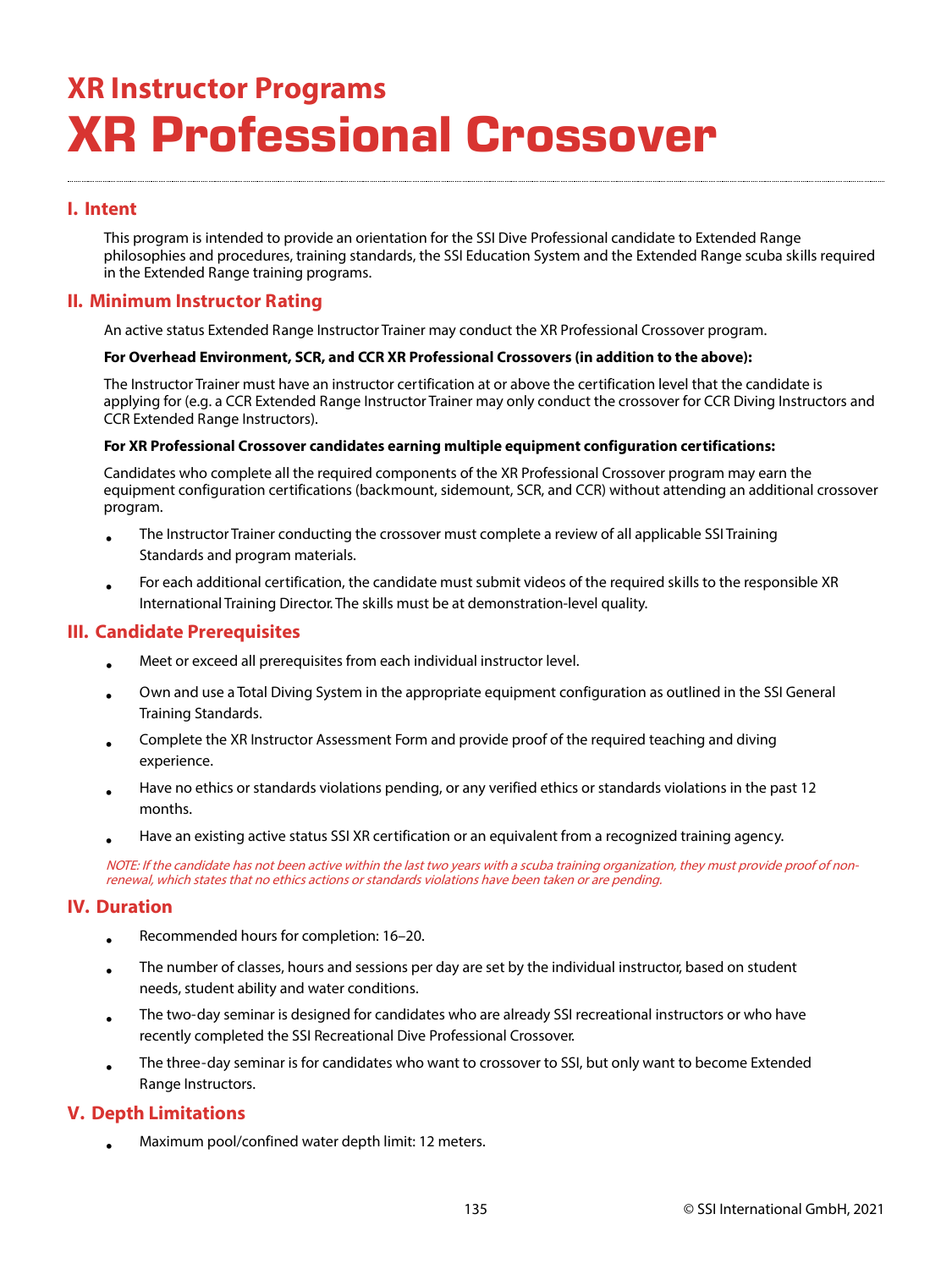# XR Instructor Programs

# XR Professional Crossover

## I. Intent

This program is intended to provide an orientation for the SSI Dive Professional candidate to Extended Range philosophies and procedures, training standards, the SSI Education System and the Extended Range scuba skills required in the Extended Range training programs.

## II. Minimum Instructor Rating

An active status Extended Range Instructor Trainer may conduct the XR Professional Crossover program.

**For Overhead Environment, SCR, and CCR XR Professional Crossovers (in addition to the above):**

The Instructor Trainer must have an instructor certification at or above the certification level that the candidate is applying for (e.g. a CCR Extended Range Instructor Trainer may only conduct the crossover for CCR Diving Instructors and CCR Extended Range Instructors).

**For XR Professional Crossover candidates earning multiple equipment configuration certifications:**

Candidates who complete all the required components of the XR Professional Crossover program may earn the equipment configuration certifications (backmount, sidemount, SCR, and CCR) without attending an additional crossover program.

- The Instructor Trainer conducting the crossover must complete a review of all applicable SSI Training Standards and program materials.
- For each additional certification, the candidate must submit videos of the required skills to the responsible XR International Training Director. The skills must be at demonstration-level quality.

## III. Candidate Prerequisites

- Meet or exceed all prerequisites from each individual instructor level.
- Own and use a Total Diving System in the appropriate equipment configuration as outlined in the SSI General Training Standards.
- Complete the XR Instructor Assessment Form and provide proof of the required teaching and diving experience.
- Have no ethics or standards violations pending, or any verified ethics or standards violations in the past 12 months.
- Have an existing active status SSI XR certification or an equivalent from a recognized training agency.

*NOTE: If the candidate has not been active within the last two years with a scuba training organization, they must provide proof of non-renewal, which states that no ethics actions or standards violations have been taken or are pending.*

## IV. Duration

- Recommended hours for completion: 16–20.
- The number of classes, hours and sessions per day are set by the individual instructor, based on student needs, student ability and water conditions.
- The two-day seminar is designed for candidates who are already SSI recreational instructors or who have recently completed the SSI Recreational Dive Professional Crossover.
- The three-day seminar is for candidates who want to crossover to SSI, but only want to become Extended Range Instructors.

## V. Depth Limitations

- Maximum pool/confined water depth limit: 12 meters.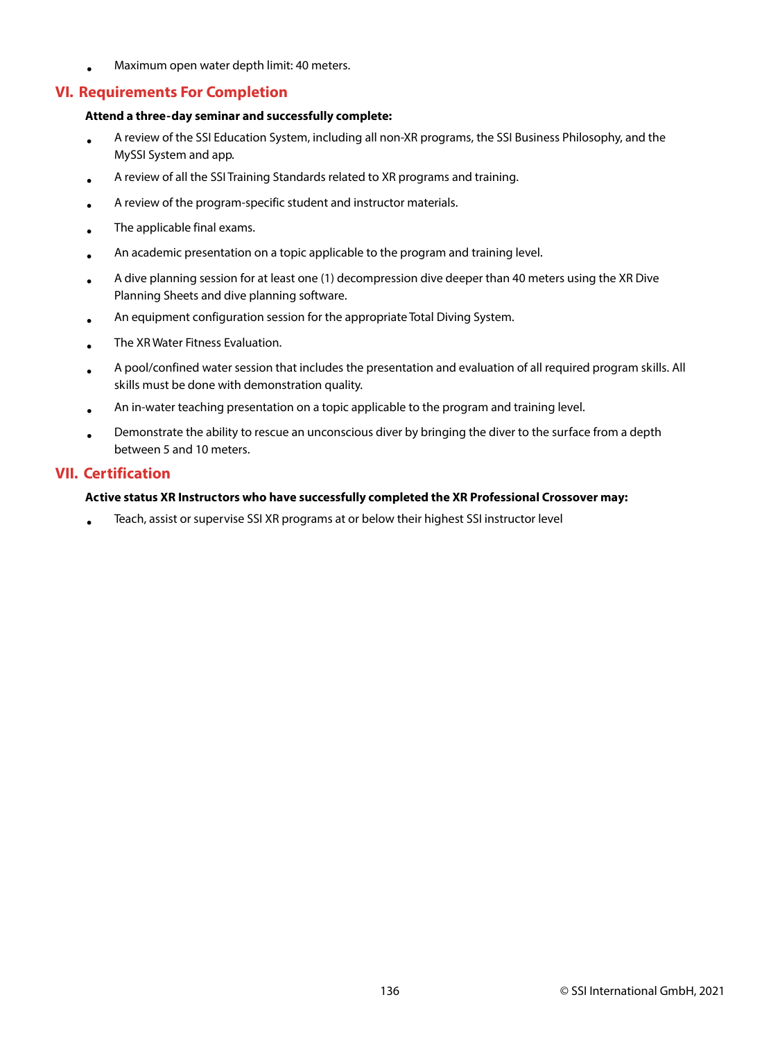- Maximum open water depth limit: 40 meters.

## VI. Requirements For Completion

**Attend a three-day seminar and successfully complete:**

- A review of the SSI Education System, including all non-XR programs, the SSI Business Philosophy, and the MySSI System and app.
- A review of all the SSI Training Standards related to XR programs and training.
- A review of the program-specific student and instructor materials.
- The applicable final exams.
- An academic presentation on a topic applicable to the program and training level.
- A dive planning session for at least one (1) decompression dive deeper than 40 meters using the XR Dive Planning Sheets and dive planning software.
- An equipment configuration session for the appropriate Total Diving System.
- The XR Water Fitness Evaluation.
- A pool/confined water session that includes the presentation and evaluation of all required program skills. All skills must be done with demonstration quality.
- An in-water teaching presentation on a topic applicable to the program and training level.
- Demonstrate the ability to rescue an unconscious diver by bringing the diver to the surface from a depth between 5 and 10 meters.

## VII. Certification

**Active status XR Instructors who have successfully completed the XR Professional Crossover may:**

- Teach, assist or supervise SSI XR programs at or below their highest SSI instructor level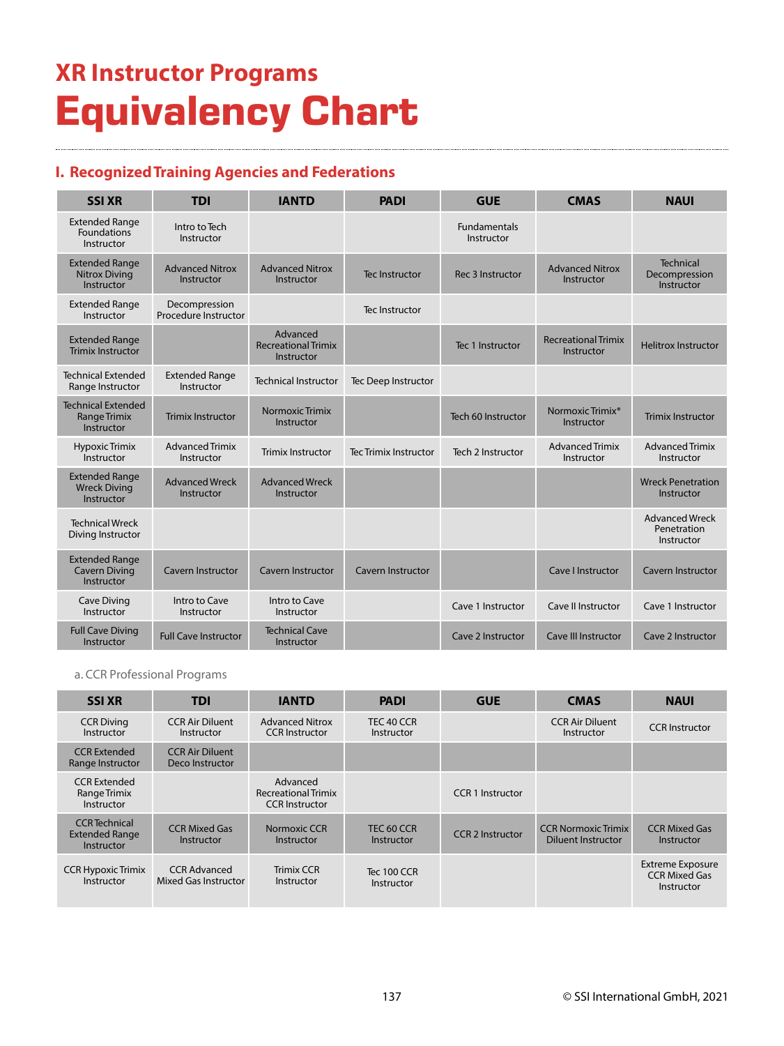# XR Instructor Programs
# Equivalency Chart

## I. Recognized Training Agencies and Federations

| SSI XR | TDI | IANTD | PADI | GUE | CMAS | NAUI |
|---|---|---|---|---|---|---|
| Extended Range Foundations Instructor | Intro to Tech Instructor | | | Fundamentals Instructor | | |
| Extended Range Nitrox Diving Instructor | Advanced Nitrox Instructor | Advanced Nitrox Instructor | Tec Instructor | Rec 3 Instructor | Advanced Nitrox Instructor | Technical Decompression Instructor |
| Extended Range Instructor | Decompression Procedure Instructor | | Tec Instructor | | | |
| Extended Range Trimix Instructor | | Advanced Recreational Trimix Instructor | | Tec 1 Instructor | Recreational Trimix Instructor | Helitrox Instructor |
| Technical Extended Range Instructor | Extended Range Instructor | Technical Instructor | Tec Deep Instructor | | | |
| Technical Extended Range Trimix Instructor | Trimix Instructor | Normoxic Trimix Instructor | | Tech 60 Instructor | Normoxic Trimix* Instructor | Trimix Instructor |
| Hypoxic Trimix Instructor | Advanced Trimix Instructor | Trimix Instructor | Tec Trimix Instructor | Tech 2 Instructor | Advanced Trimix Instructor | Advanced Trimix Instructor |
| Extended Range Wreck Diving Instructor | Advanced Wreck Instructor | Advanced Wreck Instructor | | | | Wreck Penetration Instructor |
| Technical Wreck Diving Instructor | | | | | | Advanced Wreck Penetration Instructor |
| Extended Range Cavern Diving Instructor | Cavern Instructor | Cavern Instructor | Cavern Instructor | | Cave I Instructor | Cavern Instructor |
| Cave Diving Instructor | Intro to Cave Instructor | Intro to Cave Instructor | | Cave 1 Instructor | Cave II Instructor | Cave 1 Instructor |
| Full Cave Diving Instructor | Full Cave Instructor | Technical Cave Instructor | | Cave 2 Instructor | Cave III Instructor | Cave 2 Instructor |

a. CCR Professional Programs

| SSI XR | TDI | IANTD | PADI | GUE | CMAS | NAUI |
|---|---|---|---|---|---|---|
| CCR Diving Instructor | CCR Air Diluent Instructor | Advanced Nitrox CCR Instructor | TEC 40 CCR Instructor | | CCR Air Diluent Instructor | CCR Instructor |
| CCR Extended Range Instructor | CCR Air Diluent Deco Instructor | | | | | |
| CCR Extended Range Trimix Instructor | | Advanced Recreational Trimix CCR Instructor | | CCR 1 Instructor | | |
| CCR Technical Extended Range Instructor | CCR Mixed Gas Instructor | Normoxic CCR Instructor | TEC 60 CCR Instructor | CCR 2 Instructor | CCR Normoxic Trimix Diluent Instructor | CCR Mixed Gas Instructor |
| CCR Hypoxic Trimix Instructor | CCR Advanced Mixed Gas Instructor | Trimix CCR Instructor | Tec 100 CCR Instructor | | | Extreme Exposure CCR Mixed Gas Instructor |

© SSI International GmbH, 2021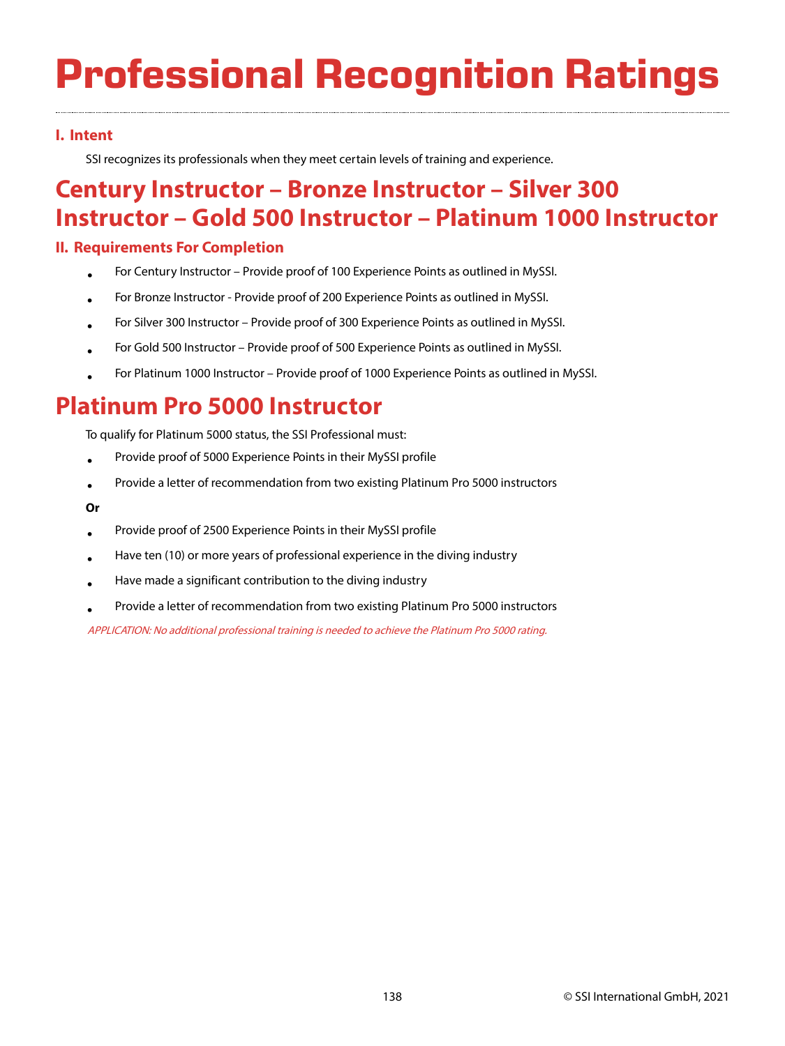# Professional Recognition Ratings

### I. Intent

SSI recognizes its professionals when they meet certain levels of training and experience.

## Century Instructor – Bronze Instructor – Silver 300 Instructor – Gold 500 Instructor – Platinum 1000 Instructor

### II. Requirements For Completion

- For Century Instructor – Provide proof of 100 Experience Points as outlined in MySSI.
- For Bronze Instructor - Provide proof of 200 Experience Points as outlined in MySSI.
- For Silver 300 Instructor – Provide proof of 300 Experience Points as outlined in MySSI.
- For Gold 500 Instructor – Provide proof of 500 Experience Points as outlined in MySSI.
- For Platinum 1000 Instructor – Provide proof of 1000 Experience Points as outlined in MySSI.

## Platinum Pro 5000 Instructor

To qualify for Platinum 5000 status, the SSI Professional must:

- Provide proof of 5000 Experience Points in their MySSI profile
- Provide a letter of recommendation from two existing Platinum Pro 5000 instructors

**Or**

- Provide proof of 2500 Experience Points in their MySSI profile
- Have ten (10) or more years of professional experience in the diving industry
- Have made a significant contribution to the diving industry
- Provide a letter of recommendation from two existing Platinum Pro 5000 instructors

*APPLICATION: No additional professional training is needed to achieve the Platinum Pro 5000 rating.*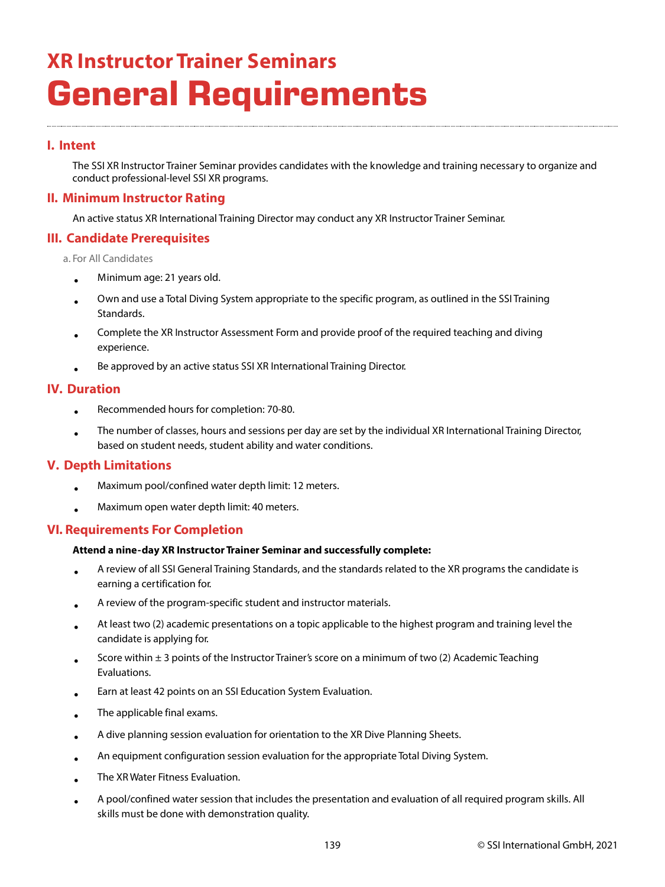## XR Instructor Trainer Seminars

# General Requirements

### I. Intent

The SSI XR Instructor Trainer Seminar provides candidates with the knowledge and training necessary to organize and conduct professional-level SSI XR programs.

### II. Minimum Instructor Rating

An active status XR International Training Director may conduct any XR Instructor Trainer Seminar.

### III. Candidate Prerequisites

a. For All Candidates

- Minimum age: 21 years old.
- Own and use a Total Diving System appropriate to the specific program, as outlined in the SSI Training Standards.
- Complete the XR Instructor Assessment Form and provide proof of the required teaching and diving experience.
- Be approved by an active status SSI XR International Training Director.

### IV. Duration

- Recommended hours for completion: 70-80.
- The number of classes, hours and sessions per day are set by the individual XR International Training Director, based on student needs, student ability and water conditions.

### V. Depth Limitations

- Maximum pool/confined water depth limit: 12 meters.
- Maximum open water depth limit: 40 meters.

### VI. Requirements For Completion

**Attend a nine-day XR Instructor Trainer Seminar and successfully complete:**

- A review of all SSI General Training Standards, and the standards related to the XR programs the candidate is earning a certification for.
- A review of the program-specific student and instructor materials.
- At least two (2) academic presentations on a topic applicable to the highest program and training level the candidate is applying for.
- Score within ± 3 points of the Instructor Trainer's score on a minimum of two (2) Academic Teaching Evaluations.
- Earn at least 42 points on an SSI Education System Evaluation.
- The applicable final exams.
- A dive planning session evaluation for orientation to the XR Dive Planning Sheets.
- An equipment configuration session evaluation for the appropriate Total Diving System.
- The XR Water Fitness Evaluation.
- A pool/confined water session that includes the presentation and evaluation of all required program skills. All skills must be done with demonstration quality.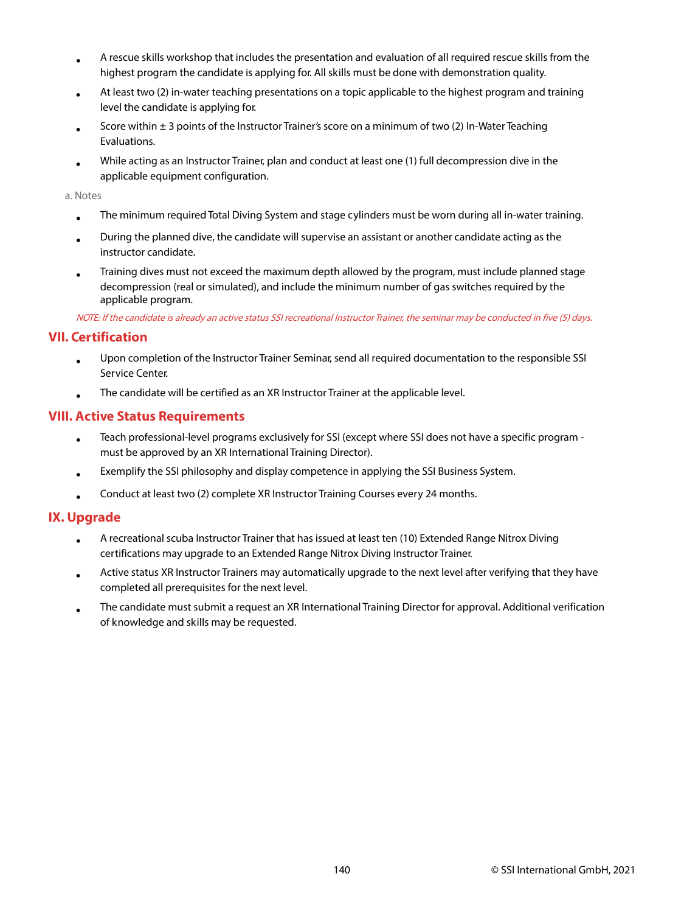- A rescue skills workshop that includes the presentation and evaluation of all required rescue skills from the highest program the candidate is applying for. All skills must be done with demonstration quality.
- At least two (2) in-water teaching presentations on a topic applicable to the highest program and training level the candidate is applying for.
- Score within ± 3 points of the Instructor Trainer's score on a minimum of two (2) In-Water Teaching Evaluations.
- While acting as an Instructor Trainer, plan and conduct at least one (1) full decompression dive in the applicable equipment configuration.

a. Notes

- The minimum required Total Diving System and stage cylinders must be worn during all in-water training.
- During the planned dive, the candidate will supervise an assistant or another candidate acting as the instructor candidate.
- Training dives must not exceed the maximum depth allowed by the program, must include planned stage decompression (real or simulated), and include the minimum number of gas switches required by the applicable program.

*NOTE: If the candidate is already an active status SSI recreational Instructor Trainer, the seminar may be conducted in five (5) days.*

## VII. Certification

- Upon completion of the Instructor Trainer Seminar, send all required documentation to the responsible SSI Service Center.
- The candidate will be certified as an XR Instructor Trainer at the applicable level.

## VIII. Active Status Requirements

- Teach professional-level programs exclusively for SSI (except where SSI does not have a specific program - must be approved by an XR International Training Director).
- Exemplify the SSI philosophy and display competence in applying the SSI Business System.
- Conduct at least two (2) complete XR Instructor Training Courses every 24 months.

## IX. Upgrade

- A recreational scuba Instructor Trainer that has issued at least ten (10) Extended Range Nitrox Diving certifications may upgrade to an Extended Range Nitrox Diving Instructor Trainer.
- Active status XR Instructor Trainers may automatically upgrade to the next level after verifying that they have completed all prerequisites for the next level.
- The candidate must submit a request an XR International Training Director for approval. Additional verification of knowledge and skills may be requested.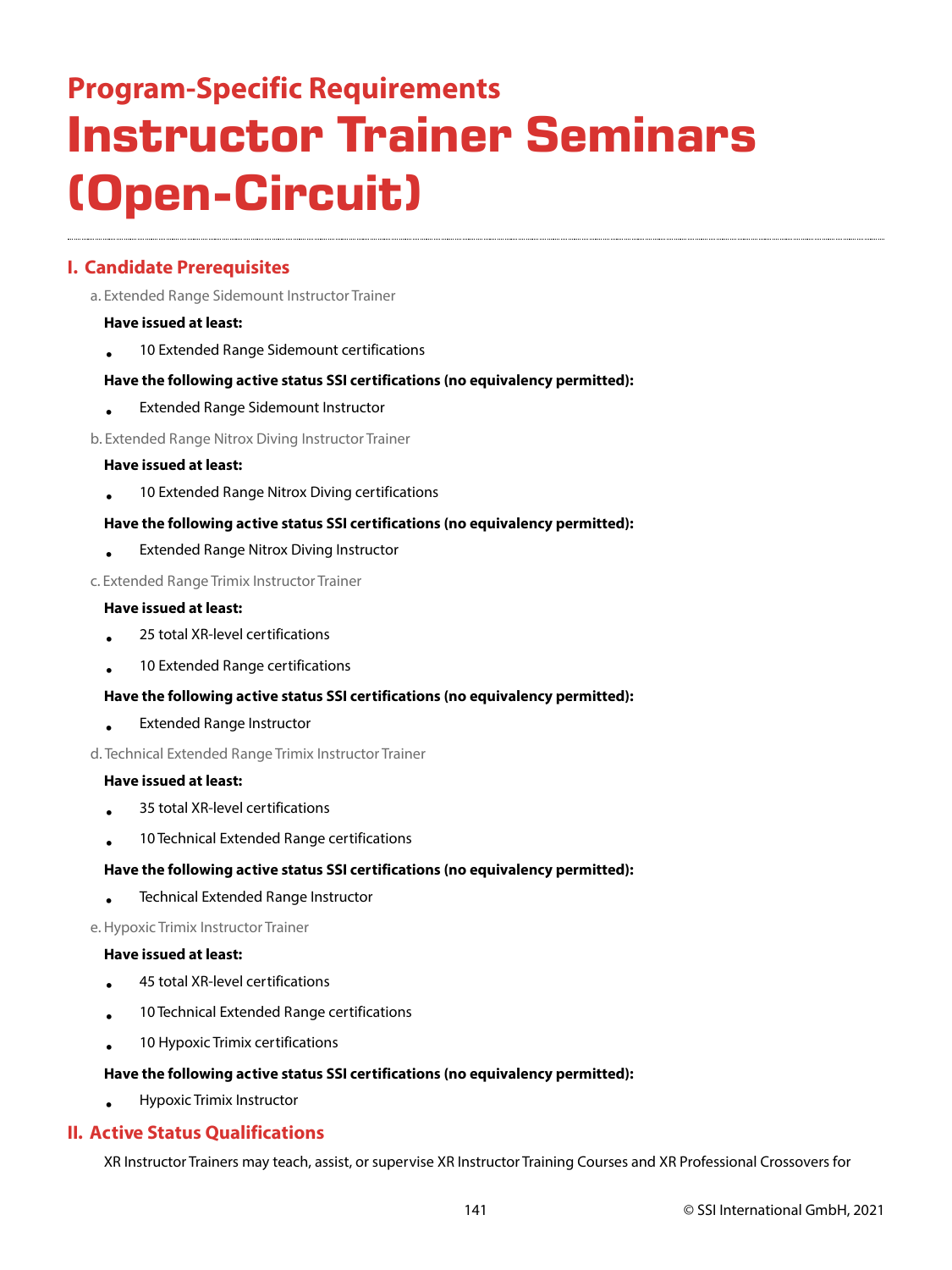## Program-Specific Requirements

# Instructor Trainer Seminars (Open-Circuit)

### I. Candidate Prerequisites

a. Extended Range Sidemount Instructor Trainer

**Have issued at least:**

- 10 Extended Range Sidemount certifications

**Have the following active status SSI certifications (no equivalency permitted):**

- Extended Range Sidemount Instructor

b. Extended Range Nitrox Diving Instructor Trainer

**Have issued at least:**

- 10 Extended Range Nitrox Diving certifications

**Have the following active status SSI certifications (no equivalency permitted):**

- Extended Range Nitrox Diving Instructor

c. Extended Range Trimix Instructor Trainer

**Have issued at least:**

- 25 total XR-level certifications
- 10 Extended Range certifications

**Have the following active status SSI certifications (no equivalency permitted):**

- Extended Range Instructor

d. Technical Extended Range Trimix Instructor Trainer

**Have issued at least:**

- 35 total XR-level certifications
- 10 Technical Extended Range certifications

**Have the following active status SSI certifications (no equivalency permitted):**

- Technical Extended Range Instructor

e. Hypoxic Trimix Instructor Trainer

**Have issued at least:**

- 45 total XR-level certifications
- 10 Technical Extended Range certifications
- 10 Hypoxic Trimix certifications

**Have the following active status SSI certifications (no equivalency permitted):**

- Hypoxic Trimix Instructor

### II. Active Status Qualifications

XR Instructor Trainers may teach, assist, or supervise XR Instructor Training Courses and XR Professional Crossovers for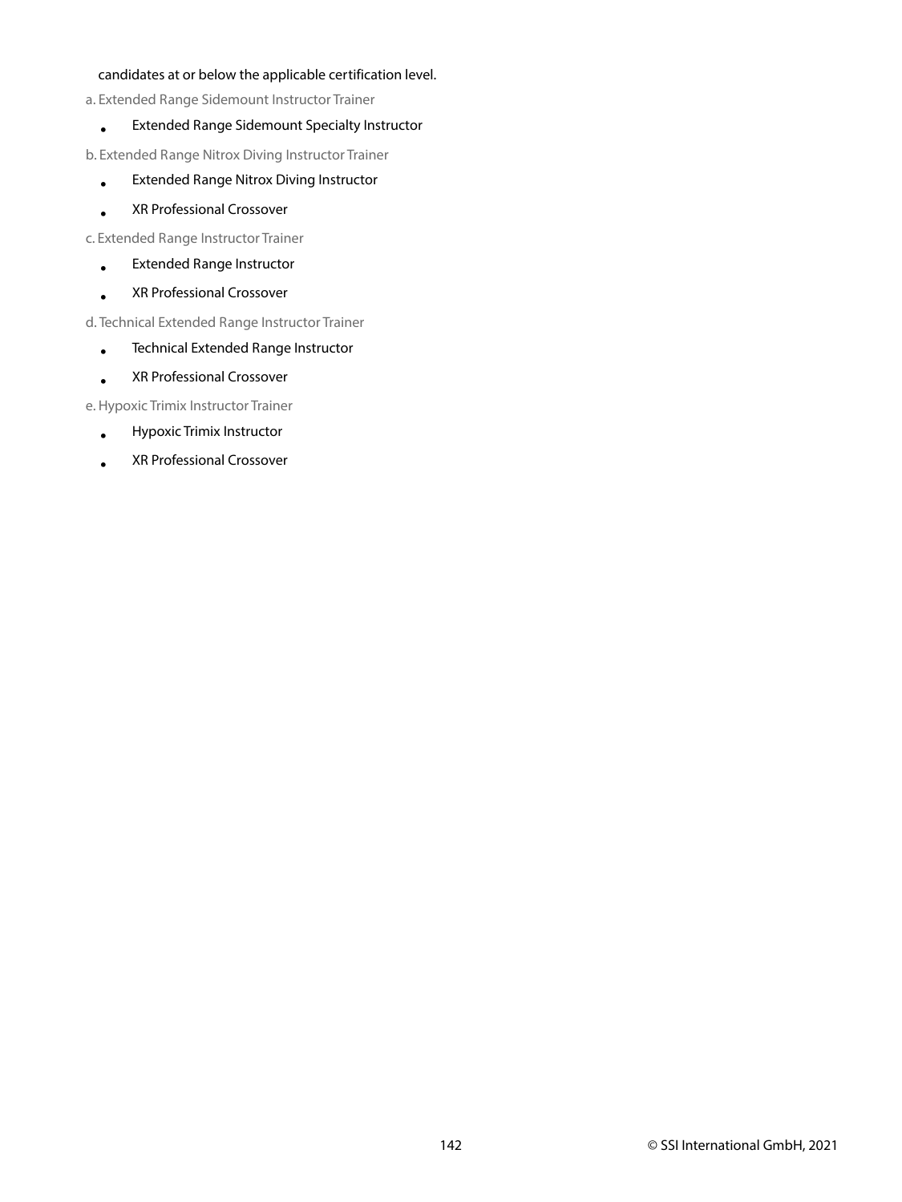candidates at or below the applicable certification level.

a. Extended Range Sidemount Instructor Trainer

- Extended Range Sidemount Specialty Instructor

b. Extended Range Nitrox Diving Instructor Trainer

- Extended Range Nitrox Diving Instructor
- XR Professional Crossover

c. Extended Range Instructor Trainer

- Extended Range Instructor
- XR Professional Crossover

d. Technical Extended Range Instructor Trainer

- Technical Extended Range Instructor
- XR Professional Crossover

e. Hypoxic Trimix Instructor Trainer

- Hypoxic Trimix Instructor
- XR Professional Crossover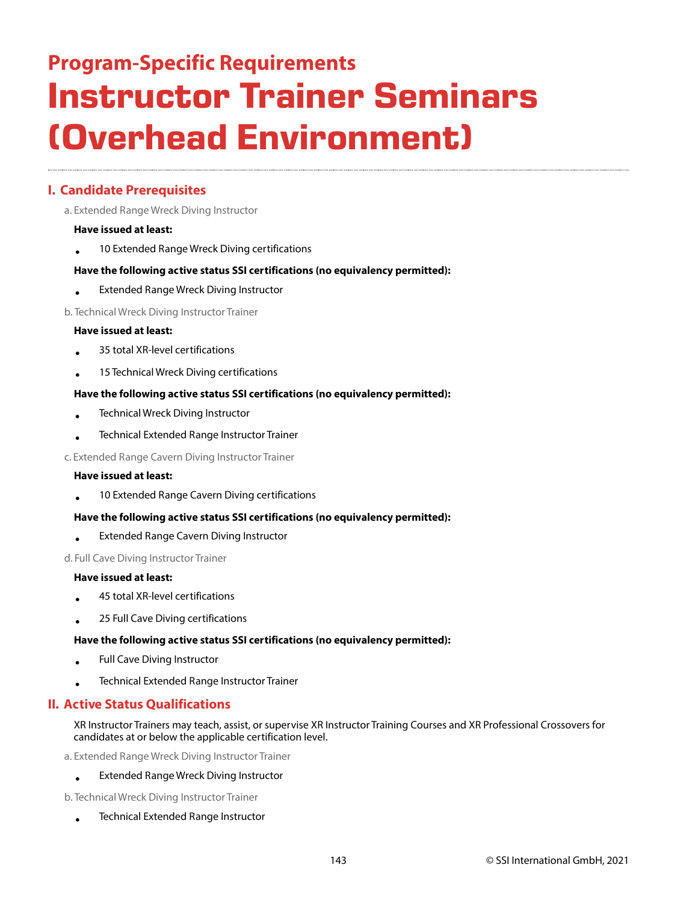## Program-Specific Requirements

# Instructor Trainer Seminars (Overhead Environment)

## I. Candidate Prerequisites

a. Extended Range Wreck Diving Instructor

**Have issued at least:**

- 10 Extended Range Wreck Diving certifications

**Have the following active status SSI certifications (no equivalency permitted):**

- Extended Range Wreck Diving Instructor

b. Technical Wreck Diving Instructor Trainer

**Have issued at least:**

- 35 total XR-level certifications
- 15 Technical Wreck Diving certifications

**Have the following active status SSI certifications (no equivalency permitted):**

- Technical Wreck Diving Instructor
- Technical Extended Range Instructor Trainer

c. Extended Range Cavern Diving Instructor Trainer

**Have issued at least:**

- 10 Extended Range Cavern Diving certifications

**Have the following active status SSI certifications (no equivalency permitted):**

- Extended Range Cavern Diving Instructor

d. Full Cave Diving Instructor Trainer

**Have issued at least:**

- 45 total XR-level certifications
- 25 Full Cave Diving certifications

**Have the following active status SSI certifications (no equivalency permitted):**

- Full Cave Diving Instructor
- Technical Extended Range Instructor Trainer

## II. Active Status Qualifications

XR Instructor Trainers may teach, assist, or supervise XR Instructor Training Courses and XR Professional Crossovers for candidates at or below the applicable certification level.

a. Extended Range Wreck Diving Instructor Trainer

- Extended Range Wreck Diving Instructor

b. Technical Wreck Diving Instructor Trainer

- Technical Extended Range Instructor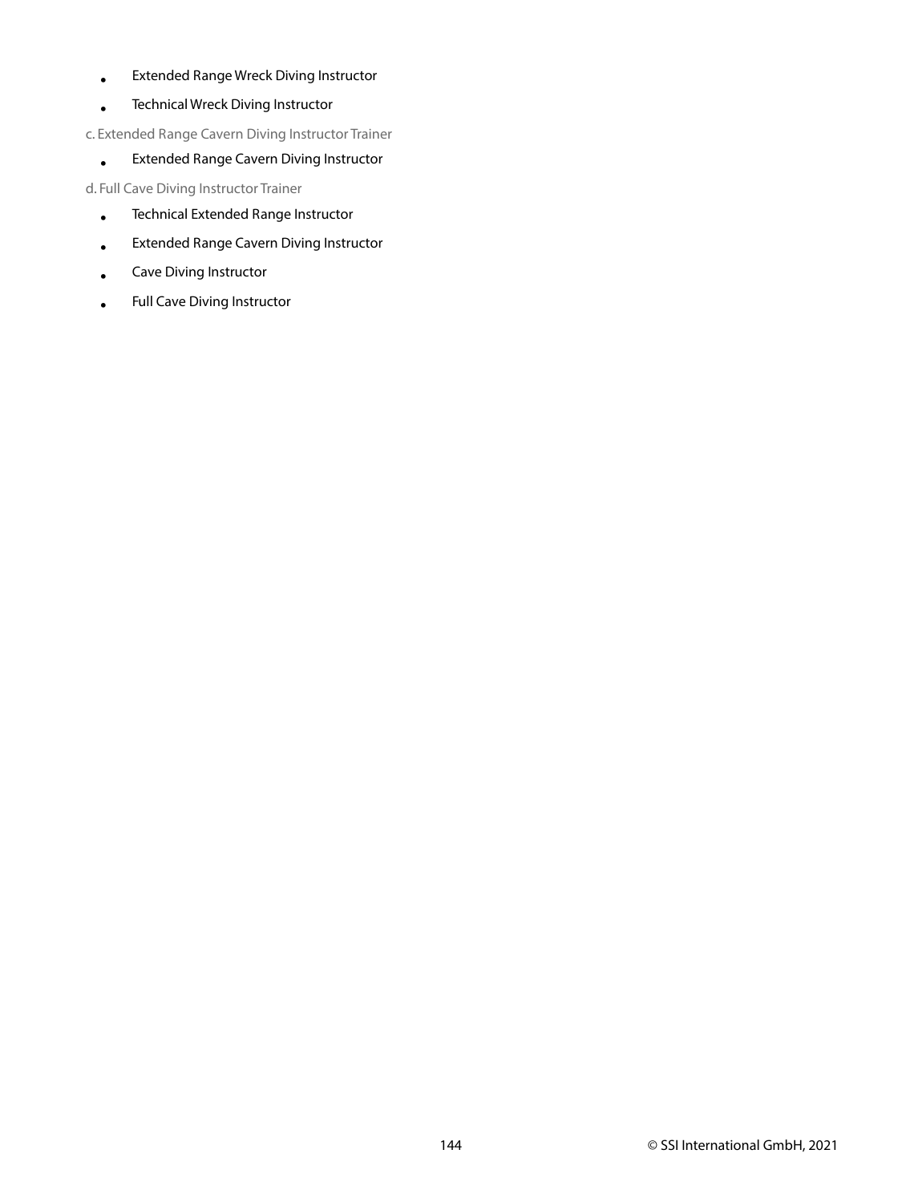- Extended Range Wreck Diving Instructor
- Technical Wreck Diving Instructor

c. Extended Range Cavern Diving Instructor Trainer

- Extended Range Cavern Diving Instructor

d. Full Cave Diving Instructor Trainer

- Technical Extended Range Instructor
- Extended Range Cavern Diving Instructor
- Cave Diving Instructor
- Full Cave Diving Instructor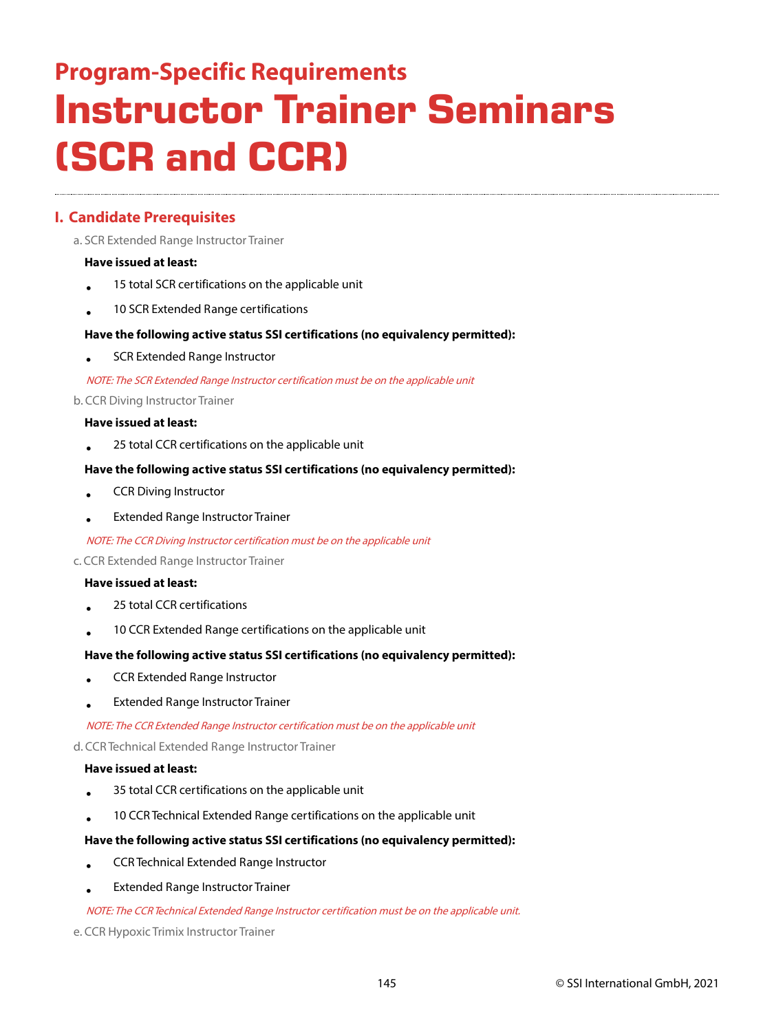## Program-Specific Requirements

# Instructor Trainer Seminars (SCR and CCR)

## I. Candidate Prerequisites

a. SCR Extended Range Instructor Trainer

**Have issued at least:**

- 15 total SCR certifications on the applicable unit
- 10 SCR Extended Range certifications

**Have the following active status SSI certifications (no equivalency permitted):**

- SCR Extended Range Instructor

*NOTE: The SCR Extended Range Instructor certification must be on the applicable unit*

b. CCR Diving Instructor Trainer

**Have issued at least:**

- 25 total CCR certifications on the applicable unit

**Have the following active status SSI certifications (no equivalency permitted):**

- CCR Diving Instructor
- Extended Range Instructor Trainer

*NOTE: The CCR Diving Instructor certification must be on the applicable unit*

c. CCR Extended Range Instructor Trainer

**Have issued at least:**

- 25 total CCR certifications
- 10 CCR Extended Range certifications on the applicable unit

**Have the following active status SSI certifications (no equivalency permitted):**

- CCR Extended Range Instructor
- Extended Range Instructor Trainer

*NOTE: The CCR Extended Range Instructor certification must be on the applicable unit*

d. CCR Technical Extended Range Instructor Trainer

**Have issued at least:**

- 35 total CCR certifications on the applicable unit
- 10 CCR Technical Extended Range certifications on the applicable unit

**Have the following active status SSI certifications (no equivalency permitted):**

- CCR Technical Extended Range Instructor
- Extended Range Instructor Trainer

*NOTE: The CCR Technical Extended Range Instructor certification must be on the applicable unit.*

e. CCR Hypoxic Trimix Instructor Trainer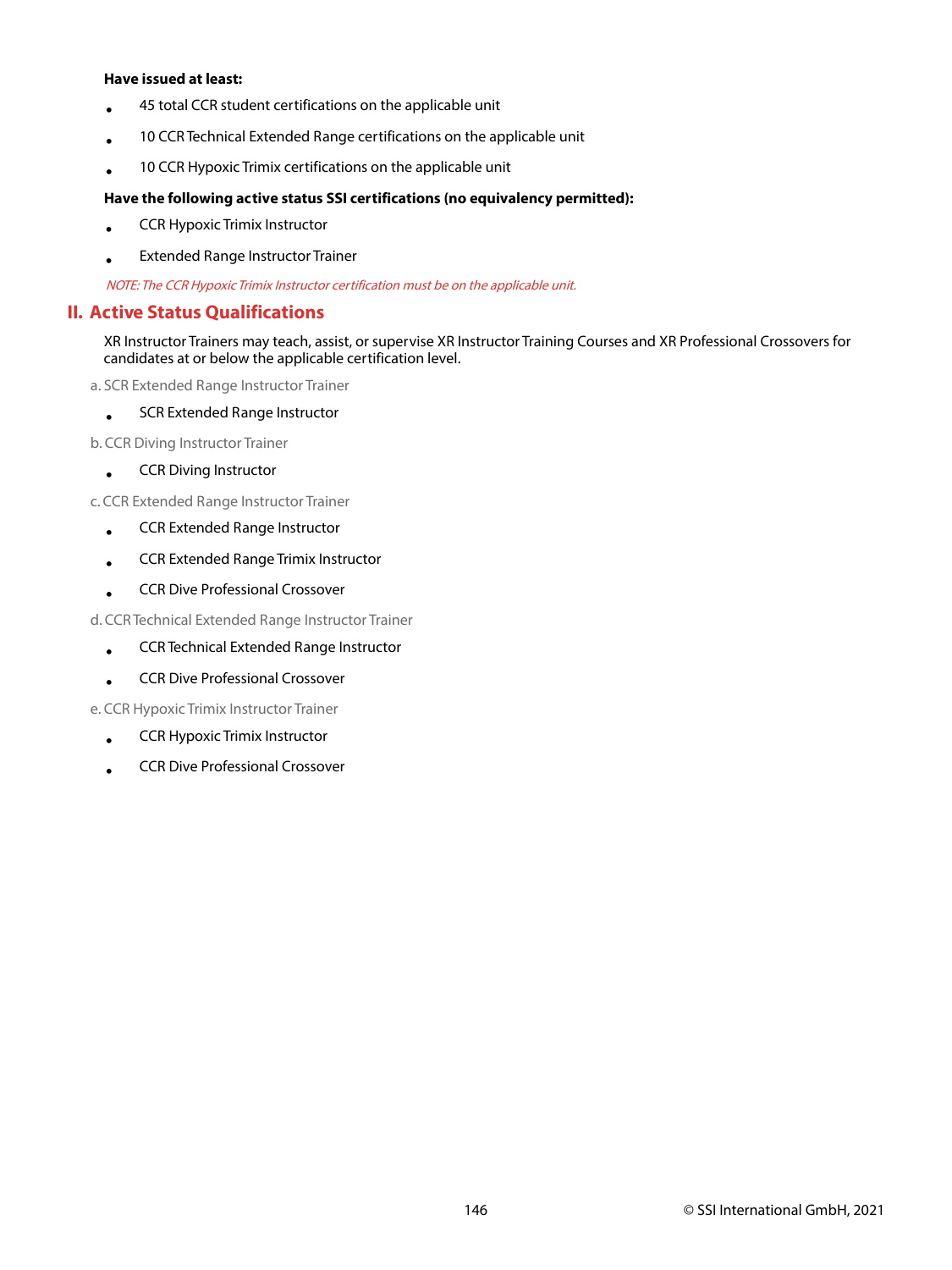**Have issued at least:**

- 45 total CCR student certifications on the applicable unit
- 10 CCR Technical Extended Range certifications on the applicable unit
- 10 CCR Hypoxic Trimix certifications on the applicable unit

**Have the following active status SSI certifications (no equivalency permitted):**

- CCR Hypoxic Trimix Instructor
- Extended Range Instructor Trainer

*NOTE: The CCR Hypoxic Trimix Instructor certification must be on the applicable unit.*

## II. Active Status Qualifications

XR Instructor Trainers may teach, assist, or supervise XR Instructor Training Courses and XR Professional Crossovers for candidates at or below the applicable certification level.

a. SCR Extended Range Instructor Trainer

- SCR Extended Range Instructor

b. CCR Diving Instructor Trainer

- CCR Diving Instructor

c. CCR Extended Range Instructor Trainer

- CCR Extended Range Instructor
- CCR Extended Range Trimix Instructor
- CCR Dive Professional Crossover

d. CCR Technical Extended Range Instructor Trainer

- CCR Technical Extended Range Instructor
- CCR Dive Professional Crossover

e. CCR Hypoxic Trimix Instructor Trainer

- CCR Hypoxic Trimix Instructor
- CCR Dive Professional Crossover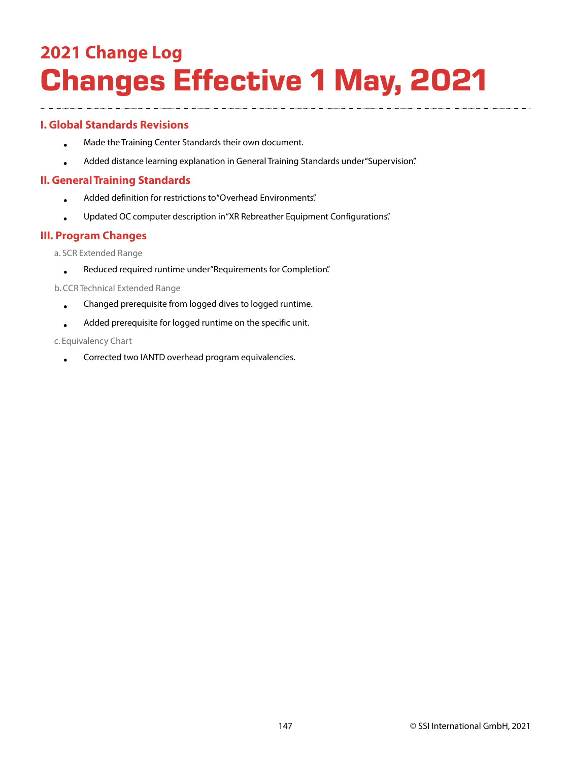## 2021 Change Log

# Changes Effective 1 May, 2021

### I. Global Standards Revisions

- Made the Training Center Standards their own document.
- Added distance learning explanation in General Training Standards under "Supervision."

### II. General Training Standards

- Added definition for restrictions to "Overhead Environments."
- Updated OC computer description in "XR Rebreather Equipment Configurations."

### III. Program Changes

a. SCR Extended Range

- Reduced required runtime under "Requirements for Completion."

b. CCR Technical Extended Range

- Changed prerequisite from logged dives to logged runtime.
- Added prerequisite for logged runtime on the specific unit.

c. Equivalency Chart

- Corrected two IANTD overhead program equivalencies.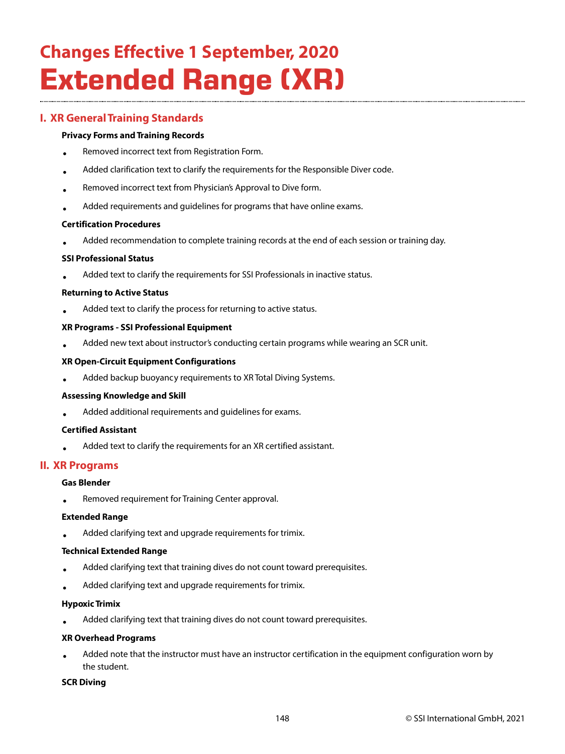# Changes Effective 1 September, 2020

# Extended Range (XR)

## I. XR General Training Standards

**Privacy Forms and Training Records**

- Removed incorrect text from Registration Form.
- Added clarification text to clarify the requirements for the Responsible Diver code.
- Removed incorrect text from Physician's Approval to Dive form.
- Added requirements and guidelines for programs that have online exams.

**Certification Procedures**

- Added recommendation to complete training records at the end of each session or training day.

**SSI Professional Status**

- Added text to clarify the requirements for SSI Professionals in inactive status.

**Returning to Active Status**

- Added text to clarify the process for returning to active status.

**XR Programs - SSI Professional Equipment**

- Added new text about instructor's conducting certain programs while wearing an SCR unit.

**XR Open-Circuit Equipment Configurations**

- Added backup buoyancy requirements to XR Total Diving Systems.

**Assessing Knowledge and Skill**

- Added additional requirements and guidelines for exams.

**Certified Assistant**

- Added text to clarify the requirements for an XR certified assistant.

## II. XR Programs

**Gas Blender**

- Removed requirement for Training Center approval.

**Extended Range**

- Added clarifying text and upgrade requirements for trimix.

**Technical Extended Range**

- Added clarifying text that training dives do not count toward prerequisites.
- Added clarifying text and upgrade requirements for trimix.

**Hypoxic Trimix**

- Added clarifying text that training dives do not count toward prerequisites.

**XR Overhead Programs**

- Added note that the instructor must have an instructor certification in the equipment configuration worn by the student.

**SCR Diving**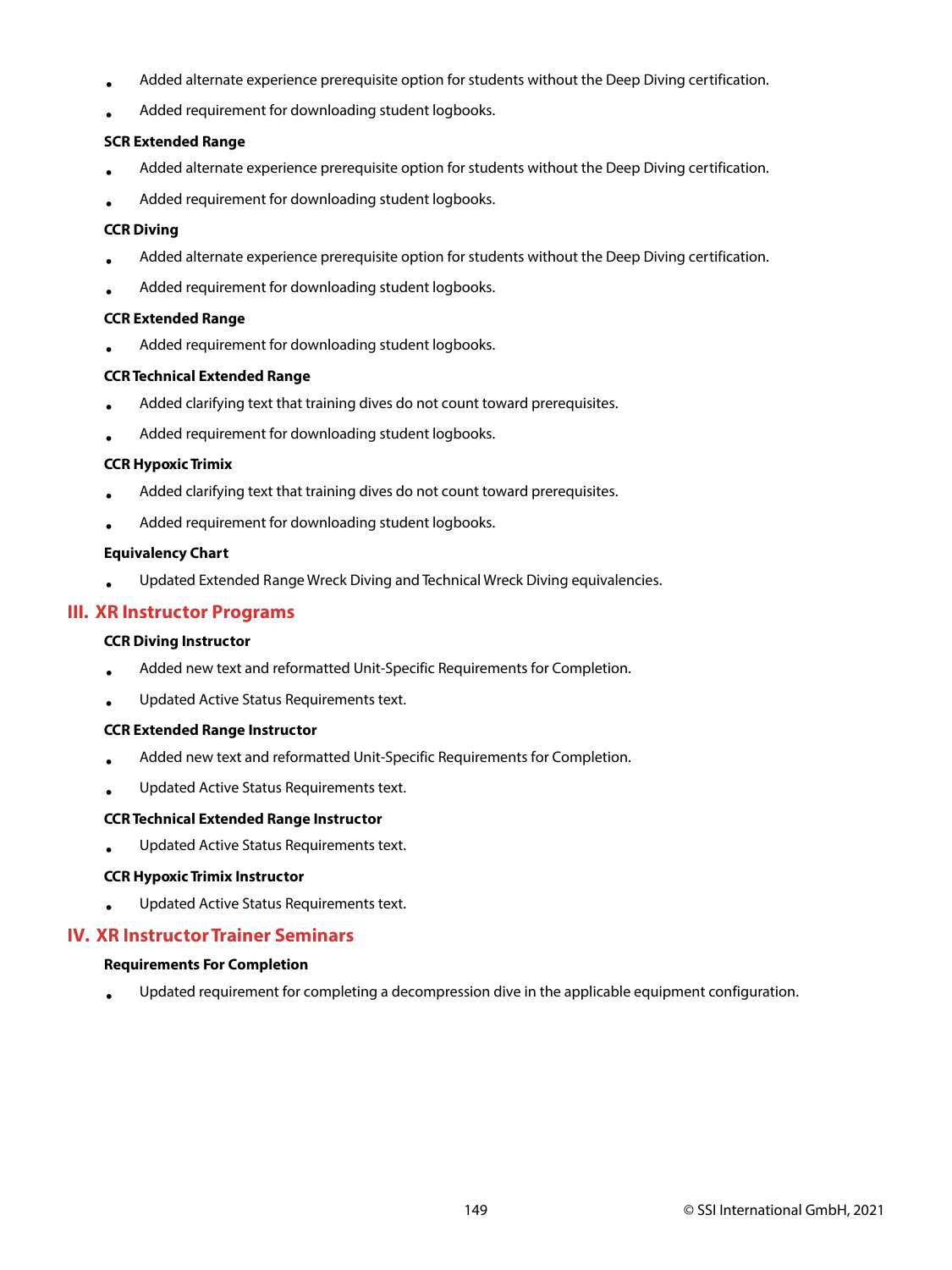- Added alternate experience prerequisite option for students without the Deep Diving certification.
- Added requirement for downloading student logbooks.

**SCR Extended Range**

- Added alternate experience prerequisite option for students without the Deep Diving certification.
- Added requirement for downloading student logbooks.

**CCR Diving**

- Added alternate experience prerequisite option for students without the Deep Diving certification.
- Added requirement for downloading student logbooks.

**CCR Extended Range**

- Added requirement for downloading student logbooks.

**CCR Technical Extended Range**

- Added clarifying text that training dives do not count toward prerequisites.
- Added requirement for downloading student logbooks.

**CCR Hypoxic Trimix**

- Added clarifying text that training dives do not count toward prerequisites.
- Added requirement for downloading student logbooks.

**Equivalency Chart**

- Updated Extended Range Wreck Diving and Technical Wreck Diving equivalencies.

## III. XR Instructor Programs

**CCR Diving Instructor**

- Added new text and reformatted Unit-Specific Requirements for Completion.
- Updated Active Status Requirements text.

**CCR Extended Range Instructor**

- Added new text and reformatted Unit-Specific Requirements for Completion.
- Updated Active Status Requirements text.

**CCR Technical Extended Range Instructor**

- Updated Active Status Requirements text.

**CCR Hypoxic Trimix Instructor**

- Updated Active Status Requirements text.

## IV. XR Instructor Trainer Seminars

**Requirements For Completion**

- Updated requirement for completing a decompression dive in the applicable equipment configuration.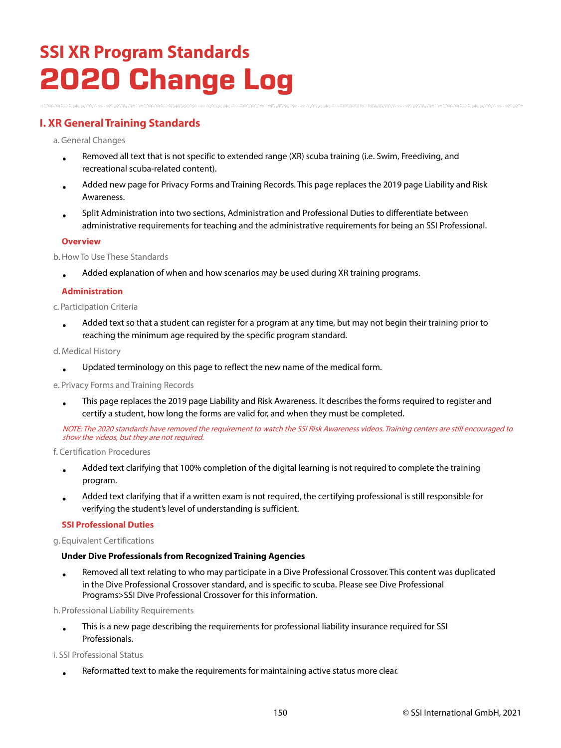# SSI XR Program Standards
# 2020 Change Log

## I. XR General Training Standards

a. General Changes

- Removed all text that is not specific to extended range (XR) scuba training (i.e. Swim, Freediving, and recreational scuba-related content).
- Added new page for Privacy Forms and Training Records. This page replaces the 2019 page Liability and Risk Awareness.
- Split Administration into two sections, Administration and Professional Duties to differentiate between administrative requirements for teaching and the administrative requirements for being an SSI Professional.

### Overview

b. How To Use These Standards

- Added explanation of when and how scenarios may be used during XR training programs.

### Administration

c. Participation Criteria

- Added text so that a student can register for a program at any time, but may not begin their training prior to reaching the minimum age required by the specific program standard.

d. Medical History

- Updated terminology on this page to reflect the new name of the medical form.

e. Privacy Forms and Training Records

- This page replaces the 2019 page Liability and Risk Awareness. It describes the forms required to register and certify a student, how long the forms are valid for, and when they must be completed.

*NOTE: The 2020 standards have removed the requirement to watch the SSI Risk Awareness videos. Training centers are still encouraged to show the videos, but they are not required.*

f. Certification Procedures

- Added text clarifying that 100% completion of the digital learning is not required to complete the training program.
- Added text clarifying that if a written exam is not required, the certifying professional is still responsible for verifying the student's level of understanding is sufficient.

### SSI Professional Duties

g. Equivalent Certifications

**Under Dive Professionals from Recognized Training Agencies**

- Removed all text relating to who may participate in a Dive Professional Crossover. This content was duplicated in the Dive Professional Crossover standard, and is specific to scuba. Please see Dive Professional Programs>SSI Dive Professional Crossover for this information.

h. Professional Liability Requirements

- This is a new page describing the requirements for professional liability insurance required for SSI Professionals.

i. SSI Professional Status

- Reformatted text to make the requirements for maintaining active status more clear.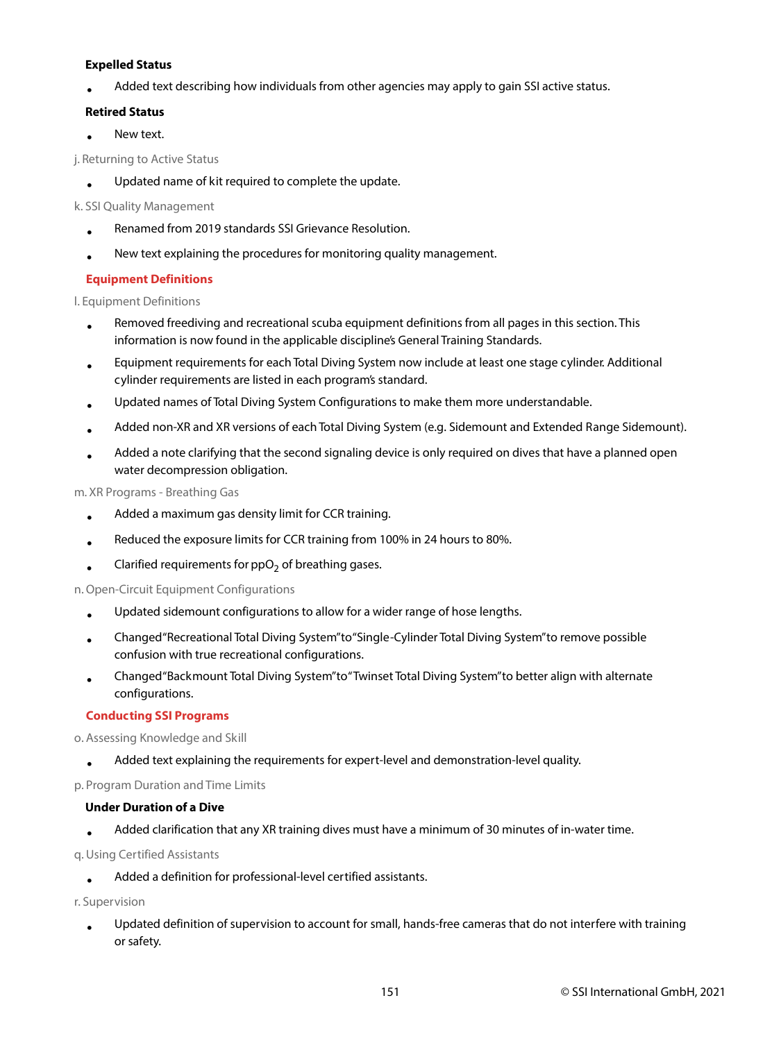#### Expelled Status

- Added text describing how individuals from other agencies may apply to gain SSI active status.

#### Retired Status

- New text.

j. Returning to Active Status

- Updated name of kit required to complete the update.

k. SSI Quality Management

- Renamed from 2019 standards SSI Grievance Resolution.
- New text explaining the procedures for monitoring quality management.

### Equipment Definitions

l. Equipment Definitions

- Removed freediving and recreational scuba equipment definitions from all pages in this section. This information is now found in the applicable discipline's General Training Standards.
- Equipment requirements for each Total Diving System now include at least one stage cylinder. Additional cylinder requirements are listed in each program's standard.
- Updated names of Total Diving System Configurations to make them more understandable.
- Added non-XR and XR versions of each Total Diving System (e.g. Sidemount and Extended Range Sidemount).
- Added a note clarifying that the second signaling device is only required on dives that have a planned open water decompression obligation.

m. XR Programs - Breathing Gas

- Added a maximum gas density limit for CCR training.
- Reduced the exposure limits for CCR training from 100% in 24 hours to 80%.
- Clarified requirements for $ppO_2$ of breathing gases.

n. Open-Circuit Equipment Configurations

- Updated sidemount configurations to allow for a wider range of hose lengths.
- Changed "Recreational Total Diving System" to "Single-Cylinder Total Diving System" to remove possible confusion with true recreational configurations.
- Changed "Backmount Total Diving System" to "Twinset Total Diving System" to better align with alternate configurations.

### Conducting SSI Programs

o. Assessing Knowledge and Skill

- Added text explaining the requirements for expert-level and demonstration-level quality.

p. Program Duration and Time Limits

#### Under Duration of a Dive

- Added clarification that any XR training dives must have a minimum of 30 minutes of in-water time.

q. Using Certified Assistants

- Added a definition for professional-level certified assistants.

r. Supervision

- Updated definition of supervision to account for small, hands-free cameras that do not interfere with training or safety.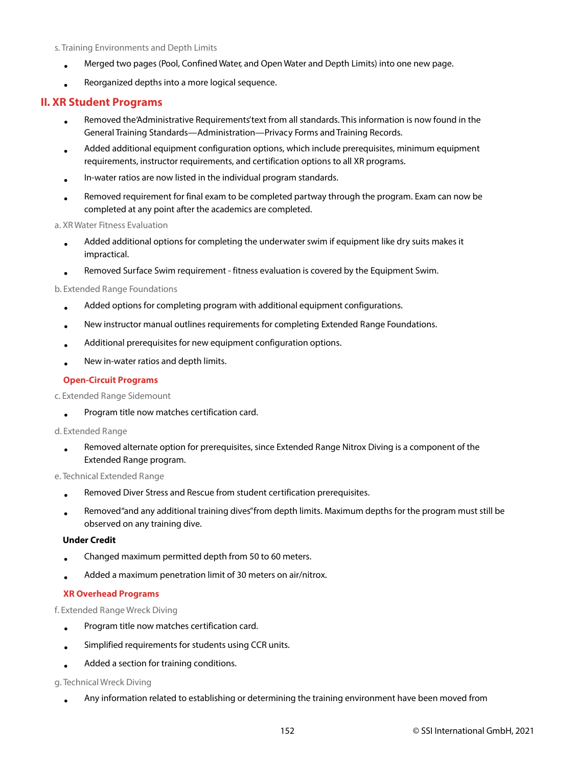s. Training Environments and Depth Limits

- Merged two pages (Pool, Confined Water, and Open Water and Depth Limits) into one new page.
- Reorganized depths into a more logical sequence.

## II. XR Student Programs

- Removed the 'Administrative Requirements' text from all standards. This information is now found in the General Training Standards—Administration—Privacy Forms and Training Records.
- Added additional equipment configuration options, which include prerequisites, minimum equipment requirements, instructor requirements, and certification options to all XR programs.
- In-water ratios are now listed in the individual program standards.
- Removed requirement for final exam to be completed partway through the program. Exam can now be completed at any point after the academics are completed.

a. XR Water Fitness Evaluation

- Added additional options for completing the underwater swim if equipment like dry suits makes it impractical.
- Removed Surface Swim requirement - fitness evaluation is covered by the Equipment Swim.

b. Extended Range Foundations

- Added options for completing program with additional equipment configurations.
- New instructor manual outlines requirements for completing Extended Range Foundations.
- Additional prerequisites for new equipment configuration options.
- New in-water ratios and depth limits.

### Open-Circuit Programs

c. Extended Range Sidemount

- Program title now matches certification card.

d. Extended Range

- Removed alternate option for prerequisites, since Extended Range Nitrox Diving is a component of the Extended Range program.

e. Technical Extended Range

- Removed Diver Stress and Rescue from student certification prerequisites.
- Removed "and any additional training dives" from depth limits. Maximum depths for the program must still be observed on any training dive.

**Under Credit**

- Changed maximum permitted depth from 50 to 60 meters.
- Added a maximum penetration limit of 30 meters on air/nitrox.

### XR Overhead Programs

f. Extended Range Wreck Diving

- Program title now matches certification card.
- Simplified requirements for students using CCR units.
- Added a section for training conditions.

g. Technical Wreck Diving

- Any information related to establishing or determining the training environment have been moved from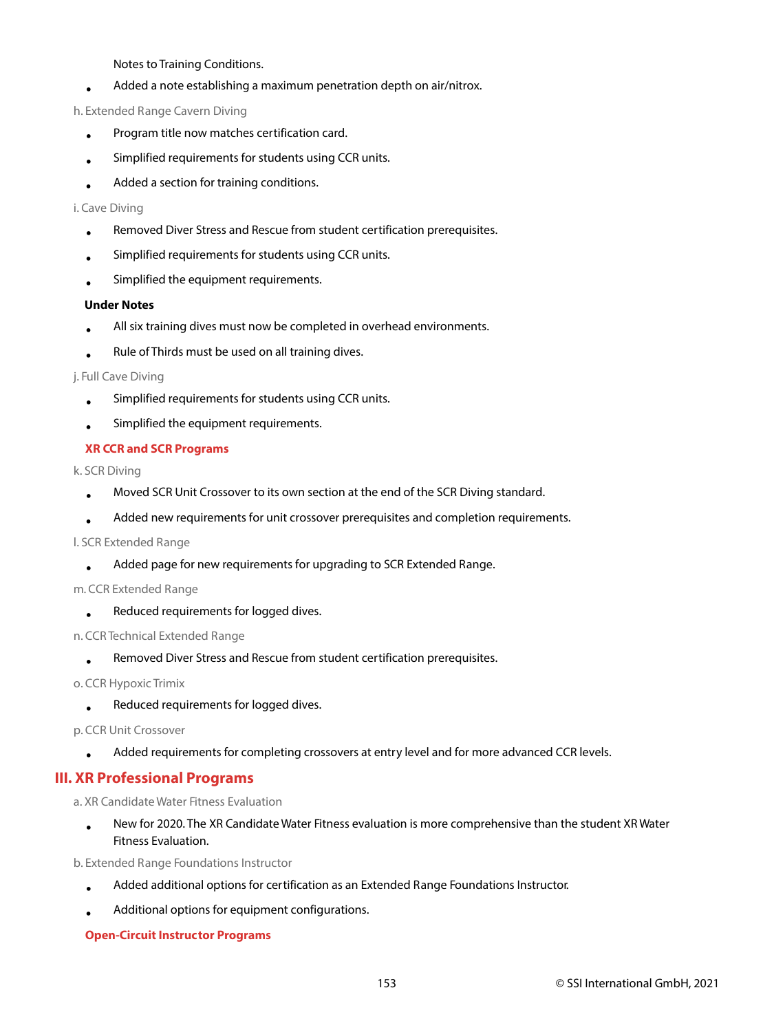Notes to Training Conditions.

- Added a note establishing a maximum penetration depth on air/nitrox.

h. Extended Range Cavern Diving

- Program title now matches certification card.
- Simplified requirements for students using CCR units.
- Added a section for training conditions.

i. Cave Diving

- Removed Diver Stress and Rescue from student certification prerequisites.
- Simplified requirements for students using CCR units.
- Simplified the equipment requirements.

**Under Notes**

- All six training dives must now be completed in overhead environments.
- Rule of Thirds must be used on all training dives.

j. Full Cave Diving

- Simplified requirements for students using CCR units.
- Simplified the equipment requirements.

**XR CCR and SCR Programs**

k. SCR Diving

- Moved SCR Unit Crossover to its own section at the end of the SCR Diving standard.
- Added new requirements for unit crossover prerequisites and completion requirements.

l. SCR Extended Range

- Added page for new requirements for upgrading to SCR Extended Range.

m. CCR Extended Range

- Reduced requirements for logged dives.

n. CCR Technical Extended Range

- Removed Diver Stress and Rescue from student certification prerequisites.

o. CCR Hypoxic Trimix

- Reduced requirements for logged dives.

p. CCR Unit Crossover

- Added requirements for completing crossovers at entry level and for more advanced CCR levels.

## III. XR Professional Programs

a. XR Candidate Water Fitness Evaluation

- New for 2020. The XR Candidate Water Fitness evaluation is more comprehensive than the student XR Water Fitness Evaluation.

b. Extended Range Foundations Instructor

- Added additional options for certification as an Extended Range Foundations Instructor.
- Additional options for equipment configurations.

**Open-Circuit Instructor Programs**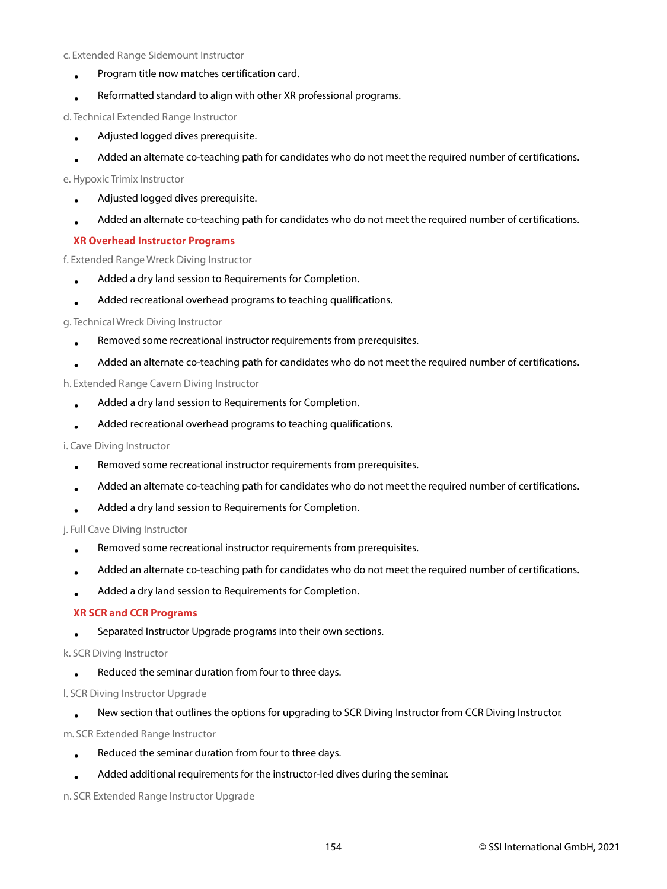c. Extended Range Sidemount Instructor

- Program title now matches certification card.
- Reformatted standard to align with other XR professional programs.

d. Technical Extended Range Instructor

- Adjusted logged dives prerequisite.
- Added an alternate co-teaching path for candidates who do not meet the required number of certifications.

e. Hypoxic Trimix Instructor

- Adjusted logged dives prerequisite.
- Added an alternate co-teaching path for candidates who do not meet the required number of certifications.

**XR Overhead Instructor Programs**

f. Extended Range Wreck Diving Instructor

- Added a dry land session to Requirements for Completion.
- Added recreational overhead programs to teaching qualifications.

g. Technical Wreck Diving Instructor

- Removed some recreational instructor requirements from prerequisites.
- Added an alternate co-teaching path for candidates who do not meet the required number of certifications.

h. Extended Range Cavern Diving Instructor

- Added a dry land session to Requirements for Completion.
- Added recreational overhead programs to teaching qualifications.

i. Cave Diving Instructor

- Removed some recreational instructor requirements from prerequisites.
- Added an alternate co-teaching path for candidates who do not meet the required number of certifications.
- Added a dry land session to Requirements for Completion.

j. Full Cave Diving Instructor

- Removed some recreational instructor requirements from prerequisites.
- Added an alternate co-teaching path for candidates who do not meet the required number of certifications.
- Added a dry land session to Requirements for Completion.

**XR SCR and CCR Programs**

- Separated Instructor Upgrade programs into their own sections.

k. SCR Diving Instructor

- Reduced the seminar duration from four to three days.

l. SCR Diving Instructor Upgrade

- New section that outlines the options for upgrading to SCR Diving Instructor from CCR Diving Instructor.

m. SCR Extended Range Instructor

- Reduced the seminar duration from four to three days.
- Added additional requirements for the instructor-led dives during the seminar.

n. SCR Extended Range Instructor Upgrade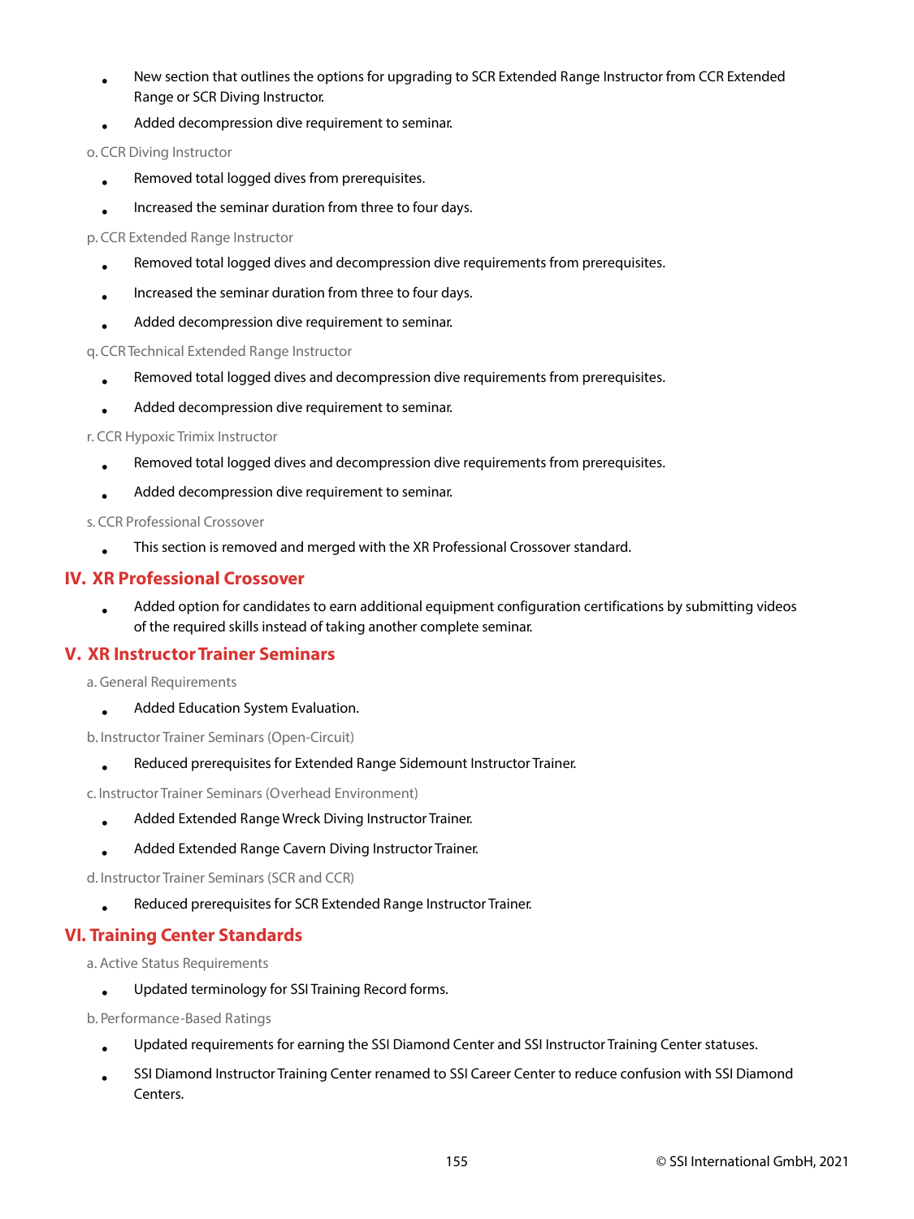- New section that outlines the options for upgrading to SCR Extended Range Instructor from CCR Extended Range or SCR Diving Instructor.
- Added decompression dive requirement to seminar.

o. CCR Diving Instructor

- Removed total logged dives from prerequisites.
- Increased the seminar duration from three to four days.

p. CCR Extended Range Instructor

- Removed total logged dives and decompression dive requirements from prerequisites.
- Increased the seminar duration from three to four days.
- Added decompression dive requirement to seminar.

q. CCR Technical Extended Range Instructor

- Removed total logged dives and decompression dive requirements from prerequisites.
- Added decompression dive requirement to seminar.

r. CCR Hypoxic Trimix Instructor

- Removed total logged dives and decompression dive requirements from prerequisites.
- Added decompression dive requirement to seminar.

s. CCR Professional Crossover

- This section is removed and merged with the XR Professional Crossover standard.

## IV. XR Professional Crossover

- Added option for candidates to earn additional equipment configuration certifications by submitting videos of the required skills instead of taking another complete seminar.

## V. XR Instructor Trainer Seminars

a. General Requirements

- Added Education System Evaluation.

b. Instructor Trainer Seminars (Open-Circuit)

- Reduced prerequisites for Extended Range Sidemount Instructor Trainer.

c. Instructor Trainer Seminars (Overhead Environment)

- Added Extended Range Wreck Diving Instructor Trainer.
- Added Extended Range Cavern Diving Instructor Trainer.

d. Instructor Trainer Seminars (SCR and CCR)

- Reduced prerequisites for SCR Extended Range Instructor Trainer.

## VI. Training Center Standards

a. Active Status Requirements

- Updated terminology for SSI Training Record forms.

b. Performance-Based Ratings

- Updated requirements for earning the SSI Diamond Center and SSI Instructor Training Center statuses.
- SSI Diamond Instructor Training Center renamed to SSI Career Center to reduce confusion with SSI Diamond Centers.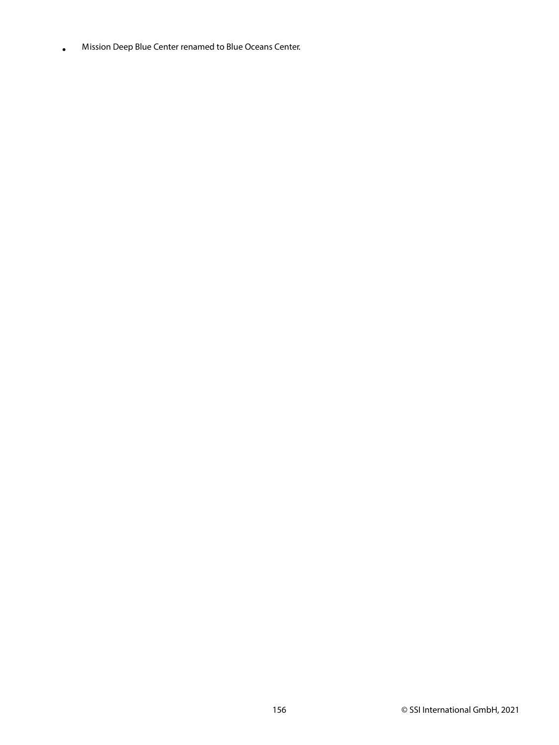- Mission Deep Blue Center renamed to Blue Oceans Center.